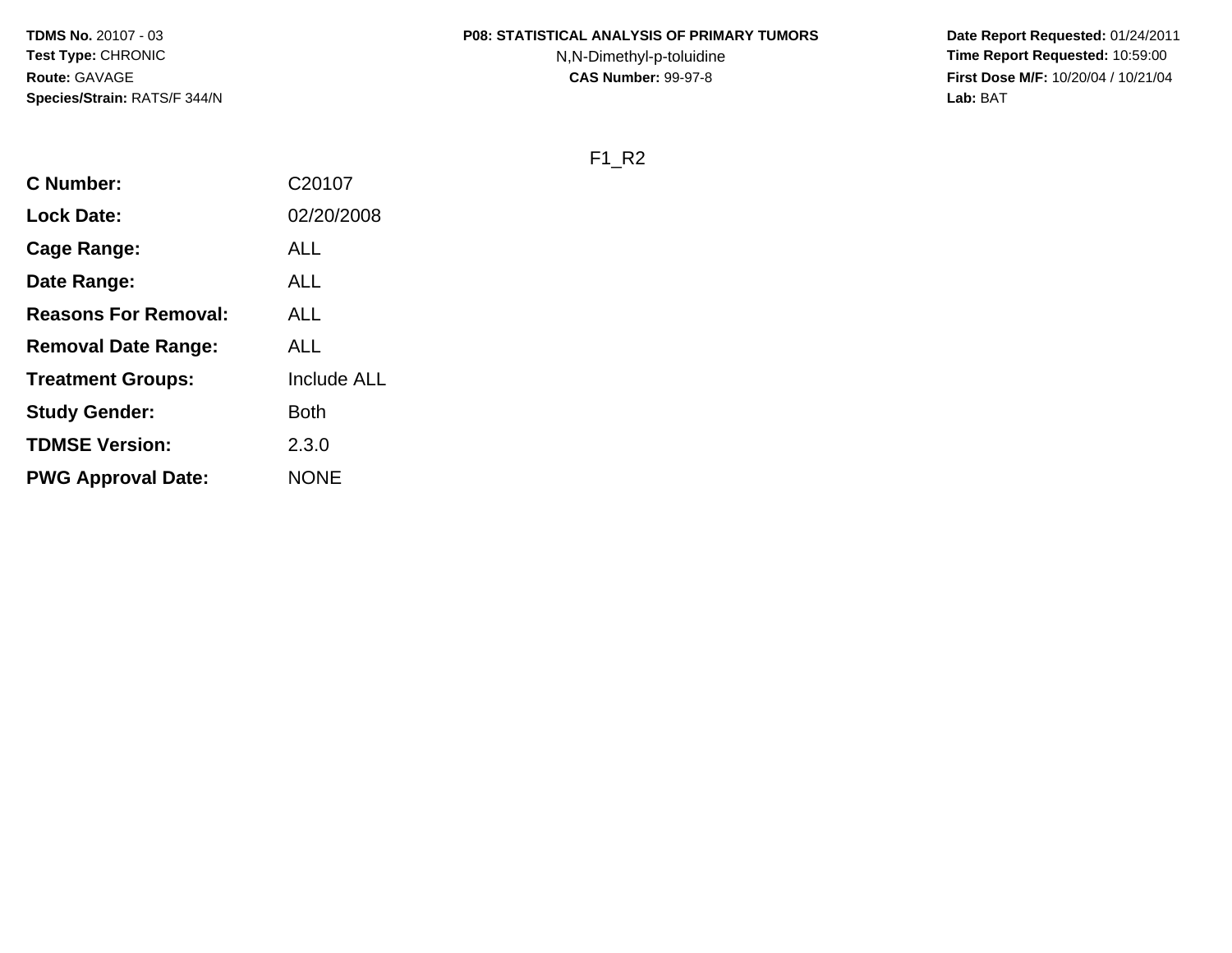**TDMS No.** 20107 - 03
**Test Type:** CHRONIC
**Route:** GAVAGE
**Species/Strain:** RATS/F 344/N

**P08: STATISTICAL ANALYSIS OF PRIMARY TUMORS**
N,N-Dimethyl-p-toluidine
**CAS Number:** 99-97-8

**Date Report Requested:** 01/24/2011
**Time Report Requested:** 10:59:00
**First Dose M/F:** 10/20/04 / 10/21/04
**Lab:** BAT

F1_R2

| | |
|---|---|
| **C Number:** | C20107 |
| **Lock Date:** | 02/20/2008 |
| **Cage Range:** | ALL |
| **Date Range:** | ALL |
| **Reasons For Removal:** | ALL |
| **Removal Date Range:** | ALL |
| **Treatment Groups:** | Include ALL |
| **Study Gender:** | Both |
| **TDMSE Version:** | 2.3.0 |
| **PWG Approval Date:** | NONE |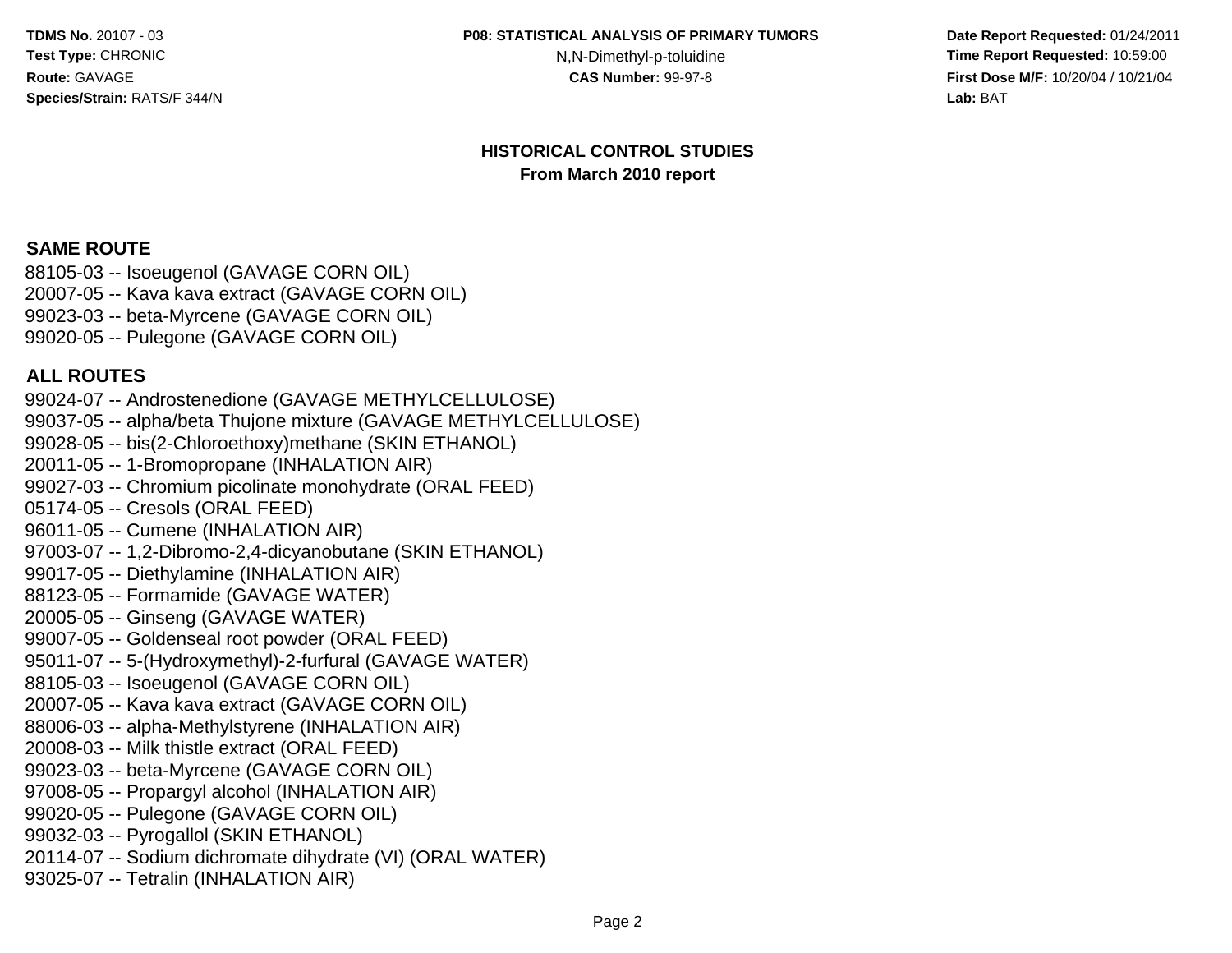**TDMS No.** 20107 - 03
**Test Type:** CHRONIC
**Route:** GAVAGE
**Species/Strain:** RATS/F 344/N

**P08: STATISTICAL ANALYSIS OF PRIMARY TUMORS**
N,N-Dimethyl-p-toluidine
**CAS Number:** 99-97-8

**Date Report Requested:** 01/24/2011
**Time Report Requested:** 10:59:00
**First Dose M/F:** 10/20/04 / 10/21/04
**Lab:** BAT

## HISTORICAL CONTROL STUDIES
### From March 2010 report

### SAME ROUTE

88105-03 -- Isoeugenol (GAVAGE CORN OIL)
20007-05 -- Kava kava extract (GAVAGE CORN OIL)
99023-03 -- beta-Myrcene (GAVAGE CORN OIL)
99020-05 -- Pulegone (GAVAGE CORN OIL)

### ALL ROUTES

99024-07 -- Androstenedione (GAVAGE METHYLCELLULOSE)
99037-05 -- alpha/beta Thujone mixture (GAVAGE METHYLCELLULOSE)
99028-05 -- bis(2-Chloroethoxy)methane (SKIN ETHANOL)
20011-05 -- 1-Bromopropane (INHALATION AIR)
99027-03 -- Chromium picolinate monohydrate (ORAL FEED)
05174-05 -- Cresols (ORAL FEED)
96011-05 -- Cumene (INHALATION AIR)
97003-07 -- 1,2-Dibromo-2,4-dicyanobutane (SKIN ETHANOL)
99017-05 -- Diethylamine (INHALATION AIR)
88123-05 -- Formamide (GAVAGE WATER)
20005-05 -- Ginseng (GAVAGE WATER)
99007-05 -- Goldenseal root powder (ORAL FEED)
95011-07 -- 5-(Hydroxymethyl)-2-furfural (GAVAGE WATER)
88105-03 -- Isoeugenol (GAVAGE CORN OIL)
20007-05 -- Kava kava extract (GAVAGE CORN OIL)
88006-03 -- alpha-Methylstyrene (INHALATION AIR)
20008-03 -- Milk thistle extract (ORAL FEED)
99023-03 -- beta-Myrcene (GAVAGE CORN OIL)
97008-05 -- Propargyl alcohol (INHALATION AIR)
99020-05 -- Pulegone (GAVAGE CORN OIL)
99032-03 -- Pyrogallol (SKIN ETHANOL)
20114-07 -- Sodium dichromate dihydrate (VI) (ORAL WATER)
93025-07 -- Tetralin (INHALATION AIR)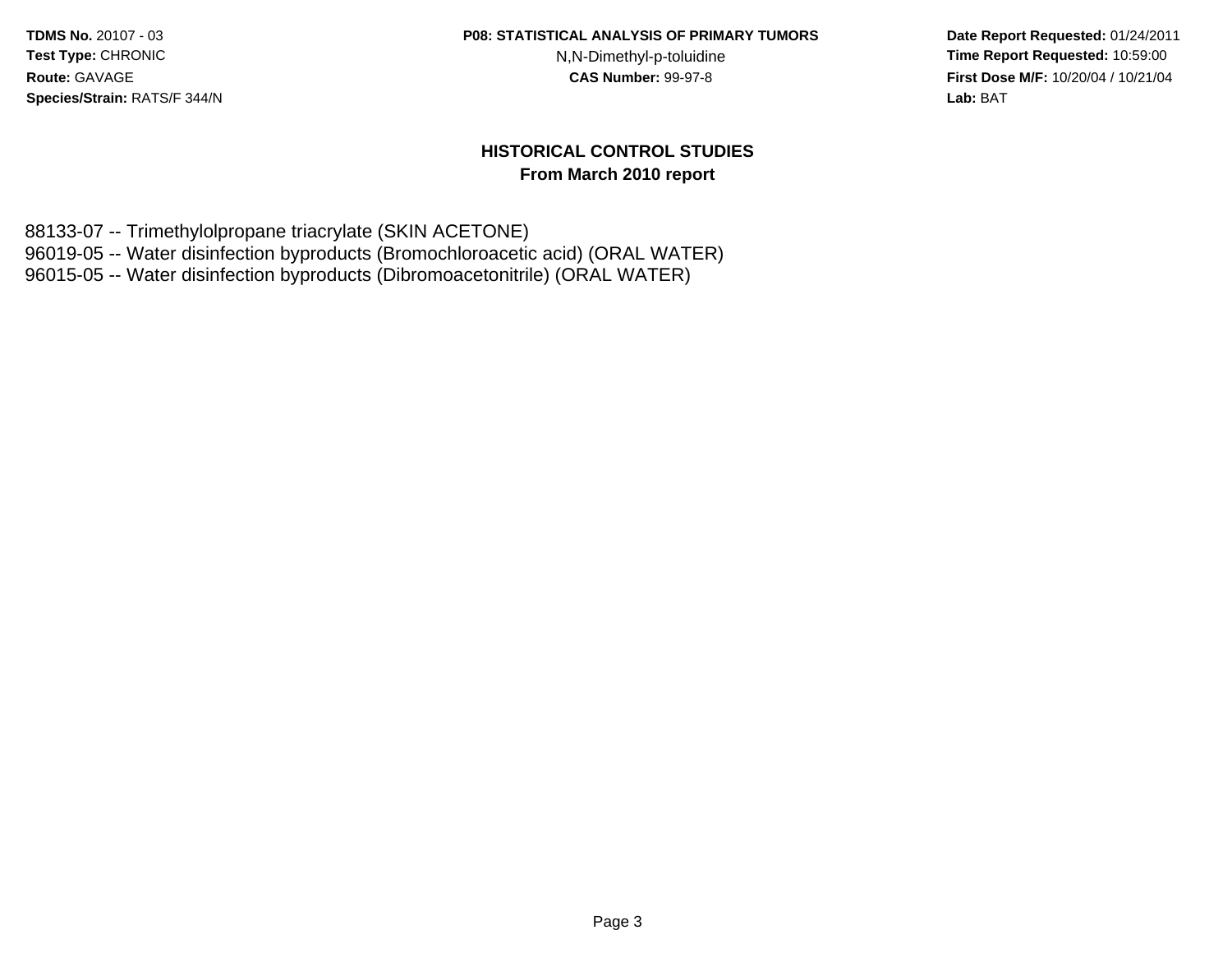## HISTORICAL CONTROL STUDIES
## From March 2010 report

88133-07 -- Trimethylolpropane triacrylate (SKIN ACETONE)
96019-05 -- Water disinfection byproducts (Bromochloroacetic acid) (ORAL WATER)
96015-05 -- Water disinfection byproducts (Dibromoacetonitrile) (ORAL WATER)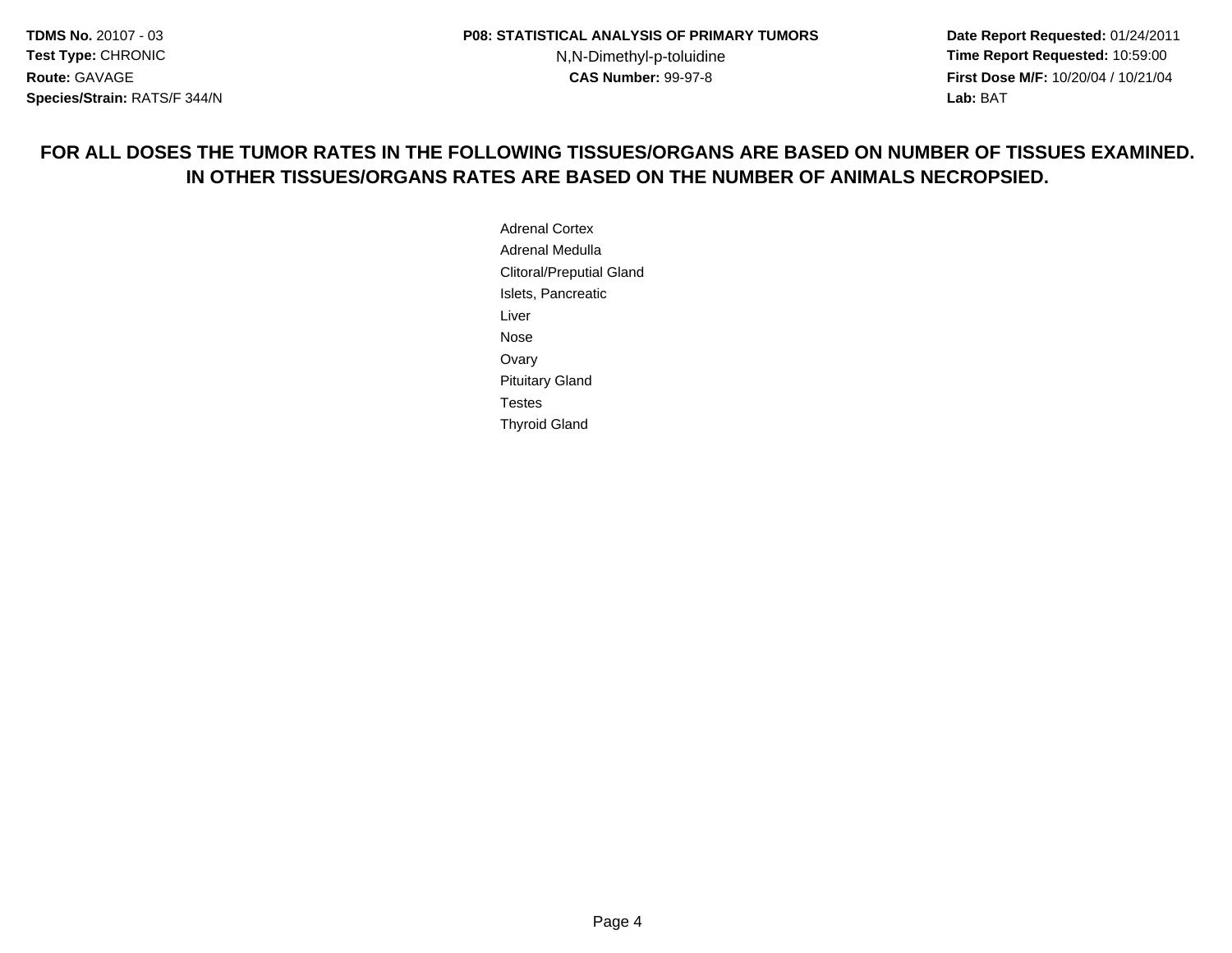**FOR ALL DOSES THE TUMOR RATES IN THE FOLLOWING TISSUES/ORGANS ARE BASED ON NUMBER OF TISSUES EXAMINED. IN OTHER TISSUES/ORGANS RATES ARE BASED ON THE NUMBER OF ANIMALS NECROPSIED.**

Adrenal Cortex
Adrenal Medulla
Clitoral/Preputial Gland
Islets, Pancreatic
Liver
Nose
Ovary
Pituitary Gland
Testes
Thyroid Gland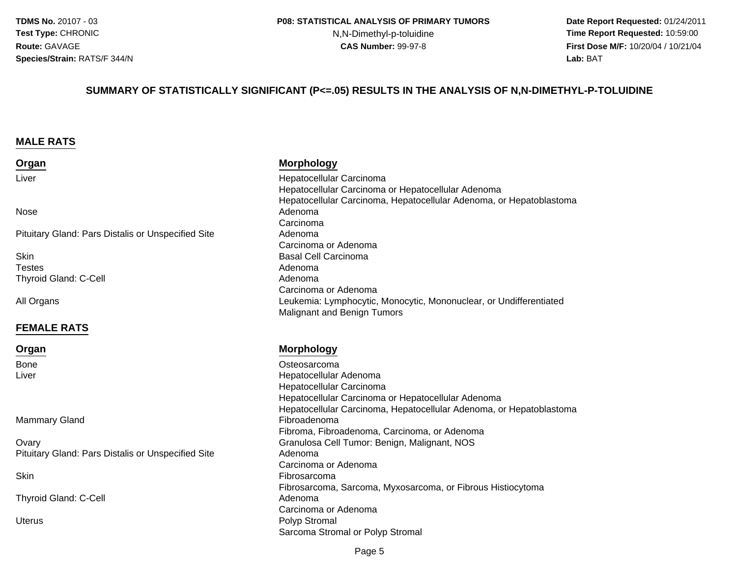**TDMS No.** 20107 - 03
**Test Type:** CHRONIC
**Route:** GAVAGE
**Species/Strain:** RATS/F 344/N

**P08: STATISTICAL ANALYSIS OF PRIMARY TUMORS**
N,N-Dimethyl-p-toluidine
**CAS Number:** 99-97-8

**Date Report Requested:** 01/24/2011
**Time Report Requested:** 10:59:00
**First Dose M/F:** 10/20/04 / 10/21/04
**Lab:** BAT

## SUMMARY OF STATISTICALLY SIGNIFICANT (P<=.05) RESULTS IN THE ANALYSIS OF N,N-DIMETHYL-P-TOLUIDINE

### MALE RATS

| Organ | Morphology |
|---|---|
| Liver | Hepatocellular Carcinoma |
| | Hepatocellular Carcinoma or Hepatocellular Adenoma |
| | Hepatocellular Carcinoma, Hepatocellular Adenoma, or Hepatoblastoma |
| Nose | Adenoma |
| | Carcinoma |
| Pituitary Gland: Pars Distalis or Unspecified Site | Adenoma |
| | Carcinoma or Adenoma |
| Skin | Basal Cell Carcinoma |
| Testes | Adenoma |
| Thyroid Gland: C-Cell | Adenoma |
| | Carcinoma or Adenoma |
| All Organs | Leukemia: Lymphocytic, Monocytic, Mononuclear, or Undifferentiated |
| | Malignant and Benign Tumors |

### FEMALE RATS

| Organ | Morphology |
|---|---|
| Bone | Osteosarcoma |
| Liver | Hepatocellular Adenoma |
| | Hepatocellular Carcinoma |
| | Hepatocellular Carcinoma or Hepatocellular Adenoma |
| | Hepatocellular Carcinoma, Hepatocellular Adenoma, or Hepatoblastoma |
| Mammary Gland | Fibroadenoma |
| | Fibroma, Fibroadenoma, Carcinoma, or Adenoma |
| Ovary | Granulosa Cell Tumor: Benign, Malignant, NOS |
| Pituitary Gland: Pars Distalis or Unspecified Site | Adenoma |
| | Carcinoma or Adenoma |
| Skin | Fibrosarcoma |
| | Fibrosarcoma, Sarcoma, Myxosarcoma, or Fibrous Histiocytoma |
| Thyroid Gland: C-Cell | Adenoma |
| | Carcinoma or Adenoma |
| Uterus | Polyp Stromal |
| | Sarcoma Stromal or Polyp Stromal |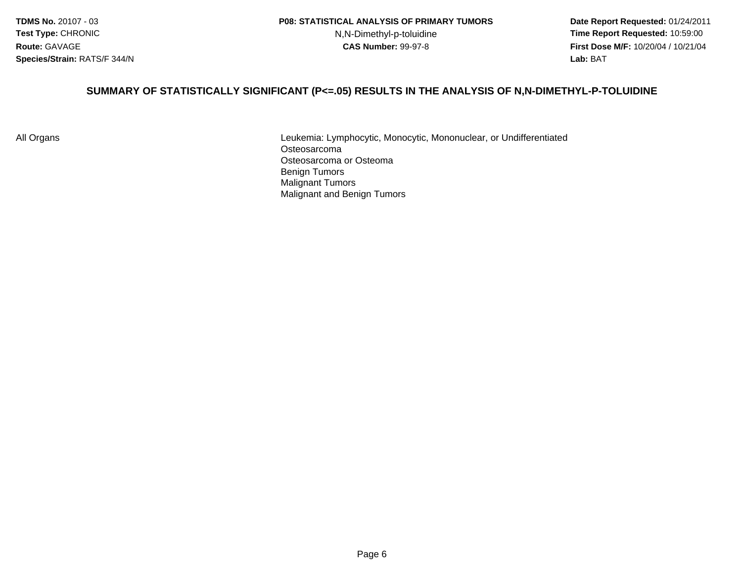**TDMS No.** 20107 - 03
**Test Type:** CHRONIC
**Route:** GAVAGE
**Species/Strain:** RATS/F 344/N

**P08: STATISTICAL ANALYSIS OF PRIMARY TUMORS**
N,N-Dimethyl-p-toluidine
**CAS Number:** 99-97-8

**Date Report Requested:** 01/24/2011
**Time Report Requested:** 10:59:00
**First Dose M/F:** 10/20/04 / 10/21/04
**Lab:** BAT

## SUMMARY OF STATISTICALLY SIGNIFICANT (P<=.05) RESULTS IN THE ANALYSIS OF N,N-DIMETHYL-P-TOLUIDINE

| | |
|---|---|
| All Organs | Leukemia: Lymphocytic, Monocytic, Mononuclear, or Undifferentiated |
| | Osteosarcoma |
| | Osteosarcoma or Osteoma |
| | Benign Tumors |
| | Malignant Tumors |
| | Malignant and Benign Tumors |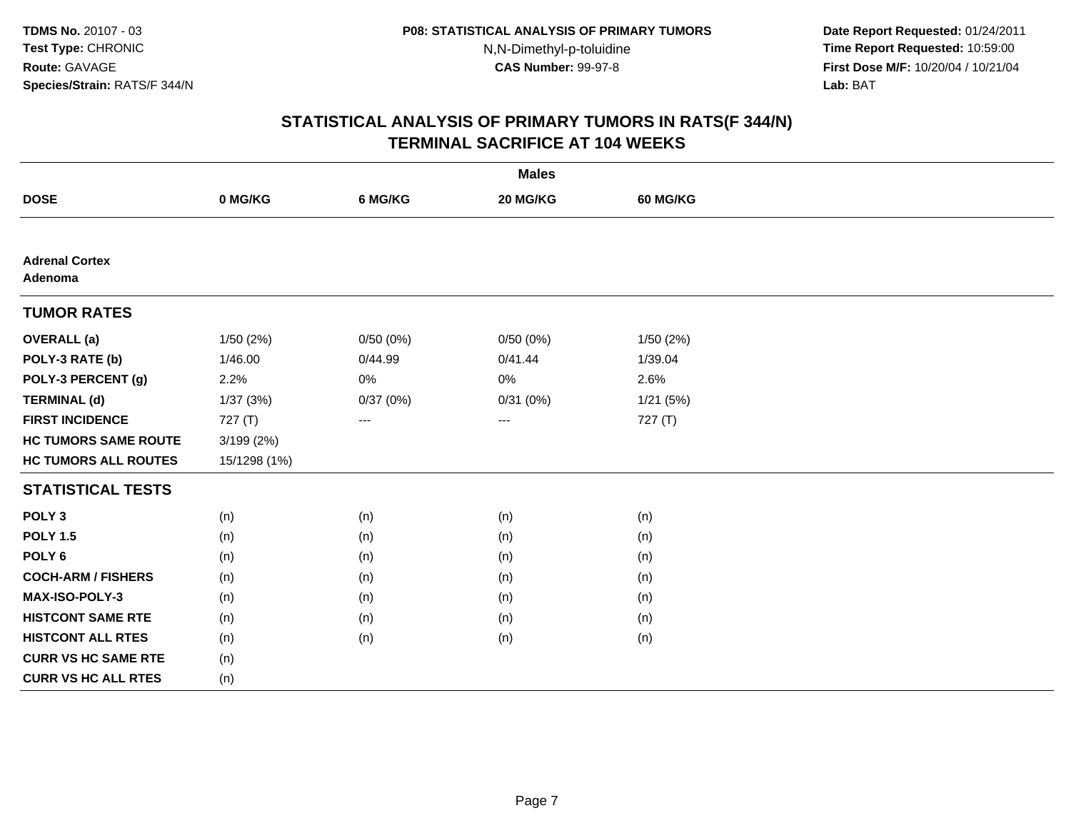TDMS No. 20107 - 03
Test Type: CHRONIC
Route: GAVAGE
Species/Strain: RATS/F 344/N

P08: STATISTICAL ANALYSIS OF PRIMARY TUMORS
N,N-Dimethyl-p-toluidine
CAS Number: 99-97-8

Date Report Requested: 01/24/2011
Time Report Requested: 10:59:00
First Dose M/F: 10/20/04 / 10/21/04
Lab: BAT

# STATISTICAL ANALYSIS OF PRIMARY TUMORS IN RATS(F 344/N)
## TERMINAL SACRIFICE AT 104 WEEKS

| Males | | | | |
|---|---|---|---|---|
| **DOSE** | **0 MG/KG** | **6 MG/KG** | **20 MG/KG** | **60 MG/KG** |
| **Adrenal Cortex Adenoma** | | | | |
| **TUMOR RATES** | | | | |
| **OVERALL (a)** | 1/50 (2%) | 0/50 (0%) | 0/50 (0%) | 1/50 (2%) |
| **POLY-3 RATE (b)** | 1/46.00 | 0/44.99 | 0/41.44 | 1/39.04 |
| **POLY-3 PERCENT (g)** | 2.2% | 0% | 0% | 2.6% |
| **TERMINAL (d)** | 1/37 (3%) | 0/37 (0%) | 0/31 (0%) | 1/21 (5%) |
| **FIRST INCIDENCE** | 727 (T) | --- | --- | 727 (T) |
| **HC TUMORS SAME ROUTE** | 3/199 (2%) | | | |
| **HC TUMORS ALL ROUTES** | 15/1298 (1%) | | | |
| **STATISTICAL TESTS** | | | | |
| **POLY 3** | (n) | (n) | (n) | (n) |
| **POLY 1.5** | (n) | (n) | (n) | (n) |
| **POLY 6** | (n) | (n) | (n) | (n) |
| **COCH-ARM / FISHERS** | (n) | (n) | (n) | (n) |
| **MAX-ISO-POLY-3** | (n) | (n) | (n) | (n) |
| **HISTCONT SAME RTE** | (n) | (n) | (n) | (n) |
| **HISTCONT ALL RTES** | (n) | (n) | (n) | (n) |
| **CURR VS HC SAME RTE** | (n) | | | |
| **CURR VS HC ALL RTES** | (n) | | | |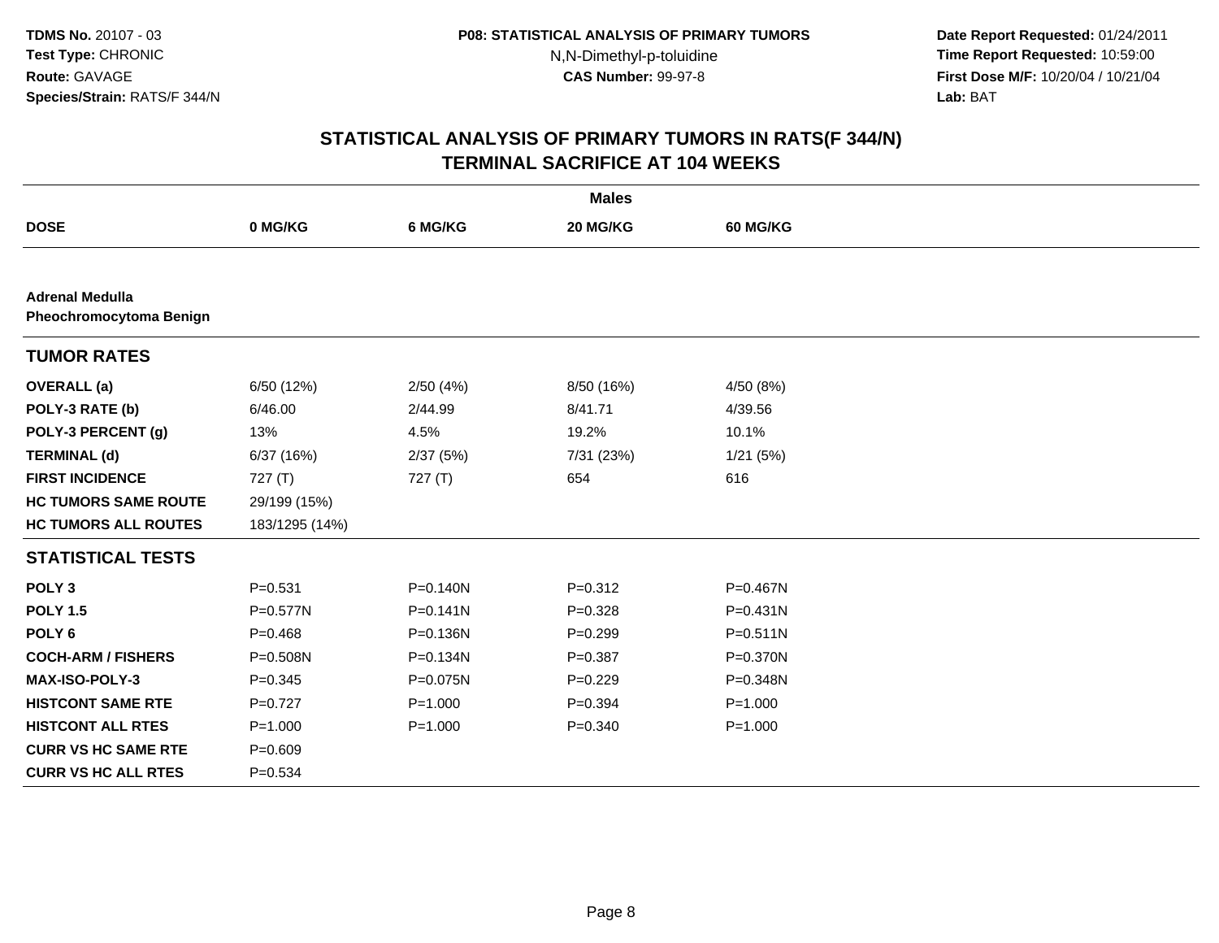**TDMS No.** 20107 - 03
**Test Type:** CHRONIC
**Route:** GAVAGE
**Species/Strain:** RATS/F 344/N

**P08: STATISTICAL ANALYSIS OF PRIMARY TUMORS**
N,N-Dimethyl-p-toluidine
**CAS Number:** 99-97-8

**Date Report Requested:** 01/24/2011
**Time Report Requested:** 10:59:00
**First Dose M/F:** 10/20/04 / 10/21/04
**Lab:** BAT

## STATISTICAL ANALYSIS OF PRIMARY TUMORS IN RATS(F 344/N) TERMINAL SACRIFICE AT 104 WEEKS

| | Males | | | |
|---|---|---|---|---|
| **DOSE** | **0 MG/KG** | **6 MG/KG** | **20 MG/KG** | **60 MG/KG** |
| **Adrenal Medulla** | | | | |
| **Pheochromocytoma Benign** | | | | |
| **TUMOR RATES** | | | | |
| **OVERALL (a)** | 6/50 (12%) | 2/50 (4%) | 8/50 (16%) | 4/50 (8%) |
| **POLY-3 RATE (b)** | 6/46.00 | 2/44.99 | 8/41.71 | 4/39.56 |
| **POLY-3 PERCENT (g)** | 13% | 4.5% | 19.2% | 10.1% |
| **TERMINAL (d)** | 6/37 (16%) | 2/37 (5%) | 7/31 (23%) | 1/21 (5%) |
| **FIRST INCIDENCE** | 727 (T) | 727 (T) | 654 | 616 |
| **HC TUMORS SAME ROUTE** | 29/199 (15%) | | | |
| **HC TUMORS ALL ROUTES** | 183/1295 (14%) | | | |
| **STATISTICAL TESTS** | | | | |
| **POLY 3** | P=0.531 | P=0.140N | P=0.312 | P=0.467N |
| **POLY 1.5** | P=0.577N | P=0.141N | P=0.328 | P=0.431N |
| **POLY 6** | P=0.468 | P=0.136N | P=0.299 | P=0.511N |
| **COCH-ARM / FISHERS** | P=0.508N | P=0.134N | P=0.387 | P=0.370N |
| **MAX-ISO-POLY-3** | P=0.345 | P=0.075N | P=0.229 | P=0.348N |
| **HISTCONT SAME RTE** | P=0.727 | P=1.000 | P=0.394 | P=1.000 |
| **HISTCONT ALL RTES** | P=1.000 | P=1.000 | P=0.340 | P=1.000 |
| **CURR VS HC SAME RTE** | P=0.609 | | | |
| **CURR VS HC ALL RTES** | P=0.534 | | | |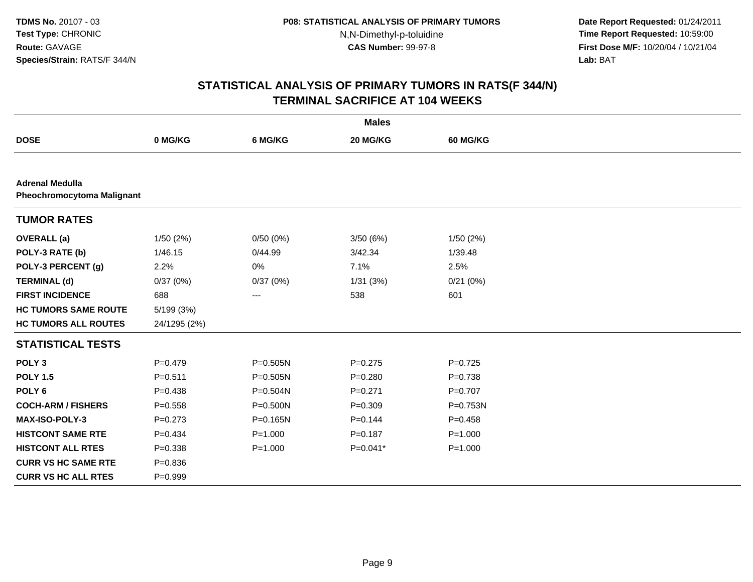**TDMS No.** 20107 - 03
**Test Type:** CHRONIC
**Route:** GAVAGE
**Species/Strain:** RATS/F 344/N

**P08: STATISTICAL ANALYSIS OF PRIMARY TUMORS**
N,N-Dimethyl-p-toluidine
**CAS Number:** 99-97-8

**Date Report Requested:** 01/24/2011
**Time Report Requested:** 10:59:00
**First Dose M/F:** 10/20/04 / 10/21/04
**Lab:** BAT

## STATISTICAL ANALYSIS OF PRIMARY TUMORS IN RATS(F 344/N)
## TERMINAL SACRIFICE AT 104 WEEKS

| | Males | | | |
|---|---|---|---|---|
| **DOSE** | **0 MG/KG** | **6 MG/KG** | **20 MG/KG** | **60 MG/KG** |
| **Adrenal Medulla** **Pheochromocytoma Malignant** | | | | |
| **TUMOR RATES** | | | | |
| **OVERALL (a)** | 1/50 (2%) | 0/50 (0%) | 3/50 (6%) | 1/50 (2%) |
| **POLY-3 RATE (b)** | 1/46.15 | 0/44.99 | 3/42.34 | 1/39.48 |
| **POLY-3 PERCENT (g)** | 2.2% | 0% | 7.1% | 2.5% |
| **TERMINAL (d)** | 0/37 (0%) | 0/37 (0%) | 1/31 (3%) | 0/21 (0%) |
| **FIRST INCIDENCE** | 688 | --- | 538 | 601 |
| **HC TUMORS SAME ROUTE** | 5/199 (3%) | | | |
| **HC TUMORS ALL ROUTES** | 24/1295 (2%) | | | |
| **STATISTICAL TESTS** | | | | |
| **POLY 3** | P=0.479 | P=0.505N | P=0.275 | P=0.725 |
| **POLY 1.5** | P=0.511 | P=0.505N | P=0.280 | P=0.738 |
| **POLY 6** | P=0.438 | P=0.504N | P=0.271 | P=0.707 |
| **COCH-ARM / FISHERS** | P=0.558 | P=0.500N | P=0.309 | P=0.753N |
| **MAX-ISO-POLY-3** | P=0.273 | P=0.165N | P=0.144 | P=0.458 |
| **HISTCONT SAME RTE** | P=0.434 | P=1.000 | P=0.187 | P=1.000 |
| **HISTCONT ALL RTES** | P=0.338 | P=1.000 | P=0.041* | P=1.000 |
| **CURR VS HC SAME RTE** | P=0.836 | | | |
| **CURR VS HC ALL RTES** | P=0.999 | | | |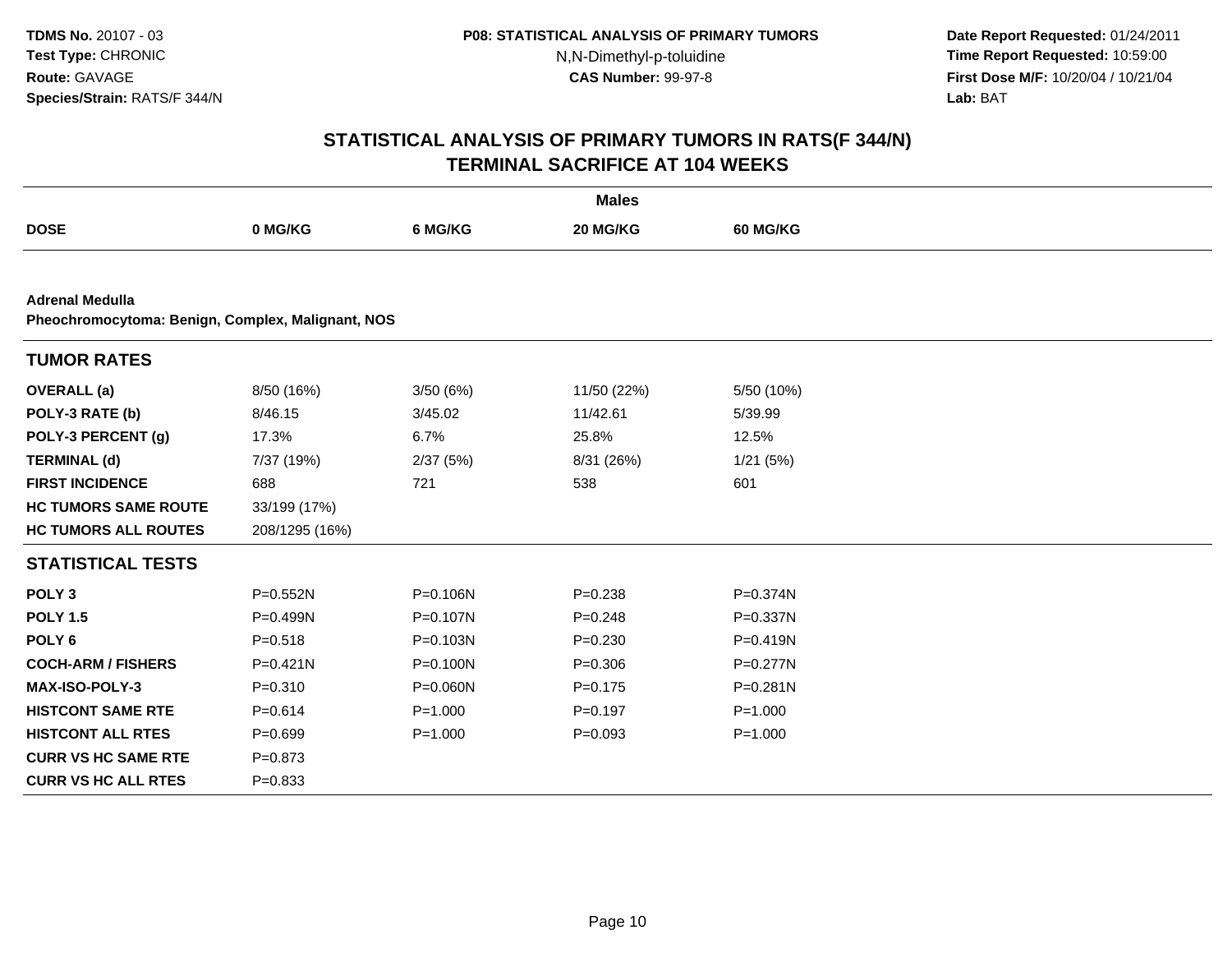**TDMS No.** 20107 - 03
**Test Type:** CHRONIC
**Route:** GAVAGE
**Species/Strain:** RATS/F 344/N

**P08: STATISTICAL ANALYSIS OF PRIMARY TUMORS**
N,N-Dimethyl-p-toluidine
**CAS Number:** 99-97-8

**Date Report Requested:** 01/24/2011
**Time Report Requested:** 10:59:00
**First Dose M/F:** 10/20/04 / 10/21/04
**Lab:** BAT

## STATISTICAL ANALYSIS OF PRIMARY TUMORS IN RATS(F 344/N) TERMINAL SACRIFICE AT 104 WEEKS

| | Males | | | |
|---|---|---|---|---|
| **DOSE** | **0 MG/KG** | **6 MG/KG** | **20 MG/KG** | **60 MG/KG** |

**Adrenal Medulla**
**Pheochromocytoma: Benign, Complex, Malignant, NOS**

| **TUMOR RATES** | | | | |
|---|---|---|---|---|
| **OVERALL (a)** | 8/50 (16%) | 3/50 (6%) | 11/50 (22%) | 5/50 (10%) |
| **POLY-3 RATE (b)** | 8/46.15 | 3/45.02 | 11/42.61 | 5/39.99 |
| **POLY-3 PERCENT (g)** | 17.3% | 6.7% | 25.8% | 12.5% |
| **TERMINAL (d)** | 7/37 (19%) | 2/37 (5%) | 8/31 (26%) | 1/21 (5%) |
| **FIRST INCIDENCE** | 688 | 721 | 538 | 601 |
| **HC TUMORS SAME ROUTE** | 33/199 (17%) | | | |
| **HC TUMORS ALL ROUTES** | 208/1295 (16%) | | | |
| **STATISTICAL TESTS** | | | | |
| **POLY 3** | P=0.552N | P=0.106N | P=0.238 | P=0.374N |
| **POLY 1.5** | P=0.499N | P=0.107N | P=0.248 | P=0.337N |
| **POLY 6** | P=0.518 | P=0.103N | P=0.230 | P=0.419N |
| **COCH-ARM / FISHERS** | P=0.421N | P=0.100N | P=0.306 | P=0.277N |
| **MAX-ISO-POLY-3** | P=0.310 | P=0.060N | P=0.175 | P=0.281N |
| **HISTCONT SAME RTE** | P=0.614 | P=1.000 | P=0.197 | P=1.000 |
| **HISTCONT ALL RTES** | P=0.699 | P=1.000 | P=0.093 | P=1.000 |
| **CURR VS HC SAME RTE** | P=0.873 | | | |
| **CURR VS HC ALL RTES** | P=0.833 | | | |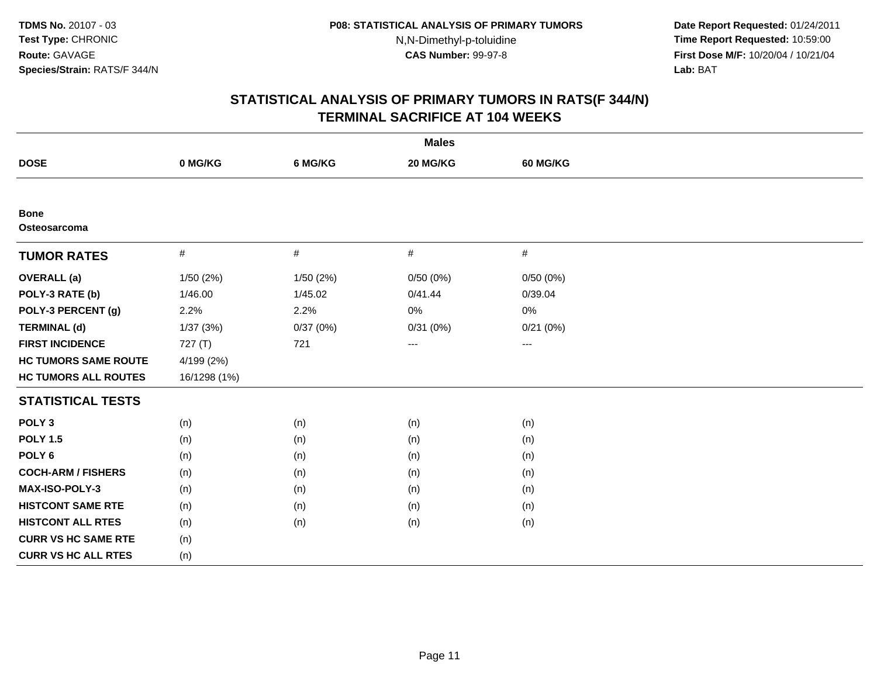**TDMS No.** 20107 - 03
**Test Type:** CHRONIC
**Route:** GAVAGE
**Species/Strain:** RATS/F 344/N

**P08: STATISTICAL ANALYSIS OF PRIMARY TUMORS**
N,N-Dimethyl-p-toluidine
**CAS Number:** 99-97-8

**Date Report Requested:** 01/24/2011
**Time Report Requested:** 10:59:00
**First Dose M/F:** 10/20/04 / 10/21/04
**Lab:** BAT

## STATISTICAL ANALYSIS OF PRIMARY TUMORS IN RATS(F 344/N)
## TERMINAL SACRIFICE AT 104 WEEKS

| | Males | | | |
|---|---|---|---|---|
| **DOSE** | **0 MG/KG** | **6 MG/KG** | **20 MG/KG** | **60 MG/KG** |
| **Bone** | | | | |
| **Osteosarcoma** | | | | |
| **TUMOR RATES** | # | # | # | # |
| **OVERALL (a)** | 1/50 (2%) | 1/50 (2%) | 0/50 (0%) | 0/50 (0%) |
| **POLY-3 RATE (b)** | 1/46.00 | 1/45.02 | 0/41.44 | 0/39.04 |
| **POLY-3 PERCENT (g)** | 2.2% | 2.2% | 0% | 0% |
| **TERMINAL (d)** | 1/37 (3%) | 0/37 (0%) | 0/31 (0%) | 0/21 (0%) |
| **FIRST INCIDENCE** | 727 (T) | 721 | --- | --- |
| **HC TUMORS SAME ROUTE** | 4/199 (2%) | | | |
| **HC TUMORS ALL ROUTES** | 16/1298 (1%) | | | |
| **STATISTICAL TESTS** | | | | |
| **POLY 3** | (n) | (n) | (n) | (n) |
| **POLY 1.5** | (n) | (n) | (n) | (n) |
| **POLY 6** | (n) | (n) | (n) | (n) |
| **COCH-ARM / FISHERS** | (n) | (n) | (n) | (n) |
| **MAX-ISO-POLY-3** | (n) | (n) | (n) | (n) |
| **HISTCONT SAME RTE** | (n) | (n) | (n) | (n) |
| **HISTCONT ALL RTES** | (n) | (n) | (n) | (n) |
| **CURR VS HC SAME RTE** | (n) | | | |
| **CURR VS HC ALL RTES** | (n) | | | |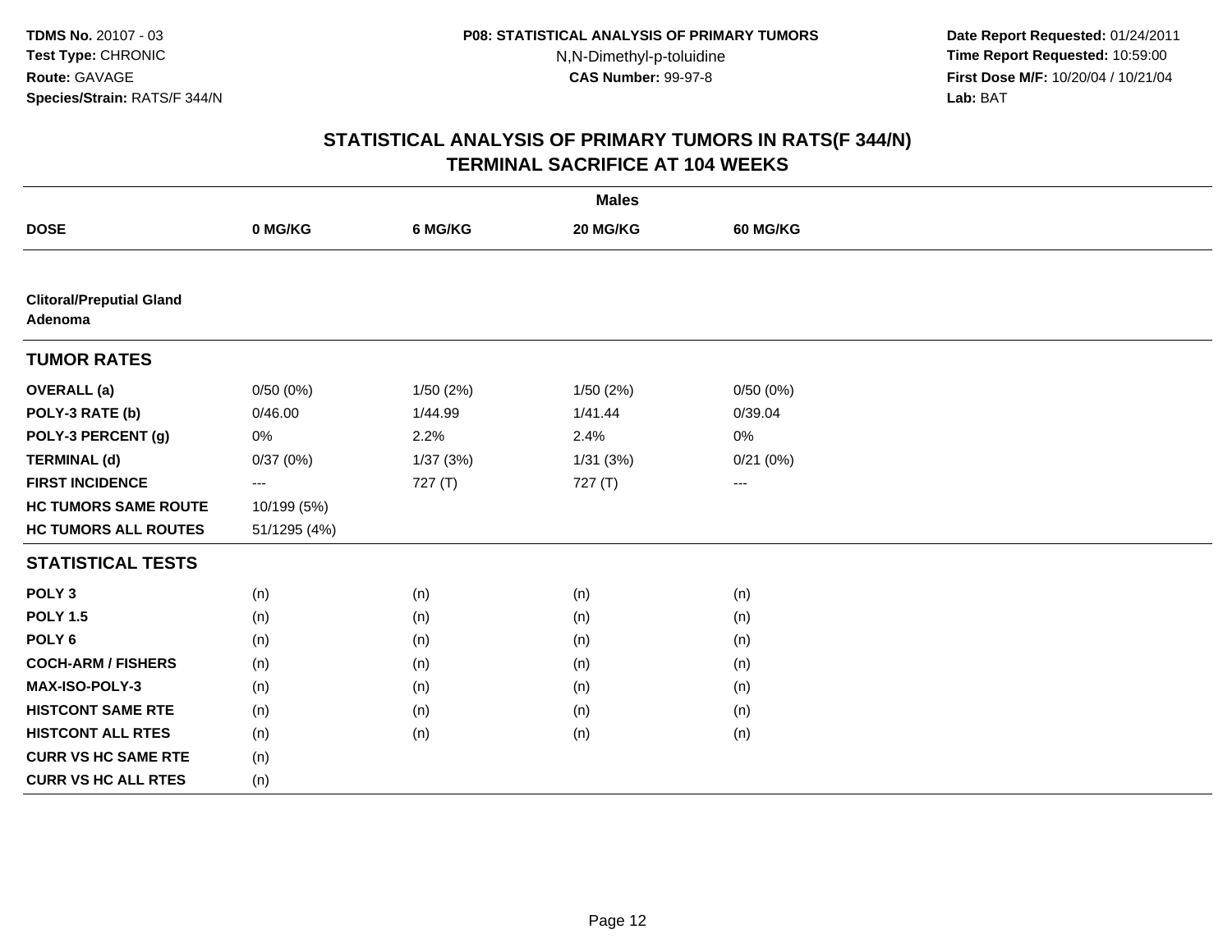**TDMS No.** 20107 - 03
**Test Type:** CHRONIC
**Route:** GAVAGE
**Species/Strain:** RATS/F 344/N

**P08: STATISTICAL ANALYSIS OF PRIMARY TUMORS**
N,N-Dimethyl-p-toluidine
**CAS Number:** 99-97-8

**Date Report Requested:** 01/24/2011
**Time Report Requested:** 10:59:00
**First Dose M/F:** 10/20/04 / 10/21/04
**Lab:** BAT

# STATISTICAL ANALYSIS OF PRIMARY TUMORS IN RATS(F 344/N)
# TERMINAL SACRIFICE AT 104 WEEKS

| | Males | | | |
|---|---|---|---|---|
| **DOSE** | **0 MG/KG** | **6 MG/KG** | **20 MG/KG** | **60 MG/KG** |
| **Clitoral/Preputial Gland Adenoma** | | | | |
| **TUMOR RATES** | | | | |
| **OVERALL (a)** | 0/50 (0%) | 1/50 (2%) | 1/50 (2%) | 0/50 (0%) |
| **POLY-3 RATE (b)** | 0/46.00 | 1/44.99 | 1/41.44 | 0/39.04 |
| **POLY-3 PERCENT (g)** | 0% | 2.2% | 2.4% | 0% |
| **TERMINAL (d)** | 0/37 (0%) | 1/37 (3%) | 1/31 (3%) | 0/21 (0%) |
| **FIRST INCIDENCE** | --- | 727 (T) | 727 (T) | --- |
| **HC TUMORS SAME ROUTE** | 10/199 (5%) | | | |
| **HC TUMORS ALL ROUTES** | 51/1295 (4%) | | | |
| **STATISTICAL TESTS** | | | | |
| **POLY 3** | (n) | (n) | (n) | (n) |
| **POLY 1.5** | (n) | (n) | (n) | (n) |
| **POLY 6** | (n) | (n) | (n) | (n) |
| **COCH-ARM / FISHERS** | (n) | (n) | (n) | (n) |
| **MAX-ISO-POLY-3** | (n) | (n) | (n) | (n) |
| **HISTCONT SAME RTE** | (n) | (n) | (n) | (n) |
| **HISTCONT ALL RTES** | (n) | (n) | (n) | (n) |
| **CURR VS HC SAME RTE** | (n) | | | |
| **CURR VS HC ALL RTES** | (n) | | | |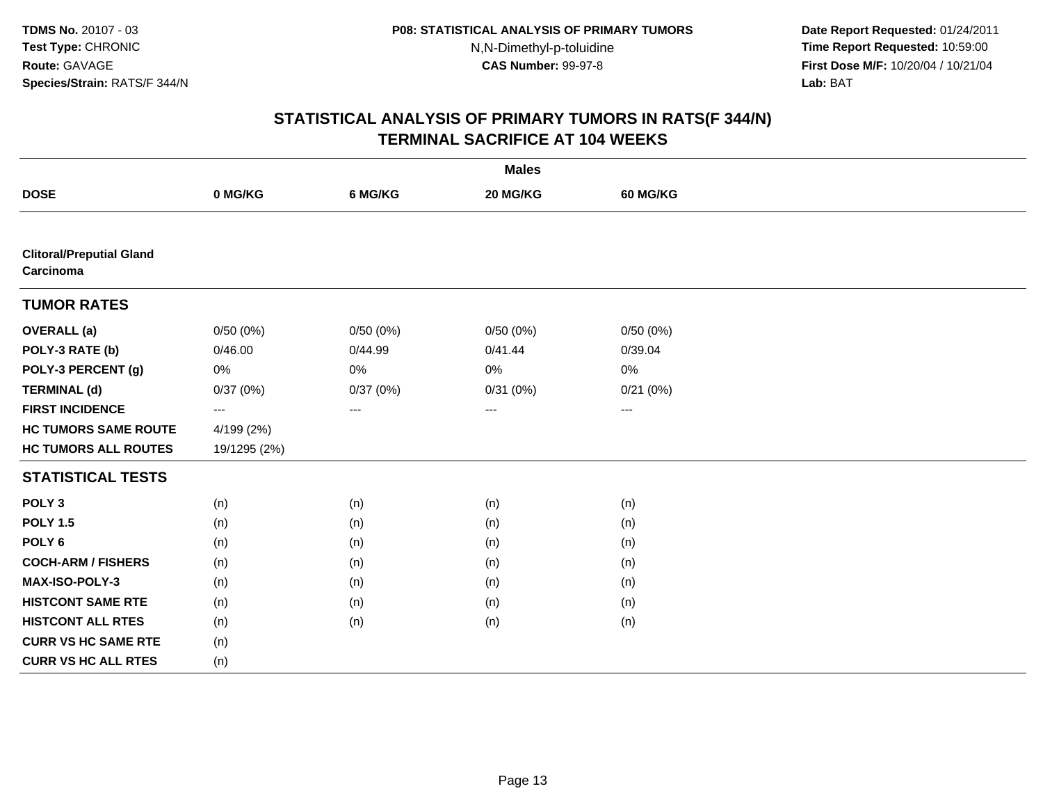**TDMS No.** 20107 - 03
**Test Type:** CHRONIC
**Route:** GAVAGE
**Species/Strain:** RATS/F 344/N

**P08: STATISTICAL ANALYSIS OF PRIMARY TUMORS**
N,N-Dimethyl-p-toluidine
**CAS Number:** 99-97-8

**Date Report Requested:** 01/24/2011
**Time Report Requested:** 10:59:00
**First Dose M/F:** 10/20/04 / 10/21/04
**Lab:** BAT

## STATISTICAL ANALYSIS OF PRIMARY TUMORS IN RATS(F 344/N)
## TERMINAL SACRIFICE AT 104 WEEKS

| | Males | | | |
|---|---|---|---|---|
| **DOSE** | **0 MG/KG** | **6 MG/KG** | **20 MG/KG** | **60 MG/KG** |
| **Clitoral/Preputial Gland Carcinoma** | | | | |
| **TUMOR RATES** | | | | |
| **OVERALL (a)** | 0/50 (0%) | 0/50 (0%) | 0/50 (0%) | 0/50 (0%) |
| **POLY-3 RATE (b)** | 0/46.00 | 0/44.99 | 0/41.44 | 0/39.04 |
| **POLY-3 PERCENT (g)** | 0% | 0% | 0% | 0% |
| **TERMINAL (d)** | 0/37 (0%) | 0/37 (0%) | 0/31 (0%) | 0/21 (0%) |
| **FIRST INCIDENCE** | --- | --- | --- | --- |
| **HC TUMORS SAME ROUTE** | 4/199 (2%) | | | |
| **HC TUMORS ALL ROUTES** | 19/1295 (2%) | | | |
| **STATISTICAL TESTS** | | | | |
| **POLY 3** | (n) | (n) | (n) | (n) |
| **POLY 1.5** | (n) | (n) | (n) | (n) |
| **POLY 6** | (n) | (n) | (n) | (n) |
| **COCH-ARM / FISHERS** | (n) | (n) | (n) | (n) |
| **MAX-ISO-POLY-3** | (n) | (n) | (n) | (n) |
| **HISTCONT SAME RTE** | (n) | (n) | (n) | (n) |
| **HISTCONT ALL RTES** | (n) | (n) | (n) | (n) |
| **CURR VS HC SAME RTE** | (n) | | | |
| **CURR VS HC ALL RTES** | (n) | | | |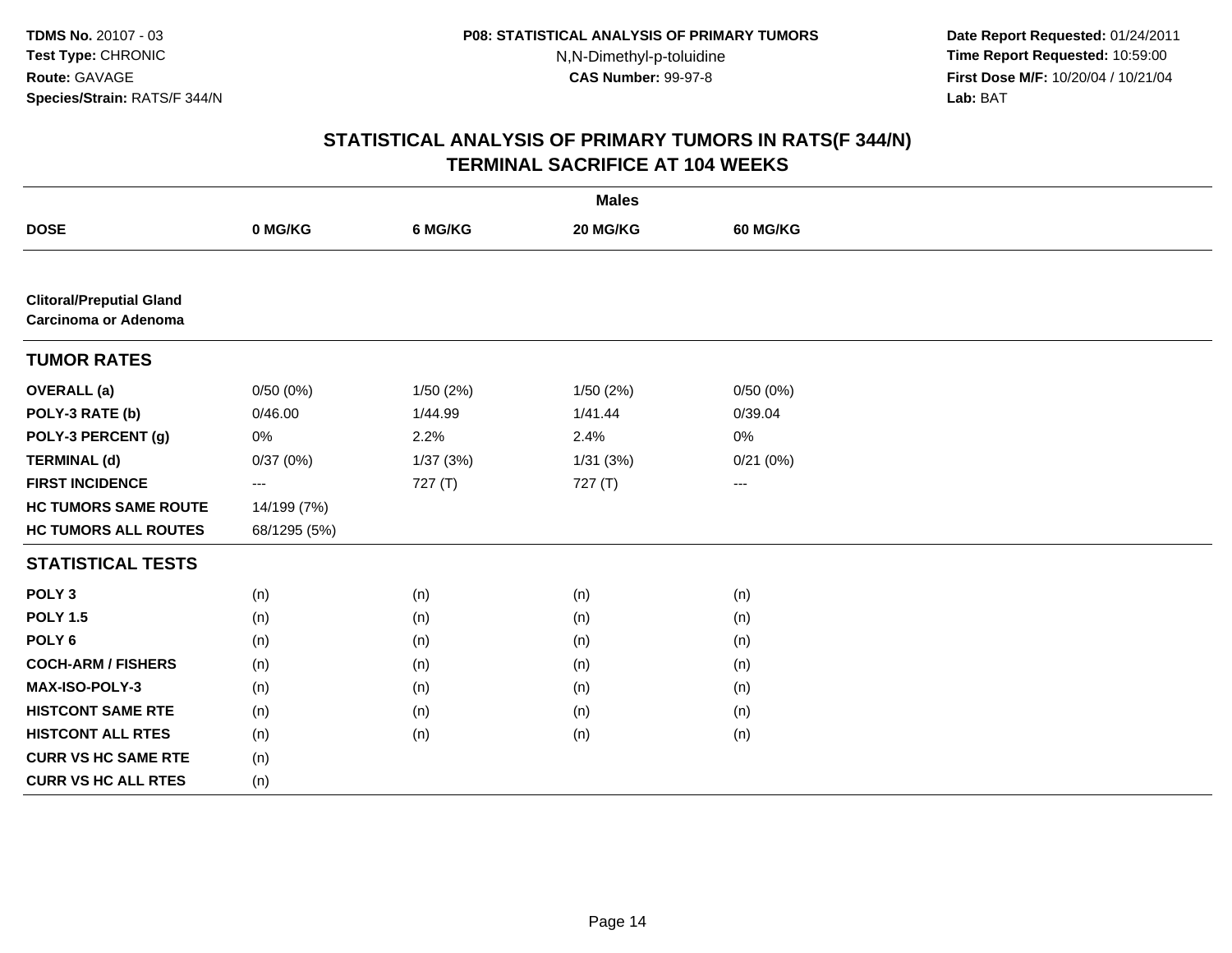**TDMS No.** 20107 - 03
**Test Type:** CHRONIC
**Route:** GAVAGE
**Species/Strain:** RATS/F 344/N

**P08: STATISTICAL ANALYSIS OF PRIMARY TUMORS**
N,N-Dimethyl-p-toluidine
**CAS Number:** 99-97-8

**Date Report Requested:** 01/24/2011
**Time Report Requested:** 10:59:00
**First Dose M/F:** 10/20/04 / 10/21/04
**Lab:** BAT

# STATISTICAL ANALYSIS OF PRIMARY TUMORS IN RATS(F 344/N)
# TERMINAL SACRIFICE AT 104 WEEKS

| | Males | | | |
|---|---|---|---|---|
| **DOSE** | **0 MG/KG** | **6 MG/KG** | **20 MG/KG** | **60 MG/KG** |
| **Clitoral/Preputial Gland Carcinoma or Adenoma** | | | | |
| **TUMOR RATES** | | | | |
| **OVERALL (a)** | 0/50 (0%) | 1/50 (2%) | 1/50 (2%) | 0/50 (0%) |
| **POLY-3 RATE (b)** | 0/46.00 | 1/44.99 | 1/41.44 | 0/39.04 |
| **POLY-3 PERCENT (g)** | 0% | 2.2% | 2.4% | 0% |
| **TERMINAL (d)** | 0/37 (0%) | 1/37 (3%) | 1/31 (3%) | 0/21 (0%) |
| **FIRST INCIDENCE** | --- | 727 (T) | 727 (T) | --- |
| **HC TUMORS SAME ROUTE** | 14/199 (7%) | | | |
| **HC TUMORS ALL ROUTES** | 68/1295 (5%) | | | |
| **STATISTICAL TESTS** | | | | |
| **POLY 3** | (n) | (n) | (n) | (n) |
| **POLY 1.5** | (n) | (n) | (n) | (n) |
| **POLY 6** | (n) | (n) | (n) | (n) |
| **COCH-ARM / FISHERS** | (n) | (n) | (n) | (n) |
| **MAX-ISO-POLY-3** | (n) | (n) | (n) | (n) |
| **HISTCONT SAME RTE** | (n) | (n) | (n) | (n) |
| **HISTCONT ALL RTES** | (n) | (n) | (n) | (n) |
| **CURR VS HC SAME RTE** | (n) | | | |
| **CURR VS HC ALL RTES** | (n) | | | |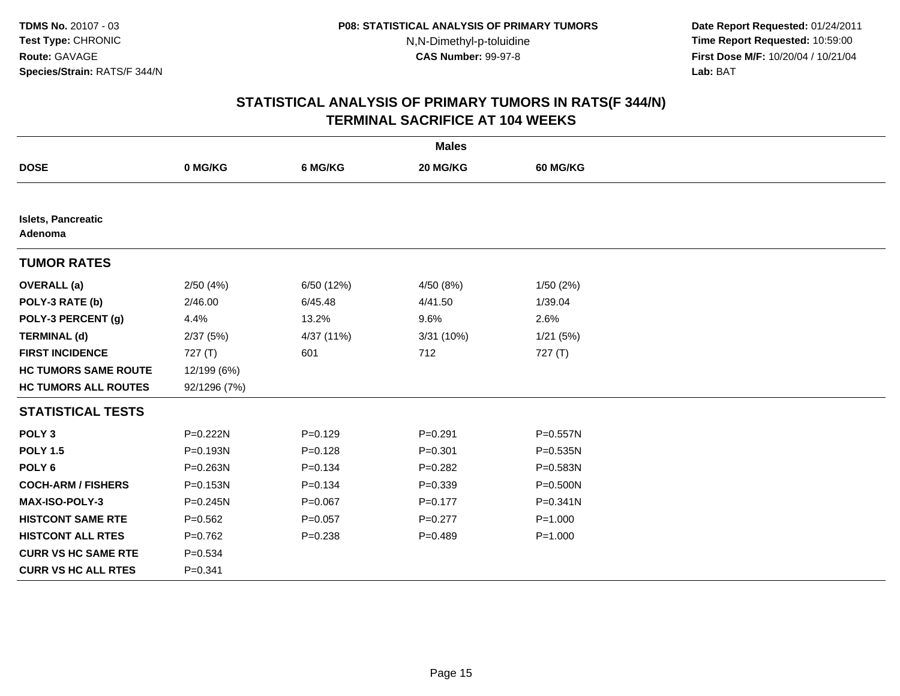TDMS No. 20107 - 03
Test Type: CHRONIC
Route: GAVAGE
Species/Strain: RATS/F 344/N

P08: STATISTICAL ANALYSIS OF PRIMARY TUMORS
N,N-Dimethyl-p-toluidine
CAS Number: 99-97-8

Date Report Requested: 01/24/2011
Time Report Requested: 10:59:00
First Dose M/F: 10/20/04 / 10/21/04
Lab: BAT

## STATISTICAL ANALYSIS OF PRIMARY TUMORS IN RATS(F 344/N)
## TERMINAL SACRIFICE AT 104 WEEKS

| | Males | | | |
|---|---|---|---|---|
| **DOSE** | **0 MG/KG** | **6 MG/KG** | **20 MG/KG** | **60 MG/KG** |
| **Islets, Pancreatic Adenoma** | | | | |
| **TUMOR RATES** | | | | |
| **OVERALL (a)** | 2/50 (4%) | 6/50 (12%) | 4/50 (8%) | 1/50 (2%) |
| **POLY-3 RATE (b)** | 2/46.00 | 6/45.48 | 4/41.50 | 1/39.04 |
| **POLY-3 PERCENT (g)** | 4.4% | 13.2% | 9.6% | 2.6% |
| **TERMINAL (d)** | 2/37 (5%) | 4/37 (11%) | 3/31 (10%) | 1/21 (5%) |
| **FIRST INCIDENCE** | 727 (T) | 601 | 712 | 727 (T) |
| **HC TUMORS SAME ROUTE** | 12/199 (6%) | | | |
| **HC TUMORS ALL ROUTES** | 92/1296 (7%) | | | |
| **STATISTICAL TESTS** | | | | |
| **POLY 3** | P=0.222N | P=0.129 | P=0.291 | P=0.557N |
| **POLY 1.5** | P=0.193N | P=0.128 | P=0.301 | P=0.535N |
| **POLY 6** | P=0.263N | P=0.134 | P=0.282 | P=0.583N |
| **COCH-ARM / FISHERS** | P=0.153N | P=0.134 | P=0.339 | P=0.500N |
| **MAX-ISO-POLY-3** | P=0.245N | P=0.067 | P=0.177 | P=0.341N |
| **HISTCONT SAME RTE** | P=0.562 | P=0.057 | P=0.277 | P=1.000 |
| **HISTCONT ALL RTES** | P=0.762 | P=0.238 | P=0.489 | P=1.000 |
| **CURR VS HC SAME RTE** | P=0.534 | | | |
| **CURR VS HC ALL RTES** | P=0.341 | | | |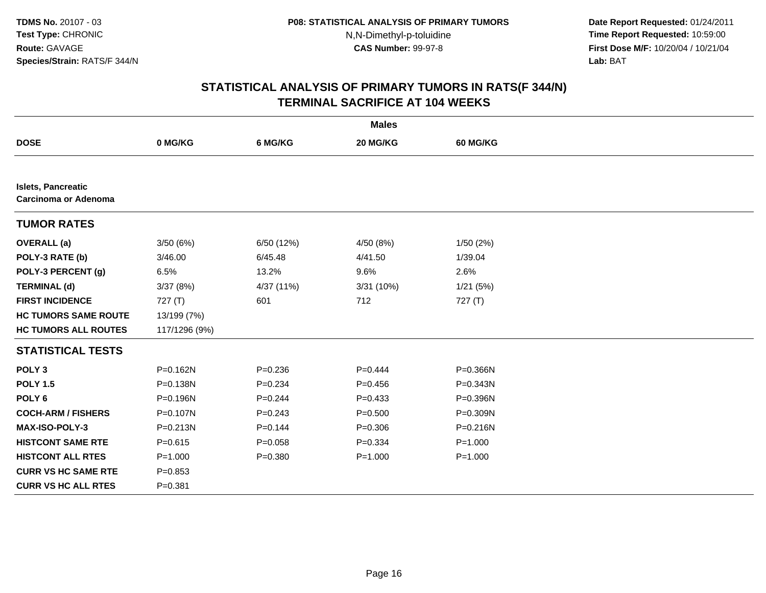**TDMS No.** 20107 - 03
**Test Type:** CHRONIC
**Route:** GAVAGE
**Species/Strain:** RATS/F 344/N

**P08: STATISTICAL ANALYSIS OF PRIMARY TUMORS**
N,N-Dimethyl-p-toluidine
**CAS Number:** 99-97-8

**Date Report Requested:** 01/24/2011
**Time Report Requested:** 10:59:00
**First Dose M/F:** 10/20/04 / 10/21/04
**Lab:** BAT

## STATISTICAL ANALYSIS OF PRIMARY TUMORS IN RATS(F 344/N)
## TERMINAL SACRIFICE AT 104 WEEKS

| | Males | | | |
|---|---|---|---|---|
| **DOSE** | **0 MG/KG** | **6 MG/KG** | **20 MG/KG** | **60 MG/KG** |
| **Islets, Pancreatic** **Carcinoma or Adenoma** | | | | |
| **TUMOR RATES** | | | | |
| **OVERALL (a)** | 3/50 (6%) | 6/50 (12%) | 4/50 (8%) | 1/50 (2%) |
| **POLY-3 RATE (b)** | 3/46.00 | 6/45.48 | 4/41.50 | 1/39.04 |
| **POLY-3 PERCENT (g)** | 6.5% | 13.2% | 9.6% | 2.6% |
| **TERMINAL (d)** | 3/37 (8%) | 4/37 (11%) | 3/31 (10%) | 1/21 (5%) |
| **FIRST INCIDENCE** | 727 (T) | 601 | 712 | 727 (T) |
| **HC TUMORS SAME ROUTE** | 13/199 (7%) | | | |
| **HC TUMORS ALL ROUTES** | 117/1296 (9%) | | | |
| **STATISTICAL TESTS** | | | | |
| **POLY 3** | P=0.162N | P=0.236 | P=0.444 | P=0.366N |
| **POLY 1.5** | P=0.138N | P=0.234 | P=0.456 | P=0.343N |
| **POLY 6** | P=0.196N | P=0.244 | P=0.433 | P=0.396N |
| **COCH-ARM / FISHERS** | P=0.107N | P=0.243 | P=0.500 | P=0.309N |
| **MAX-ISO-POLY-3** | P=0.213N | P=0.144 | P=0.306 | P=0.216N |
| **HISTCONT SAME RTE** | P=0.615 | P=0.058 | P=0.334 | P=1.000 |
| **HISTCONT ALL RTES** | P=1.000 | P=0.380 | P=1.000 | P=1.000 |
| **CURR VS HC SAME RTE** | P=0.853 | | | |
| **CURR VS HC ALL RTES** | P=0.381 | | | |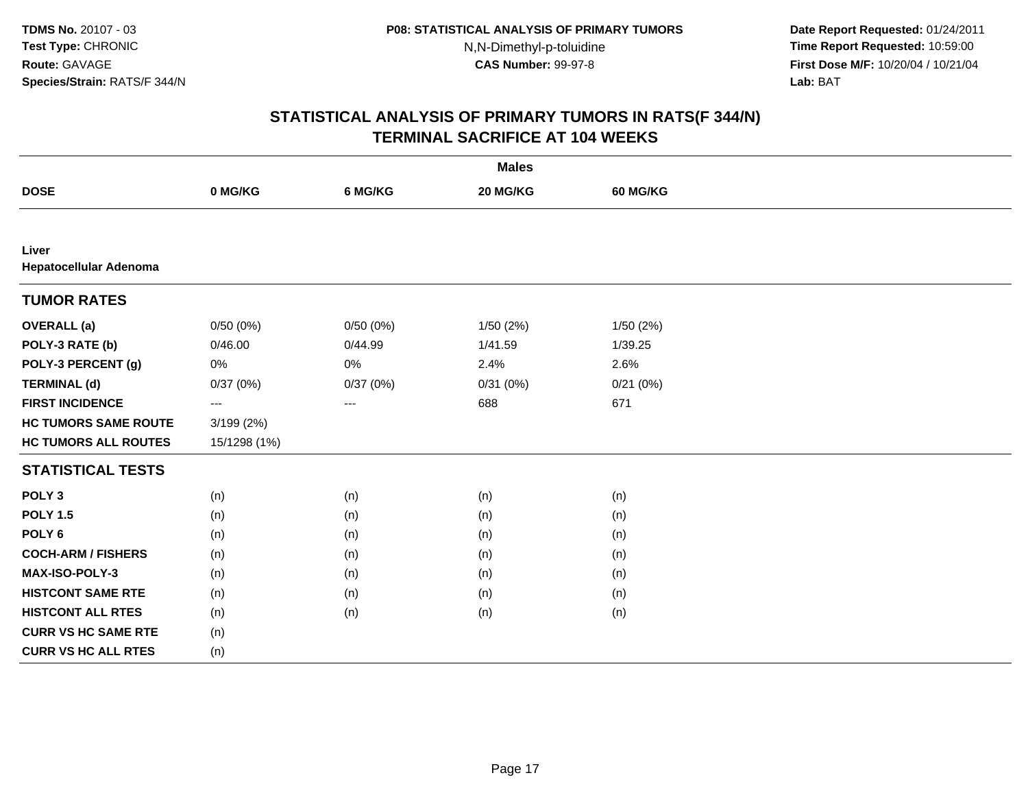**TDMS No.** 20107 - 03
**Test Type:** CHRONIC
**Route:** GAVAGE
**Species/Strain:** RATS/F 344/N

**P08: STATISTICAL ANALYSIS OF PRIMARY TUMORS**
N,N-Dimethyl-p-toluidine
**CAS Number:** 99-97-8

**Date Report Requested:** 01/24/2011
**Time Report Requested:** 10:59:00
**First Dose M/F:** 10/20/04 / 10/21/04
**Lab:** BAT

## STATISTICAL ANALYSIS OF PRIMARY TUMORS IN RATS(F 344/N)
## TERMINAL SACRIFICE AT 104 WEEKS

| | Males | | | |
|---|---|---|---|---|
| **DOSE** | **0 MG/KG** | **6 MG/KG** | **20 MG/KG** | **60 MG/KG** |
| **Liver** | | | | |
| **Hepatocellular Adenoma** | | | | |
| **TUMOR RATES** | | | | |
| **OVERALL (a)** | 0/50 (0%) | 0/50 (0%) | 1/50 (2%) | 1/50 (2%) |
| **POLY-3 RATE (b)** | 0/46.00 | 0/44.99 | 1/41.59 | 1/39.25 |
| **POLY-3 PERCENT (g)** | 0% | 0% | 2.4% | 2.6% |
| **TERMINAL (d)** | 0/37 (0%) | 0/37 (0%) | 0/31 (0%) | 0/21 (0%) |
| **FIRST INCIDENCE** | --- | --- | 688 | 671 |
| **HC TUMORS SAME ROUTE** | 3/199 (2%) | | | |
| **HC TUMORS ALL ROUTES** | 15/1298 (1%) | | | |
| **STATISTICAL TESTS** | | | | |
| **POLY 3** | (n) | (n) | (n) | (n) |
| **POLY 1.5** | (n) | (n) | (n) | (n) |
| **POLY 6** | (n) | (n) | (n) | (n) |
| **COCH-ARM / FISHERS** | (n) | (n) | (n) | (n) |
| **MAX-ISO-POLY-3** | (n) | (n) | (n) | (n) |
| **HISTCONT SAME RTE** | (n) | (n) | (n) | (n) |
| **HISTCONT ALL RTES** | (n) | (n) | (n) | (n) |
| **CURR VS HC SAME RTE** | (n) | | | |
| **CURR VS HC ALL RTES** | (n) | | | |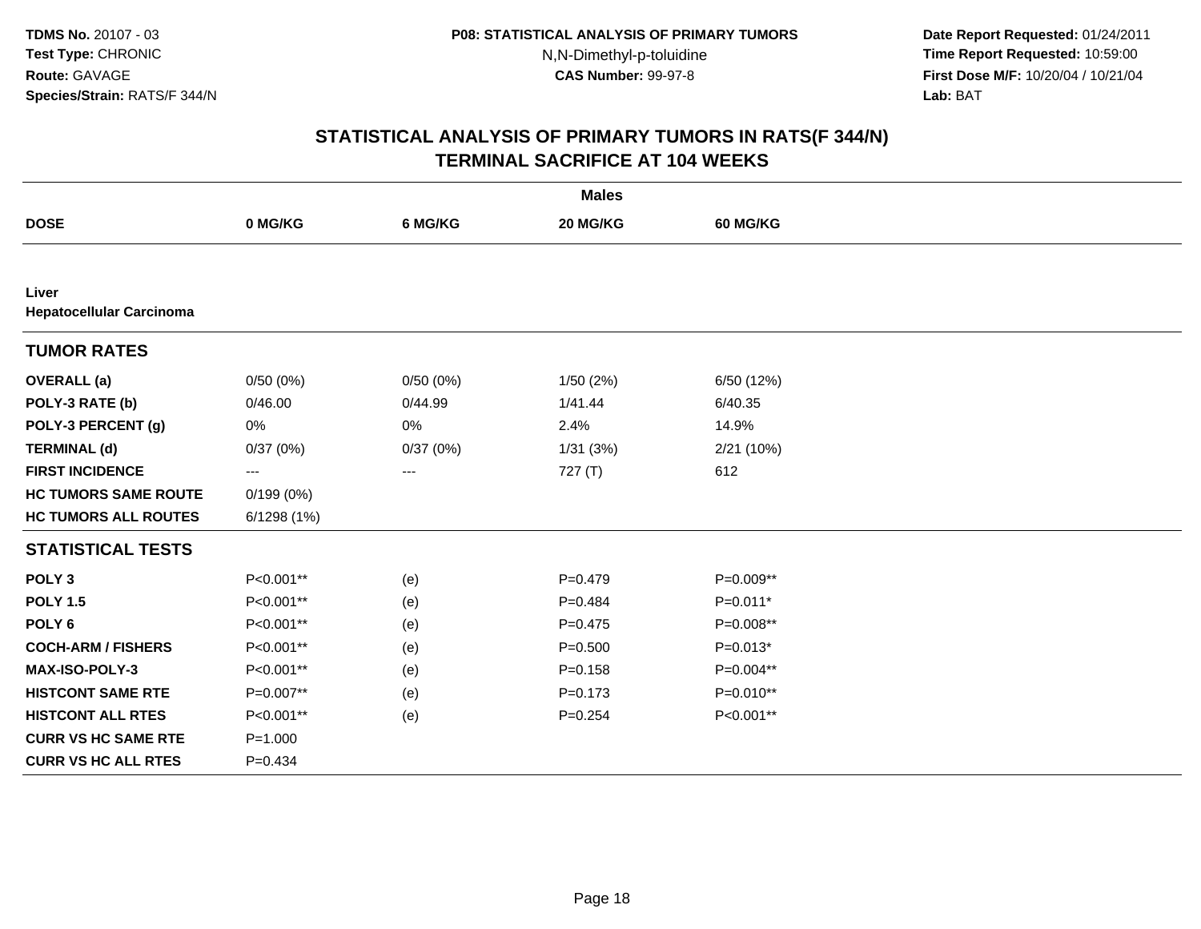**TDMS No.** 20107 - 03
**Test Type:** CHRONIC
**Route:** GAVAGE
**Species/Strain:** RATS/F 344/N

**P08: STATISTICAL ANALYSIS OF PRIMARY TUMORS**
N,N-Dimethyl-p-toluidine
**CAS Number:** 99-97-8

**Date Report Requested:** 01/24/2011
**Time Report Requested:** 10:59:00
**First Dose M/F:** 10/20/04 / 10/21/04
**Lab:** BAT

# STATISTICAL ANALYSIS OF PRIMARY TUMORS IN RATS(F 344/N)
# TERMINAL SACRIFICE AT 104 WEEKS

| | Males | | | |
|---|---|---|---|---|
| **DOSE** | **0 MG/KG** | **6 MG/KG** | **20 MG/KG** | **60 MG/KG** |
| **Liver** | | | | |
| **Hepatocellular Carcinoma** | | | | |
| **TUMOR RATES** | | | | |
| **OVERALL (a)** | 0/50 (0%) | 0/50 (0%) | 1/50 (2%) | 6/50 (12%) |
| **POLY-3 RATE (b)** | 0/46.00 | 0/44.99 | 1/41.44 | 6/40.35 |
| **POLY-3 PERCENT (g)** | 0% | 0% | 2.4% | 14.9% |
| **TERMINAL (d)** | 0/37 (0%) | 0/37 (0%) | 1/31 (3%) | 2/21 (10%) |
| **FIRST INCIDENCE** | --- | --- | 727 (T) | 612 |
| **HC TUMORS SAME ROUTE** | 0/199 (0%) | | | |
| **HC TUMORS ALL ROUTES** | 6/1298 (1%) | | | |
| **STATISTICAL TESTS** | | | | |
| **POLY 3** | P<0.001** | (e) | P=0.479 | P=0.009** |
| **POLY 1.5** | P<0.001** | (e) | P=0.484 | P=0.011* |
| **POLY 6** | P<0.001** | (e) | P=0.475 | P=0.008** |
| **COCH-ARM / FISHERS** | P<0.001** | (e) | P=0.500 | P=0.013* |
| **MAX-ISO-POLY-3** | P<0.001** | (e) | P=0.158 | P=0.004** |
| **HISTCONT SAME RTE** | P=0.007** | (e) | P=0.173 | P=0.010** |
| **HISTCONT ALL RTES** | P<0.001** | (e) | P=0.254 | P<0.001** |
| **CURR VS HC SAME RTE** | P=1.000 | | | |
| **CURR VS HC ALL RTES** | P=0.434 | | | |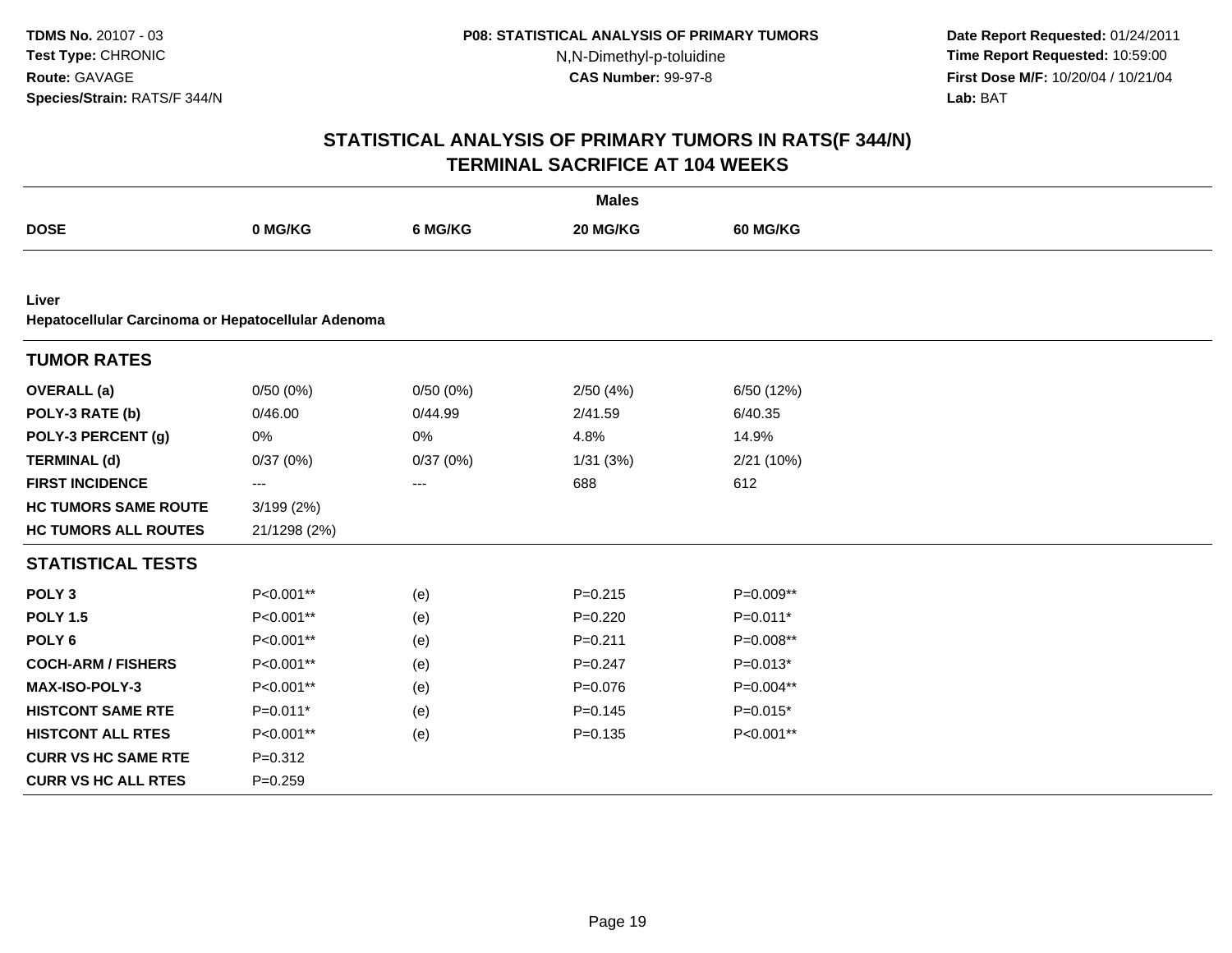**TDMS No.** 20107 - 03
**Test Type:** CHRONIC
**Route:** GAVAGE
**Species/Strain:** RATS/F 344/N

**P08: STATISTICAL ANALYSIS OF PRIMARY TUMORS**
N,N-Dimethyl-p-toluidine
**CAS Number:** 99-97-8

**Date Report Requested:** 01/24/2011
**Time Report Requested:** 10:59:00
**First Dose M/F:** 10/20/04 / 10/21/04
**Lab:** BAT

# STATISTICAL ANALYSIS OF PRIMARY TUMORS IN RATS(F 344/N)
## TERMINAL SACRIFICE AT 104 WEEKS

| | Males | | | |
|---|---|---|---|---|
| **DOSE** | **0 MG/KG** | **6 MG/KG** | **20 MG/KG** | **60 MG/KG** |

**Liver**
**Hepatocellular Carcinoma or Hepatocellular Adenoma**

| **TUMOR RATES** | | | | |
|---|---|---|---|---|
| **OVERALL (a)** | 0/50 (0%) | 0/50 (0%) | 2/50 (4%) | 6/50 (12%) |
| **POLY-3 RATE (b)** | 0/46.00 | 0/44.99 | 2/41.59 | 6/40.35 |
| **POLY-3 PERCENT (g)** | 0% | 0% | 4.8% | 14.9% |
| **TERMINAL (d)** | 0/37 (0%) | 0/37 (0%) | 1/31 (3%) | 2/21 (10%) |
| **FIRST INCIDENCE** | --- | --- | 688 | 612 |
| **HC TUMORS SAME ROUTE** | 3/199 (2%) | | | |
| **HC TUMORS ALL ROUTES** | 21/1298 (2%) | | | |

| **STATISTICAL TESTS** | | | | |
|---|---|---|---|---|
| **POLY 3** | P<0.001** | (e) | P=0.215 | P=0.009** |
| **POLY 1.5** | P<0.001** | (e) | P=0.220 | P=0.011* |
| **POLY 6** | P<0.001** | (e) | P=0.211 | P=0.008** |
| **COCH-ARM / FISHERS** | P<0.001** | (e) | P=0.247 | P=0.013* |
| **MAX-ISO-POLY-3** | P<0.001** | (e) | P=0.076 | P=0.004** |
| **HISTCONT SAME RTE** | P=0.011* | (e) | P=0.145 | P=0.015* |
| **HISTCONT ALL RTES** | P<0.001** | (e) | P=0.135 | P<0.001** |
| **CURR VS HC SAME RTE** | P=0.312 | | | |
| **CURR VS HC ALL RTES** | P=0.259 | | | |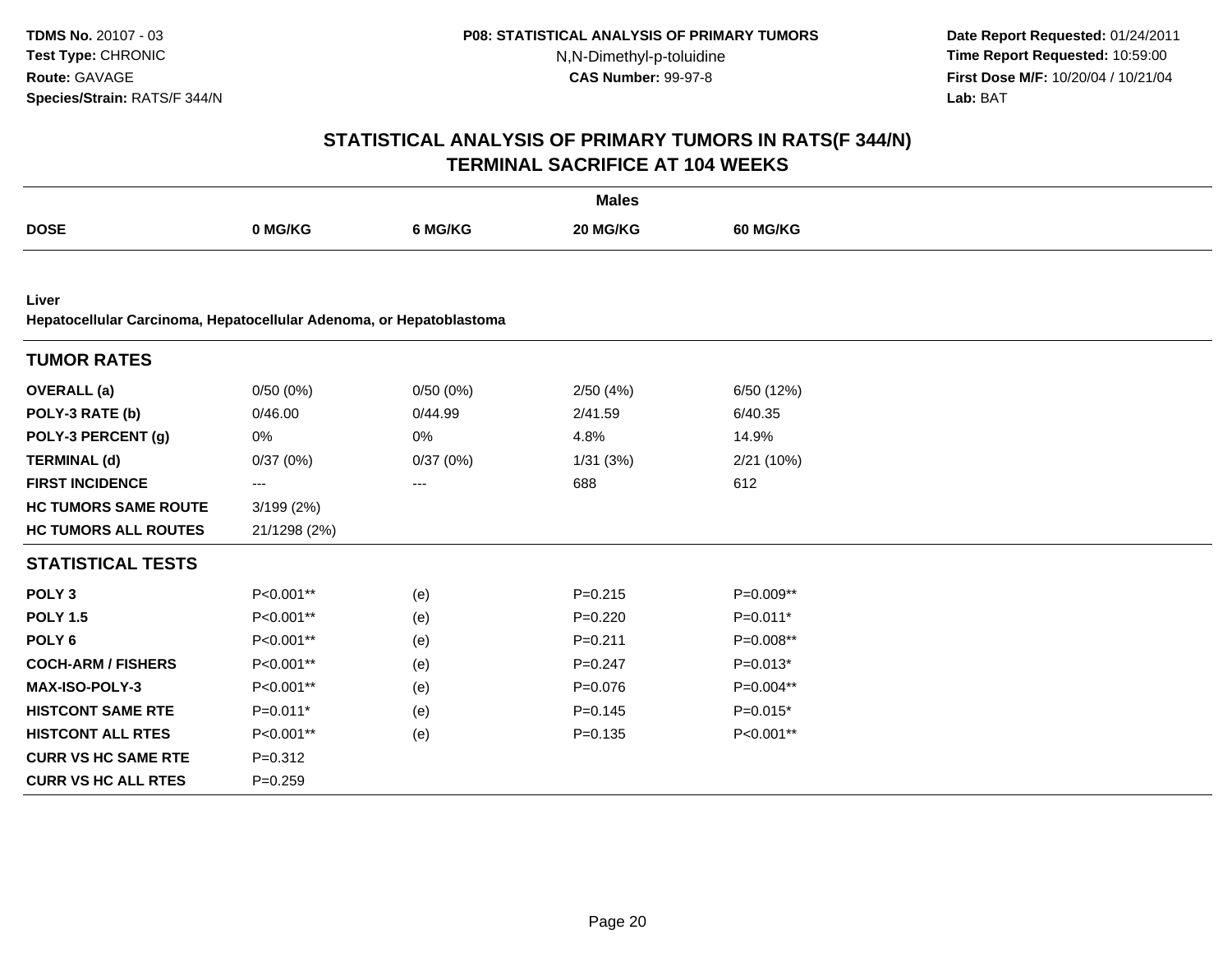**TDMS No.** 20107 - 03
**Test Type:** CHRONIC
**Route:** GAVAGE
**Species/Strain:** RATS/F 344/N

**P08: STATISTICAL ANALYSIS OF PRIMARY TUMORS**
N,N-Dimethyl-p-toluidine
**CAS Number:** 99-97-8

**Date Report Requested:** 01/24/2011
**Time Report Requested:** 10:59:00
**First Dose M/F:** 10/20/04 / 10/21/04
**Lab:** BAT

# STATISTICAL ANALYSIS OF PRIMARY TUMORS IN RATS(F 344/N) TERMINAL SACRIFICE AT 104 WEEKS

| | Males | | | |
|---|---|---|---|---|
| **DOSE** | **0 MG/KG** | **6 MG/KG** | **20 MG/KG** | **60 MG/KG** |

**Liver**
**Hepatocellular Carcinoma, Hepatocellular Adenoma, or Hepatoblastoma**

| **TUMOR RATES** | | | | |
|---|---|---|---|---|
| **OVERALL (a)** | 0/50 (0%) | 0/50 (0%) | 2/50 (4%) | 6/50 (12%) |
| **POLY-3 RATE (b)** | 0/46.00 | 0/44.99 | 2/41.59 | 6/40.35 |
| **POLY-3 PERCENT (g)** | 0% | 0% | 4.8% | 14.9% |
| **TERMINAL (d)** | 0/37 (0%) | 0/37 (0%) | 1/31 (3%) | 2/21 (10%) |
| **FIRST INCIDENCE** | --- | --- | 688 | 612 |
| **HC TUMORS SAME ROUTE** | 3/199 (2%) | | | |
| **HC TUMORS ALL ROUTES** | 21/1298 (2%) | | | |

| **STATISTICAL TESTS** | | | | |
|---|---|---|---|---|
| **POLY 3** | P<0.001** | (e) | P=0.215 | P=0.009** |
| **POLY 1.5** | P<0.001** | (e) | P=0.220 | P=0.011* |
| **POLY 6** | P<0.001** | (e) | P=0.211 | P=0.008** |
| **COCH-ARM / FISHERS** | P<0.001** | (e) | P=0.247 | P=0.013* |
| **MAX-ISO-POLY-3** | P<0.001** | (e) | P=0.076 | P=0.004** |
| **HISTCONT SAME RTE** | P=0.011* | (e) | P=0.145 | P=0.015* |
| **HISTCONT ALL RTES** | P<0.001** | (e) | P=0.135 | P<0.001** |
| **CURR VS HC SAME RTE** | P=0.312 | | | |
| **CURR VS HC ALL RTES** | P=0.259 | | | |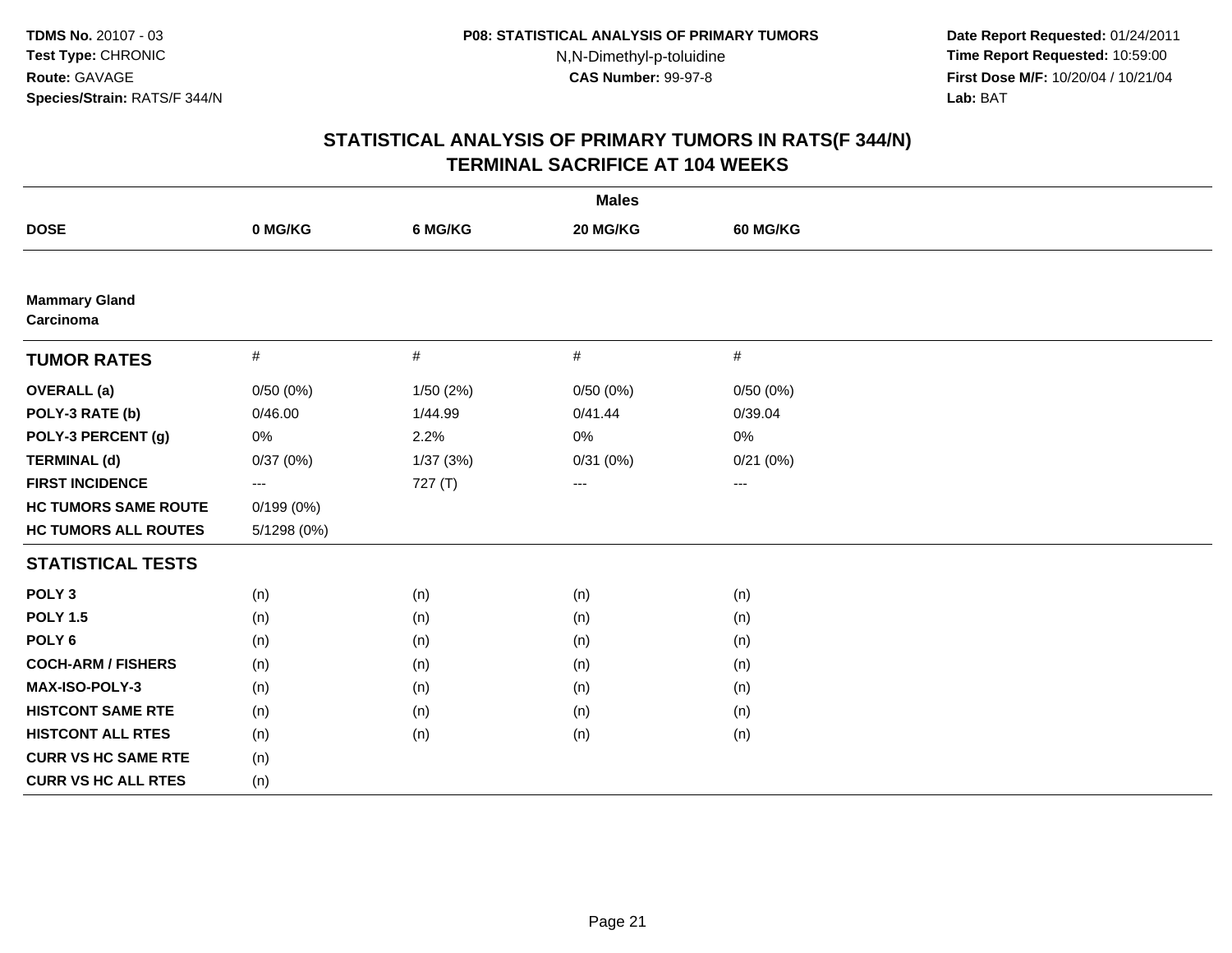**TDMS No.** 20107 - 03
**Test Type:** CHRONIC
**Route:** GAVAGE
**Species/Strain:** RATS/F 344/N

**P08: STATISTICAL ANALYSIS OF PRIMARY TUMORS**
N,N-Dimethyl-p-toluidine
**CAS Number:** 99-97-8

**Date Report Requested:** 01/24/2011
**Time Report Requested:** 10:59:00
**First Dose M/F:** 10/20/04 / 10/21/04
**Lab:** BAT

## STATISTICAL ANALYSIS OF PRIMARY TUMORS IN RATS(F 344/N)
## TERMINAL SACRIFICE AT 104 WEEKS

| | Males | | | |
|---|---|---|---|---|
| **DOSE** | **0 MG/KG** | **6 MG/KG** | **20 MG/KG** | **60 MG/KG** |
| **Mammary Gland Carcinoma** | | | | |
| **TUMOR RATES** | # | # | # | # |
| **OVERALL (a)** | 0/50 (0%) | 1/50 (2%) | 0/50 (0%) | 0/50 (0%) |
| **POLY-3 RATE (b)** | 0/46.00 | 1/44.99 | 0/41.44 | 0/39.04 |
| **POLY-3 PERCENT (g)** | 0% | 2.2% | 0% | 0% |
| **TERMINAL (d)** | 0/37 (0%) | 1/37 (3%) | 0/31 (0%) | 0/21 (0%) |
| **FIRST INCIDENCE** | --- | 727 (T) | --- | --- |
| **HC TUMORS SAME ROUTE** | 0/199 (0%) | | | |
| **HC TUMORS ALL ROUTES** | 5/1298 (0%) | | | |
| **STATISTICAL TESTS** | | | | |
| **POLY 3** | (n) | (n) | (n) | (n) |
| **POLY 1.5** | (n) | (n) | (n) | (n) |
| **POLY 6** | (n) | (n) | (n) | (n) |
| **COCH-ARM / FISHERS** | (n) | (n) | (n) | (n) |
| **MAX-ISO-POLY-3** | (n) | (n) | (n) | (n) |
| **HISTCONT SAME RTE** | (n) | (n) | (n) | (n) |
| **HISTCONT ALL RTES** | (n) | (n) | (n) | (n) |
| **CURR VS HC SAME RTE** | (n) | | | |
| **CURR VS HC ALL RTES** | (n) | | | |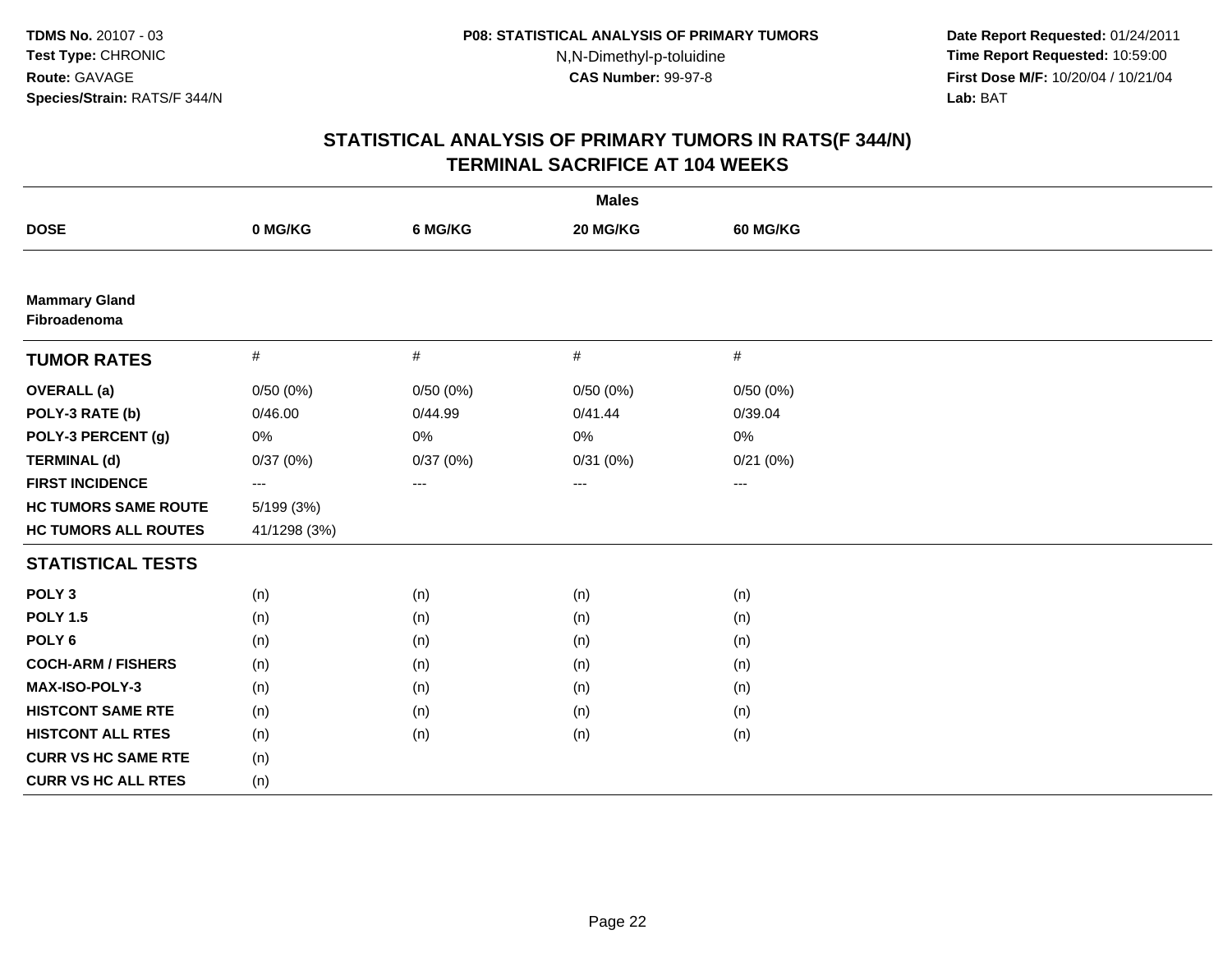**TDMS No.** 20107 - 03
**Test Type:** CHRONIC
**Route:** GAVAGE
**Species/Strain:** RATS/F 344/N

**P08: STATISTICAL ANALYSIS OF PRIMARY TUMORS**
N,N-Dimethyl-p-toluidine
**CAS Number:** 99-97-8

**Date Report Requested:** 01/24/2011
**Time Report Requested:** 10:59:00
**First Dose M/F:** 10/20/04 / 10/21/04
**Lab:** BAT

## STATISTICAL ANALYSIS OF PRIMARY TUMORS IN RATS(F 344/N)
## TERMINAL SACRIFICE AT 104 WEEKS

| | Males | | | |
|---|---|---|---|---|
| **DOSE** | **0 MG/KG** | **6 MG/KG** | **20 MG/KG** | **60 MG/KG** |
| **Mammary Gland Fibroadenoma** | | | | |
| **TUMOR RATES** | # | # | # | # |
| **OVERALL (a)** | 0/50 (0%) | 0/50 (0%) | 0/50 (0%) | 0/50 (0%) |
| **POLY-3 RATE (b)** | 0/46.00 | 0/44.99 | 0/41.44 | 0/39.04 |
| **POLY-3 PERCENT (g)** | 0% | 0% | 0% | 0% |
| **TERMINAL (d)** | 0/37 (0%) | 0/37 (0%) | 0/31 (0%) | 0/21 (0%) |
| **FIRST INCIDENCE** | --- | --- | --- | --- |
| **HC TUMORS SAME ROUTE** | 5/199 (3%) | | | |
| **HC TUMORS ALL ROUTES** | 41/1298 (3%) | | | |
| **STATISTICAL TESTS** | | | | |
| **POLY 3** | (n) | (n) | (n) | (n) |
| **POLY 1.5** | (n) | (n) | (n) | (n) |
| **POLY 6** | (n) | (n) | (n) | (n) |
| **COCH-ARM / FISHERS** | (n) | (n) | (n) | (n) |
| **MAX-ISO-POLY-3** | (n) | (n) | (n) | (n) |
| **HISTCONT SAME RTE** | (n) | (n) | (n) | (n) |
| **HISTCONT ALL RTES** | (n) | (n) | (n) | (n) |
| **CURR VS HC SAME RTE** | (n) | | | |
| **CURR VS HC ALL RTES** | (n) | | | |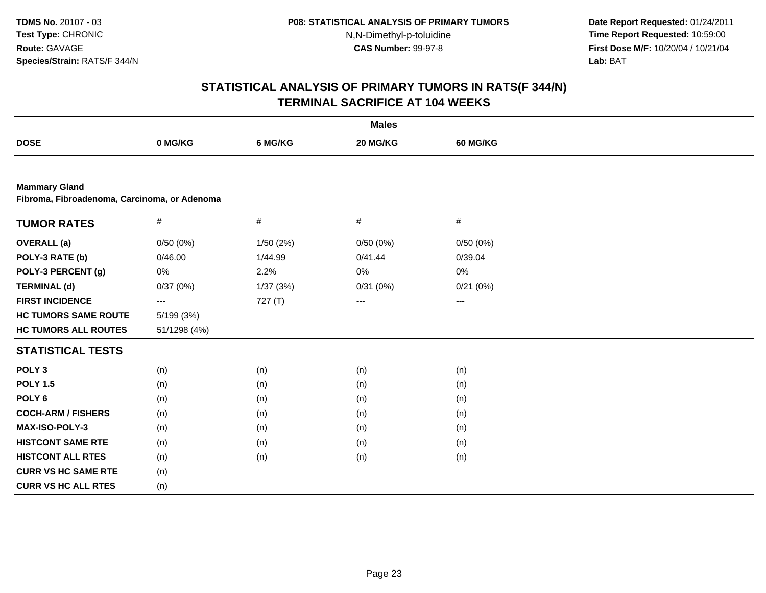**TDMS No.** 20107 - 03
**Test Type:** CHRONIC
**Route:** GAVAGE
**Species/Strain:** RATS/F 344/N

**P08: STATISTICAL ANALYSIS OF PRIMARY TUMORS**
N,N-Dimethyl-p-toluidine
**CAS Number:** 99-97-8

**Date Report Requested:** 01/24/2011
**Time Report Requested:** 10:59:00
**First Dose M/F:** 10/20/04 / 10/21/04
**Lab:** BAT

## STATISTICAL ANALYSIS OF PRIMARY TUMORS IN RATS(F 344/N)
## TERMINAL SACRIFICE AT 104 WEEKS

**Males**

| DOSE | 0 MG/KG | 6 MG/KG | 20 MG/KG | 60 MG/KG |
|---|---|---|---|---|

**Mammary Gland**
**Fibroma, Fibroadenoma, Carcinoma, or Adenoma**

| TUMOR RATES | # | # | # | # |
|---|---|---|---|---|
| **OVERALL (a)** | 0/50 (0%) | 1/50 (2%) | 0/50 (0%) | 0/50 (0%) |
| **POLY-3 RATE (b)** | 0/46.00 | 1/44.99 | 0/41.44 | 0/39.04 |
| **POLY-3 PERCENT (g)** | 0% | 2.2% | 0% | 0% |
| **TERMINAL (d)** | 0/37 (0%) | 1/37 (3%) | 0/31 (0%) | 0/21 (0%) |
| **FIRST INCIDENCE** | --- | 727 (T) | --- | --- |
| **HC TUMORS SAME ROUTE** | 5/199 (3%) | | | |
| **HC TUMORS ALL ROUTES** | 51/1298 (4%) | | | |
| **STATISTICAL TESTS** | | | | |
| **POLY 3** | (n) | (n) | (n) | (n) |
| **POLY 1.5** | (n) | (n) | (n) | (n) |
| **POLY 6** | (n) | (n) | (n) | (n) |
| **COCH-ARM / FISHERS** | (n) | (n) | (n) | (n) |
| **MAX-ISO-POLY-3** | (n) | (n) | (n) | (n) |
| **HISTCONT SAME RTE** | (n) | (n) | (n) | (n) |
| **HISTCONT ALL RTES** | (n) | (n) | (n) | (n) |
| **CURR VS HC SAME RTE** | (n) | | | |
| **CURR VS HC ALL RTES** | (n) | | | |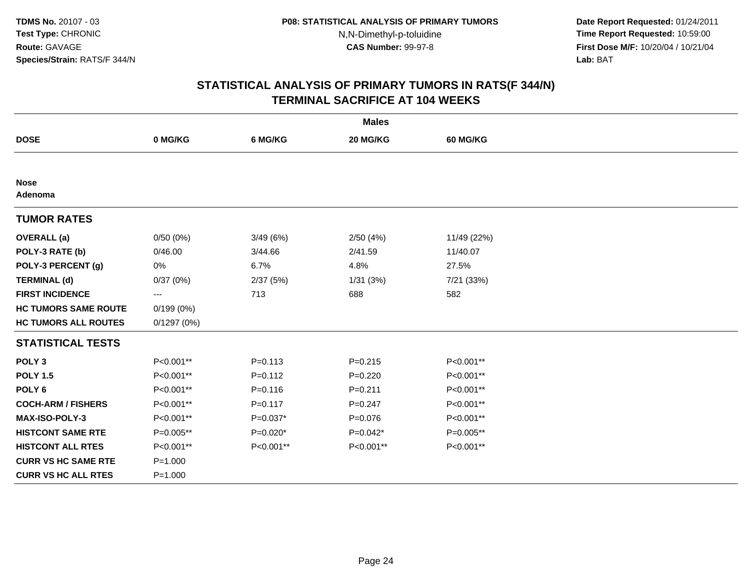**TDMS No.** 20107 - 03
**Test Type:** CHRONIC
**Route:** GAVAGE
**Species/Strain:** RATS/F 344/N

**P08: STATISTICAL ANALYSIS OF PRIMARY TUMORS**
N,N-Dimethyl-p-toluidine
**CAS Number:** 99-97-8

**Date Report Requested:** 01/24/2011
**Time Report Requested:** 10:59:00
**First Dose M/F:** 10/20/04 / 10/21/04
**Lab:** BAT

## STATISTICAL ANALYSIS OF PRIMARY TUMORS IN RATS(F 344/N)
## TERMINAL SACRIFICE AT 104 WEEKS

| | Males | | | |
|---|---|---|---|---|
| **DOSE** | **0 MG/KG** | **6 MG/KG** | **20 MG/KG** | **60 MG/KG** |
| **Nose** | | | | |
| **Adenoma** | | | | |
| **TUMOR RATES** | | | | |
| **OVERALL (a)** | 0/50 (0%) | 3/49 (6%) | 2/50 (4%) | 11/49 (22%) |
| **POLY-3 RATE (b)** | 0/46.00 | 3/44.66 | 2/41.59 | 11/40.07 |
| **POLY-3 PERCENT (g)** | 0% | 6.7% | 4.8% | 27.5% |
| **TERMINAL (d)** | 0/37 (0%) | 2/37 (5%) | 1/31 (3%) | 7/21 (33%) |
| **FIRST INCIDENCE** | --- | 713 | 688 | 582 |
| **HC TUMORS SAME ROUTE** | 0/199 (0%) | | | |
| **HC TUMORS ALL ROUTES** | 0/1297 (0%) | | | |
| **STATISTICAL TESTS** | | | | |
| **POLY 3** | P<0.001** | P=0.113 | P=0.215 | P<0.001** |
| **POLY 1.5** | P<0.001** | P=0.112 | P=0.220 | P<0.001** |
| **POLY 6** | P<0.001** | P=0.116 | P=0.211 | P<0.001** |
| **COCH-ARM / FISHERS** | P<0.001** | P=0.117 | P=0.247 | P<0.001** |
| **MAX-ISO-POLY-3** | P<0.001** | P=0.037* | P=0.076 | P<0.001** |
| **HISTCONT SAME RTE** | P=0.005** | P=0.020* | P=0.042* | P=0.005** |
| **HISTCONT ALL RTES** | P<0.001** | P<0.001** | P<0.001** | P<0.001** |
| **CURR VS HC SAME RTE** | P=1.000 | | | |
| **CURR VS HC ALL RTES** | P=1.000 | | | |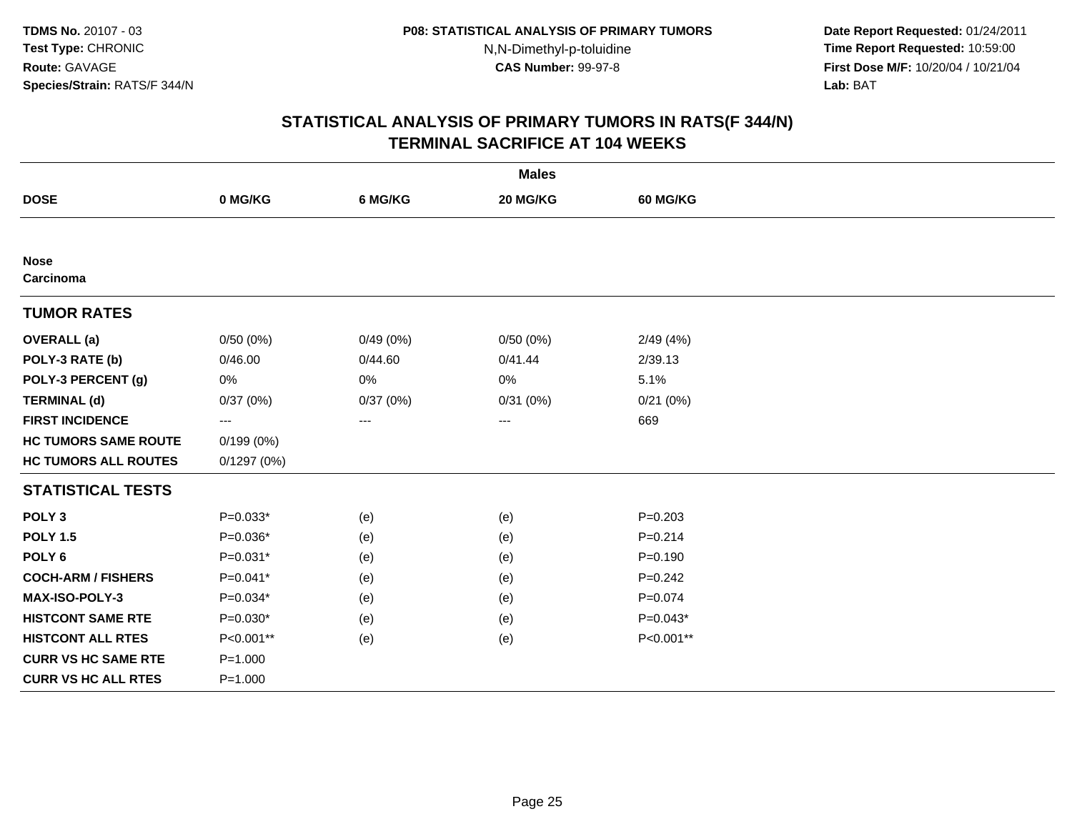**TDMS No.** 20107 - 03
**Test Type:** CHRONIC
**Route:** GAVAGE
**Species/Strain:** RATS/F 344/N

**P08: STATISTICAL ANALYSIS OF PRIMARY TUMORS**
N,N-Dimethyl-p-toluidine
**CAS Number:** 99-97-8

**Date Report Requested:** 01/24/2011
**Time Report Requested:** 10:59:00
**First Dose M/F:** 10/20/04 / 10/21/04
**Lab:** BAT

## STATISTICAL ANALYSIS OF PRIMARY TUMORS IN RATS(F 344/N) TERMINAL SACRIFICE AT 104 WEEKS

| | Males | | | |
|---|---|---|---|---|
| **DOSE** | **0 MG/KG** | **6 MG/KG** | **20 MG/KG** | **60 MG/KG** |
| **Nose** | | | | |
| **Carcinoma** | | | | |
| **TUMOR RATES** | | | | |
| **OVERALL (a)** | 0/50 (0%) | 0/49 (0%) | 0/50 (0%) | 2/49 (4%) |
| **POLY-3 RATE (b)** | 0/46.00 | 0/44.60 | 0/41.44 | 2/39.13 |
| **POLY-3 PERCENT (g)** | 0% | 0% | 0% | 5.1% |
| **TERMINAL (d)** | 0/37 (0%) | 0/37 (0%) | 0/31 (0%) | 0/21 (0%) |
| **FIRST INCIDENCE** | --- | --- | --- | 669 |
| **HC TUMORS SAME ROUTE** | 0/199 (0%) | | | |
| **HC TUMORS ALL ROUTES** | 0/1297 (0%) | | | |
| **STATISTICAL TESTS** | | | | |
| **POLY 3** | P=0.033* | (e) | (e) | P=0.203 |
| **POLY 1.5** | P=0.036* | (e) | (e) | P=0.214 |
| **POLY 6** | P=0.031* | (e) | (e) | P=0.190 |
| **COCH-ARM / FISHERS** | P=0.041* | (e) | (e) | P=0.242 |
| **MAX-ISO-POLY-3** | P=0.034* | (e) | (e) | P=0.074 |
| **HISTCONT SAME RTE** | P=0.030* | (e) | (e) | P=0.043* |
| **HISTCONT ALL RTES** | P<0.001** | (e) | (e) | P<0.001** |
| **CURR VS HC SAME RTE** | P=1.000 | | | |
| **CURR VS HC ALL RTES** | P=1.000 | | | |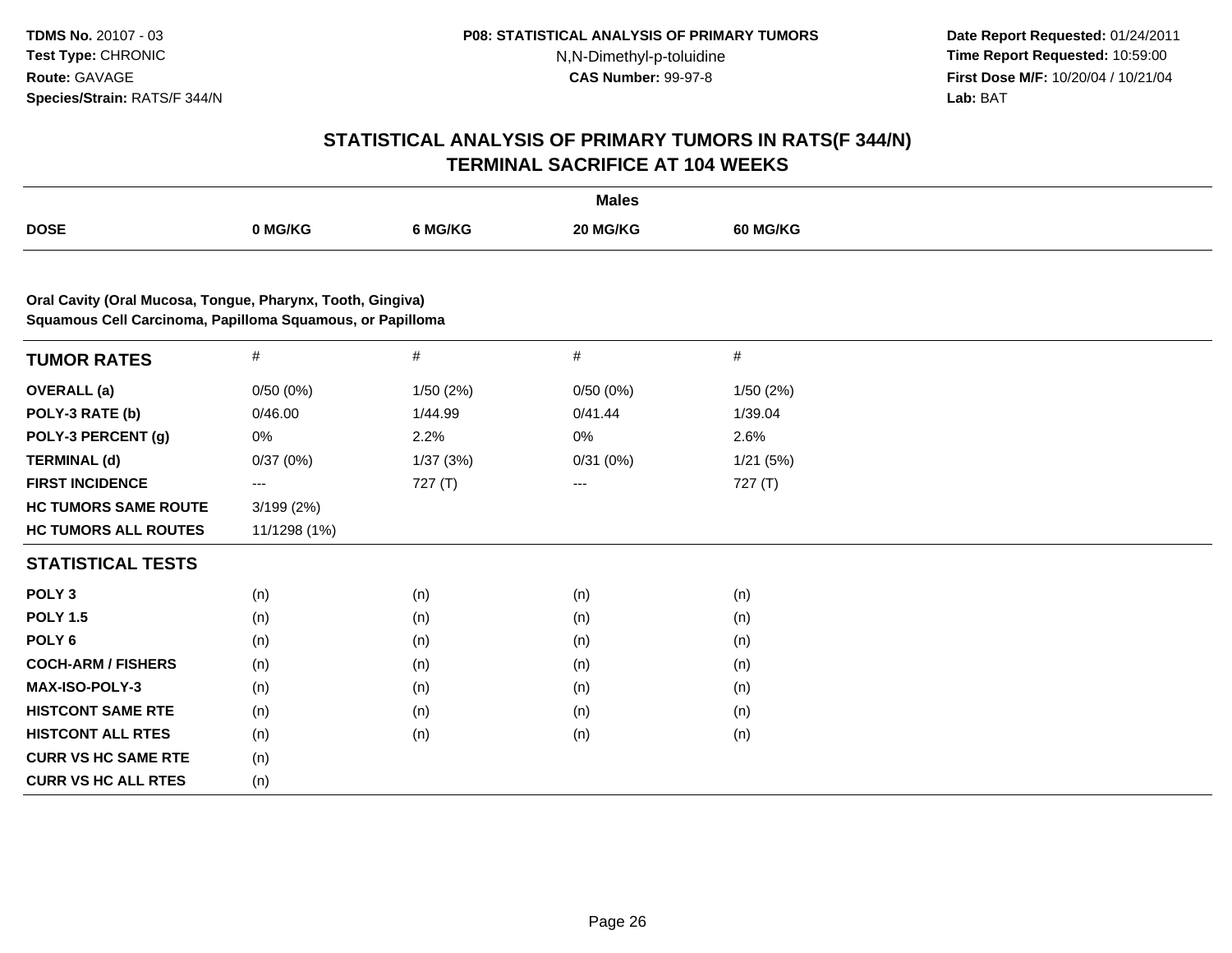**TDMS No.** 20107 - 03
**Test Type:** CHRONIC
**Route:** GAVAGE
**Species/Strain:** RATS/F 344/N

**P08: STATISTICAL ANALYSIS OF PRIMARY TUMORS**
N,N-Dimethyl-p-toluidine
**CAS Number:** 99-97-8

**Date Report Requested:** 01/24/2011
**Time Report Requested:** 10:59:00
**First Dose M/F:** 10/20/04 / 10/21/04
**Lab:** BAT

# STATISTICAL ANALYSIS OF PRIMARY TUMORS IN RATS(F 344/N) TERMINAL SACRIFICE AT 104 WEEKS

| | Males | | | |
|---|---|---|---|---|
| **DOSE** | **0 MG/KG** | **6 MG/KG** | **20 MG/KG** | **60 MG/KG** |

**Oral Cavity (Oral Mucosa, Tongue, Pharynx, Tooth, Gingiva)**
**Squamous Cell Carcinoma, Papilloma Squamous, or Papilloma**

| **TUMOR RATES** | # | # | # | # |
|---|---|---|---|---|
| **OVERALL (a)** | 0/50 (0%) | 1/50 (2%) | 0/50 (0%) | 1/50 (2%) |
| **POLY-3 RATE (b)** | 0/46.00 | 1/44.99 | 0/41.44 | 1/39.04 |
| **POLY-3 PERCENT (g)** | 0% | 2.2% | 0% | 2.6% |
| **TERMINAL (d)** | 0/37 (0%) | 1/37 (3%) | 0/31 (0%) | 1/21 (5%) |
| **FIRST INCIDENCE** | --- | 727 (T) | --- | 727 (T) |
| **HC TUMORS SAME ROUTE** | 3/199 (2%) | | | |
| **HC TUMORS ALL ROUTES** | 11/1298 (1%) | | | |

| **STATISTICAL TESTS** | | | | |
|---|---|---|---|---|
| **POLY 3** | (n) | (n) | (n) | (n) |
| **POLY 1.5** | (n) | (n) | (n) | (n) |
| **POLY 6** | (n) | (n) | (n) | (n) |
| **COCH-ARM / FISHERS** | (n) | (n) | (n) | (n) |
| **MAX-ISO-POLY-3** | (n) | (n) | (n) | (n) |
| **HISTCONT SAME RTE** | (n) | (n) | (n) | (n) |
| **HISTCONT ALL RTES** | (n) | (n) | (n) | (n) |
| **CURR VS HC SAME RTE** | (n) | | | |
| **CURR VS HC ALL RTES** | (n) | | | |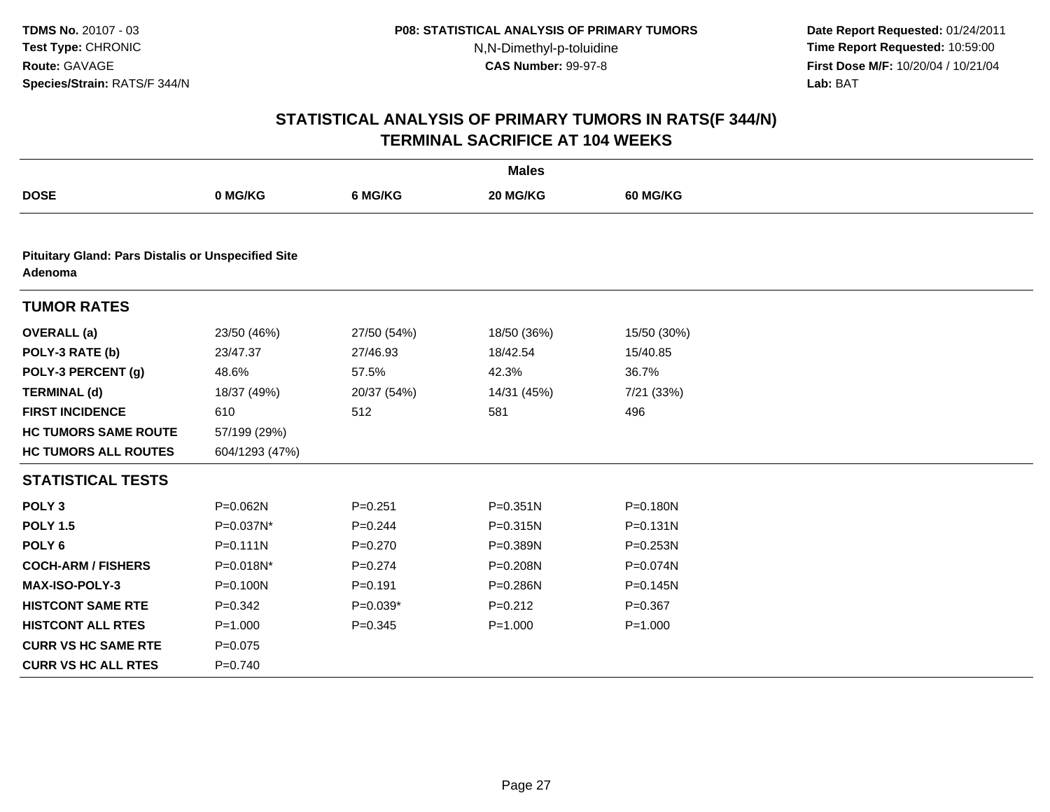**TDMS No.** 20107 - 03
**Test Type:** CHRONIC
**Route:** GAVAGE
**Species/Strain:** RATS/F 344/N

**P08: STATISTICAL ANALYSIS OF PRIMARY TUMORS**
N,N-Dimethyl-p-toluidine
**CAS Number:** 99-97-8

**Date Report Requested:** 01/24/2011
**Time Report Requested:** 10:59:00
**First Dose M/F:** 10/20/04 / 10/21/04
**Lab:** BAT

## STATISTICAL ANALYSIS OF PRIMARY TUMORS IN RATS(F 344/N) TERMINAL SACRIFICE AT 104 WEEKS

| | Males | | | |
|---|---|---|---|---|
| **DOSE** | **0 MG/KG** | **6 MG/KG** | **20 MG/KG** | **60 MG/KG** |
| **Pituitary Gland: Pars Distalis or Unspecified Site Adenoma** | | | | |
| **TUMOR RATES** | | | | |
| **OVERALL (a)** | 23/50 (46%) | 27/50 (54%) | 18/50 (36%) | 15/50 (30%) |
| **POLY-3 RATE (b)** | 23/47.37 | 27/46.93 | 18/42.54 | 15/40.85 |
| **POLY-3 PERCENT (g)** | 48.6% | 57.5% | 42.3% | 36.7% |
| **TERMINAL (d)** | 18/37 (49%) | 20/37 (54%) | 14/31 (45%) | 7/21 (33%) |
| **FIRST INCIDENCE** | 610 | 512 | 581 | 496 |
| **HC TUMORS SAME ROUTE** | 57/199 (29%) | | | |
| **HC TUMORS ALL ROUTES** | 604/1293 (47%) | | | |
| **STATISTICAL TESTS** | | | | |
| **POLY 3** | P=0.062N | P=0.251 | P=0.351N | P=0.180N |
| **POLY 1.5** | P=0.037N* | P=0.244 | P=0.315N | P=0.131N |
| **POLY 6** | P=0.111N | P=0.270 | P=0.389N | P=0.253N |
| **COCH-ARM / FISHERS** | P=0.018N* | P=0.274 | P=0.208N | P=0.074N |
| **MAX-ISO-POLY-3** | P=0.100N | P=0.191 | P=0.286N | P=0.145N |
| **HISTCONT SAME RTE** | P=0.342 | P=0.039* | P=0.212 | P=0.367 |
| **HISTCONT ALL RTES** | P=1.000 | P=0.345 | P=1.000 | P=1.000 |
| **CURR VS HC SAME RTE** | P=0.075 | | | |
| **CURR VS HC ALL RTES** | P=0.740 | | | |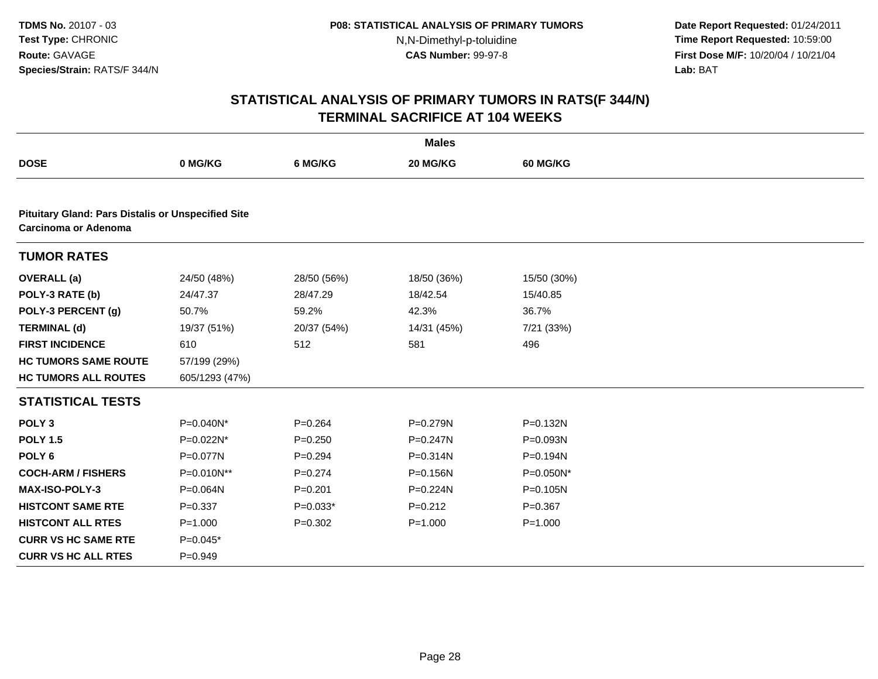TDMS No. 20107 - 03
Test Type: CHRONIC
Route: GAVAGE
Species/Strain: RATS/F 344/N

P08: STATISTICAL ANALYSIS OF PRIMARY TUMORS
N,N-Dimethyl-p-toluidine
CAS Number: 99-97-8

Date Report Requested: 01/24/2011
Time Report Requested: 10:59:00
First Dose M/F: 10/20/04 / 10/21/04
Lab: BAT

## STATISTICAL ANALYSIS OF PRIMARY TUMORS IN RATS(F 344/N)
## TERMINAL SACRIFICE AT 104 WEEKS

| | Males | | | |
|---|---|---|---|---|
| **DOSE** | **0 MG/KG** | **6 MG/KG** | **20 MG/KG** | **60 MG/KG** |
| **Pituitary Gland: Pars Distalis or Unspecified Site Carcinoma or Adenoma** | | | | |
| **TUMOR RATES** | | | | |
| **OVERALL (a)** | 24/50 (48%) | 28/50 (56%) | 18/50 (36%) | 15/50 (30%) |
| **POLY-3 RATE (b)** | 24/47.37 | 28/47.29 | 18/42.54 | 15/40.85 |
| **POLY-3 PERCENT (g)** | 50.7% | 59.2% | 42.3% | 36.7% |
| **TERMINAL (d)** | 19/37 (51%) | 20/37 (54%) | 14/31 (45%) | 7/21 (33%) |
| **FIRST INCIDENCE** | 610 | 512 | 581 | 496 |
| **HC TUMORS SAME ROUTE** | 57/199 (29%) | | | |
| **HC TUMORS ALL ROUTES** | 605/1293 (47%) | | | |
| **STATISTICAL TESTS** | | | | |
| **POLY 3** | P=0.040N* | P=0.264 | P=0.279N | P=0.132N |
| **POLY 1.5** | P=0.022N* | P=0.250 | P=0.247N | P=0.093N |
| **POLY 6** | P=0.077N | P=0.294 | P=0.314N | P=0.194N |
| **COCH-ARM / FISHERS** | P=0.010N** | P=0.274 | P=0.156N | P=0.050N* |
| **MAX-ISO-POLY-3** | P=0.064N | P=0.201 | P=0.224N | P=0.105N |
| **HISTCONT SAME RTE** | P=0.337 | P=0.033* | P=0.212 | P=0.367 |
| **HISTCONT ALL RTES** | P=1.000 | P=0.302 | P=1.000 | P=1.000 |
| **CURR VS HC SAME RTE** | P=0.045* | | | |
| **CURR VS HC ALL RTES** | P=0.949 | | | |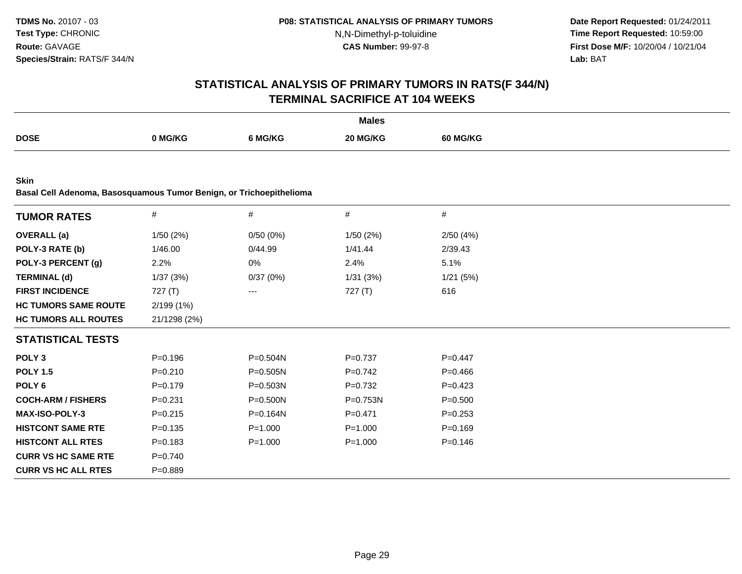**TDMS No.** 20107 - 03
**Test Type:** CHRONIC
**Route:** GAVAGE
**Species/Strain:** RATS/F 344/N

**P08: STATISTICAL ANALYSIS OF PRIMARY TUMORS**
N,N-Dimethyl-p-toluidine
**CAS Number:** 99-97-8

**Date Report Requested:** 01/24/2011
**Time Report Requested:** 10:59:00
**First Dose M/F:** 10/20/04 / 10/21/04
**Lab:** BAT

## STATISTICAL ANALYSIS OF PRIMARY TUMORS IN RATS(F 344/N)
## TERMINAL SACRIFICE AT 104 WEEKS

| | Males | | | |
|---|---|---|---|---|
| **DOSE** | **0 MG/KG** | **6 MG/KG** | **20 MG/KG** | **60 MG/KG** |

**Skin**
**Basal Cell Adenoma, Basosquamous Tumor Benign, or Trichoepithelioma**

| **TUMOR RATES** | # | # | # | # |
|---|---|---|---|---|
| **OVERALL (a)** | 1/50 (2%) | 0/50 (0%) | 1/50 (2%) | 2/50 (4%) |
| **POLY-3 RATE (b)** | 1/46.00 | 0/44.99 | 1/41.44 | 2/39.43 |
| **POLY-3 PERCENT (g)** | 2.2% | 0% | 2.4% | 5.1% |
| **TERMINAL (d)** | 1/37 (3%) | 0/37 (0%) | 1/31 (3%) | 1/21 (5%) |
| **FIRST INCIDENCE** | 727 (T) | --- | 727 (T) | 616 |
| **HC TUMORS SAME ROUTE** | 2/199 (1%) | | | |
| **HC TUMORS ALL ROUTES** | 21/1298 (2%) | | | |
| **STATISTICAL TESTS** | | | | |
| **POLY 3** | P=0.196 | P=0.504N | P=0.737 | P=0.447 |
| **POLY 1.5** | P=0.210 | P=0.505N | P=0.742 | P=0.466 |
| **POLY 6** | P=0.179 | P=0.503N | P=0.732 | P=0.423 |
| **COCH-ARM / FISHERS** | P=0.231 | P=0.500N | P=0.753N | P=0.500 |
| **MAX-ISO-POLY-3** | P=0.215 | P=0.164N | P=0.471 | P=0.253 |
| **HISTCONT SAME RTE** | P=0.135 | P=1.000 | P=1.000 | P=0.169 |
| **HISTCONT ALL RTES** | P=0.183 | P=1.000 | P=1.000 | P=0.146 |
| **CURR VS HC SAME RTE** | P=0.740 | | | |
| **CURR VS HC ALL RTES** | P=0.889 | | | |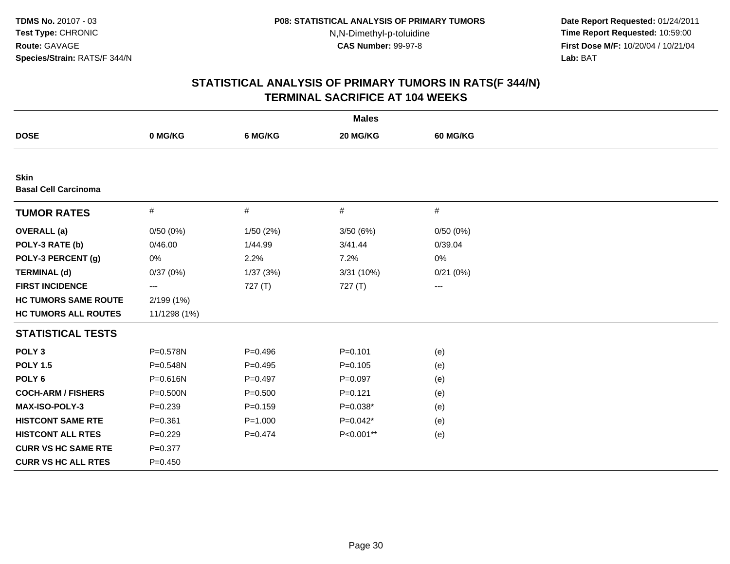TDMS No. 20107 - 03
Test Type: CHRONIC
Route: GAVAGE
Species/Strain: RATS/F 344/N

P08: STATISTICAL ANALYSIS OF PRIMARY TUMORS
N,N-Dimethyl-p-toluidine
CAS Number: 99-97-8

Date Report Requested: 01/24/2011
Time Report Requested: 10:59:00
First Dose M/F: 10/20/04 / 10/21/04
Lab: BAT

## STATISTICAL ANALYSIS OF PRIMARY TUMORS IN RATS(F 344/N)
## TERMINAL SACRIFICE AT 104 WEEKS

| Males | | | | |
|---|---|---|---|---|
| **DOSE** | **0 MG/KG** | **6 MG/KG** | **20 MG/KG** | **60 MG/KG** |
| **Skin** | | | | |
| **Basal Cell Carcinoma** | | | | |
| **TUMOR RATES** | # | # | # | # |
| **OVERALL (a)** | 0/50 (0%) | 1/50 (2%) | 3/50 (6%) | 0/50 (0%) |
| **POLY-3 RATE (b)** | 0/46.00 | 1/44.99 | 3/41.44 | 0/39.04 |
| **POLY-3 PERCENT (g)** | 0% | 2.2% | 7.2% | 0% |
| **TERMINAL (d)** | 0/37 (0%) | 1/37 (3%) | 3/31 (10%) | 0/21 (0%) |
| **FIRST INCIDENCE** | --- | 727 (T) | 727 (T) | --- |
| **HC TUMORS SAME ROUTE** | 2/199 (1%) | | | |
| **HC TUMORS ALL ROUTES** | 11/1298 (1%) | | | |
| **STATISTICAL TESTS** | | | | |
| **POLY 3** | P=0.578N | P=0.496 | P=0.101 | (e) |
| **POLY 1.5** | P=0.548N | P=0.495 | P=0.105 | (e) |
| **POLY 6** | P=0.616N | P=0.497 | P=0.097 | (e) |
| **COCH-ARM / FISHERS** | P=0.500N | P=0.500 | P=0.121 | (e) |
| **MAX-ISO-POLY-3** | P=0.239 | P=0.159 | P=0.038* | (e) |
| **HISTCONT SAME RTE** | P=0.361 | P=1.000 | P=0.042* | (e) |
| **HISTCONT ALL RTES** | P=0.229 | P=0.474 | P<0.001** | (e) |
| **CURR VS HC SAME RTE** | P=0.377 | | | |
| **CURR VS HC ALL RTES** | P=0.450 | | | |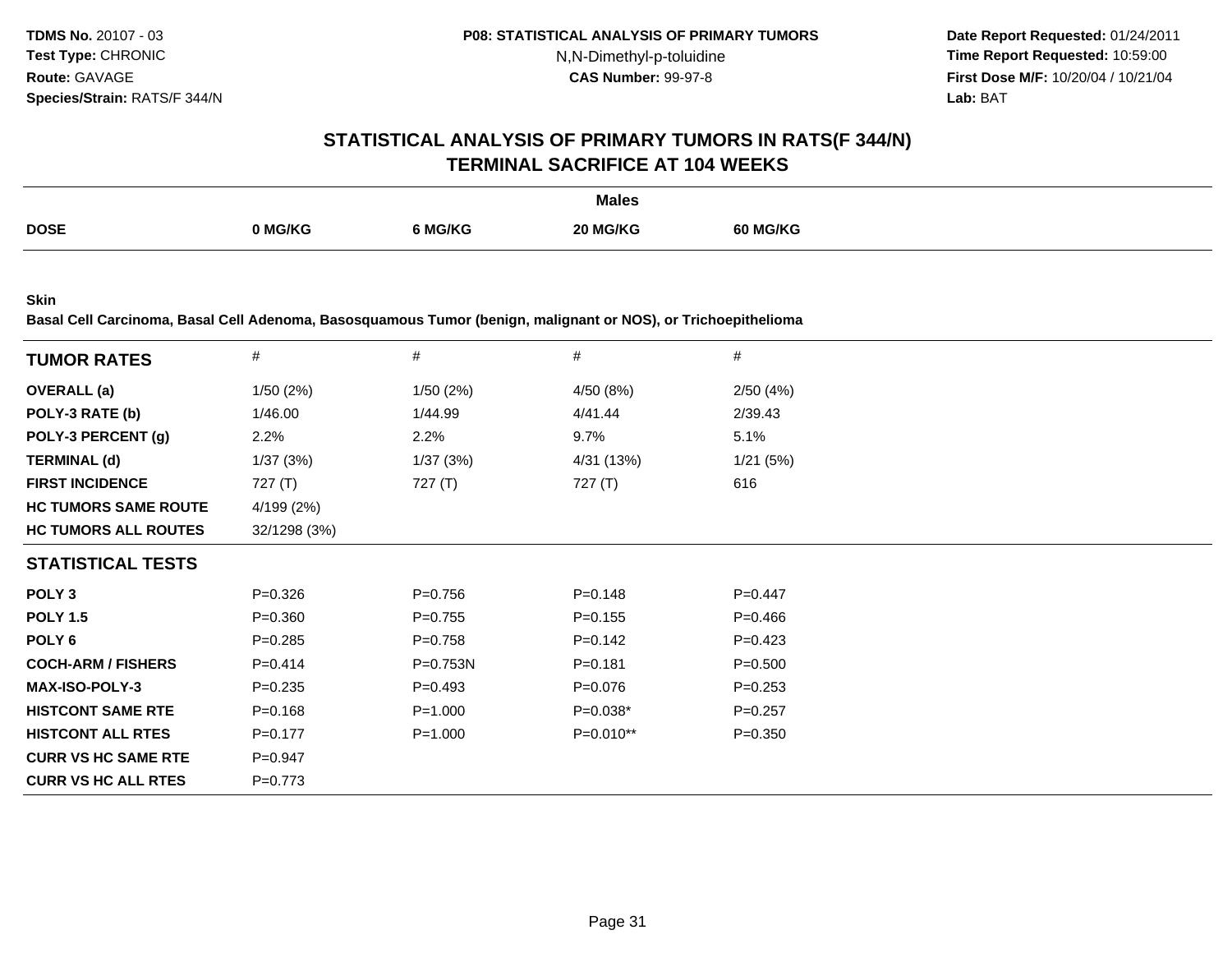**TDMS No.** 20107 - 03
**Test Type:** CHRONIC
**Route:** GAVAGE
**Species/Strain:** RATS/F 344/N

**P08: STATISTICAL ANALYSIS OF PRIMARY TUMORS**
N,N-Dimethyl-p-toluidine
**CAS Number:** 99-97-8

**Date Report Requested:** 01/24/2011
**Time Report Requested:** 10:59:00
**First Dose M/F:** 10/20/04 / 10/21/04
**Lab:** BAT

# STATISTICAL ANALYSIS OF PRIMARY TUMORS IN RATS(F 344/N)
## TERMINAL SACRIFICE AT 104 WEEKS

**Males**

| DOSE | 0 MG/KG | 6 MG/KG | 20 MG/KG | 60 MG/KG |
|---|---|---|---|---|

**Skin**
**Basal Cell Carcinoma, Basal Cell Adenoma, Basosquamous Tumor (benign, malignant or NOS), or Trichoepithelioma**

| TUMOR RATES | # | # | # | # |
|---|---|---|---|---|
| **OVERALL (a)** | 1/50 (2%) | 1/50 (2%) | 4/50 (8%) | 2/50 (4%) |
| **POLY-3 RATE (b)** | 1/46.00 | 1/44.99 | 4/41.44 | 2/39.43 |
| **POLY-3 PERCENT (g)** | 2.2% | 2.2% | 9.7% | 5.1% |
| **TERMINAL (d)** | 1/37 (3%) | 1/37 (3%) | 4/31 (13%) | 1/21 (5%) |
| **FIRST INCIDENCE** | 727 (T) | 727 (T) | 727 (T) | 616 |
| **HC TUMORS SAME ROUTE** | 4/199 (2%) | | | |
| **HC TUMORS ALL ROUTES** | 32/1298 (3%) | | | |
| **STATISTICAL TESTS** | | | | |
| **POLY 3** | P=0.326 | P=0.756 | P=0.148 | P=0.447 |
| **POLY 1.5** | P=0.360 | P=0.755 | P=0.155 | P=0.466 |
| **POLY 6** | P=0.285 | P=0.758 | P=0.142 | P=0.423 |
| **COCH-ARM / FISHERS** | P=0.414 | P=0.753N | P=0.181 | P=0.500 |
| **MAX-ISO-POLY-3** | P=0.235 | P=0.493 | P=0.076 | P=0.253 |
| **HISTCONT SAME RTE** | P=0.168 | P=1.000 | P=0.038* | P=0.257 |
| **HISTCONT ALL RTES** | P=0.177 | P=1.000 | P=0.010** | P=0.350 |
| **CURR VS HC SAME RTE** | P=0.947 | | | |
| **CURR VS HC ALL RTES** | P=0.773 | | | |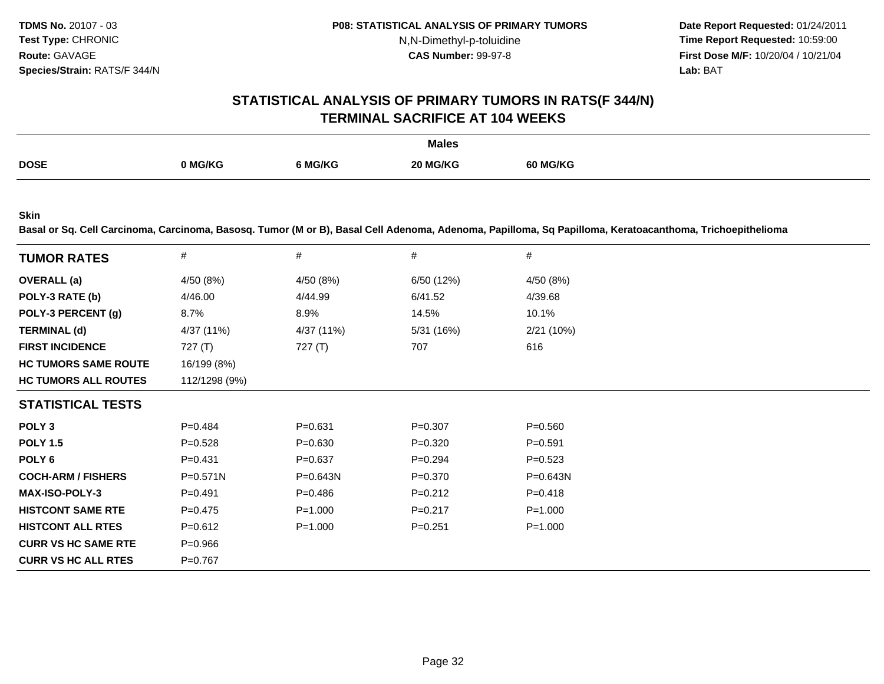**TDMS No.** 20107 - 03
**Test Type:** CHRONIC
**Route:** GAVAGE
**Species/Strain:** RATS/F 344/N

**P08: STATISTICAL ANALYSIS OF PRIMARY TUMORS**
N,N-Dimethyl-p-toluidine
**CAS Number:** 99-97-8

**Date Report Requested:** 01/24/2011
**Time Report Requested:** 10:59:00
**First Dose M/F:** 10/20/04 / 10/21/04
**Lab:** BAT

## STATISTICAL ANALYSIS OF PRIMARY TUMORS IN RATS(F 344/N)
## TERMINAL SACRIFICE AT 104 WEEKS

| | Males | | | |
|---|---|---|---|---|
| **DOSE** | **0 MG/KG** | **6 MG/KG** | **20 MG/KG** | **60 MG/KG** |

**Skin**

**Basal or Sq. Cell Carcinoma, Carcinoma, Basosq. Tumor (M or B), Basal Cell Adenoma, Adenoma, Papilloma, Sq Papilloma, Keratoacanthoma, Trichoepithelioma**

| **TUMOR RATES** | # | # | # | # |
|---|---|---|---|---|
| **OVERALL (a)** | 4/50 (8%) | 4/50 (8%) | 6/50 (12%) | 4/50 (8%) |
| **POLY-3 RATE (b)** | 4/46.00 | 4/44.99 | 6/41.52 | 4/39.68 |
| **POLY-3 PERCENT (g)** | 8.7% | 8.9% | 14.5% | 10.1% |
| **TERMINAL (d)** | 4/37 (11%) | 4/37 (11%) | 5/31 (16%) | 2/21 (10%) |
| **FIRST INCIDENCE** | 727 (T) | 727 (T) | 707 | 616 |
| **HC TUMORS SAME ROUTE** | 16/199 (8%) | | | |
| **HC TUMORS ALL ROUTES** | 112/1298 (9%) | | | |
| **STATISTICAL TESTS** | | | | |
| **POLY 3** | P=0.484 | P=0.631 | P=0.307 | P=0.560 |
| **POLY 1.5** | P=0.528 | P=0.630 | P=0.320 | P=0.591 |
| **POLY 6** | P=0.431 | P=0.637 | P=0.294 | P=0.523 |
| **COCH-ARM / FISHERS** | P=0.571N | P=0.643N | P=0.370 | P=0.643N |
| **MAX-ISO-POLY-3** | P=0.491 | P=0.486 | P=0.212 | P=0.418 |
| **HISTCONT SAME RTE** | P=0.475 | P=1.000 | P=0.217 | P=1.000 |
| **HISTCONT ALL RTES** | P=0.612 | P=1.000 | P=0.251 | P=1.000 |
| **CURR VS HC SAME RTE** | P=0.966 | | | |
| **CURR VS HC ALL RTES** | P=0.767 | | | |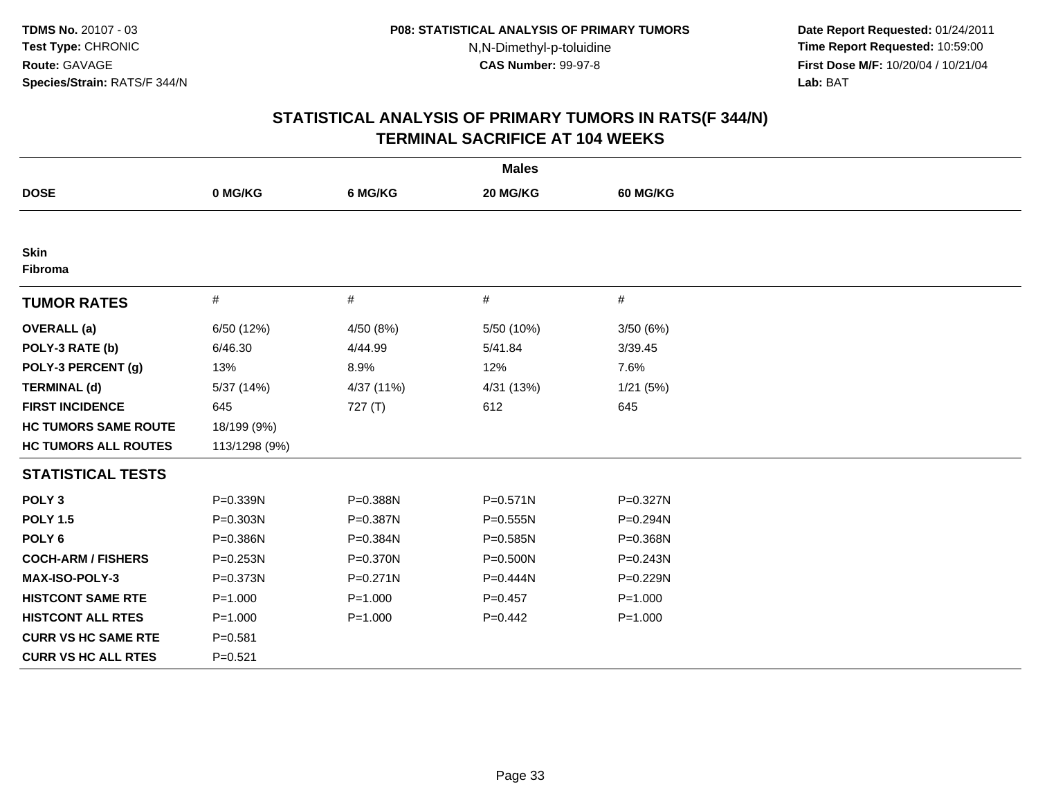**TDMS No.** 20107 - 03
**Test Type:** CHRONIC
**Route:** GAVAGE
**Species/Strain:** RATS/F 344/N

**P08: STATISTICAL ANALYSIS OF PRIMARY TUMORS**
N,N-Dimethyl-p-toluidine
**CAS Number:** 99-97-8

**Date Report Requested:** 01/24/2011
**Time Report Requested:** 10:59:00
**First Dose M/F:** 10/20/04 / 10/21/04
**Lab:** BAT

## STATISTICAL ANALYSIS OF PRIMARY TUMORS IN RATS(F 344/N) TERMINAL SACRIFICE AT 104 WEEKS

| | Males | | | |
|---|---|---|---|---|
| **DOSE** | **0 MG/KG** | **6 MG/KG** | **20 MG/KG** | **60 MG/KG** |
| **Skin** | | | | |
| **Fibroma** | | | | |
| **TUMOR RATES** | # | # | # | # |
| **OVERALL (a)** | 6/50 (12%) | 4/50 (8%) | 5/50 (10%) | 3/50 (6%) |
| **POLY-3 RATE (b)** | 6/46.30 | 4/44.99 | 5/41.84 | 3/39.45 |
| **POLY-3 PERCENT (g)** | 13% | 8.9% | 12% | 7.6% |
| **TERMINAL (d)** | 5/37 (14%) | 4/37 (11%) | 4/31 (13%) | 1/21 (5%) |
| **FIRST INCIDENCE** | 645 | 727 (T) | 612 | 645 |
| **HC TUMORS SAME ROUTE** | 18/199 (9%) | | | |
| **HC TUMORS ALL ROUTES** | 113/1298 (9%) | | | |
| **STATISTICAL TESTS** | | | | |
| **POLY 3** | P=0.339N | P=0.388N | P=0.571N | P=0.327N |
| **POLY 1.5** | P=0.303N | P=0.387N | P=0.555N | P=0.294N |
| **POLY 6** | P=0.386N | P=0.384N | P=0.585N | P=0.368N |
| **COCH-ARM / FISHERS** | P=0.253N | P=0.370N | P=0.500N | P=0.243N |
| **MAX-ISO-POLY-3** | P=0.373N | P=0.271N | P=0.444N | P=0.229N |
| **HISTCONT SAME RTE** | P=1.000 | P=1.000 | P=0.457 | P=1.000 |
| **HISTCONT ALL RTES** | P=1.000 | P=1.000 | P=0.442 | P=1.000 |
| **CURR VS HC SAME RTE** | P=0.581 | | | |
| **CURR VS HC ALL RTES** | P=0.521 | | | |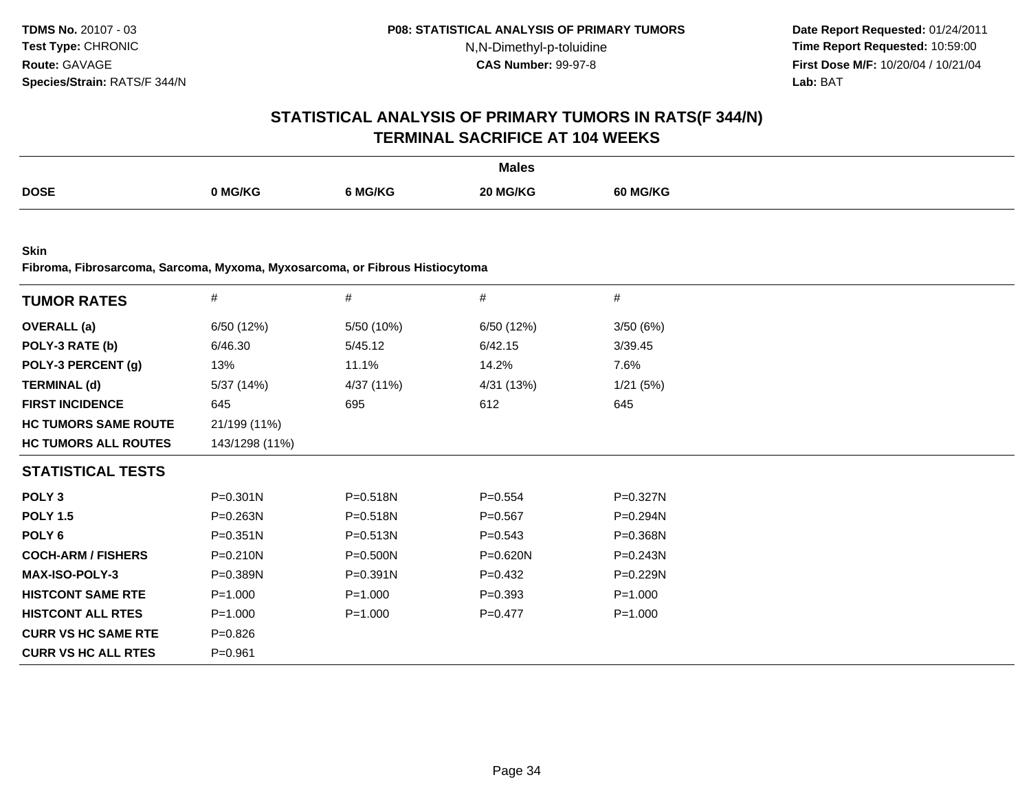**TDMS No.** 20107 - 03
**Test Type:** CHRONIC
**Route:** GAVAGE
**Species/Strain:** RATS/F 344/N

**P08: STATISTICAL ANALYSIS OF PRIMARY TUMORS**
N,N-Dimethyl-p-toluidine
**CAS Number:** 99-97-8

**Date Report Requested:** 01/24/2011
**Time Report Requested:** 10:59:00
**First Dose M/F:** 10/20/04 / 10/21/04
**Lab:** BAT

## STATISTICAL ANALYSIS OF PRIMARY TUMORS IN RATS(F 344/N)
## TERMINAL SACRIFICE AT 104 WEEKS

| | Males | | | |
|---|---|---|---|---|
| **DOSE** | **0 MG/KG** | **6 MG/KG** | **20 MG/KG** | **60 MG/KG** |

**Skin**
**Fibroma, Fibrosarcoma, Sarcoma, Myxoma, Myxosarcoma, or Fibrous Histiocytoma**

| **TUMOR RATES** | # | # | # | # |
|---|---|---|---|---|
| **OVERALL (a)** | 6/50 (12%) | 5/50 (10%) | 6/50 (12%) | 3/50 (6%) |
| **POLY-3 RATE (b)** | 6/46.30 | 5/45.12 | 6/42.15 | 3/39.45 |
| **POLY-3 PERCENT (g)** | 13% | 11.1% | 14.2% | 7.6% |
| **TERMINAL (d)** | 5/37 (14%) | 4/37 (11%) | 4/31 (13%) | 1/21 (5%) |
| **FIRST INCIDENCE** | 645 | 695 | 612 | 645 |
| **HC TUMORS SAME ROUTE** | 21/199 (11%) | | | |
| **HC TUMORS ALL ROUTES** | 143/1298 (11%) | | | |
| **STATISTICAL TESTS** | | | | |
| **POLY 3** | P=0.301N | P=0.518N | P=0.554 | P=0.327N |
| **POLY 1.5** | P=0.263N | P=0.518N | P=0.567 | P=0.294N |
| **POLY 6** | P=0.351N | P=0.513N | P=0.543 | P=0.368N |
| **COCH-ARM / FISHERS** | P=0.210N | P=0.500N | P=0.620N | P=0.243N |
| **MAX-ISO-POLY-3** | P=0.389N | P=0.391N | P=0.432 | P=0.229N |
| **HISTCONT SAME RTE** | P=1.000 | P=1.000 | P=0.393 | P=1.000 |
| **HISTCONT ALL RTES** | P=1.000 | P=1.000 | P=0.477 | P=1.000 |
| **CURR VS HC SAME RTE** | P=0.826 | | | |
| **CURR VS HC ALL RTES** | P=0.961 | | | |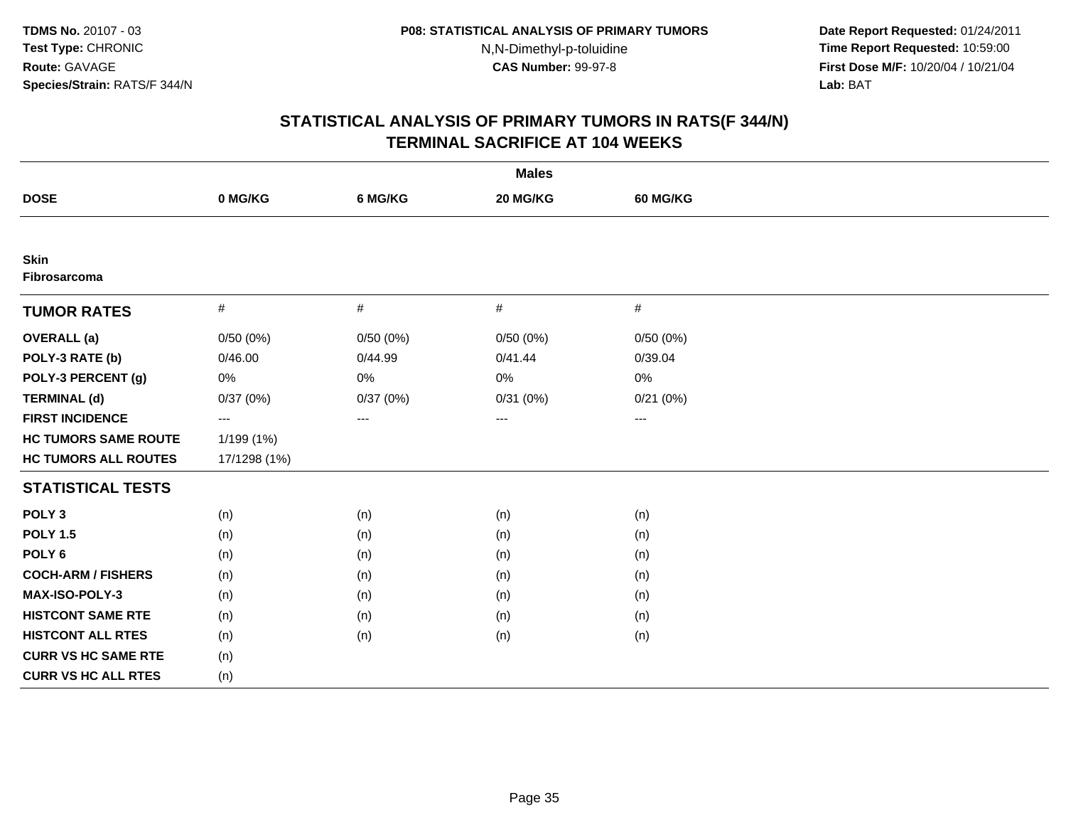**TDMS No.** 20107 - 03
**Test Type:** CHRONIC
**Route:** GAVAGE
**Species/Strain:** RATS/F 344/N

**P08: STATISTICAL ANALYSIS OF PRIMARY TUMORS**
N,N-Dimethyl-p-toluidine
**CAS Number:** 99-97-8

**Date Report Requested:** 01/24/2011
**Time Report Requested:** 10:59:00
**First Dose M/F:** 10/20/04 / 10/21/04
**Lab:** BAT

## STATISTICAL ANALYSIS OF PRIMARY TUMORS IN RATS(F 344/N) TERMINAL SACRIFICE AT 104 WEEKS

| | Males | | | |
|---|---|---|---|---|
| **DOSE** | **0 MG/KG** | **6 MG/KG** | **20 MG/KG** | **60 MG/KG** |
| **Skin** | | | | |
| **Fibrosarcoma** | | | | |
| **TUMOR RATES** | # | # | # | # |
| **OVERALL (a)** | 0/50 (0%) | 0/50 (0%) | 0/50 (0%) | 0/50 (0%) |
| **POLY-3 RATE (b)** | 0/46.00 | 0/44.99 | 0/41.44 | 0/39.04 |
| **POLY-3 PERCENT (g)** | 0% | 0% | 0% | 0% |
| **TERMINAL (d)** | 0/37 (0%) | 0/37 (0%) | 0/31 (0%) | 0/21 (0%) |
| **FIRST INCIDENCE** | --- | --- | --- | --- |
| **HC TUMORS SAME ROUTE** | 1/199 (1%) | | | |
| **HC TUMORS ALL ROUTES** | 17/1298 (1%) | | | |
| **STATISTICAL TESTS** | | | | |
| **POLY 3** | (n) | (n) | (n) | (n) |
| **POLY 1.5** | (n) | (n) | (n) | (n) |
| **POLY 6** | (n) | (n) | (n) | (n) |
| **COCH-ARM / FISHERS** | (n) | (n) | (n) | (n) |
| **MAX-ISO-POLY-3** | (n) | (n) | (n) | (n) |
| **HISTCONT SAME RTE** | (n) | (n) | (n) | (n) |
| **HISTCONT ALL RTES** | (n) | (n) | (n) | (n) |
| **CURR VS HC SAME RTE** | (n) | | | |
| **CURR VS HC ALL RTES** | (n) | | | |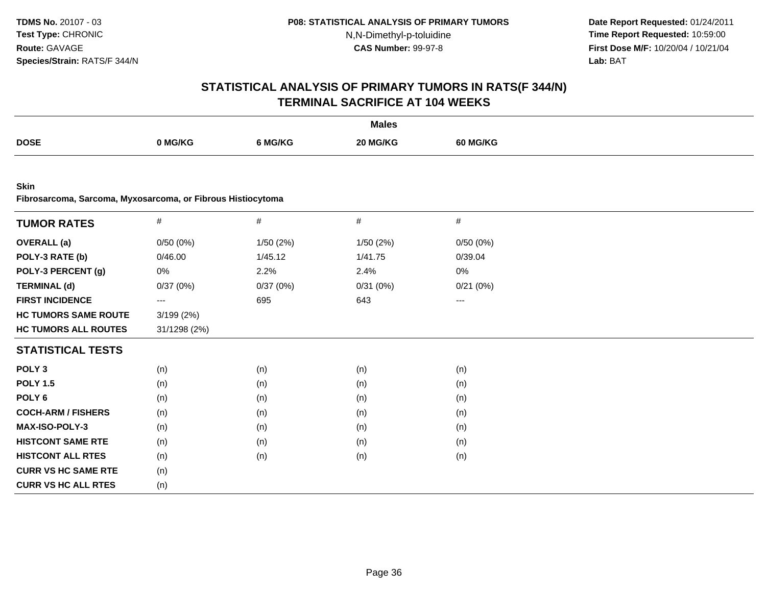**TDMS No.** 20107 - 03
**Test Type:** CHRONIC
**Route:** GAVAGE
**Species/Strain:** RATS/F 344/N

**P08: STATISTICAL ANALYSIS OF PRIMARY TUMORS**
N,N-Dimethyl-p-toluidine
**CAS Number:** 99-97-8

**Date Report Requested:** 01/24/2011
**Time Report Requested:** 10:59:00
**First Dose M/F:** 10/20/04 / 10/21/04
**Lab:** BAT

# STATISTICAL ANALYSIS OF PRIMARY TUMORS IN RATS(F 344/N)
## TERMINAL SACRIFICE AT 104 WEEKS

| | Males | | | |
|---|---|---|---|---|
| **DOSE** | **0 MG/KG** | **6 MG/KG** | **20 MG/KG** | **60 MG/KG** |

**Skin**
**Fibrosarcoma, Sarcoma, Myxosarcoma, or Fibrous Histiocytoma**

| **TUMOR RATES** | # | # | # | # |
|---|---|---|---|---|
| **OVERALL (a)** | 0/50 (0%) | 1/50 (2%) | 1/50 (2%) | 0/50 (0%) |
| **POLY-3 RATE (b)** | 0/46.00 | 1/45.12 | 1/41.75 | 0/39.04 |
| **POLY-3 PERCENT (g)** | 0% | 2.2% | 2.4% | 0% |
| **TERMINAL (d)** | 0/37 (0%) | 0/37 (0%) | 0/31 (0%) | 0/21 (0%) |
| **FIRST INCIDENCE** | --- | 695 | 643 | --- |
| **HC TUMORS SAME ROUTE** | 3/199 (2%) | | | |
| **HC TUMORS ALL ROUTES** | 31/1298 (2%) | | | |
| **STATISTICAL TESTS** | | | | |
| **POLY 3** | (n) | (n) | (n) | (n) |
| **POLY 1.5** | (n) | (n) | (n) | (n) |
| **POLY 6** | (n) | (n) | (n) | (n) |
| **COCH-ARM / FISHERS** | (n) | (n) | (n) | (n) |
| **MAX-ISO-POLY-3** | (n) | (n) | (n) | (n) |
| **HISTCONT SAME RTE** | (n) | (n) | (n) | (n) |
| **HISTCONT ALL RTES** | (n) | (n) | (n) | (n) |
| **CURR VS HC SAME RTE** | (n) | | | |
| **CURR VS HC ALL RTES** | (n) | | | |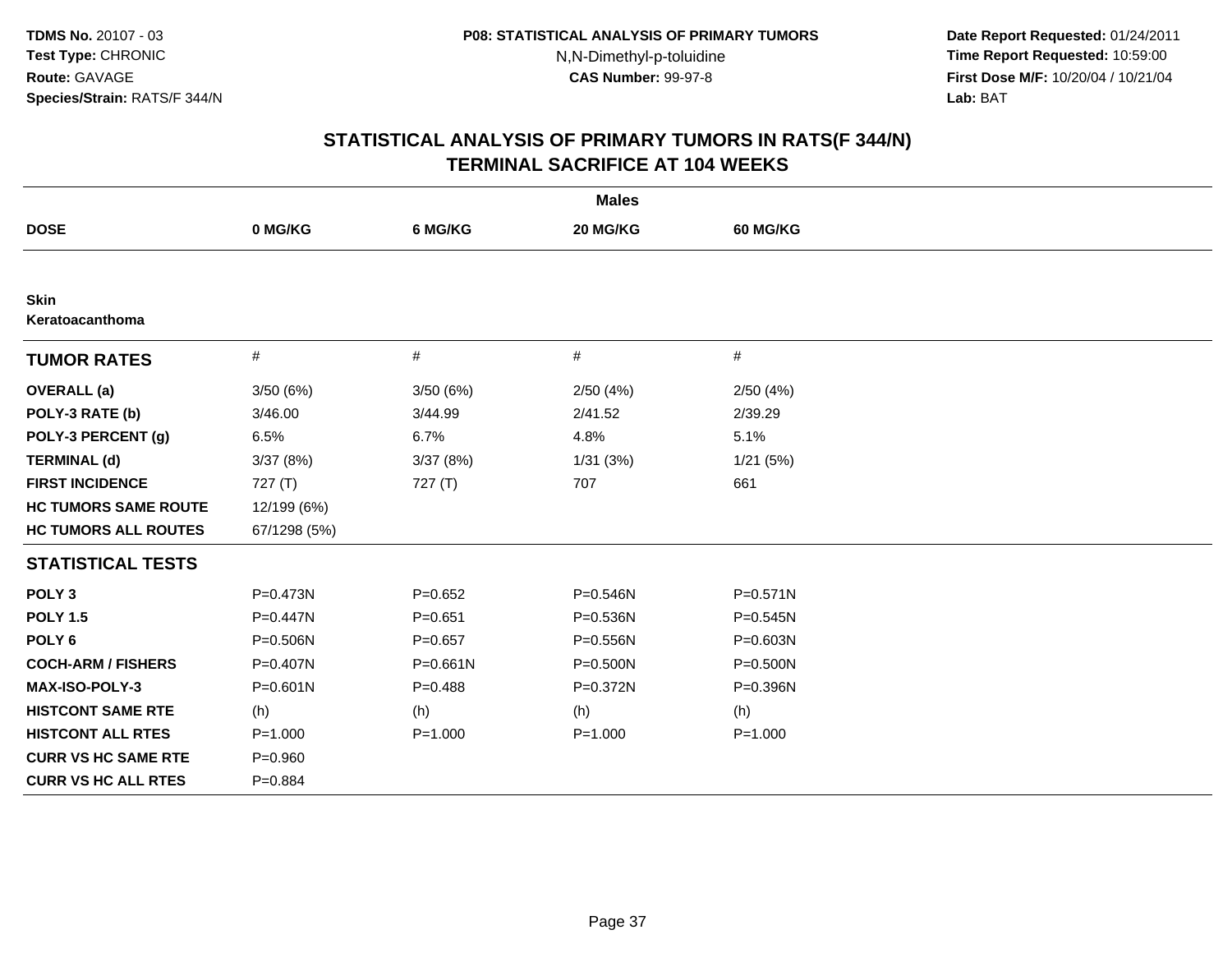**TDMS No.** 20107 - 03
**Test Type:** CHRONIC
**Route:** GAVAGE
**Species/Strain:** RATS/F 344/N

**P08: STATISTICAL ANALYSIS OF PRIMARY TUMORS**
N,N-Dimethyl-p-toluidine
**CAS Number:** 99-97-8

**Date Report Requested:** 01/24/2011
**Time Report Requested:** 10:59:00
**First Dose M/F:** 10/20/04 / 10/21/04
**Lab:** BAT

## STATISTICAL ANALYSIS OF PRIMARY TUMORS IN RATS(F 344/N) TERMINAL SACRIFICE AT 104 WEEKS

| | Males | | | |
|---|---|---|---|---|
| **DOSE** | **0 MG/KG** | **6 MG/KG** | **20 MG/KG** | **60 MG/KG** |
| **Skin Keratoacanthoma** | | | | |
| **TUMOR RATES** | # | # | # | # |
| **OVERALL (a)** | 3/50 (6%) | 3/50 (6%) | 2/50 (4%) | 2/50 (4%) |
| **POLY-3 RATE (b)** | 3/46.00 | 3/44.99 | 2/41.52 | 2/39.29 |
| **POLY-3 PERCENT (g)** | 6.5% | 6.7% | 4.8% | 5.1% |
| **TERMINAL (d)** | 3/37 (8%) | 3/37 (8%) | 1/31 (3%) | 1/21 (5%) |
| **FIRST INCIDENCE** | 727 (T) | 727 (T) | 707 | 661 |
| **HC TUMORS SAME ROUTE** | 12/199 (6%) | | | |
| **HC TUMORS ALL ROUTES** | 67/1298 (5%) | | | |
| **STATISTICAL TESTS** | | | | |
| **POLY 3** | P=0.473N | P=0.652 | P=0.546N | P=0.571N |
| **POLY 1.5** | P=0.447N | P=0.651 | P=0.536N | P=0.545N |
| **POLY 6** | P=0.506N | P=0.657 | P=0.556N | P=0.603N |
| **COCH-ARM / FISHERS** | P=0.407N | P=0.661N | P=0.500N | P=0.500N |
| **MAX-ISO-POLY-3** | P=0.601N | P=0.488 | P=0.372N | P=0.396N |
| **HISTCONT SAME RTE** | (h) | (h) | (h) | (h) |
| **HISTCONT ALL RTES** | P=1.000 | P=1.000 | P=1.000 | P=1.000 |
| **CURR VS HC SAME RTE** | P=0.960 | | | |
| **CURR VS HC ALL RTES** | P=0.884 | | | |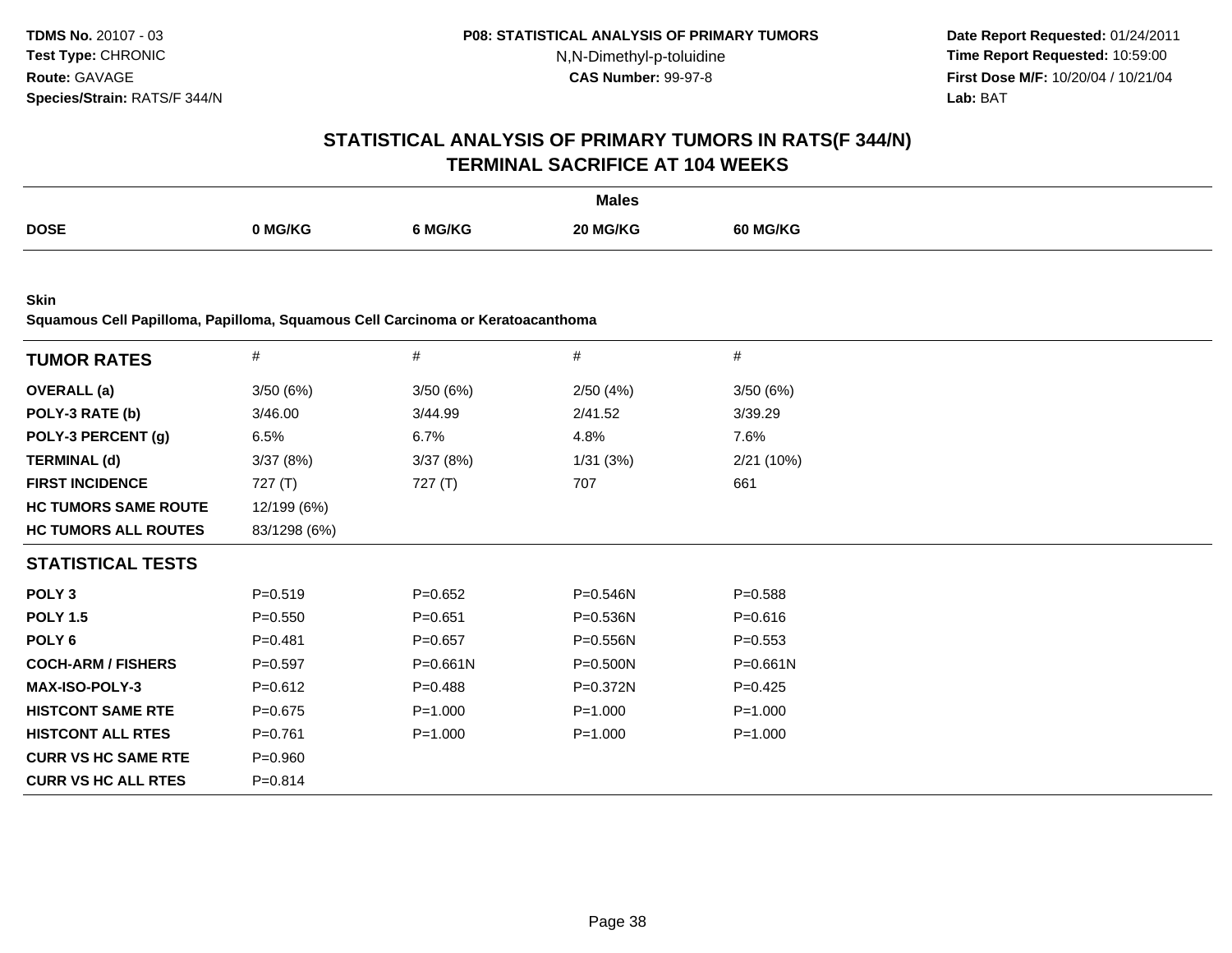**TDMS No.** 20107 - 03
**Test Type:** CHRONIC
**Route:** GAVAGE
**Species/Strain:** RATS/F 344/N

**P08: STATISTICAL ANALYSIS OF PRIMARY TUMORS**
N,N-Dimethyl-p-toluidine
**CAS Number:** 99-97-8

**Date Report Requested:** 01/24/2011
**Time Report Requested:** 10:59:00
**First Dose M/F:** 10/20/04 / 10/21/04
**Lab:** BAT

## STATISTICAL ANALYSIS OF PRIMARY TUMORS IN RATS(F 344/N)
## TERMINAL SACRIFICE AT 104 WEEKS

| | Males | | | |
|---|---|---|---|---|
| **DOSE** | **0 MG/KG** | **6 MG/KG** | **20 MG/KG** | **60 MG/KG** |

**Skin**
**Squamous Cell Papilloma, Papilloma, Squamous Cell Carcinoma or Keratoacanthoma**

| **TUMOR RATES** | # | # | # | # |
|---|---|---|---|---|
| **OVERALL (a)** | 3/50 (6%) | 3/50 (6%) | 2/50 (4%) | 3/50 (6%) |
| **POLY-3 RATE (b)** | 3/46.00 | 3/44.99 | 2/41.52 | 3/39.29 |
| **POLY-3 PERCENT (g)** | 6.5% | 6.7% | 4.8% | 7.6% |
| **TERMINAL (d)** | 3/37 (8%) | 3/37 (8%) | 1/31 (3%) | 2/21 (10%) |
| **FIRST INCIDENCE** | 727 (T) | 727 (T) | 707 | 661 |
| **HC TUMORS SAME ROUTE** | 12/199 (6%) | | | |
| **HC TUMORS ALL ROUTES** | 83/1298 (6%) | | | |
| **STATISTICAL TESTS** | | | | |
| **POLY 3** | P=0.519 | P=0.652 | P=0.546N | P=0.588 |
| **POLY 1.5** | P=0.550 | P=0.651 | P=0.536N | P=0.616 |
| **POLY 6** | P=0.481 | P=0.657 | P=0.556N | P=0.553 |
| **COCH-ARM / FISHERS** | P=0.597 | P=0.661N | P=0.500N | P=0.661N |
| **MAX-ISO-POLY-3** | P=0.612 | P=0.488 | P=0.372N | P=0.425 |
| **HISTCONT SAME RTE** | P=0.675 | P=1.000 | P=1.000 | P=1.000 |
| **HISTCONT ALL RTES** | P=0.761 | P=1.000 | P=1.000 | P=1.000 |
| **CURR VS HC SAME RTE** | P=0.960 | | | |
| **CURR VS HC ALL RTES** | P=0.814 | | | |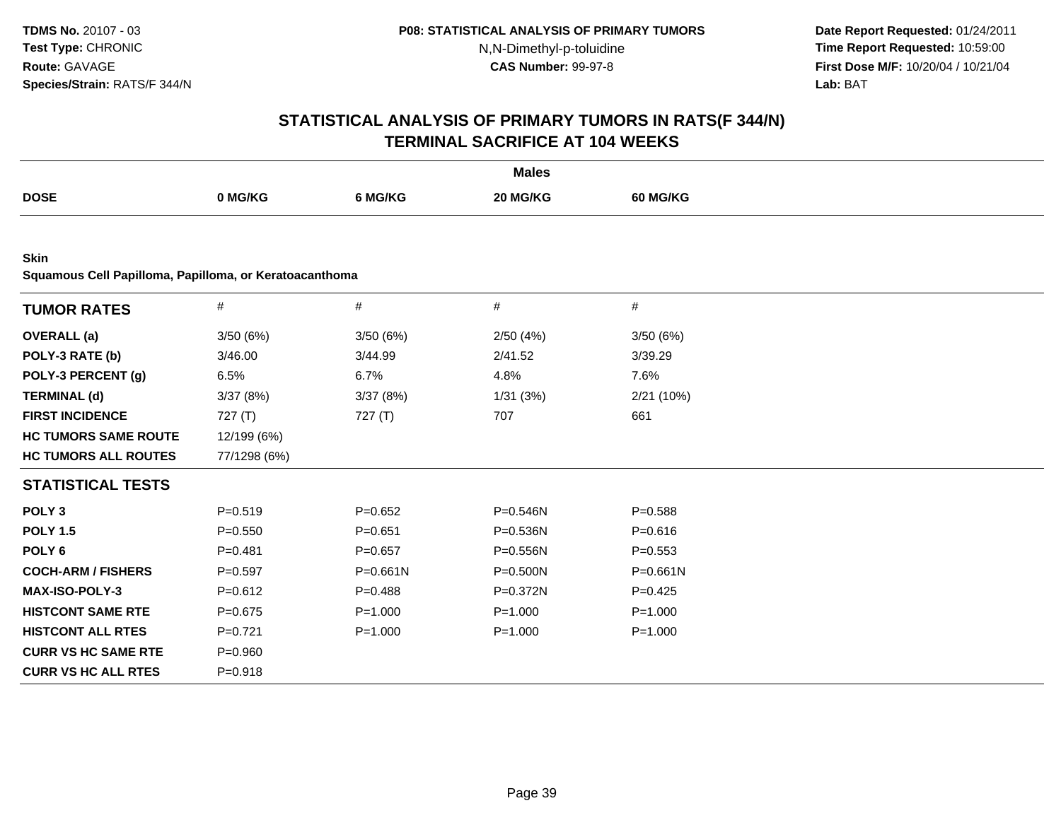**TDMS No.** 20107 - 03
**Test Type:** CHRONIC
**Route:** GAVAGE
**Species/Strain:** RATS/F 344/N

**P08: STATISTICAL ANALYSIS OF PRIMARY TUMORS**
N,N-Dimethyl-p-toluidine
**CAS Number:** 99-97-8

**Date Report Requested:** 01/24/2011
**Time Report Requested:** 10:59:00
**First Dose M/F:** 10/20/04 / 10/21/04
**Lab:** BAT

## STATISTICAL ANALYSIS OF PRIMARY TUMORS IN RATS(F 344/N)
## TERMINAL SACRIFICE AT 104 WEEKS

| | Males | | | |
|---|---|---|---|---|
| **DOSE** | **0 MG/KG** | **6 MG/KG** | **20 MG/KG** | **60 MG/KG** |

**Skin**
**Squamous Cell Papilloma, Papilloma, or Keratoacanthoma**

| **TUMOR RATES** | # | # | # | # |
|---|---|---|---|---|
| **OVERALL (a)** | 3/50 (6%) | 3/50 (6%) | 2/50 (4%) | 3/50 (6%) |
| **POLY-3 RATE (b)** | 3/46.00 | 3/44.99 | 2/41.52 | 3/39.29 |
| **POLY-3 PERCENT (g)** | 6.5% | 6.7% | 4.8% | 7.6% |
| **TERMINAL (d)** | 3/37 (8%) | 3/37 (8%) | 1/31 (3%) | 2/21 (10%) |
| **FIRST INCIDENCE** | 727 (T) | 727 (T) | 707 | 661 |
| **HC TUMORS SAME ROUTE** | 12/199 (6%) | | | |
| **HC TUMORS ALL ROUTES** | 77/1298 (6%) | | | |
| **STATISTICAL TESTS** | | | | |
| **POLY 3** | P=0.519 | P=0.652 | P=0.546N | P=0.588 |
| **POLY 1.5** | P=0.550 | P=0.651 | P=0.536N | P=0.616 |
| **POLY 6** | P=0.481 | P=0.657 | P=0.556N | P=0.553 |
| **COCH-ARM / FISHERS** | P=0.597 | P=0.661N | P=0.500N | P=0.661N |
| **MAX-ISO-POLY-3** | P=0.612 | P=0.488 | P=0.372N | P=0.425 |
| **HISTCONT SAME RTE** | P=0.675 | P=1.000 | P=1.000 | P=1.000 |
| **HISTCONT ALL RTES** | P=0.721 | P=1.000 | P=1.000 | P=1.000 |
| **CURR VS HC SAME RTE** | P=0.960 | | | |
| **CURR VS HC ALL RTES** | P=0.918 | | | |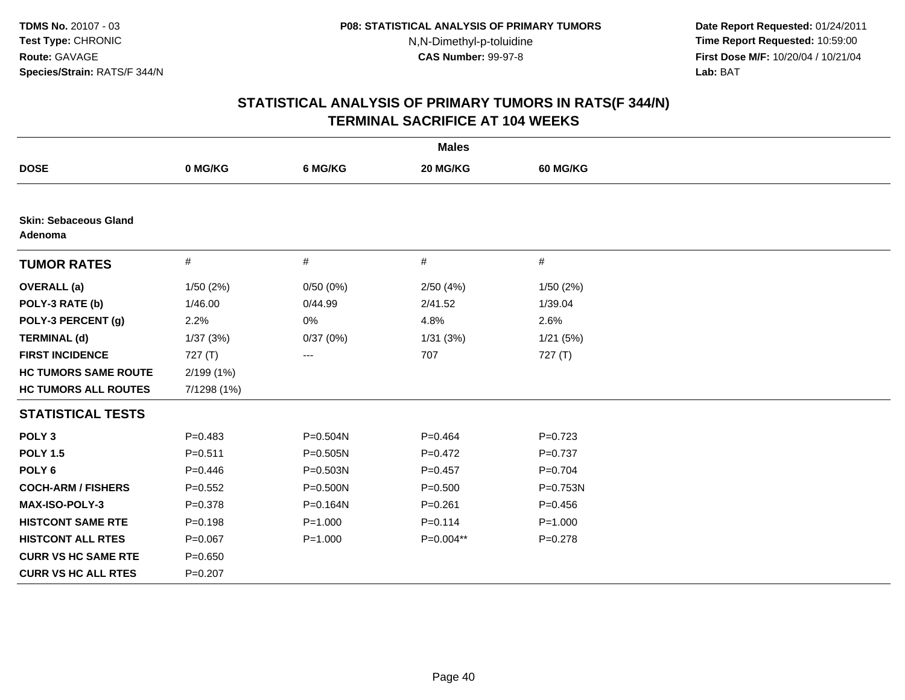**TDMS No.** 20107 - 03
**Test Type:** CHRONIC
**Route:** GAVAGE
**Species/Strain:** RATS/F 344/N

**P08: STATISTICAL ANALYSIS OF PRIMARY TUMORS**
N,N-Dimethyl-p-toluidine
**CAS Number:** 99-97-8

**Date Report Requested:** 01/24/2011
**Time Report Requested:** 10:59:00
**First Dose M/F:** 10/20/04 / 10/21/04
**Lab:** BAT

## STATISTICAL ANALYSIS OF PRIMARY TUMORS IN RATS(F 344/N)
## TERMINAL SACRIFICE AT 104 WEEKS

| | Males | | | |
|---|---|---|---|---|
| **DOSE** | **0 MG/KG** | **6 MG/KG** | **20 MG/KG** | **60 MG/KG** |
| **Skin: Sebaceous Gland Adenoma** | | | | |
| **TUMOR RATES** | # | # | # | # |
| **OVERALL (a)** | 1/50 (2%) | 0/50 (0%) | 2/50 (4%) | 1/50 (2%) |
| **POLY-3 RATE (b)** | 1/46.00 | 0/44.99 | 2/41.52 | 1/39.04 |
| **POLY-3 PERCENT (g)** | 2.2% | 0% | 4.8% | 2.6% |
| **TERMINAL (d)** | 1/37 (3%) | 0/37 (0%) | 1/31 (3%) | 1/21 (5%) |
| **FIRST INCIDENCE** | 727 (T) | --- | 707 | 727 (T) |
| **HC TUMORS SAME ROUTE** | 2/199 (1%) | | | |
| **HC TUMORS ALL ROUTES** | 7/1298 (1%) | | | |
| **STATISTICAL TESTS** | | | | |
| **POLY 3** | P=0.483 | P=0.504N | P=0.464 | P=0.723 |
| **POLY 1.5** | P=0.511 | P=0.505N | P=0.472 | P=0.737 |
| **POLY 6** | P=0.446 | P=0.503N | P=0.457 | P=0.704 |
| **COCH-ARM / FISHERS** | P=0.552 | P=0.500N | P=0.500 | P=0.753N |
| **MAX-ISO-POLY-3** | P=0.378 | P=0.164N | P=0.261 | P=0.456 |
| **HISTCONT SAME RTE** | P=0.198 | P=1.000 | P=0.114 | P=1.000 |
| **HISTCONT ALL RTES** | P=0.067 | P=1.000 | P=0.004** | P=0.278 |
| **CURR VS HC SAME RTE** | P=0.650 | | | |
| **CURR VS HC ALL RTES** | P=0.207 | | | |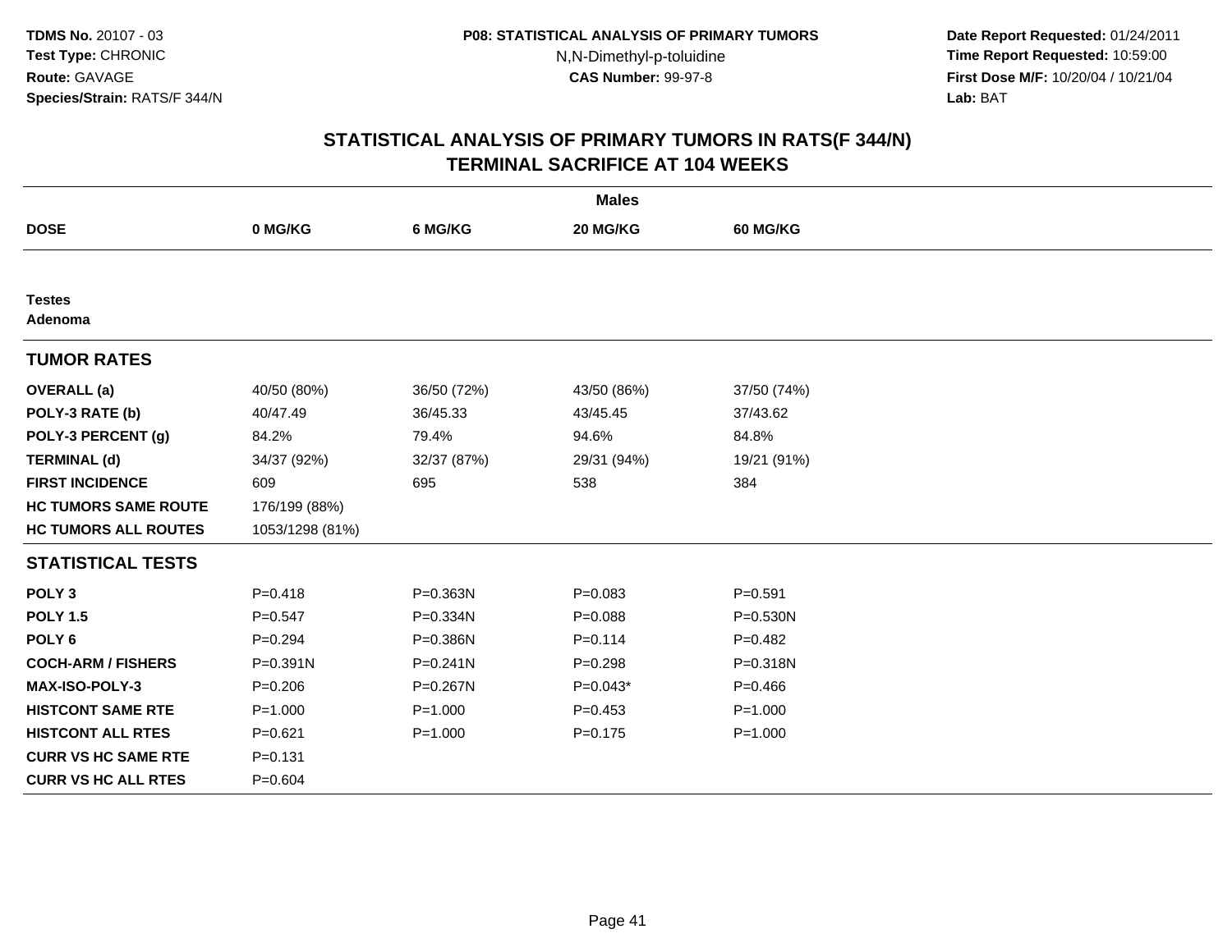**TDMS No.** 20107 - 03
**Test Type:** CHRONIC
**Route:** GAVAGE
**Species/Strain:** RATS/F 344/N

**P08: STATISTICAL ANALYSIS OF PRIMARY TUMORS**
N,N-Dimethyl-p-toluidine
**CAS Number:** 99-97-8

**Date Report Requested:** 01/24/2011
**Time Report Requested:** 10:59:00
**First Dose M/F:** 10/20/04 / 10/21/04
**Lab:** BAT

## STATISTICAL ANALYSIS OF PRIMARY TUMORS IN RATS(F 344/N)
## TERMINAL SACRIFICE AT 104 WEEKS

| | Males | | | |
|---|---|---|---|---|
| **DOSE** | **0 MG/KG** | **6 MG/KG** | **20 MG/KG** | **60 MG/KG** |
| **Testes** | | | | |
| **Adenoma** | | | | |
| **TUMOR RATES** | | | | |
| **OVERALL (a)** | 40/50 (80%) | 36/50 (72%) | 43/50 (86%) | 37/50 (74%) |
| **POLY-3 RATE (b)** | 40/47.49 | 36/45.33 | 43/45.45 | 37/43.62 |
| **POLY-3 PERCENT (g)** | 84.2% | 79.4% | 94.6% | 84.8% |
| **TERMINAL (d)** | 34/37 (92%) | 32/37 (87%) | 29/31 (94%) | 19/21 (91%) |
| **FIRST INCIDENCE** | 609 | 695 | 538 | 384 |
| **HC TUMORS SAME ROUTE** | 176/199 (88%) | | | |
| **HC TUMORS ALL ROUTES** | 1053/1298 (81%) | | | |
| **STATISTICAL TESTS** | | | | |
| **POLY 3** | P=0.418 | P=0.363N | P=0.083 | P=0.591 |
| **POLY 1.5** | P=0.547 | P=0.334N | P=0.088 | P=0.530N |
| **POLY 6** | P=0.294 | P=0.386N | P=0.114 | P=0.482 |
| **COCH-ARM / FISHERS** | P=0.391N | P=0.241N | P=0.298 | P=0.318N |
| **MAX-ISO-POLY-3** | P=0.206 | P=0.267N | P=0.043* | P=0.466 |
| **HISTCONT SAME RTE** | P=1.000 | P=1.000 | P=0.453 | P=1.000 |
| **HISTCONT ALL RTES** | P=0.621 | P=1.000 | P=0.175 | P=1.000 |
| **CURR VS HC SAME RTE** | P=0.131 | | | |
| **CURR VS HC ALL RTES** | P=0.604 | | | |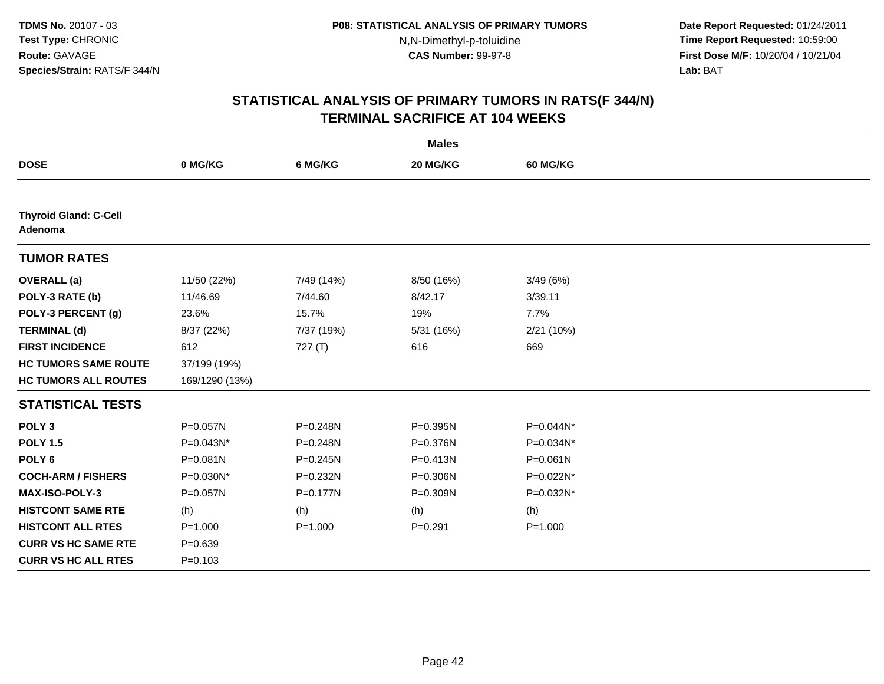**TDMS No.** 20107 - 03
**Test Type:** CHRONIC
**Route:** GAVAGE
**Species/Strain:** RATS/F 344/N

**P08: STATISTICAL ANALYSIS OF PRIMARY TUMORS**
N,N-Dimethyl-p-toluidine
**CAS Number:** 99-97-8

**Date Report Requested:** 01/24/2011
**Time Report Requested:** 10:59:00
**First Dose M/F:** 10/20/04 / 10/21/04
**Lab:** BAT

## STATISTICAL ANALYSIS OF PRIMARY TUMORS IN RATS(F 344/N)
## TERMINAL SACRIFICE AT 104 WEEKS

| | Males | | | |
|---|---|---|---|---|
| **DOSE** | **0 MG/KG** | **6 MG/KG** | **20 MG/KG** | **60 MG/KG** |
| **Thyroid Gland: C-Cell Adenoma** | | | | |
| **TUMOR RATES** | | | | |
| **OVERALL (a)** | 11/50 (22%) | 7/49 (14%) | 8/50 (16%) | 3/49 (6%) |
| **POLY-3 RATE (b)** | 11/46.69 | 7/44.60 | 8/42.17 | 3/39.11 |
| **POLY-3 PERCENT (g)** | 23.6% | 15.7% | 19% | 7.7% |
| **TERMINAL (d)** | 8/37 (22%) | 7/37 (19%) | 5/31 (16%) | 2/21 (10%) |
| **FIRST INCIDENCE** | 612 | 727 (T) | 616 | 669 |
| **HC TUMORS SAME ROUTE** | 37/199 (19%) | | | |
| **HC TUMORS ALL ROUTES** | 169/1290 (13%) | | | |
| **STATISTICAL TESTS** | | | | |
| **POLY 3** | P=0.057N | P=0.248N | P=0.395N | P=0.044N* |
| **POLY 1.5** | P=0.043N* | P=0.248N | P=0.376N | P=0.034N* |
| **POLY 6** | P=0.081N | P=0.245N | P=0.413N | P=0.061N |
| **COCH-ARM / FISHERS** | P=0.030N* | P=0.232N | P=0.306N | P=0.022N* |
| **MAX-ISO-POLY-3** | P=0.057N | P=0.177N | P=0.309N | P=0.032N* |
| **HISTCONT SAME RTE** | (h) | (h) | (h) | (h) |
| **HISTCONT ALL RTES** | P=1.000 | P=1.000 | P=0.291 | P=1.000 |
| **CURR VS HC SAME RTE** | P=0.639 | | | |
| **CURR VS HC ALL RTES** | P=0.103 | | | |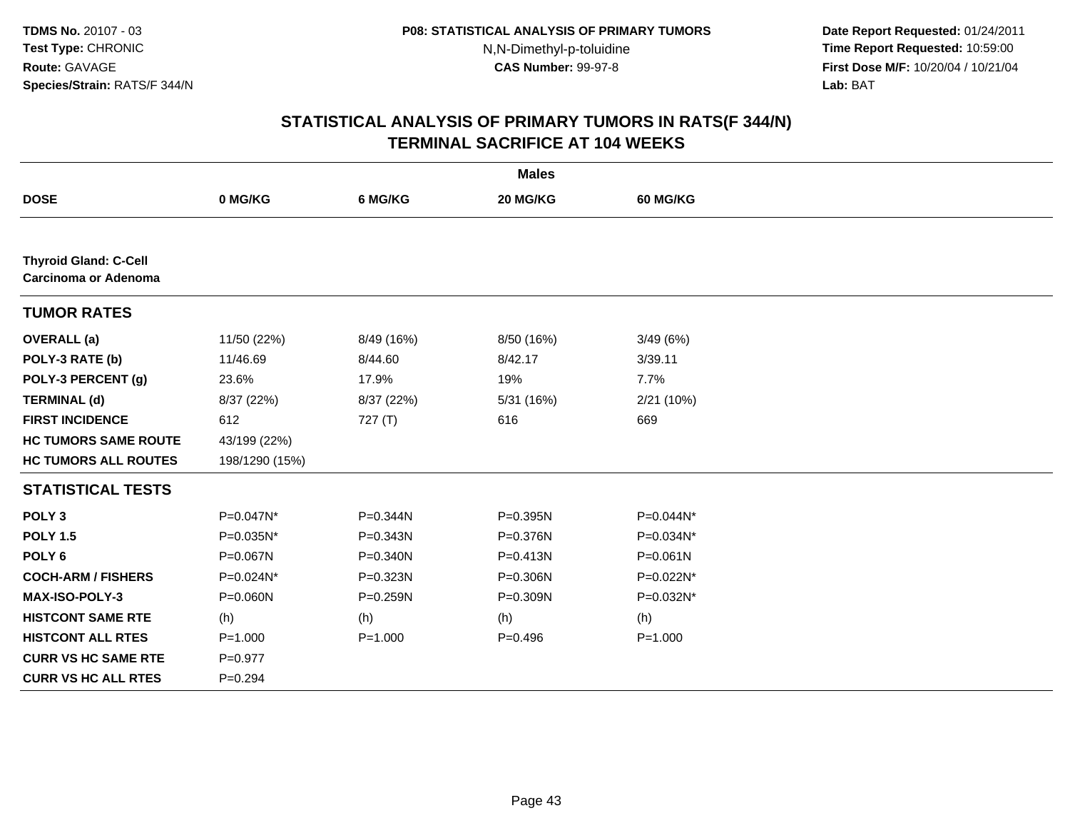**TDMS No.** 20107 - 03
**Test Type:** CHRONIC
**Route:** GAVAGE
**Species/Strain:** RATS/F 344/N

**P08: STATISTICAL ANALYSIS OF PRIMARY TUMORS**
N,N-Dimethyl-p-toluidine
**CAS Number:** 99-97-8

**Date Report Requested:** 01/24/2011
**Time Report Requested:** 10:59:00
**First Dose M/F:** 10/20/04 / 10/21/04
**Lab:** BAT

## STATISTICAL ANALYSIS OF PRIMARY TUMORS IN RATS(F 344/N)
## TERMINAL SACRIFICE AT 104 WEEKS

| | Males | | | |
|---|---|---|---|---|
| **DOSE** | **0 MG/KG** | **6 MG/KG** | **20 MG/KG** | **60 MG/KG** |
| **Thyroid Gland: C-Cell Carcinoma or Adenoma** | | | | |
| **TUMOR RATES** | | | | |
| **OVERALL (a)** | 11/50 (22%) | 8/49 (16%) | 8/50 (16%) | 3/49 (6%) |
| **POLY-3 RATE (b)** | 11/46.69 | 8/44.60 | 8/42.17 | 3/39.11 |
| **POLY-3 PERCENT (g)** | 23.6% | 17.9% | 19% | 7.7% |
| **TERMINAL (d)** | 8/37 (22%) | 8/37 (22%) | 5/31 (16%) | 2/21 (10%) |
| **FIRST INCIDENCE** | 612 | 727 (T) | 616 | 669 |
| **HC TUMORS SAME ROUTE** | 43/199 (22%) | | | |
| **HC TUMORS ALL ROUTES** | 198/1290 (15%) | | | |
| **STATISTICAL TESTS** | | | | |
| **POLY 3** | P=0.047N* | P=0.344N | P=0.395N | P=0.044N* |
| **POLY 1.5** | P=0.035N* | P=0.343N | P=0.376N | P=0.034N* |
| **POLY 6** | P=0.067N | P=0.340N | P=0.413N | P=0.061N |
| **COCH-ARM / FISHERS** | P=0.024N* | P=0.323N | P=0.306N | P=0.022N* |
| **MAX-ISO-POLY-3** | P=0.060N | P=0.259N | P=0.309N | P=0.032N* |
| **HISTCONT SAME RTE** | (h) | (h) | (h) | (h) |
| **HISTCONT ALL RTES** | P=1.000 | P=1.000 | P=0.496 | P=1.000 |
| **CURR VS HC SAME RTE** | P=0.977 | | | |
| **CURR VS HC ALL RTES** | P=0.294 | | | |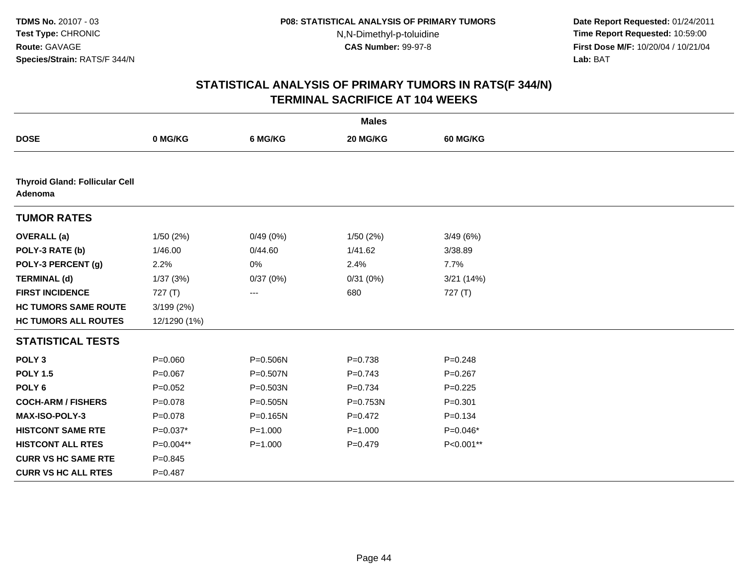TDMS No. 20107 - 03
Test Type: CHRONIC
Route: GAVAGE
Species/Strain: RATS/F 344/N

P08: STATISTICAL ANALYSIS OF PRIMARY TUMORS
N,N-Dimethyl-p-toluidine
CAS Number: 99-97-8

Date Report Requested: 01/24/2011
Time Report Requested: 10:59:00
First Dose M/F: 10/20/04 / 10/21/04
Lab: BAT

# STATISTICAL ANALYSIS OF PRIMARY TUMORS IN RATS(F 344/N) TERMINAL SACRIFICE AT 104 WEEKS

| | Males | | | |
|---|---|---|---|---|
| **DOSE** | **0 MG/KG** | **6 MG/KG** | **20 MG/KG** | **60 MG/KG** |
| **Thyroid Gland: Follicular Cell Adenoma** | | | | |
| **TUMOR RATES** | | | | |
| **OVERALL (a)** | 1/50 (2%) | 0/49 (0%) | 1/50 (2%) | 3/49 (6%) |
| **POLY-3 RATE (b)** | 1/46.00 | 0/44.60 | 1/41.62 | 3/38.89 |
| **POLY-3 PERCENT (g)** | 2.2% | 0% | 2.4% | 7.7% |
| **TERMINAL (d)** | 1/37 (3%) | 0/37 (0%) | 0/31 (0%) | 3/21 (14%) |
| **FIRST INCIDENCE** | 727 (T) | --- | 680 | 727 (T) |
| **HC TUMORS SAME ROUTE** | 3/199 (2%) | | | |
| **HC TUMORS ALL ROUTES** | 12/1290 (1%) | | | |
| **STATISTICAL TESTS** | | | | |
| **POLY 3** | P=0.060 | P=0.506N | P=0.738 | P=0.248 |
| **POLY 1.5** | P=0.067 | P=0.507N | P=0.743 | P=0.267 |
| **POLY 6** | P=0.052 | P=0.503N | P=0.734 | P=0.225 |
| **COCH-ARM / FISHERS** | P=0.078 | P=0.505N | P=0.753N | P=0.301 |
| **MAX-ISO-POLY-3** | P=0.078 | P=0.165N | P=0.472 | P=0.134 |
| **HISTCONT SAME RTE** | P=0.037* | P=1.000 | P=1.000 | P=0.046* |
| **HISTCONT ALL RTES** | P=0.004** | P=1.000 | P=0.479 | P<0.001** |
| **CURR VS HC SAME RTE** | P=0.845 | | | |
| **CURR VS HC ALL RTES** | P=0.487 | | | |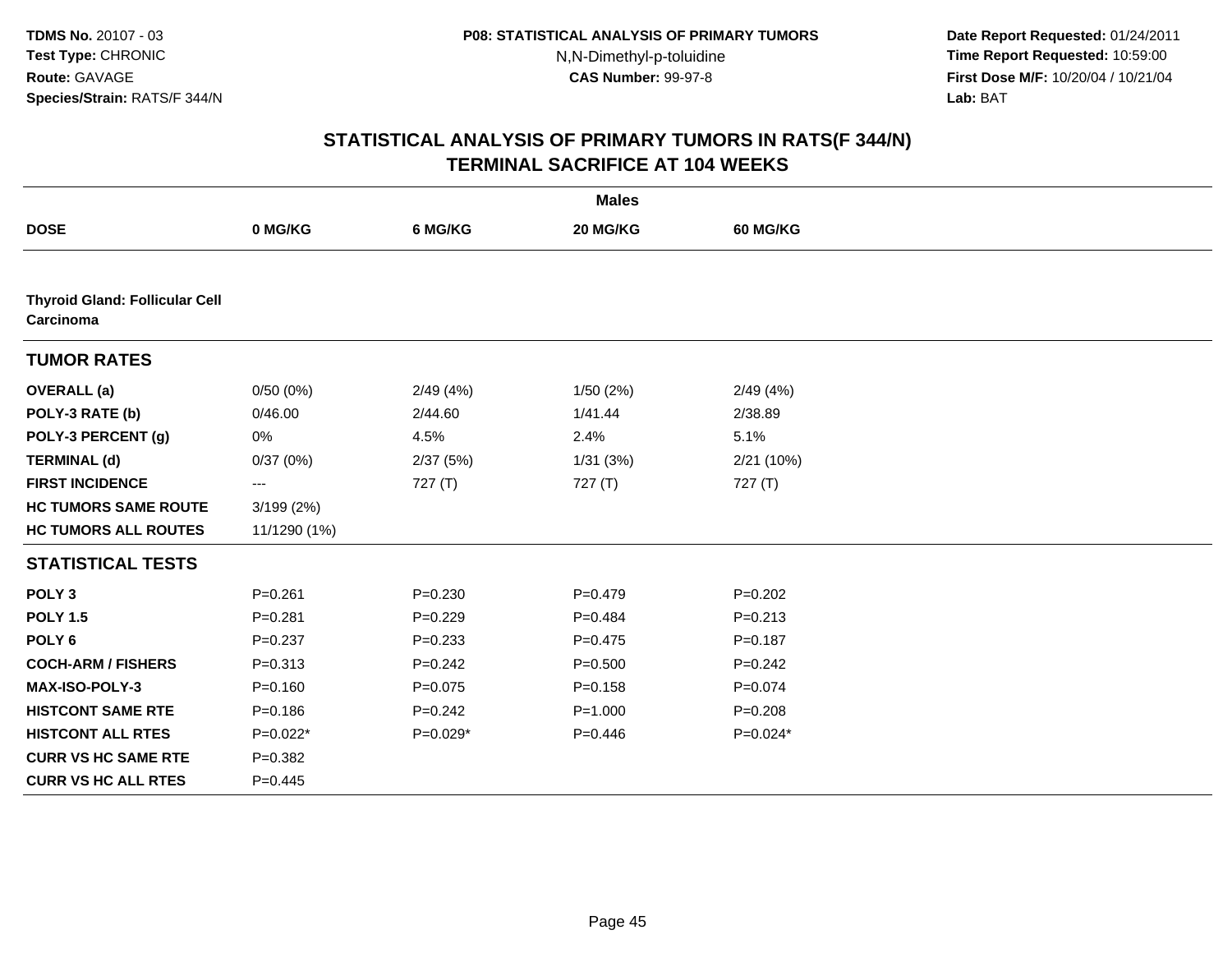**TDMS No.** 20107 - 03
**Test Type:** CHRONIC
**Route:** GAVAGE
**Species/Strain:** RATS/F 344/N

**P08: STATISTICAL ANALYSIS OF PRIMARY TUMORS**
N,N-Dimethyl-p-toluidine
**CAS Number:** 99-97-8

**Date Report Requested:** 01/24/2011
**Time Report Requested:** 10:59:00
**First Dose M/F:** 10/20/04 / 10/21/04
**Lab:** BAT

# STATISTICAL ANALYSIS OF PRIMARY TUMORS IN RATS(F 344/N) TERMINAL SACRIFICE AT 104 WEEKS

| | Males | | | |
|---|---|---|---|---|
| **DOSE** | **0 MG/KG** | **6 MG/KG** | **20 MG/KG** | **60 MG/KG** |
| **Thyroid Gland: Follicular Cell Carcinoma** | | | | |
| **TUMOR RATES** | | | | |
| **OVERALL (a)** | 0/50 (0%) | 2/49 (4%) | 1/50 (2%) | 2/49 (4%) |
| **POLY-3 RATE (b)** | 0/46.00 | 2/44.60 | 1/41.44 | 2/38.89 |
| **POLY-3 PERCENT (g)** | 0% | 4.5% | 2.4% | 5.1% |
| **TERMINAL (d)** | 0/37 (0%) | 2/37 (5%) | 1/31 (3%) | 2/21 (10%) |
| **FIRST INCIDENCE** | --- | 727 (T) | 727 (T) | 727 (T) |
| **HC TUMORS SAME ROUTE** | 3/199 (2%) | | | |
| **HC TUMORS ALL ROUTES** | 11/1290 (1%) | | | |
| **STATISTICAL TESTS** | | | | |
| **POLY 3** | P=0.261 | P=0.230 | P=0.479 | P=0.202 |
| **POLY 1.5** | P=0.281 | P=0.229 | P=0.484 | P=0.213 |
| **POLY 6** | P=0.237 | P=0.233 | P=0.475 | P=0.187 |
| **COCH-ARM / FISHERS** | P=0.313 | P=0.242 | P=0.500 | P=0.242 |
| **MAX-ISO-POLY-3** | P=0.160 | P=0.075 | P=0.158 | P=0.074 |
| **HISTCONT SAME RTE** | P=0.186 | P=0.242 | P=1.000 | P=0.208 |
| **HISTCONT ALL RTES** | P=0.022* | P=0.029* | P=0.446 | P=0.024* |
| **CURR VS HC SAME RTE** | P=0.382 | | | |
| **CURR VS HC ALL RTES** | P=0.445 | | | |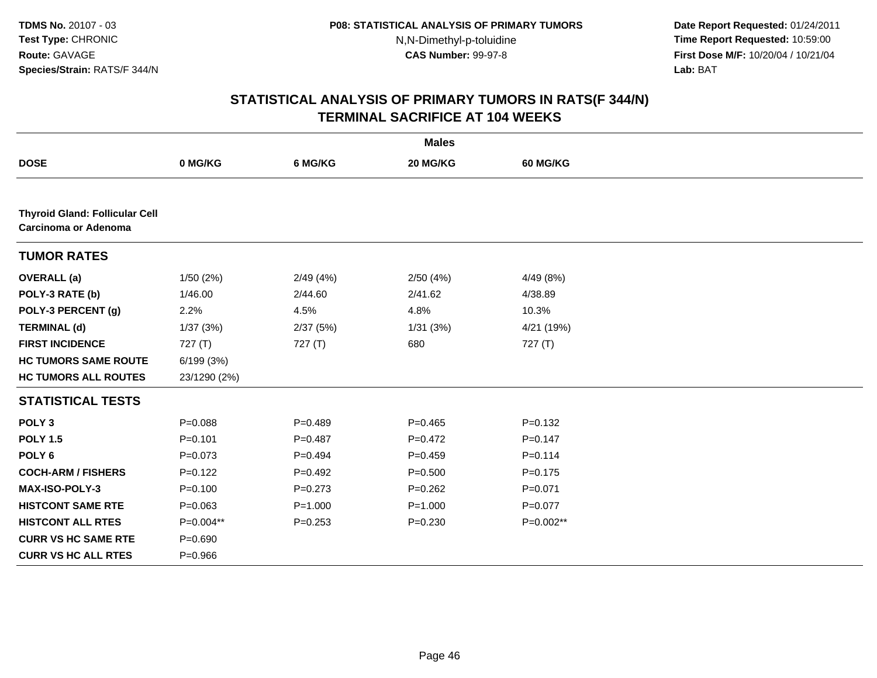**TDMS No.** 20107 - 03
**Test Type:** CHRONIC
**Route:** GAVAGE
**Species/Strain:** RATS/F 344/N

**P08: STATISTICAL ANALYSIS OF PRIMARY TUMORS**
N,N-Dimethyl-p-toluidine
**CAS Number:** 99-97-8

**Date Report Requested:** 01/24/2011
**Time Report Requested:** 10:59:00
**First Dose M/F:** 10/20/04 / 10/21/04
**Lab:** BAT

## STATISTICAL ANALYSIS OF PRIMARY TUMORS IN RATS(F 344/N)
## TERMINAL SACRIFICE AT 104 WEEKS

| | Males | | | |
|---|---|---|---|---|
| **DOSE** | **0 MG/KG** | **6 MG/KG** | **20 MG/KG** | **60 MG/KG** |
| **Thyroid Gland: Follicular Cell Carcinoma or Adenoma** | | | | |
| **TUMOR RATES** | | | | |
| **OVERALL (a)** | 1/50 (2%) | 2/49 (4%) | 2/50 (4%) | 4/49 (8%) |
| **POLY-3 RATE (b)** | 1/46.00 | 2/44.60 | 2/41.62 | 4/38.89 |
| **POLY-3 PERCENT (g)** | 2.2% | 4.5% | 4.8% | 10.3% |
| **TERMINAL (d)** | 1/37 (3%) | 2/37 (5%) | 1/31 (3%) | 4/21 (19%) |
| **FIRST INCIDENCE** | 727 (T) | 727 (T) | 680 | 727 (T) |
| **HC TUMORS SAME ROUTE** | 6/199 (3%) | | | |
| **HC TUMORS ALL ROUTES** | 23/1290 (2%) | | | |
| **STATISTICAL TESTS** | | | | |
| **POLY 3** | P=0.088 | P=0.489 | P=0.465 | P=0.132 |
| **POLY 1.5** | P=0.101 | P=0.487 | P=0.472 | P=0.147 |
| **POLY 6** | P=0.073 | P=0.494 | P=0.459 | P=0.114 |
| **COCH-ARM / FISHERS** | P=0.122 | P=0.492 | P=0.500 | P=0.175 |
| **MAX-ISO-POLY-3** | P=0.100 | P=0.273 | P=0.262 | P=0.071 |
| **HISTCONT SAME RTE** | P=0.063 | P=1.000 | P=1.000 | P=0.077 |
| **HISTCONT ALL RTES** | P=0.004** | P=0.253 | P=0.230 | P=0.002** |
| **CURR VS HC SAME RTE** | P=0.690 | | | |
| **CURR VS HC ALL RTES** | P=0.966 | | | |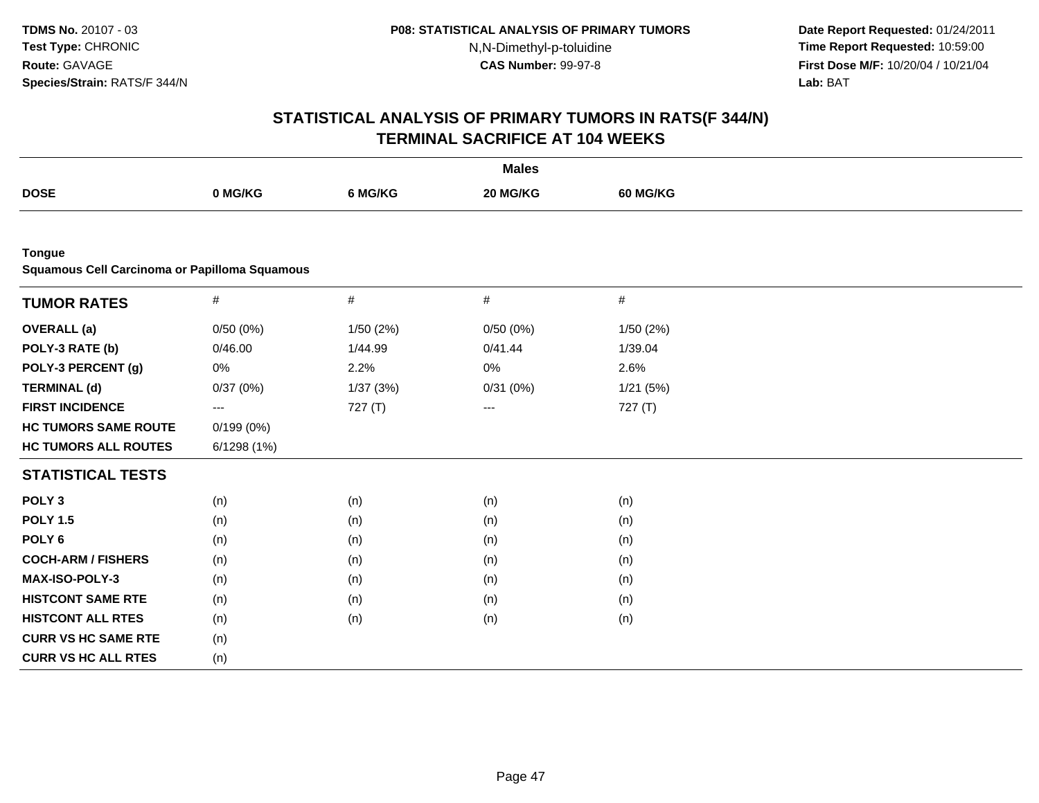**TDMS No.** 20107 - 03
**Test Type:** CHRONIC
**Route:** GAVAGE
**Species/Strain:** RATS/F 344/N

**P08: STATISTICAL ANALYSIS OF PRIMARY TUMORS**
N,N-Dimethyl-p-toluidine
**CAS Number:** 99-97-8

**Date Report Requested:** 01/24/2011
**Time Report Requested:** 10:59:00
**First Dose M/F:** 10/20/04 / 10/21/04
**Lab:** BAT

## STATISTICAL ANALYSIS OF PRIMARY TUMORS IN RATS(F 344/N) TERMINAL SACRIFICE AT 104 WEEKS

| | Males | | | |
|---|---|---|---|---|
| **DOSE** | **0 MG/KG** | **6 MG/KG** | **20 MG/KG** | **60 MG/KG** |

**Tongue**
**Squamous Cell Carcinoma or Papilloma Squamous**

| **TUMOR RATES** | # | # | # | # |
|---|---|---|---|---|
| **OVERALL (a)** | 0/50 (0%) | 1/50 (2%) | 0/50 (0%) | 1/50 (2%) |
| **POLY-3 RATE (b)** | 0/46.00 | 1/44.99 | 0/41.44 | 1/39.04 |
| **POLY-3 PERCENT (g)** | 0% | 2.2% | 0% | 2.6% |
| **TERMINAL (d)** | 0/37 (0%) | 1/37 (3%) | 0/31 (0%) | 1/21 (5%) |
| **FIRST INCIDENCE** | --- | 727 (T) | --- | 727 (T) |
| **HC TUMORS SAME ROUTE** | 0/199 (0%) | | | |
| **HC TUMORS ALL ROUTES** | 6/1298 (1%) | | | |
| **STATISTICAL TESTS** | | | | |
| **POLY 3** | (n) | (n) | (n) | (n) |
| **POLY 1.5** | (n) | (n) | (n) | (n) |
| **POLY 6** | (n) | (n) | (n) | (n) |
| **COCH-ARM / FISHERS** | (n) | (n) | (n) | (n) |
| **MAX-ISO-POLY-3** | (n) | (n) | (n) | (n) |
| **HISTCONT SAME RTE** | (n) | (n) | (n) | (n) |
| **HISTCONT ALL RTES** | (n) | (n) | (n) | (n) |
| **CURR VS HC SAME RTE** | (n) | | | |
| **CURR VS HC ALL RTES** | (n) | | | |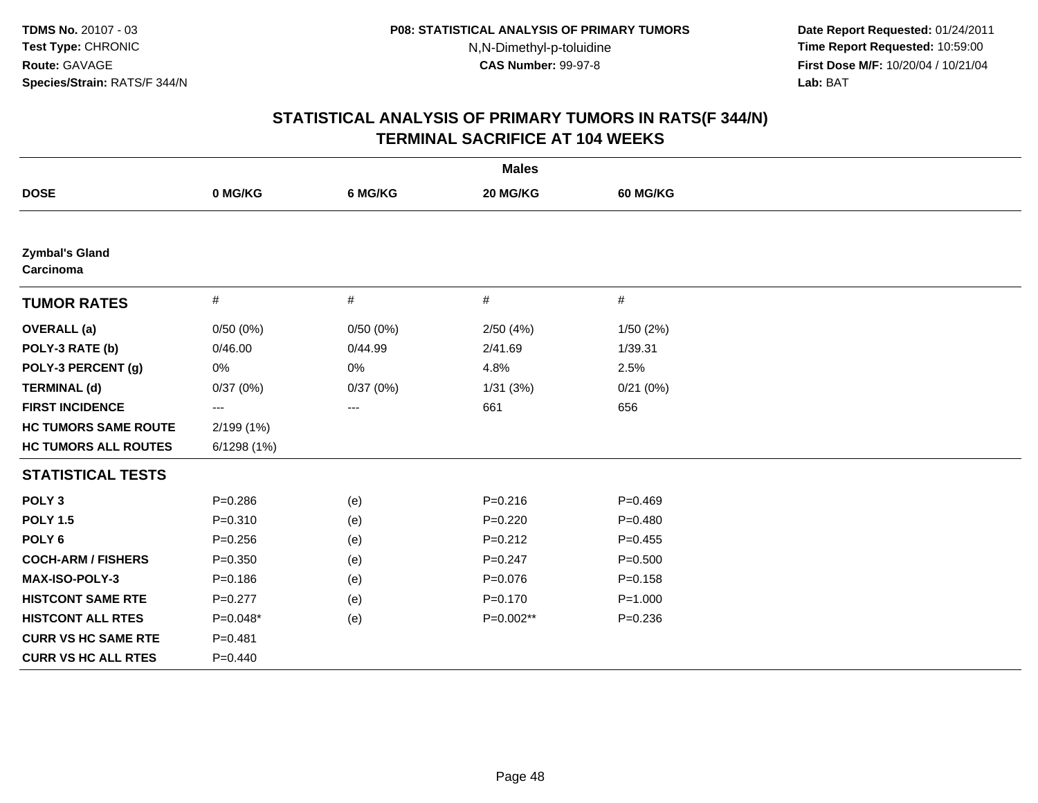TDMS No. 20107 - 03
Test Type: CHRONIC
Route: GAVAGE
Species/Strain: RATS/F 344/N

P08: STATISTICAL ANALYSIS OF PRIMARY TUMORS
N,N-Dimethyl-p-toluidine
CAS Number: 99-97-8

Date Report Requested: 01/24/2011
Time Report Requested: 10:59:00
First Dose M/F: 10/20/04 / 10/21/04
Lab: BAT

## STATISTICAL ANALYSIS OF PRIMARY TUMORS IN RATS(F 344/N)
## TERMINAL SACRIFICE AT 104 WEEKS

| | Males | | | |
|---|---|---|---|---|
| **DOSE** | **0 MG/KG** | **6 MG/KG** | **20 MG/KG** | **60 MG/KG** |
| **Zymbal's Gland Carcinoma** | | | | |
| **TUMOR RATES** | # | # | # | # |
| **OVERALL (a)** | 0/50 (0%) | 0/50 (0%) | 2/50 (4%) | 1/50 (2%) |
| **POLY-3 RATE (b)** | 0/46.00 | 0/44.99 | 2/41.69 | 1/39.31 |
| **POLY-3 PERCENT (g)** | 0% | 0% | 4.8% | 2.5% |
| **TERMINAL (d)** | 0/37 (0%) | 0/37 (0%) | 1/31 (3%) | 0/21 (0%) |
| **FIRST INCIDENCE** | --- | --- | 661 | 656 |
| **HC TUMORS SAME ROUTE** | 2/199 (1%) | | | |
| **HC TUMORS ALL ROUTES** | 6/1298 (1%) | | | |
| **STATISTICAL TESTS** | | | | |
| **POLY 3** | P=0.286 | (e) | P=0.216 | P=0.469 |
| **POLY 1.5** | P=0.310 | (e) | P=0.220 | P=0.480 |
| **POLY 6** | P=0.256 | (e) | P=0.212 | P=0.455 |
| **COCH-ARM / FISHERS** | P=0.350 | (e) | P=0.247 | P=0.500 |
| **MAX-ISO-POLY-3** | P=0.186 | (e) | P=0.076 | P=0.158 |
| **HISTCONT SAME RTE** | P=0.277 | (e) | P=0.170 | P=1.000 |
| **HISTCONT ALL RTES** | P=0.048* | (e) | P=0.002** | P=0.236 |
| **CURR VS HC SAME RTE** | P=0.481 | | | |
| **CURR VS HC ALL RTES** | P=0.440 | | | |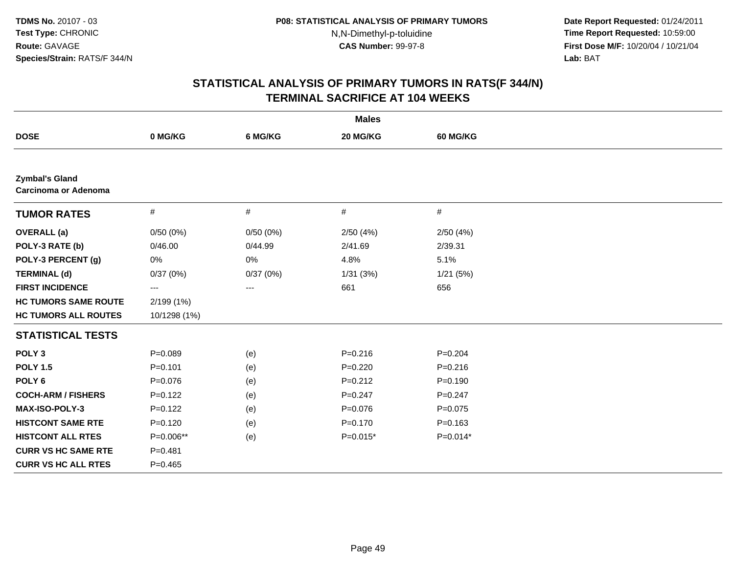**TDMS No.** 20107 - 03
**Test Type:** CHRONIC
**Route:** GAVAGE
**Species/Strain:** RATS/F 344/N

**P08: STATISTICAL ANALYSIS OF PRIMARY TUMORS**
N,N-Dimethyl-p-toluidine
**CAS Number:** 99-97-8

**Date Report Requested:** 01/24/2011
**Time Report Requested:** 10:59:00
**First Dose M/F:** 10/20/04 / 10/21/04
**Lab:** BAT

## STATISTICAL ANALYSIS OF PRIMARY TUMORS IN RATS(F 344/N)
## TERMINAL SACRIFICE AT 104 WEEKS

| | Males | | | |
|---|---|---|---|---|
| **DOSE** | **0 MG/KG** | **6 MG/KG** | **20 MG/KG** | **60 MG/KG** |
| **Zymbal's Gland** **Carcinoma or Adenoma** | | | | |
| **TUMOR RATES** | # | # | # | # |
| **OVERALL (a)** | 0/50 (0%) | 0/50 (0%) | 2/50 (4%) | 2/50 (4%) |
| **POLY-3 RATE (b)** | 0/46.00 | 0/44.99 | 2/41.69 | 2/39.31 |
| **POLY-3 PERCENT (g)** | 0% | 0% | 4.8% | 5.1% |
| **TERMINAL (d)** | 0/37 (0%) | 0/37 (0%) | 1/31 (3%) | 1/21 (5%) |
| **FIRST INCIDENCE** | --- | --- | 661 | 656 |
| **HC TUMORS SAME ROUTE** | 2/199 (1%) | | | |
| **HC TUMORS ALL ROUTES** | 10/1298 (1%) | | | |
| **STATISTICAL TESTS** | | | | |
| **POLY 3** | P=0.089 | (e) | P=0.216 | P=0.204 |
| **POLY 1.5** | P=0.101 | (e) | P=0.220 | P=0.216 |
| **POLY 6** | P=0.076 | (e) | P=0.212 | P=0.190 |
| **COCH-ARM / FISHERS** | P=0.122 | (e) | P=0.247 | P=0.247 |
| **MAX-ISO-POLY-3** | P=0.122 | (e) | P=0.076 | P=0.075 |
| **HISTCONT SAME RTE** | P=0.120 | (e) | P=0.170 | P=0.163 |
| **HISTCONT ALL RTES** | P=0.006** | (e) | P=0.015* | P=0.014* |
| **CURR VS HC SAME RTE** | P=0.481 | | | |
| **CURR VS HC ALL RTES** | P=0.465 | | | |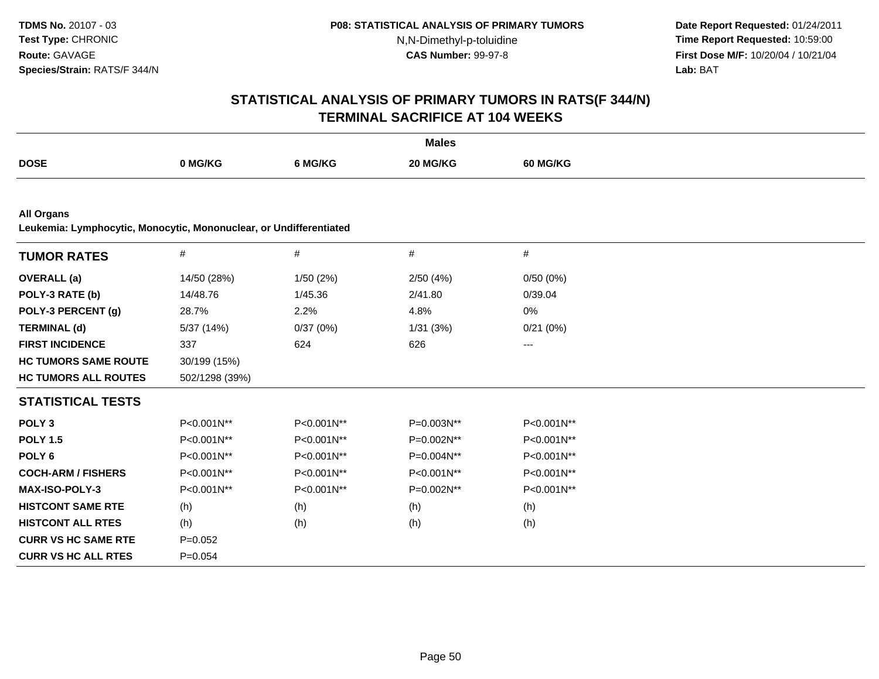**TDMS No.** 20107 - 03
**Test Type:** CHRONIC
**Route:** GAVAGE
**Species/Strain:** RATS/F 344/N

**P08: STATISTICAL ANALYSIS OF PRIMARY TUMORS**
N,N-Dimethyl-p-toluidine
**CAS Number:** 99-97-8

**Date Report Requested:** 01/24/2011
**Time Report Requested:** 10:59:00
**First Dose M/F:** 10/20/04 / 10/21/04
**Lab:** BAT

# STATISTICAL ANALYSIS OF PRIMARY TUMORS IN RATS(F 344/N)
## TERMINAL SACRIFICE AT 104 WEEKS

| | Males | | | |
|---|---|---|---|---|
| **DOSE** | **0 MG/KG** | **6 MG/KG** | **20 MG/KG** | **60 MG/KG** |

**All Organs**
**Leukemia: Lymphocytic, Monocytic, Mononuclear, or Undifferentiated**

| **TUMOR RATES** | # | # | # | # |
|---|---|---|---|---|
| **OVERALL (a)** | 14/50 (28%) | 1/50 (2%) | 2/50 (4%) | 0/50 (0%) |
| **POLY-3 RATE (b)** | 14/48.76 | 1/45.36 | 2/41.80 | 0/39.04 |
| **POLY-3 PERCENT (g)** | 28.7% | 2.2% | 4.8% | 0% |
| **TERMINAL (d)** | 5/37 (14%) | 0/37 (0%) | 1/31 (3%) | 0/21 (0%) |
| **FIRST INCIDENCE** | 337 | 624 | 626 | --- |
| **HC TUMORS SAME ROUTE** | 30/199 (15%) | | | |
| **HC TUMORS ALL ROUTES** | 502/1298 (39%) | | | |
| **STATISTICAL TESTS** | | | | |
| **POLY 3** | P<0.001N** | P<0.001N** | P=0.003N** | P<0.001N** |
| **POLY 1.5** | P<0.001N** | P<0.001N** | P=0.002N** | P<0.001N** |
| **POLY 6** | P<0.001N** | P<0.001N** | P=0.004N** | P<0.001N** |
| **COCH-ARM / FISHERS** | P<0.001N** | P<0.001N** | P<0.001N** | P<0.001N** |
| **MAX-ISO-POLY-3** | P<0.001N** | P<0.001N** | P=0.002N** | P<0.001N** |
| **HISTCONT SAME RTE** | (h) | (h) | (h) | (h) |
| **HISTCONT ALL RTES** | (h) | (h) | (h) | (h) |
| **CURR VS HC SAME RTE** | P=0.052 | | | |
| **CURR VS HC ALL RTES** | P=0.054 | | | |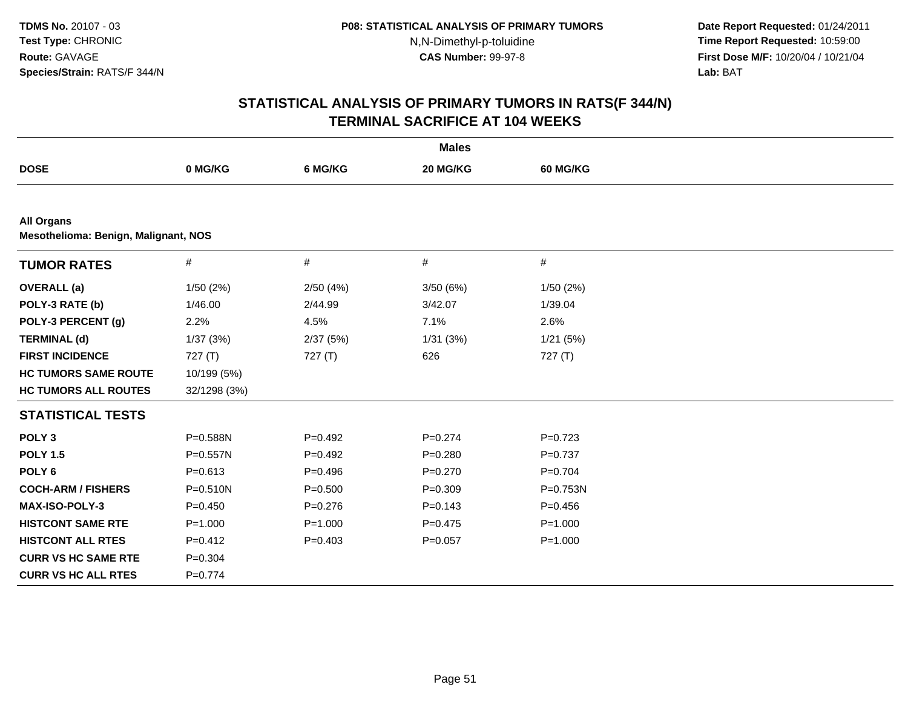TDMS No. 20107 - 03
Test Type: CHRONIC
Route: GAVAGE
Species/Strain: RATS/F 344/N

P08: STATISTICAL ANALYSIS OF PRIMARY TUMORS
N,N-Dimethyl-p-toluidine
CAS Number: 99-97-8

Date Report Requested: 01/24/2011
Time Report Requested: 10:59:00
First Dose M/F: 10/20/04 / 10/21/04
Lab: BAT

## STATISTICAL ANALYSIS OF PRIMARY TUMORS IN RATS(F 344/N)
## TERMINAL SACRIFICE AT 104 WEEKS

| | Males | | | |
|---|---|---|---|---|
| **DOSE** | **0 MG/KG** | **6 MG/KG** | **20 MG/KG** | **60 MG/KG** |

**All Organs**
**Mesothelioma: Benign, Malignant, NOS**

| **TUMOR RATES** | # | # | # | # |
|---|---|---|---|---|
| **OVERALL (a)** | 1/50 (2%) | 2/50 (4%) | 3/50 (6%) | 1/50 (2%) |
| **POLY-3 RATE (b)** | 1/46.00 | 2/44.99 | 3/42.07 | 1/39.04 |
| **POLY-3 PERCENT (g)** | 2.2% | 4.5% | 7.1% | 2.6% |
| **TERMINAL (d)** | 1/37 (3%) | 2/37 (5%) | 1/31 (3%) | 1/21 (5%) |
| **FIRST INCIDENCE** | 727 (T) | 727 (T) | 626 | 727 (T) |
| **HC TUMORS SAME ROUTE** | 10/199 (5%) | | | |
| **HC TUMORS ALL ROUTES** | 32/1298 (3%) | | | |
| **STATISTICAL TESTS** | | | | |
| **POLY 3** | P=0.588N | P=0.492 | P=0.274 | P=0.723 |
| **POLY 1.5** | P=0.557N | P=0.492 | P=0.280 | P=0.737 |
| **POLY 6** | P=0.613 | P=0.496 | P=0.270 | P=0.704 |
| **COCH-ARM / FISHERS** | P=0.510N | P=0.500 | P=0.309 | P=0.753N |
| **MAX-ISO-POLY-3** | P=0.450 | P=0.276 | P=0.143 | P=0.456 |
| **HISTCONT SAME RTE** | P=1.000 | P=1.000 | P=0.475 | P=1.000 |
| **HISTCONT ALL RTES** | P=0.412 | P=0.403 | P=0.057 | P=1.000 |
| **CURR VS HC SAME RTE** | P=0.304 | | | |
| **CURR VS HC ALL RTES** | P=0.774 | | | |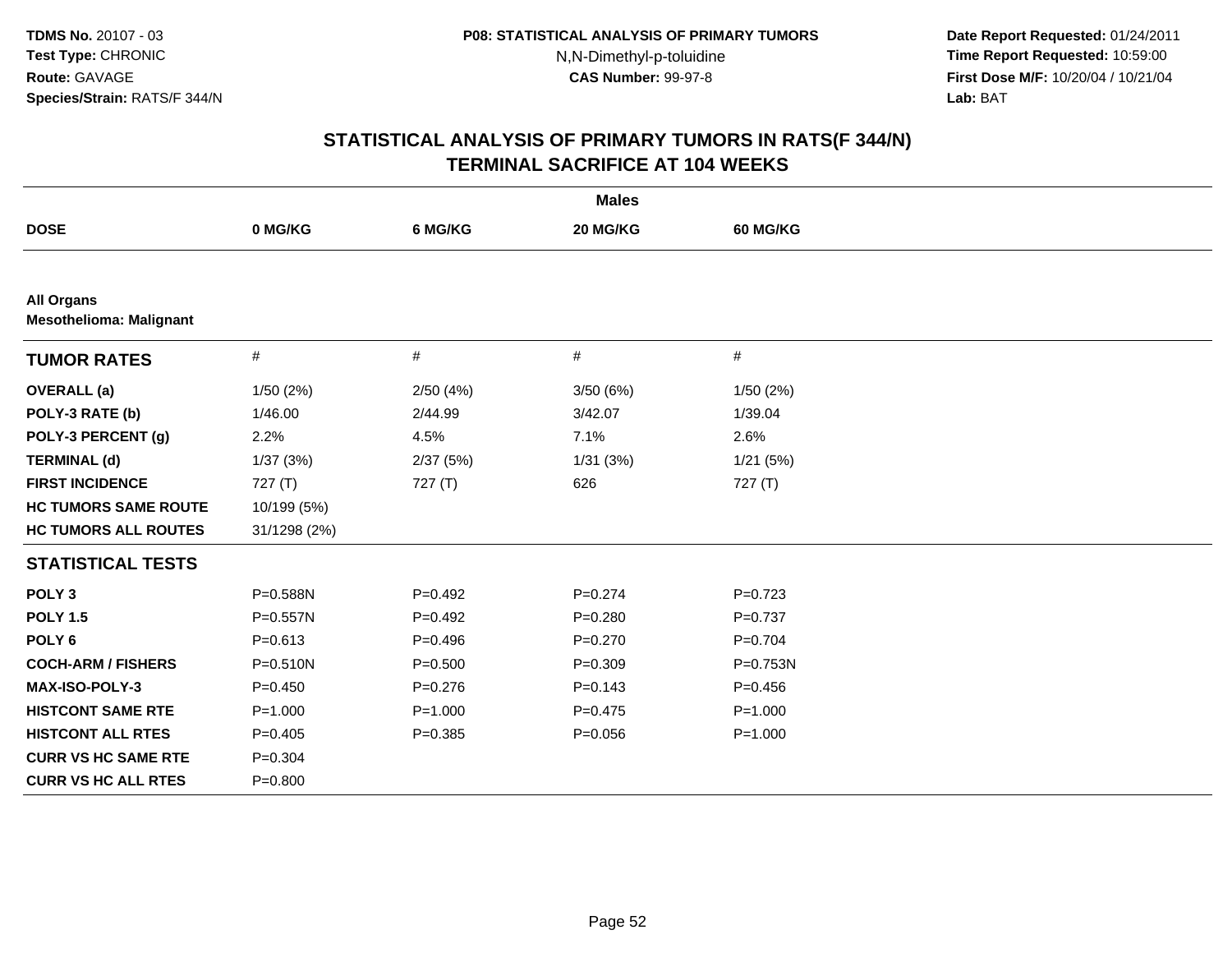TDMS No. 20107 - 03
Test Type: CHRONIC
Route: GAVAGE
Species/Strain: RATS/F 344/N

P08: STATISTICAL ANALYSIS OF PRIMARY TUMORS
N,N-Dimethyl-p-toluidine
CAS Number: 99-97-8

Date Report Requested: 01/24/2011
Time Report Requested: 10:59:00
First Dose M/F: 10/20/04 / 10/21/04
Lab: BAT

## STATISTICAL ANALYSIS OF PRIMARY TUMORS IN RATS(F 344/N)
## TERMINAL SACRIFICE AT 104 WEEKS

| | Males | | | |
|---|---|---|---|---|
| **DOSE** | **0 MG/KG** | **6 MG/KG** | **20 MG/KG** | **60 MG/KG** |
| **All Organs** | | | | |
| **Mesothelioma: Malignant** | | | | |
| **TUMOR RATES** | # | # | # | # |
| **OVERALL (a)** | 1/50 (2%) | 2/50 (4%) | 3/50 (6%) | 1/50 (2%) |
| **POLY-3 RATE (b)** | 1/46.00 | 2/44.99 | 3/42.07 | 1/39.04 |
| **POLY-3 PERCENT (g)** | 2.2% | 4.5% | 7.1% | 2.6% |
| **TERMINAL (d)** | 1/37 (3%) | 2/37 (5%) | 1/31 (3%) | 1/21 (5%) |
| **FIRST INCIDENCE** | 727 (T) | 727 (T) | 626 | 727 (T) |
| **HC TUMORS SAME ROUTE** | 10/199 (5%) | | | |
| **HC TUMORS ALL ROUTES** | 31/1298 (2%) | | | |
| **STATISTICAL TESTS** | | | | |
| **POLY 3** | P=0.588N | P=0.492 | P=0.274 | P=0.723 |
| **POLY 1.5** | P=0.557N | P=0.492 | P=0.280 | P=0.737 |
| **POLY 6** | P=0.613 | P=0.496 | P=0.270 | P=0.704 |
| **COCH-ARM / FISHERS** | P=0.510N | P=0.500 | P=0.309 | P=0.753N |
| **MAX-ISO-POLY-3** | P=0.450 | P=0.276 | P=0.143 | P=0.456 |
| **HISTCONT SAME RTE** | P=1.000 | P=1.000 | P=0.475 | P=1.000 |
| **HISTCONT ALL RTES** | P=0.405 | P=0.385 | P=0.056 | P=1.000 |
| **CURR VS HC SAME RTE** | P=0.304 | | | |
| **CURR VS HC ALL RTES** | P=0.800 | | | |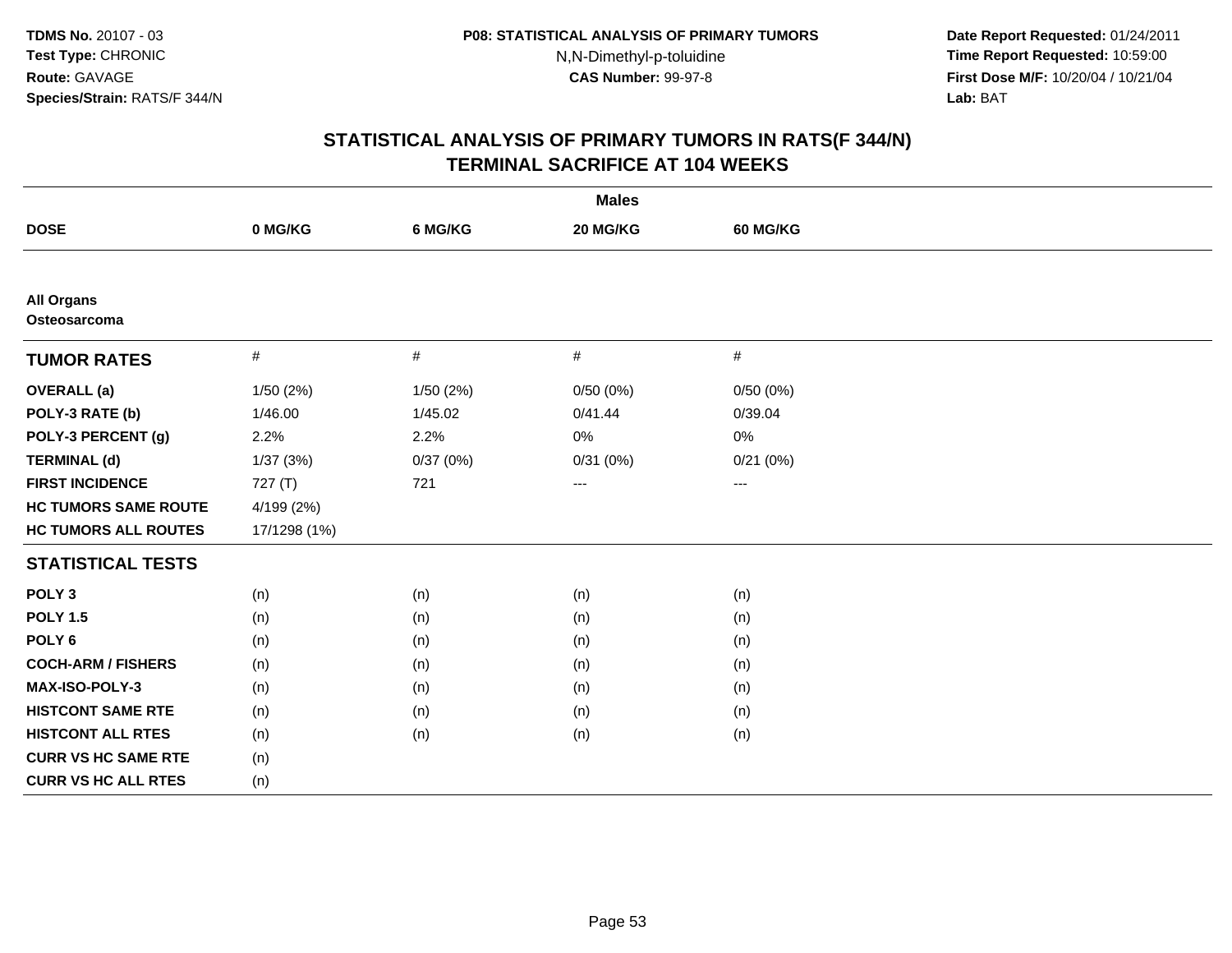**TDMS No.** 20107 - 03
**Test Type:** CHRONIC
**Route:** GAVAGE
**Species/Strain:** RATS/F 344/N

**P08: STATISTICAL ANALYSIS OF PRIMARY TUMORS**
N,N-Dimethyl-p-toluidine
**CAS Number:** 99-97-8

**Date Report Requested:** 01/24/2011
**Time Report Requested:** 10:59:00
**First Dose M/F:** 10/20/04 / 10/21/04
**Lab:** BAT

## STATISTICAL ANALYSIS OF PRIMARY TUMORS IN RATS(F 344/N) TERMINAL SACRIFICE AT 104 WEEKS

| Males | | | | |
|---|---|---|---|---|
| **DOSE** | **0 MG/KG** | **6 MG/KG** | **20 MG/KG** | **60 MG/KG** |
| **All Organs** **Osteosarcoma** | | | | |
| **TUMOR RATES** | # | # | # | # |
| **OVERALL (a)** | 1/50 (2%) | 1/50 (2%) | 0/50 (0%) | 0/50 (0%) |
| **POLY-3 RATE (b)** | 1/46.00 | 1/45.02 | 0/41.44 | 0/39.04 |
| **POLY-3 PERCENT (g)** | 2.2% | 2.2% | 0% | 0% |
| **TERMINAL (d)** | 1/37 (3%) | 0/37 (0%) | 0/31 (0%) | 0/21 (0%) |
| **FIRST INCIDENCE** | 727 (T) | 721 | --- | --- |
| **HC TUMORS SAME ROUTE** | 4/199 (2%) | | | |
| **HC TUMORS ALL ROUTES** | 17/1298 (1%) | | | |
| **STATISTICAL TESTS** | | | | |
| **POLY 3** | (n) | (n) | (n) | (n) |
| **POLY 1.5** | (n) | (n) | (n) | (n) |
| **POLY 6** | (n) | (n) | (n) | (n) |
| **COCH-ARM / FISHERS** | (n) | (n) | (n) | (n) |
| **MAX-ISO-POLY-3** | (n) | (n) | (n) | (n) |
| **HISTCONT SAME RTE** | (n) | (n) | (n) | (n) |
| **HISTCONT ALL RTES** | (n) | (n) | (n) | (n) |
| **CURR VS HC SAME RTE** | (n) | | | |
| **CURR VS HC ALL RTES** | (n) | | | |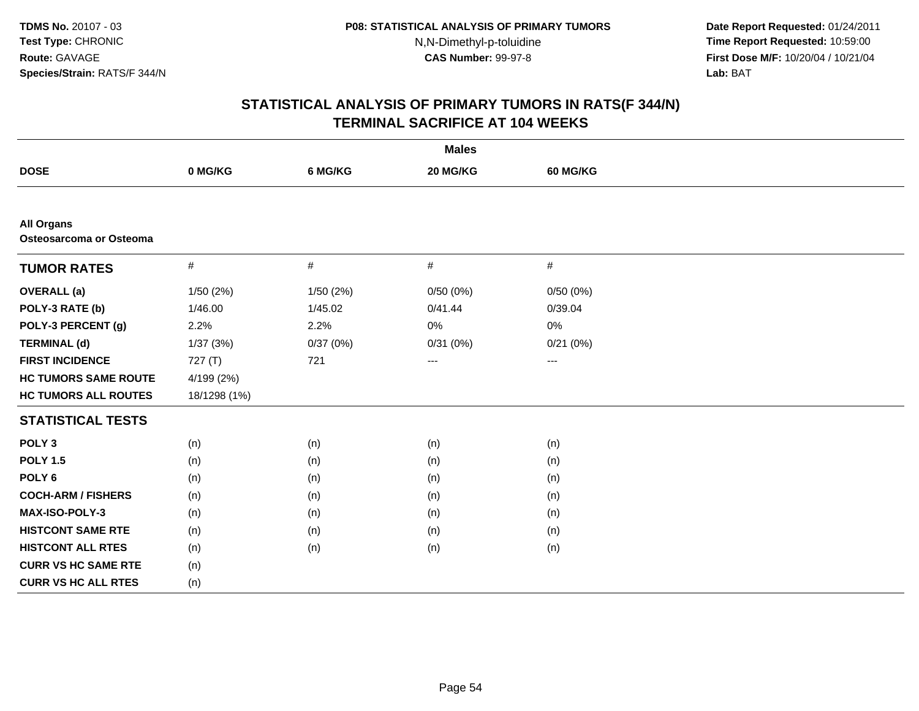**TDMS No.** 20107 - 03
**Test Type:** CHRONIC
**Route:** GAVAGE
**Species/Strain:** RATS/F 344/N

**P08: STATISTICAL ANALYSIS OF PRIMARY TUMORS**
N,N-Dimethyl-p-toluidine
**CAS Number:** 99-97-8

**Date Report Requested:** 01/24/2011
**Time Report Requested:** 10:59:00
**First Dose M/F:** 10/20/04 / 10/21/04
**Lab:** BAT

# STATISTICAL ANALYSIS OF PRIMARY TUMORS IN RATS(F 344/N) TERMINAL SACRIFICE AT 104 WEEKS

| | Males | | | |
|---|---|---|---|---|
| **DOSE** | **0 MG/KG** | **6 MG/KG** | **20 MG/KG** | **60 MG/KG** |
| **All Organs** | | | | |
| **Osteosarcoma or Osteoma** | | | | |
| **TUMOR RATES** | # | # | # | # |
| **OVERALL (a)** | 1/50 (2%) | 1/50 (2%) | 0/50 (0%) | 0/50 (0%) |
| **POLY-3 RATE (b)** | 1/46.00 | 1/45.02 | 0/41.44 | 0/39.04 |
| **POLY-3 PERCENT (g)** | 2.2% | 2.2% | 0% | 0% |
| **TERMINAL (d)** | 1/37 (3%) | 0/37 (0%) | 0/31 (0%) | 0/21 (0%) |
| **FIRST INCIDENCE** | 727 (T) | 721 | --- | --- |
| **HC TUMORS SAME ROUTE** | 4/199 (2%) | | | |
| **HC TUMORS ALL ROUTES** | 18/1298 (1%) | | | |
| **STATISTICAL TESTS** | | | | |
| **POLY 3** | (n) | (n) | (n) | (n) |
| **POLY 1.5** | (n) | (n) | (n) | (n) |
| **POLY 6** | (n) | (n) | (n) | (n) |
| **COCH-ARM / FISHERS** | (n) | (n) | (n) | (n) |
| **MAX-ISO-POLY-3** | (n) | (n) | (n) | (n) |
| **HISTCONT SAME RTE** | (n) | (n) | (n) | (n) |
| **HISTCONT ALL RTES** | (n) | (n) | (n) | (n) |
| **CURR VS HC SAME RTE** | (n) | | | |
| **CURR VS HC ALL RTES** | (n) | | | |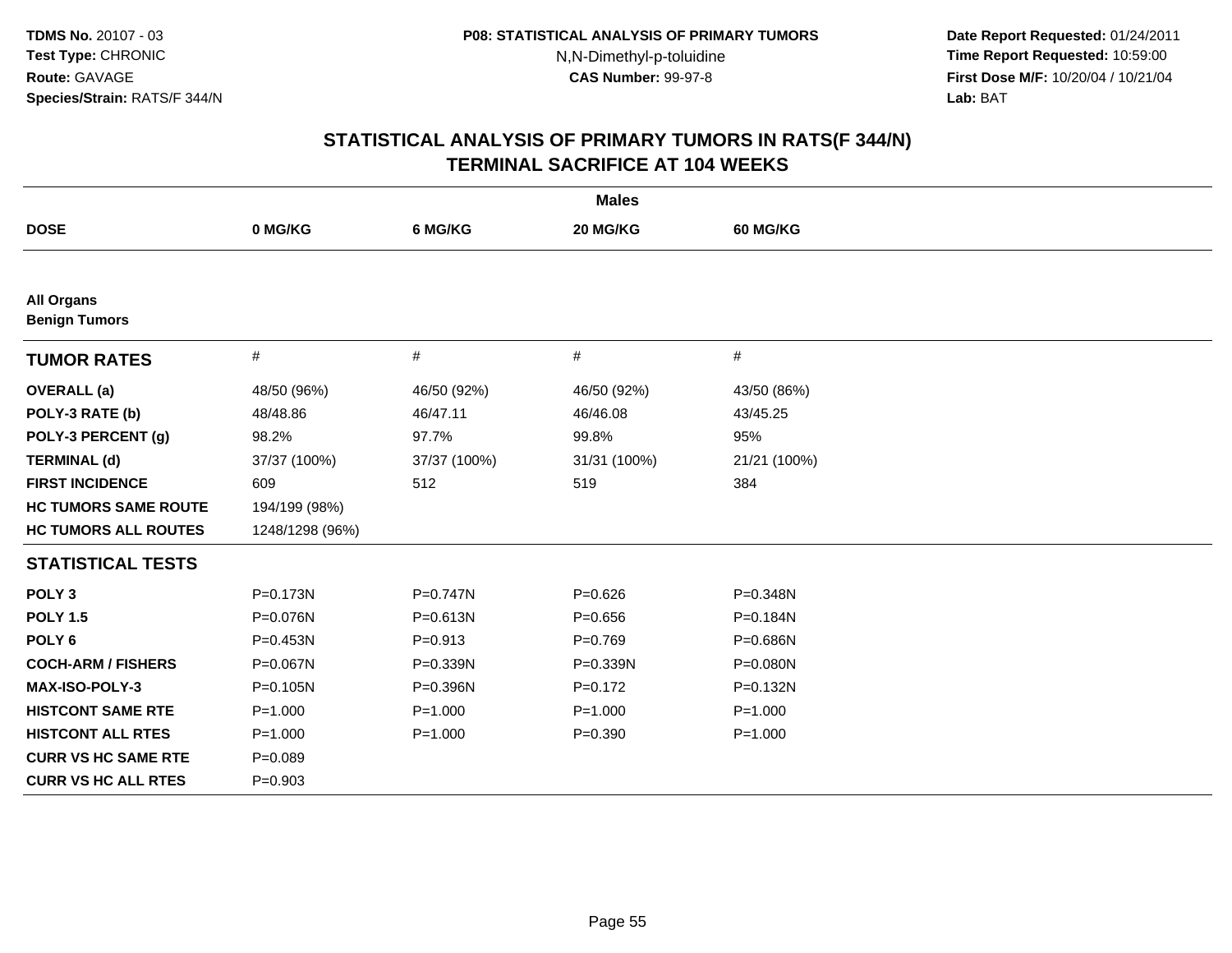**TDMS No.** 20107 - 03
**Test Type:** CHRONIC
**Route:** GAVAGE
**Species/Strain:** RATS/F 344/N

**P08: STATISTICAL ANALYSIS OF PRIMARY TUMORS**
N,N-Dimethyl-p-toluidine
**CAS Number:** 99-97-8

**Date Report Requested:** 01/24/2011
**Time Report Requested:** 10:59:00
**First Dose M/F:** 10/20/04 / 10/21/04
**Lab:** BAT

## STATISTICAL ANALYSIS OF PRIMARY TUMORS IN RATS(F 344/N)
## TERMINAL SACRIFICE AT 104 WEEKS

| | Males | | | |
|---|---|---|---|---|
| **DOSE** | **0 MG/KG** | **6 MG/KG** | **20 MG/KG** | **60 MG/KG** |
| **All Organs**<br>**Benign Tumors** | | | | |
| **TUMOR RATES** | # | # | # | # |
| **OVERALL (a)** | 48/50 (96%) | 46/50 (92%) | 46/50 (92%) | 43/50 (86%) |
| **POLY-3 RATE (b)** | 48/48.86 | 46/47.11 | 46/46.08 | 43/45.25 |
| **POLY-3 PERCENT (g)** | 98.2% | 97.7% | 99.8% | 95% |
| **TERMINAL (d)** | 37/37 (100%) | 37/37 (100%) | 31/31 (100%) | 21/21 (100%) |
| **FIRST INCIDENCE** | 609 | 512 | 519 | 384 |
| **HC TUMORS SAME ROUTE** | 194/199 (98%) | | | |
| **HC TUMORS ALL ROUTES** | 1248/1298 (96%) | | | |
| **STATISTICAL TESTS** | | | | |
| **POLY 3** | P=0.173N | P=0.747N | P=0.626 | P=0.348N |
| **POLY 1.5** | P=0.076N | P=0.613N | P=0.656 | P=0.184N |
| **POLY 6** | P=0.453N | P=0.913 | P=0.769 | P=0.686N |
| **COCH-ARM / FISHERS** | P=0.067N | P=0.339N | P=0.339N | P=0.080N |
| **MAX-ISO-POLY-3** | P=0.105N | P=0.396N | P=0.172 | P=0.132N |
| **HISTCONT SAME RTE** | P=1.000 | P=1.000 | P=1.000 | P=1.000 |
| **HISTCONT ALL RTES** | P=1.000 | P=1.000 | P=0.390 | P=1.000 |
| **CURR VS HC SAME RTE** | P=0.089 | | | |
| **CURR VS HC ALL RTES** | P=0.903 | | | |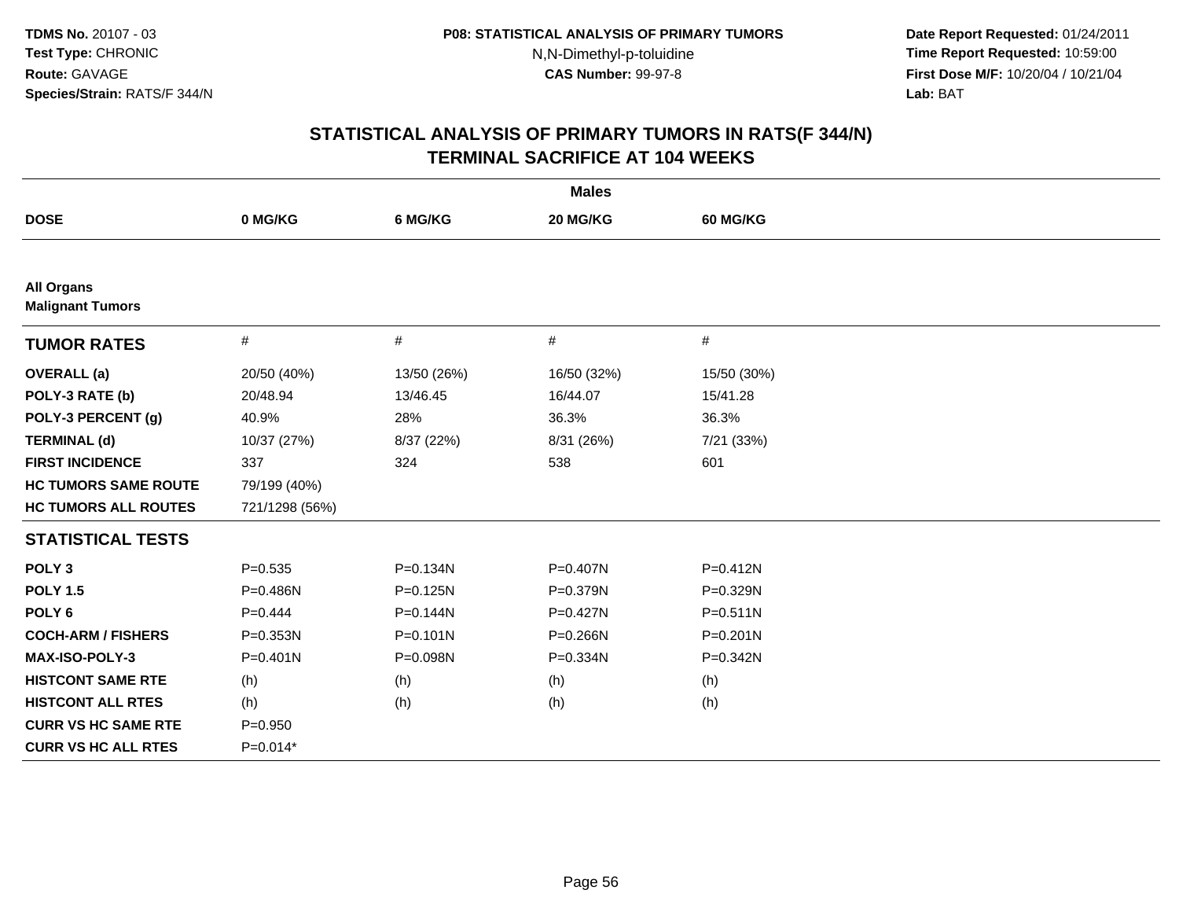**TDMS No.** 20107 - 03
**Test Type:** CHRONIC
**Route:** GAVAGE
**Species/Strain:** RATS/F 344/N

**P08: STATISTICAL ANALYSIS OF PRIMARY TUMORS**
N,N-Dimethyl-p-toluidine
**CAS Number:** 99-97-8

**Date Report Requested:** 01/24/2011
**Time Report Requested:** 10:59:00
**First Dose M/F:** 10/20/04 / 10/21/04
**Lab:** BAT

## STATISTICAL ANALYSIS OF PRIMARY TUMORS IN RATS(F 344/N) TERMINAL SACRIFICE AT 104 WEEKS

| | Males | | | |
|---|---|---|---|---|
| **DOSE** | **0 MG/KG** | **6 MG/KG** | **20 MG/KG** | **60 MG/KG** |
| **All Organs** | | | | |
| **Malignant Tumors** | | | | |
| **TUMOR RATES** | # | # | # | # |
| **OVERALL (a)** | 20/50 (40%) | 13/50 (26%) | 16/50 (32%) | 15/50 (30%) |
| **POLY-3 RATE (b)** | 20/48.94 | 13/46.45 | 16/44.07 | 15/41.28 |
| **POLY-3 PERCENT (g)** | 40.9% | 28% | 36.3% | 36.3% |
| **TERMINAL (d)** | 10/37 (27%) | 8/37 (22%) | 8/31 (26%) | 7/21 (33%) |
| **FIRST INCIDENCE** | 337 | 324 | 538 | 601 |
| **HC TUMORS SAME ROUTE** | 79/199 (40%) | | | |
| **HC TUMORS ALL ROUTES** | 721/1298 (56%) | | | |
| **STATISTICAL TESTS** | | | | |
| **POLY 3** | P=0.535 | P=0.134N | P=0.407N | P=0.412N |
| **POLY 1.5** | P=0.486N | P=0.125N | P=0.379N | P=0.329N |
| **POLY 6** | P=0.444 | P=0.144N | P=0.427N | P=0.511N |
| **COCH-ARM / FISHERS** | P=0.353N | P=0.101N | P=0.266N | P=0.201N |
| **MAX-ISO-POLY-3** | P=0.401N | P=0.098N | P=0.334N | P=0.342N |
| **HISTCONT SAME RTE** | (h) | (h) | (h) | (h) |
| **HISTCONT ALL RTES** | (h) | (h) | (h) | (h) |
| **CURR VS HC SAME RTE** | P=0.950 | | | |
| **CURR VS HC ALL RTES** | P=0.014* | | | |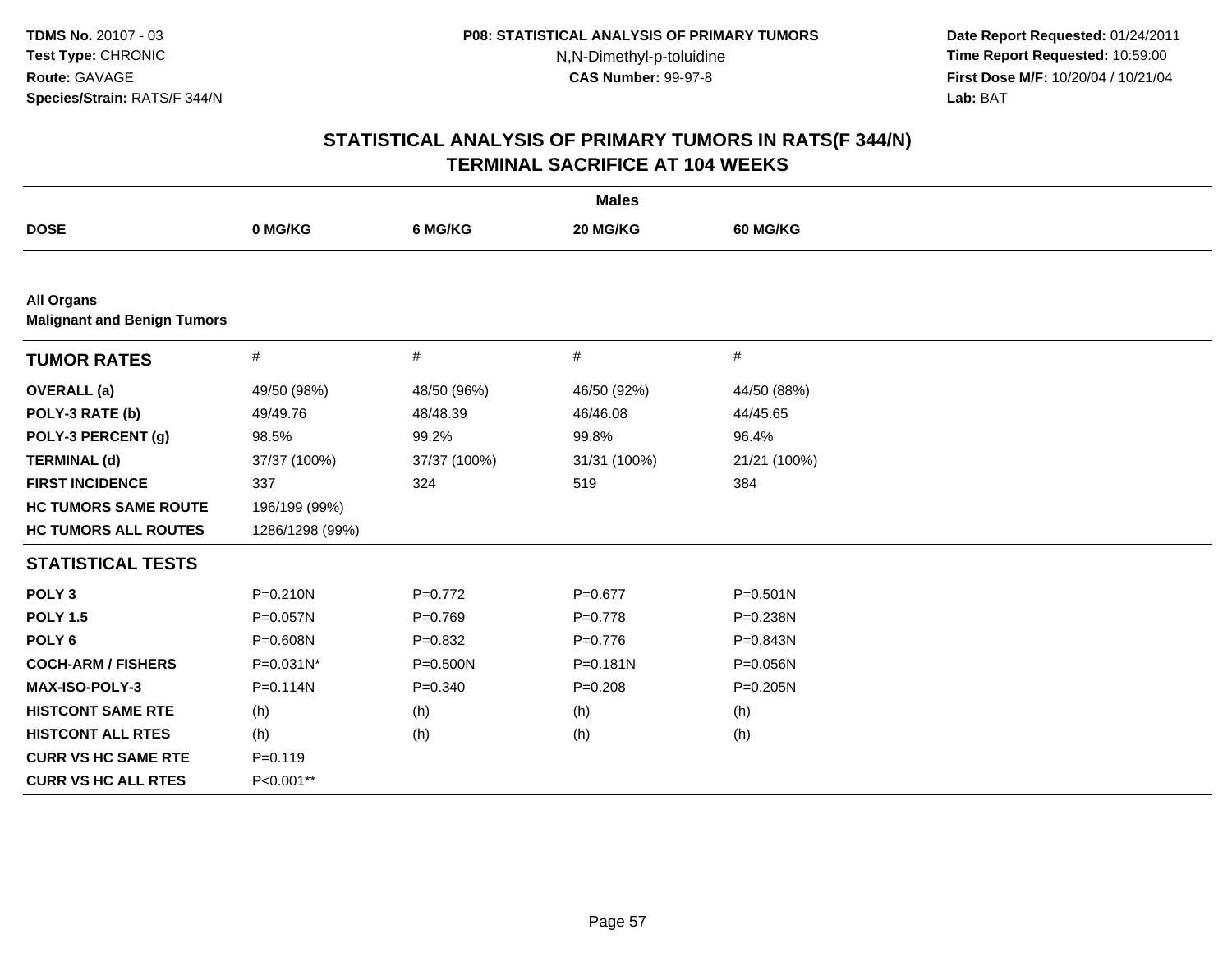**TDMS No.** 20107 - 03
**Test Type:** CHRONIC
**Route:** GAVAGE
**Species/Strain:** RATS/F 344/N

**P08: STATISTICAL ANALYSIS OF PRIMARY TUMORS**
N,N-Dimethyl-p-toluidine
**CAS Number:** 99-97-8

**Date Report Requested:** 01/24/2011
**Time Report Requested:** 10:59:00
**First Dose M/F:** 10/20/04 / 10/21/04
**Lab:** BAT

## STATISTICAL ANALYSIS OF PRIMARY TUMORS IN RATS(F 344/N)
## TERMINAL SACRIFICE AT 104 WEEKS

| | Males | | | |
|---|---|---|---|---|
| **DOSE** | **0 MG/KG** | **6 MG/KG** | **20 MG/KG** | **60 MG/KG** |
| **All Organs** | | | | |
| **Malignant and Benign Tumors** | | | | |
| **TUMOR RATES** | # | # | # | # |
| **OVERALL (a)** | 49/50 (98%) | 48/50 (96%) | 46/50 (92%) | 44/50 (88%) |
| **POLY-3 RATE (b)** | 49/49.76 | 48/48.39 | 46/46.08 | 44/45.65 |
| **POLY-3 PERCENT (g)** | 98.5% | 99.2% | 99.8% | 96.4% |
| **TERMINAL (d)** | 37/37 (100%) | 37/37 (100%) | 31/31 (100%) | 21/21 (100%) |
| **FIRST INCIDENCE** | 337 | 324 | 519 | 384 |
| **HC TUMORS SAME ROUTE** | 196/199 (99%) | | | |
| **HC TUMORS ALL ROUTES** | 1286/1298 (99%) | | | |
| **STATISTICAL TESTS** | | | | |
| **POLY 3** | P=0.210N | P=0.772 | P=0.677 | P=0.501N |
| **POLY 1.5** | P=0.057N | P=0.769 | P=0.778 | P=0.238N |
| **POLY 6** | P=0.608N | P=0.832 | P=0.776 | P=0.843N |
| **COCH-ARM / FISHERS** | P=0.031N* | P=0.500N | P=0.181N | P=0.056N |
| **MAX-ISO-POLY-3** | P=0.114N | P=0.340 | P=0.208 | P=0.205N |
| **HISTCONT SAME RTE** | (h) | (h) | (h) | (h) |
| **HISTCONT ALL RTES** | (h) | (h) | (h) | (h) |
| **CURR VS HC SAME RTE** | P=0.119 | | | |
| **CURR VS HC ALL RTES** | P<0.001** | | | |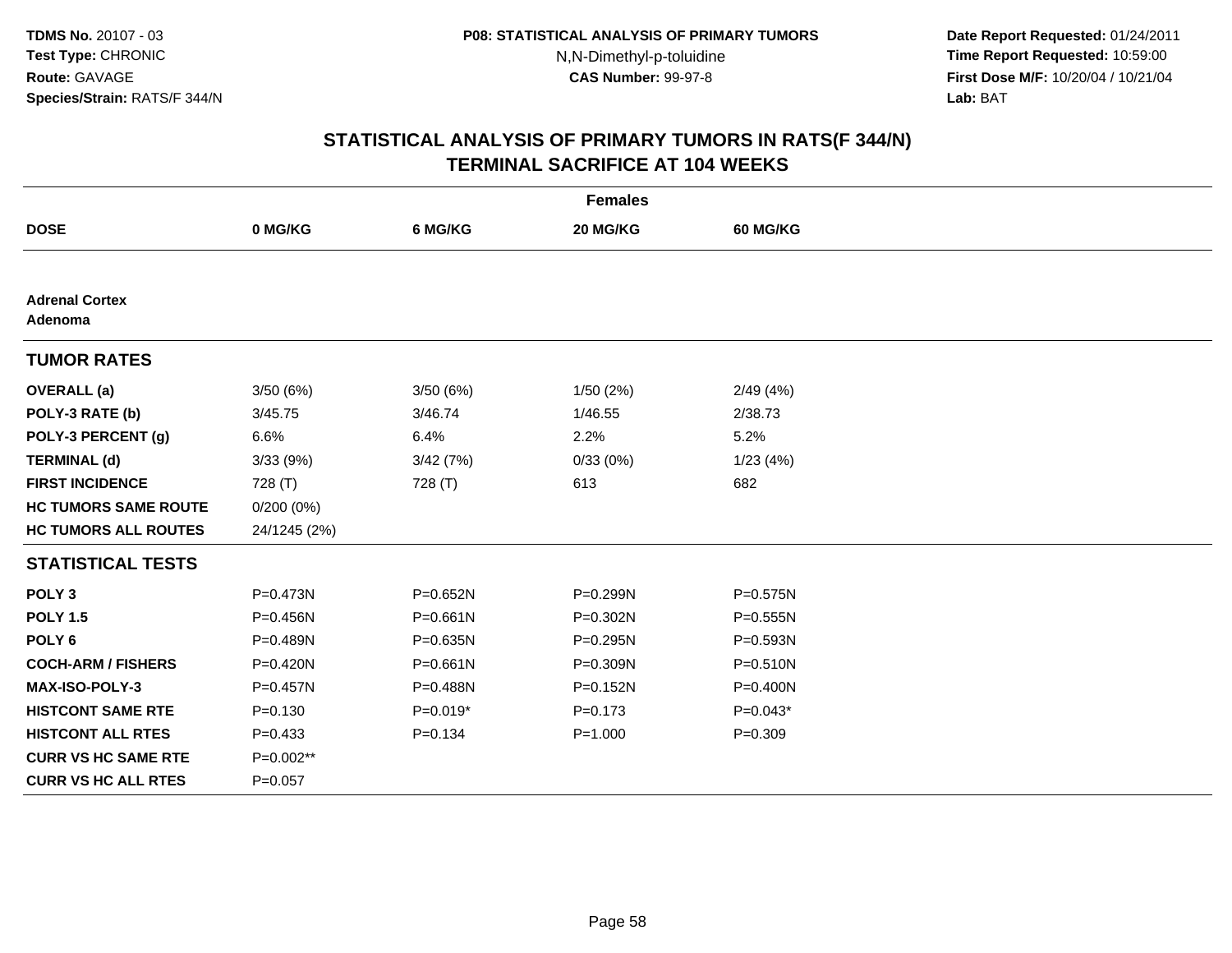TDMS No. 20107 - 03
Test Type: CHRONIC
Route: GAVAGE
Species/Strain: RATS/F 344/N

P08: STATISTICAL ANALYSIS OF PRIMARY TUMORS
N,N-Dimethyl-p-toluidine
CAS Number: 99-97-8

Date Report Requested: 01/24/2011
Time Report Requested: 10:59:00
First Dose M/F: 10/20/04 / 10/21/04
Lab: BAT

## STATISTICAL ANALYSIS OF PRIMARY TUMORS IN RATS(F 344/N) TERMINAL SACRIFICE AT 104 WEEKS

| | Females | | | |
|---|---|---|---|---|
| **DOSE** | **0 MG/KG** | **6 MG/KG** | **20 MG/KG** | **60 MG/KG** |
| **Adrenal Cortex Adenoma** | | | | |
| **TUMOR RATES** | | | | |
| **OVERALL (a)** | 3/50 (6%) | 3/50 (6%) | 1/50 (2%) | 2/49 (4%) |
| **POLY-3 RATE (b)** | 3/45.75 | 3/46.74 | 1/46.55 | 2/38.73 |
| **POLY-3 PERCENT (g)** | 6.6% | 6.4% | 2.2% | 5.2% |
| **TERMINAL (d)** | 3/33 (9%) | 3/42 (7%) | 0/33 (0%) | 1/23 (4%) |
| **FIRST INCIDENCE** | 728 (T) | 728 (T) | 613 | 682 |
| **HC TUMORS SAME ROUTE** | 0/200 (0%) | | | |
| **HC TUMORS ALL ROUTES** | 24/1245 (2%) | | | |
| **STATISTICAL TESTS** | | | | |
| **POLY 3** | P=0.473N | P=0.652N | P=0.299N | P=0.575N |
| **POLY 1.5** | P=0.456N | P=0.661N | P=0.302N | P=0.555N |
| **POLY 6** | P=0.489N | P=0.635N | P=0.295N | P=0.593N |
| **COCH-ARM / FISHERS** | P=0.420N | P=0.661N | P=0.309N | P=0.510N |
| **MAX-ISO-POLY-3** | P=0.457N | P=0.488N | P=0.152N | P=0.400N |
| **HISTCONT SAME RTE** | P=0.130 | P=0.019* | P=0.173 | P=0.043* |
| **HISTCONT ALL RTES** | P=0.433 | P=0.134 | P=1.000 | P=0.309 |
| **CURR VS HC SAME RTE** | P=0.002** | | | |
| **CURR VS HC ALL RTES** | P=0.057 | | | |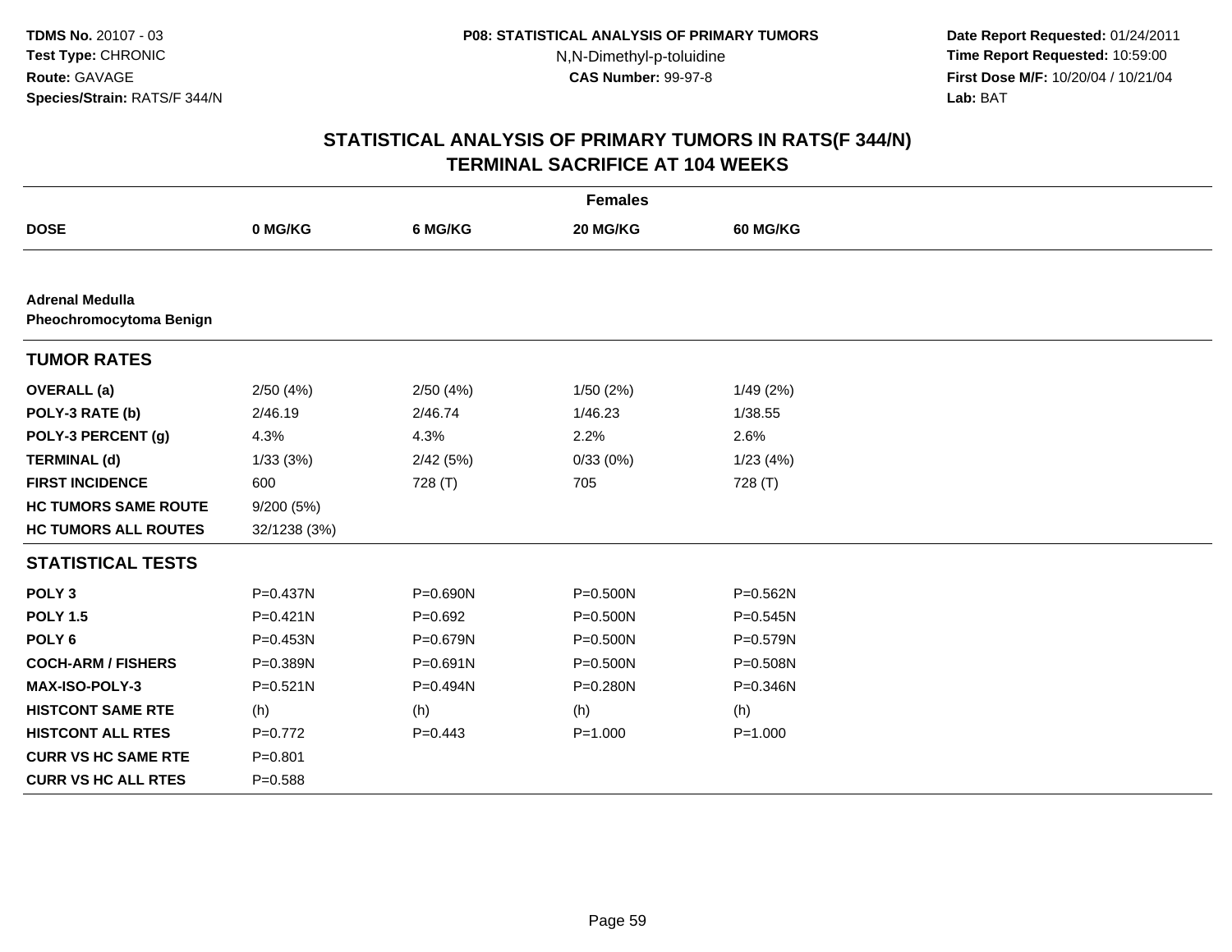**TDMS No.** 20107 - 03
**Test Type:** CHRONIC
**Route:** GAVAGE
**Species/Strain:** RATS/F 344/N

**P08: STATISTICAL ANALYSIS OF PRIMARY TUMORS**
N,N-Dimethyl-p-toluidine
**CAS Number:** 99-97-8

**Date Report Requested:** 01/24/2011
**Time Report Requested:** 10:59:00
**First Dose M/F:** 10/20/04 / 10/21/04
**Lab:** BAT

## STATISTICAL ANALYSIS OF PRIMARY TUMORS IN RATS(F 344/N) TERMINAL SACRIFICE AT 104 WEEKS

| | Females | | | |
|---|---|---|---|---|
| **DOSE** | **0 MG/KG** | **6 MG/KG** | **20 MG/KG** | **60 MG/KG** |
| **Adrenal Medulla** | | | | |
| **Pheochromocytoma Benign** | | | | |
| **TUMOR RATES** | | | | |
| **OVERALL (a)** | 2/50 (4%) | 2/50 (4%) | 1/50 (2%) | 1/49 (2%) |
| **POLY-3 RATE (b)** | 2/46.19 | 2/46.74 | 1/46.23 | 1/38.55 |
| **POLY-3 PERCENT (g)** | 4.3% | 4.3% | 2.2% | 2.6% |
| **TERMINAL (d)** | 1/33 (3%) | 2/42 (5%) | 0/33 (0%) | 1/23 (4%) |
| **FIRST INCIDENCE** | 600 | 728 (T) | 705 | 728 (T) |
| **HC TUMORS SAME ROUTE** | 9/200 (5%) | | | |
| **HC TUMORS ALL ROUTES** | 32/1238 (3%) | | | |
| **STATISTICAL TESTS** | | | | |
| **POLY 3** | P=0.437N | P=0.690N | P=0.500N | P=0.562N |
| **POLY 1.5** | P=0.421N | P=0.692 | P=0.500N | P=0.545N |
| **POLY 6** | P=0.453N | P=0.679N | P=0.500N | P=0.579N |
| **COCH-ARM / FISHERS** | P=0.389N | P=0.691N | P=0.500N | P=0.508N |
| **MAX-ISO-POLY-3** | P=0.521N | P=0.494N | P=0.280N | P=0.346N |
| **HISTCONT SAME RTE** | (h) | (h) | (h) | (h) |
| **HISTCONT ALL RTES** | P=0.772 | P=0.443 | P=1.000 | P=1.000 |
| **CURR VS HC SAME RTE** | P=0.801 | | | |
| **CURR VS HC ALL RTES** | P=0.588 | | | |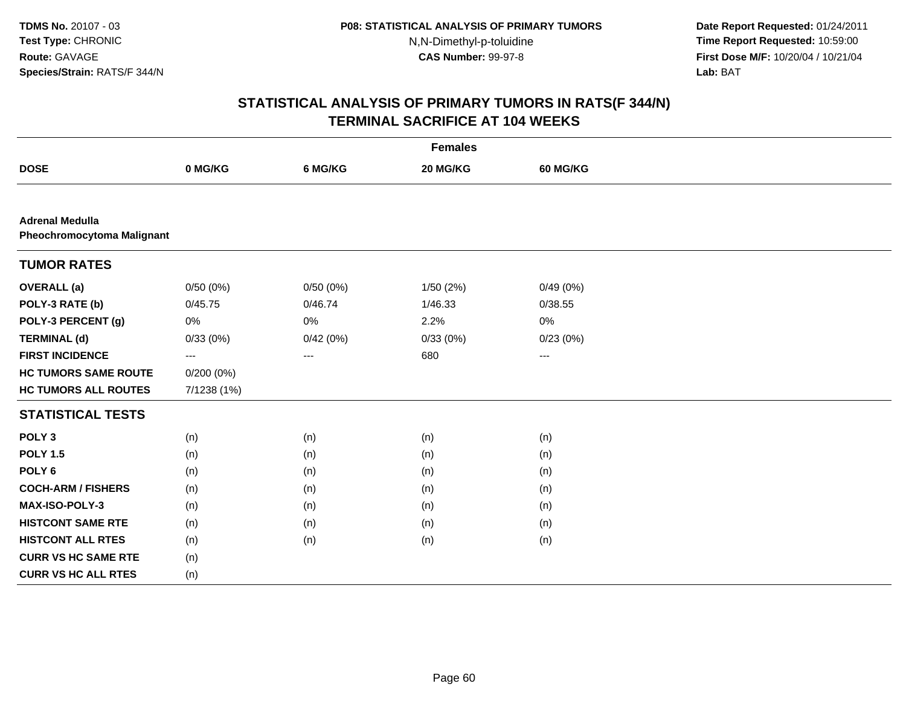**TDMS No.** 20107 - 03
**Test Type:** CHRONIC
**Route:** GAVAGE
**Species/Strain:** RATS/F 344/N

**P08: STATISTICAL ANALYSIS OF PRIMARY TUMORS**
N,N-Dimethyl-p-toluidine
**CAS Number:** 99-97-8

**Date Report Requested:** 01/24/2011
**Time Report Requested:** 10:59:00
**First Dose M/F:** 10/20/04 / 10/21/04
**Lab:** BAT

# STATISTICAL ANALYSIS OF PRIMARY TUMORS IN RATS(F 344/N) TERMINAL SACRIFICE AT 104 WEEKS

| | Females | | | |
|---|---|---|---|---|
| **DOSE** | **0 MG/KG** | **6 MG/KG** | **20 MG/KG** | **60 MG/KG** |
| **Adrenal Medulla Pheochromocytoma Malignant** | | | | |
| **TUMOR RATES** | | | | |
| **OVERALL (a)** | 0/50 (0%) | 0/50 (0%) | 1/50 (2%) | 0/49 (0%) |
| **POLY-3 RATE (b)** | 0/45.75 | 0/46.74 | 1/46.33 | 0/38.55 |
| **POLY-3 PERCENT (g)** | 0% | 0% | 2.2% | 0% |
| **TERMINAL (d)** | 0/33 (0%) | 0/42 (0%) | 0/33 (0%) | 0/23 (0%) |
| **FIRST INCIDENCE** | --- | --- | 680 | --- |
| **HC TUMORS SAME ROUTE** | 0/200 (0%) | | | |
| **HC TUMORS ALL ROUTES** | 7/1238 (1%) | | | |
| **STATISTICAL TESTS** | | | | |
| **POLY 3** | (n) | (n) | (n) | (n) |
| **POLY 1.5** | (n) | (n) | (n) | (n) |
| **POLY 6** | (n) | (n) | (n) | (n) |
| **COCH-ARM / FISHERS** | (n) | (n) | (n) | (n) |
| **MAX-ISO-POLY-3** | (n) | (n) | (n) | (n) |
| **HISTCONT SAME RTE** | (n) | (n) | (n) | (n) |
| **HISTCONT ALL RTES** | (n) | (n) | (n) | (n) |
| **CURR VS HC SAME RTE** | (n) | | | |
| **CURR VS HC ALL RTES** | (n) | | | |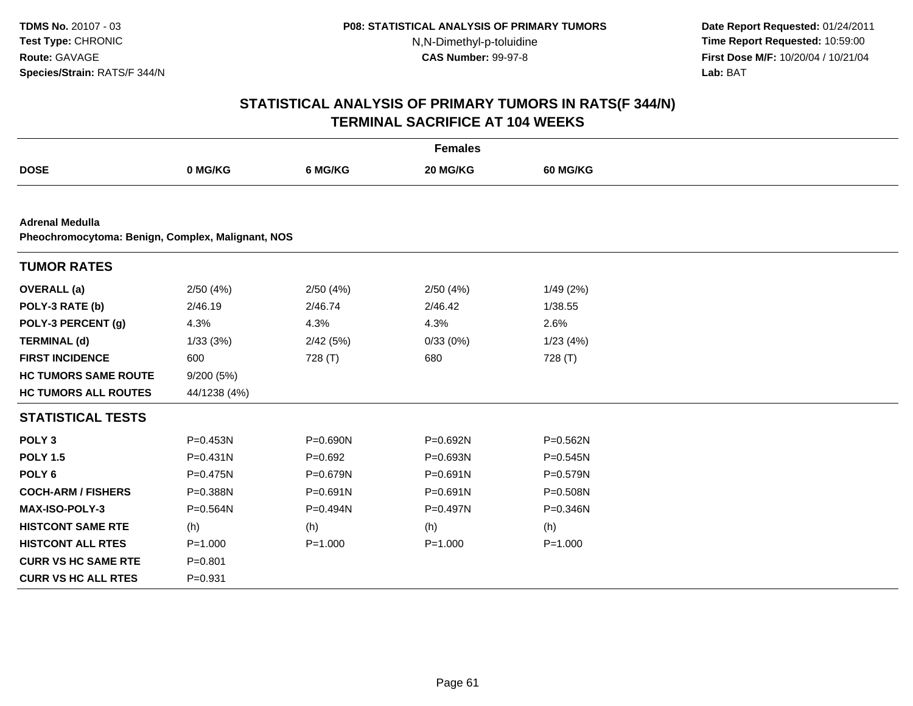# STATISTICAL ANALYSIS OF PRIMARY TUMORS IN RATS(F 344/N)
## TERMINAL SACRIFICE AT 104 WEEKS

| | Females | | | |
|---|---|---|---|---|
| **DOSE** | **0 MG/KG** | **6 MG/KG** | **20 MG/KG** | **60 MG/KG** |
| **Adrenal Medulla** | | | | |
| **Pheochromocytoma: Benign, Complex, Malignant, NOS** | | | | |
| **TUMOR RATES** | | | | |
| **OVERALL (a)** | 2/50 (4%) | 2/50 (4%) | 2/50 (4%) | 1/49 (2%) |
| **POLY-3 RATE (b)** | 2/46.19 | 2/46.74 | 2/46.42 | 1/38.55 |
| **POLY-3 PERCENT (g)** | 4.3% | 4.3% | 4.3% | 2.6% |
| **TERMINAL (d)** | 1/33 (3%) | 2/42 (5%) | 0/33 (0%) | 1/23 (4%) |
| **FIRST INCIDENCE** | 600 | 728 (T) | 680 | 728 (T) |
| **HC TUMORS SAME ROUTE** | 9/200 (5%) | | | |
| **HC TUMORS ALL ROUTES** | 44/1238 (4%) | | | |
| **STATISTICAL TESTS** | | | | |
| **POLY 3** | P=0.453N | P=0.690N | P=0.692N | P=0.562N |
| **POLY 1.5** | P=0.431N | P=0.692 | P=0.693N | P=0.545N |
| **POLY 6** | P=0.475N | P=0.679N | P=0.691N | P=0.579N |
| **COCH-ARM / FISHERS** | P=0.388N | P=0.691N | P=0.691N | P=0.508N |
| **MAX-ISO-POLY-3** | P=0.564N | P=0.494N | P=0.497N | P=0.346N |
| **HISTCONT SAME RTE** | (h) | (h) | (h) | (h) |
| **HISTCONT ALL RTES** | P=1.000 | P=1.000 | P=1.000 | P=1.000 |
| **CURR VS HC SAME RTE** | P=0.801 | | | |
| **CURR VS HC ALL RTES** | P=0.931 | | | |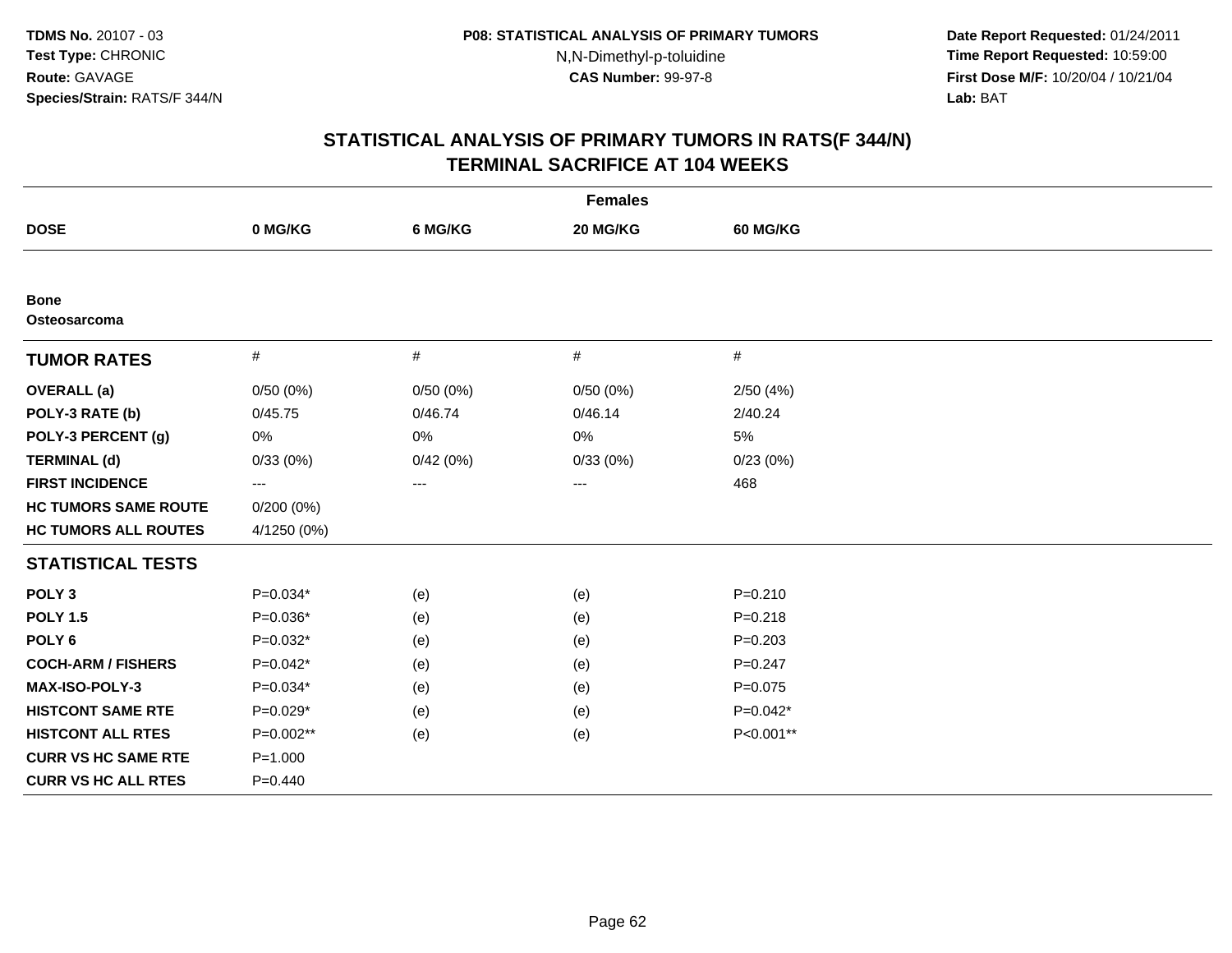**TDMS No.** 20107 - 03
**Test Type:** CHRONIC
**Route:** GAVAGE
**Species/Strain:** RATS/F 344/N

**P08: STATISTICAL ANALYSIS OF PRIMARY TUMORS**
N,N-Dimethyl-p-toluidine
**CAS Number:** 99-97-8

**Date Report Requested:** 01/24/2011
**Time Report Requested:** 10:59:00
**First Dose M/F:** 10/20/04 / 10/21/04
**Lab:** BAT

## STATISTICAL ANALYSIS OF PRIMARY TUMORS IN RATS(F 344/N) TERMINAL SACRIFICE AT 104 WEEKS

| Females | | | | |
|---|---|---|---|---|
| **DOSE** | **0 MG/KG** | **6 MG/KG** | **20 MG/KG** | **60 MG/KG** |
| **Bone** **Osteosarcoma** | | | | |
| **TUMOR RATES** | # | # | # | # |
| **OVERALL (a)** | 0/50 (0%) | 0/50 (0%) | 0/50 (0%) | 2/50 (4%) |
| **POLY-3 RATE (b)** | 0/45.75 | 0/46.74 | 0/46.14 | 2/40.24 |
| **POLY-3 PERCENT (g)** | 0% | 0% | 0% | 5% |
| **TERMINAL (d)** | 0/33 (0%) | 0/42 (0%) | 0/33 (0%) | 0/23 (0%) |
| **FIRST INCIDENCE** | --- | --- | --- | 468 |
| **HC TUMORS SAME ROUTE** | 0/200 (0%) | | | |
| **HC TUMORS ALL ROUTES** | 4/1250 (0%) | | | |
| **STATISTICAL TESTS** | | | | |
| **POLY 3** | P=0.034* | (e) | (e) | P=0.210 |
| **POLY 1.5** | P=0.036* | (e) | (e) | P=0.218 |
| **POLY 6** | P=0.032* | (e) | (e) | P=0.203 |
| **COCH-ARM / FISHERS** | P=0.042* | (e) | (e) | P=0.247 |
| **MAX-ISO-POLY-3** | P=0.034* | (e) | (e) | P=0.075 |
| **HISTCONT SAME RTE** | P=0.029* | (e) | (e) | P=0.042* |
| **HISTCONT ALL RTES** | P=0.002** | (e) | (e) | P<0.001** |
| **CURR VS HC SAME RTE** | P=1.000 | | | |
| **CURR VS HC ALL RTES** | P=0.440 | | | |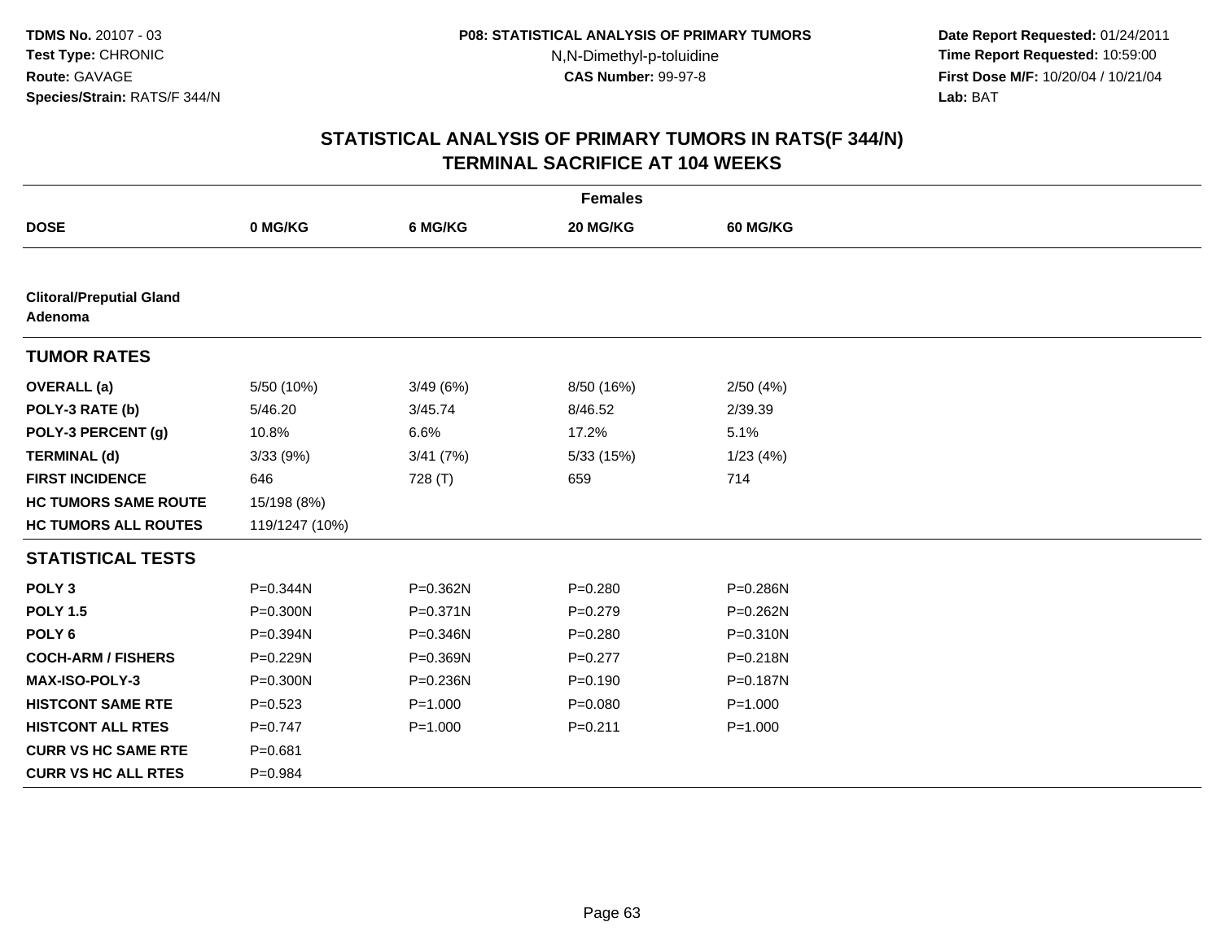**TDMS No.** 20107 - 03
**Test Type:** CHRONIC
**Route:** GAVAGE
**Species/Strain:** RATS/F 344/N

**P08: STATISTICAL ANALYSIS OF PRIMARY TUMORS**
N,N-Dimethyl-p-toluidine
**CAS Number:** 99-97-8

**Date Report Requested:** 01/24/2011
**Time Report Requested:** 10:59:00
**First Dose M/F:** 10/20/04 / 10/21/04
**Lab:** BAT

# STATISTICAL ANALYSIS OF PRIMARY TUMORS IN RATS(F 344/N) TERMINAL SACRIFICE AT 104 WEEKS

| Females | | | | |
|---|---|---|---|---|
| **DOSE** | **0 MG/KG** | **6 MG/KG** | **20 MG/KG** | **60 MG/KG** |
| **Clitoral/Preputial Gland Adenoma** | | | | |
| **TUMOR RATES** | | | | |
| **OVERALL (a)** | 5/50 (10%) | 3/49 (6%) | 8/50 (16%) | 2/50 (4%) |
| **POLY-3 RATE (b)** | 5/46.20 | 3/45.74 | 8/46.52 | 2/39.39 |
| **POLY-3 PERCENT (g)** | 10.8% | 6.6% | 17.2% | 5.1% |
| **TERMINAL (d)** | 3/33 (9%) | 3/41 (7%) | 5/33 (15%) | 1/23 (4%) |
| **FIRST INCIDENCE** | 646 | 728 (T) | 659 | 714 |
| **HC TUMORS SAME ROUTE** | 15/198 (8%) | | | |
| **HC TUMORS ALL ROUTES** | 119/1247 (10%) | | | |
| **STATISTICAL TESTS** | | | | |
| **POLY 3** | P=0.344N | P=0.362N | P=0.280 | P=0.286N |
| **POLY 1.5** | P=0.300N | P=0.371N | P=0.279 | P=0.262N |
| **POLY 6** | P=0.394N | P=0.346N | P=0.280 | P=0.310N |
| **COCH-ARM / FISHERS** | P=0.229N | P=0.369N | P=0.277 | P=0.218N |
| **MAX-ISO-POLY-3** | P=0.300N | P=0.236N | P=0.190 | P=0.187N |
| **HISTCONT SAME RTE** | P=0.523 | P=1.000 | P=0.080 | P=1.000 |
| **HISTCONT ALL RTES** | P=0.747 | P=1.000 | P=0.211 | P=1.000 |
| **CURR VS HC SAME RTE** | P=0.681 | | | |
| **CURR VS HC ALL RTES** | P=0.984 | | | |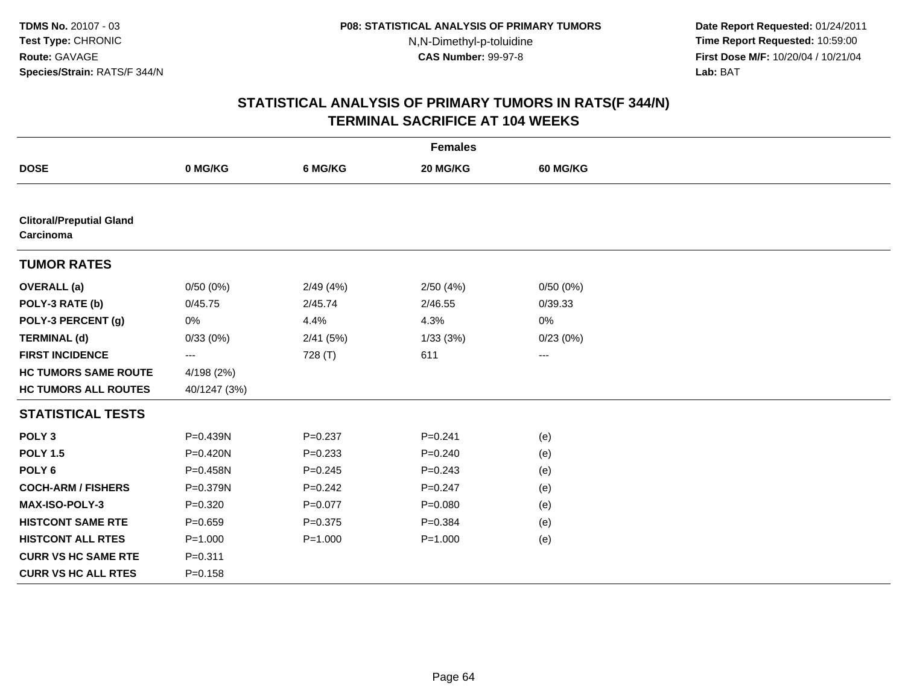**TDMS No.** 20107 - 03
**Test Type:** CHRONIC
**Route:** GAVAGE
**Species/Strain:** RATS/F 344/N

**P08: STATISTICAL ANALYSIS OF PRIMARY TUMORS**
N,N-Dimethyl-p-toluidine
**CAS Number:** 99-97-8

**Date Report Requested:** 01/24/2011
**Time Report Requested:** 10:59:00
**First Dose M/F:** 10/20/04 / 10/21/04
**Lab:** BAT

## STATISTICAL ANALYSIS OF PRIMARY TUMORS IN RATS(F 344/N)
## TERMINAL SACRIFICE AT 104 WEEKS

| | Females | | | |
|---|---|---|---|---|
| **DOSE** | **0 MG/KG** | **6 MG/KG** | **20 MG/KG** | **60 MG/KG** |
| **Clitoral/Preputial Gland Carcinoma** | | | | |
| **TUMOR RATES** | | | | |
| **OVERALL (a)** | 0/50 (0%) | 2/49 (4%) | 2/50 (4%) | 0/50 (0%) |
| **POLY-3 RATE (b)** | 0/45.75 | 2/45.74 | 2/46.55 | 0/39.33 |
| **POLY-3 PERCENT (g)** | 0% | 4.4% | 4.3% | 0% |
| **TERMINAL (d)** | 0/33 (0%) | 2/41 (5%) | 1/33 (3%) | 0/23 (0%) |
| **FIRST INCIDENCE** | --- | 728 (T) | 611 | --- |
| **HC TUMORS SAME ROUTE** | 4/198 (2%) | | | |
| **HC TUMORS ALL ROUTES** | 40/1247 (3%) | | | |
| **STATISTICAL TESTS** | | | | |
| **POLY 3** | P=0.439N | P=0.237 | P=0.241 | (e) |
| **POLY 1.5** | P=0.420N | P=0.233 | P=0.240 | (e) |
| **POLY 6** | P=0.458N | P=0.245 | P=0.243 | (e) |
| **COCH-ARM / FISHERS** | P=0.379N | P=0.242 | P=0.247 | (e) |
| **MAX-ISO-POLY-3** | P=0.320 | P=0.077 | P=0.080 | (e) |
| **HISTCONT SAME RTE** | P=0.659 | P=0.375 | P=0.384 | (e) |
| **HISTCONT ALL RTES** | P=1.000 | P=1.000 | P=1.000 | (e) |
| **CURR VS HC SAME RTE** | P=0.311 | | | |
| **CURR VS HC ALL RTES** | P=0.158 | | | |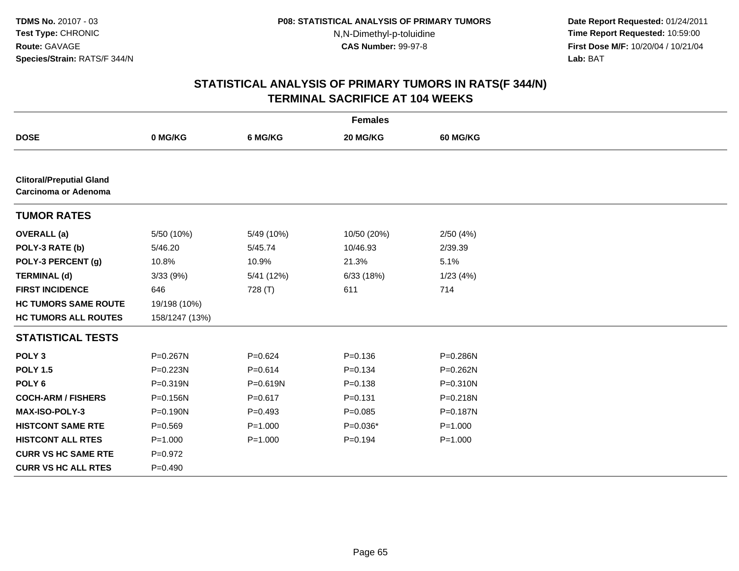**TDMS No.** 20107 - 03
**Test Type:** CHRONIC
**Route:** GAVAGE
**Species/Strain:** RATS/F 344/N

**P08: STATISTICAL ANALYSIS OF PRIMARY TUMORS**
N,N-Dimethyl-p-toluidine
**CAS Number:** 99-97-8

**Date Report Requested:** 01/24/2011
**Time Report Requested:** 10:59:00
**First Dose M/F:** 10/20/04 / 10/21/04
**Lab:** BAT

## STATISTICAL ANALYSIS OF PRIMARY TUMORS IN RATS(F 344/N) TERMINAL SACRIFICE AT 104 WEEKS

| | Females | | | |
|---|---|---|---|---|
| **DOSE** | **0 MG/KG** | **6 MG/KG** | **20 MG/KG** | **60 MG/KG** |
| **Clitoral/Preputial Gland Carcinoma or Adenoma** | | | | |
| **TUMOR RATES** | | | | |
| **OVERALL (a)** | 5/50 (10%) | 5/49 (10%) | 10/50 (20%) | 2/50 (4%) |
| **POLY-3 RATE (b)** | 5/46.20 | 5/45.74 | 10/46.93 | 2/39.39 |
| **POLY-3 PERCENT (g)** | 10.8% | 10.9% | 21.3% | 5.1% |
| **TERMINAL (d)** | 3/33 (9%) | 5/41 (12%) | 6/33 (18%) | 1/23 (4%) |
| **FIRST INCIDENCE** | 646 | 728 (T) | 611 | 714 |
| **HC TUMORS SAME ROUTE** | 19/198 (10%) | | | |
| **HC TUMORS ALL ROUTES** | 158/1247 (13%) | | | |
| **STATISTICAL TESTS** | | | | |
| **POLY 3** | P=0.267N | P=0.624 | P=0.136 | P=0.286N |
| **POLY 1.5** | P=0.223N | P=0.614 | P=0.134 | P=0.262N |
| **POLY 6** | P=0.319N | P=0.619N | P=0.138 | P=0.310N |
| **COCH-ARM / FISHERS** | P=0.156N | P=0.617 | P=0.131 | P=0.218N |
| **MAX-ISO-POLY-3** | P=0.190N | P=0.493 | P=0.085 | P=0.187N |
| **HISTCONT SAME RTE** | P=0.569 | P=1.000 | P=0.036* | P=1.000 |
| **HISTCONT ALL RTES** | P=1.000 | P=1.000 | P=0.194 | P=1.000 |
| **CURR VS HC SAME RTE** | P=0.972 | | | |
| **CURR VS HC ALL RTES** | P=0.490 | | | |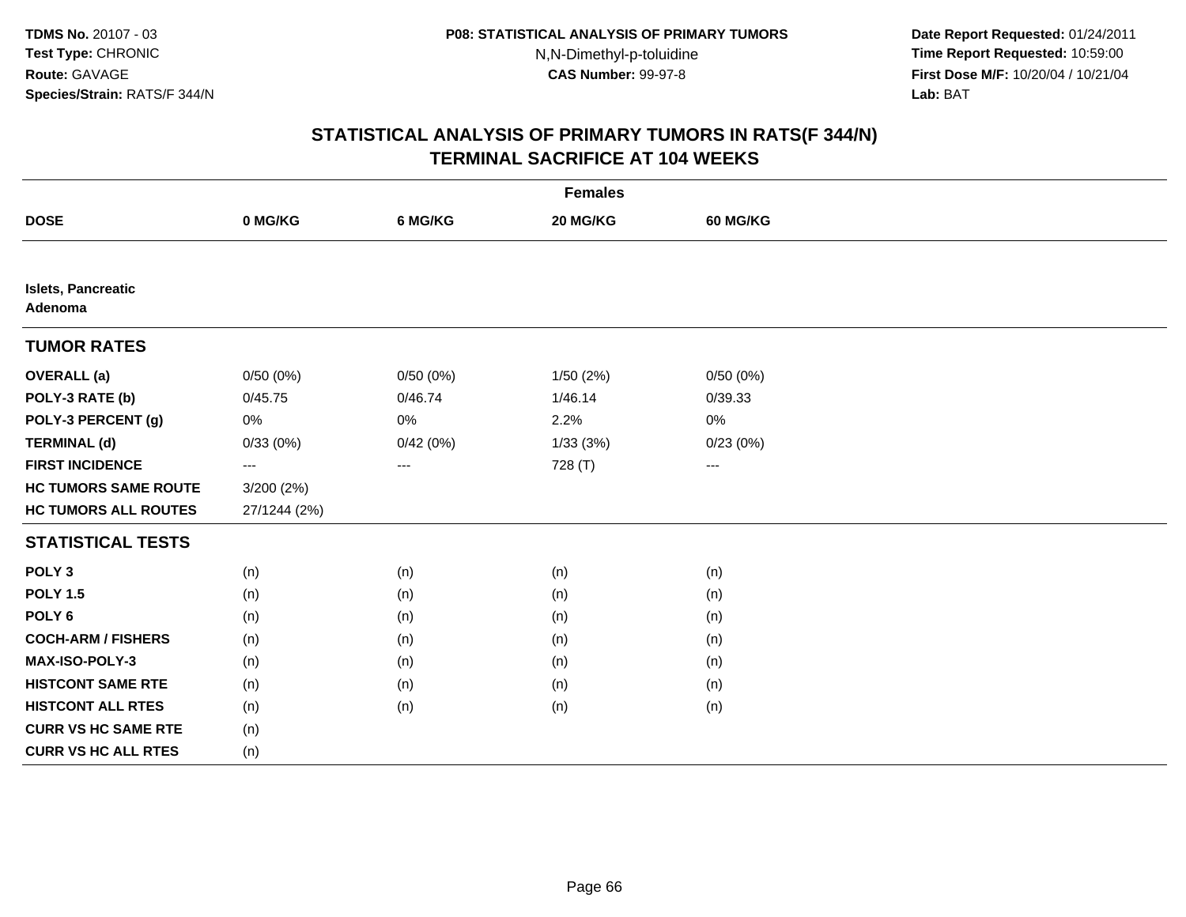**TDMS No.** 20107 - 03
**Test Type:** CHRONIC
**Route:** GAVAGE
**Species/Strain:** RATS/F 344/N

**P08: STATISTICAL ANALYSIS OF PRIMARY TUMORS**
N,N-Dimethyl-p-toluidine
**CAS Number:** 99-97-8

**Date Report Requested:** 01/24/2011
**Time Report Requested:** 10:59:00
**First Dose M/F:** 10/20/04 / 10/21/04
**Lab:** BAT

## STATISTICAL ANALYSIS OF PRIMARY TUMORS IN RATS(F 344/N)
## TERMINAL SACRIFICE AT 104 WEEKS

| | Females | | | |
|---|---|---|---|---|
| **DOSE** | **0 MG/KG** | **6 MG/KG** | **20 MG/KG** | **60 MG/KG** |
| **Islets, Pancreatic** | | | | |
| **Adenoma** | | | | |
| **TUMOR RATES** | | | | |
| **OVERALL (a)** | 0/50 (0%) | 0/50 (0%) | 1/50 (2%) | 0/50 (0%) |
| **POLY-3 RATE (b)** | 0/45.75 | 0/46.74 | 1/46.14 | 0/39.33 |
| **POLY-3 PERCENT (g)** | 0% | 0% | 2.2% | 0% |
| **TERMINAL (d)** | 0/33 (0%) | 0/42 (0%) | 1/33 (3%) | 0/23 (0%) |
| **FIRST INCIDENCE** | --- | --- | 728 (T) | --- |
| **HC TUMORS SAME ROUTE** | 3/200 (2%) | | | |
| **HC TUMORS ALL ROUTES** | 27/1244 (2%) | | | |
| **STATISTICAL TESTS** | | | | |
| **POLY 3** | (n) | (n) | (n) | (n) |
| **POLY 1.5** | (n) | (n) | (n) | (n) |
| **POLY 6** | (n) | (n) | (n) | (n) |
| **COCH-ARM / FISHERS** | (n) | (n) | (n) | (n) |
| **MAX-ISO-POLY-3** | (n) | (n) | (n) | (n) |
| **HISTCONT SAME RTE** | (n) | (n) | (n) | (n) |
| **HISTCONT ALL RTES** | (n) | (n) | (n) | (n) |
| **CURR VS HC SAME RTE** | (n) | | | |
| **CURR VS HC ALL RTES** | (n) | | | |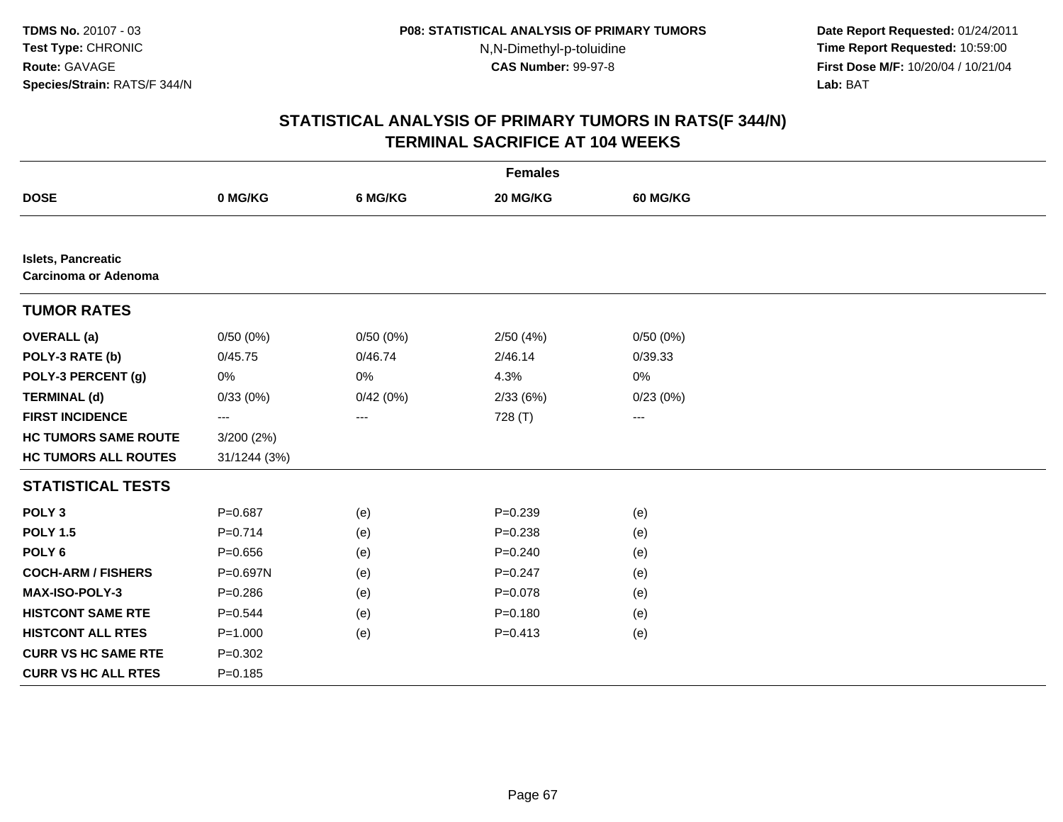**TDMS No.** 20107 - 03
**Test Type:** CHRONIC
**Route:** GAVAGE
**Species/Strain:** RATS/F 344/N

**P08: STATISTICAL ANALYSIS OF PRIMARY TUMORS**
N,N-Dimethyl-p-toluidine
**CAS Number:** 99-97-8

**Date Report Requested:** 01/24/2011
**Time Report Requested:** 10:59:00
**First Dose M/F:** 10/20/04 / 10/21/04
**Lab:** BAT

## STATISTICAL ANALYSIS OF PRIMARY TUMORS IN RATS(F 344/N)
## TERMINAL SACRIFICE AT 104 WEEKS

| Females | | | | |
|---|---|---|---|---|
| **DOSE** | **0 MG/KG** | **6 MG/KG** | **20 MG/KG** | **60 MG/KG** |
| **Islets, Pancreatic** | | | | |
| **Carcinoma or Adenoma** | | | | |
| **TUMOR RATES** | | | | |
| **OVERALL (a)** | 0/50 (0%) | 0/50 (0%) | 2/50 (4%) | 0/50 (0%) |
| **POLY-3 RATE (b)** | 0/45.75 | 0/46.74 | 2/46.14 | 0/39.33 |
| **POLY-3 PERCENT (g)** | 0% | 0% | 4.3% | 0% |
| **TERMINAL (d)** | 0/33 (0%) | 0/42 (0%) | 2/33 (6%) | 0/23 (0%) |
| **FIRST INCIDENCE** | --- | --- | 728 (T) | --- |
| **HC TUMORS SAME ROUTE** | 3/200 (2%) | | | |
| **HC TUMORS ALL ROUTES** | 31/1244 (3%) | | | |
| **STATISTICAL TESTS** | | | | |
| **POLY 3** | P=0.687 | (e) | P=0.239 | (e) |
| **POLY 1.5** | P=0.714 | (e) | P=0.238 | (e) |
| **POLY 6** | P=0.656 | (e) | P=0.240 | (e) |
| **COCH-ARM / FISHERS** | P=0.697N | (e) | P=0.247 | (e) |
| **MAX-ISO-POLY-3** | P=0.286 | (e) | P=0.078 | (e) |
| **HISTCONT SAME RTE** | P=0.544 | (e) | P=0.180 | (e) |
| **HISTCONT ALL RTES** | P=1.000 | (e) | P=0.413 | (e) |
| **CURR VS HC SAME RTE** | P=0.302 | | | |
| **CURR VS HC ALL RTES** | P=0.185 | | | |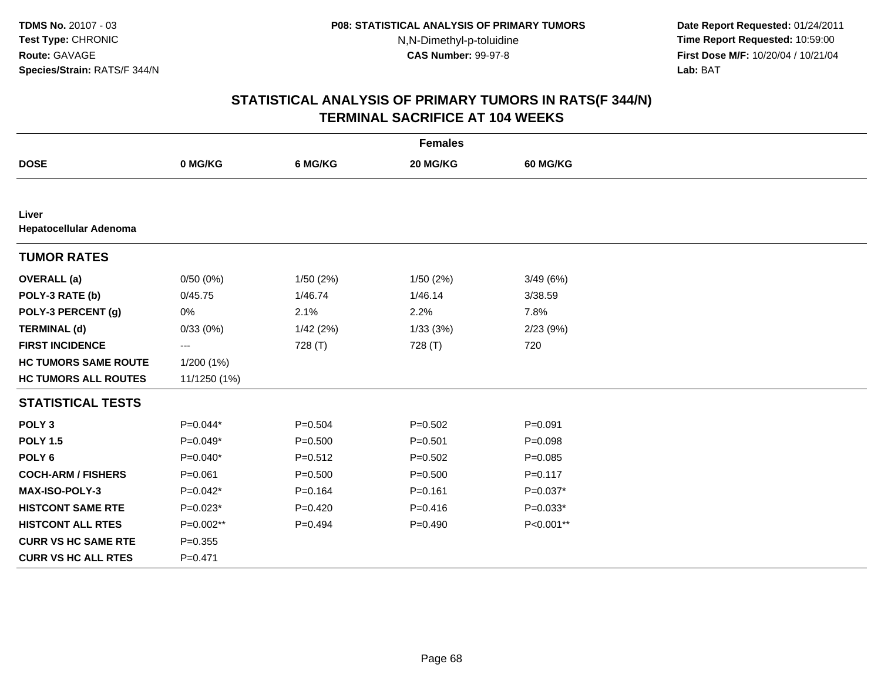TDMS No. 20107 - 03
Test Type: CHRONIC
Route: GAVAGE
Species/Strain: RATS/F 344/N

P08: STATISTICAL ANALYSIS OF PRIMARY TUMORS
N,N-Dimethyl-p-toluidine
CAS Number: 99-97-8

Date Report Requested: 01/24/2011
Time Report Requested: 10:59:00
First Dose M/F: 10/20/04 / 10/21/04
Lab: BAT

## STATISTICAL ANALYSIS OF PRIMARY TUMORS IN RATS(F 344/N)
## TERMINAL SACRIFICE AT 104 WEEKS

| Females | | | | |
|---|---|---|---|---|
| DOSE | 0 MG/KG | 6 MG/KG | 20 MG/KG | 60 MG/KG |
| **Liver** | | | | |
| **Hepatocellular Adenoma** | | | | |
| **TUMOR RATES** | | | | |
| OVERALL (a) | 0/50 (0%) | 1/50 (2%) | 1/50 (2%) | 3/49 (6%) |
| POLY-3 RATE (b) | 0/45.75 | 1/46.74 | 1/46.14 | 3/38.59 |
| POLY-3 PERCENT (g) | 0% | 2.1% | 2.2% | 7.8% |
| TERMINAL (d) | 0/33 (0%) | 1/42 (2%) | 1/33 (3%) | 2/23 (9%) |
| FIRST INCIDENCE | --- | 728 (T) | 728 (T) | 720 |
| HC TUMORS SAME ROUTE | 1/200 (1%) | | | |
| HC TUMORS ALL ROUTES | 11/1250 (1%) | | | |
| **STATISTICAL TESTS** | | | | |
| POLY 3 | P=0.044* | P=0.504 | P=0.502 | P=0.091 |
| POLY 1.5 | P=0.049* | P=0.500 | P=0.501 | P=0.098 |
| POLY 6 | P=0.040* | P=0.512 | P=0.502 | P=0.085 |
| COCH-ARM / FISHERS | P=0.061 | P=0.500 | P=0.500 | P=0.117 |
| MAX-ISO-POLY-3 | P=0.042* | P=0.164 | P=0.161 | P=0.037* |
| HISTCONT SAME RTE | P=0.023* | P=0.420 | P=0.416 | P=0.033* |
| HISTCONT ALL RTES | P=0.002** | P=0.494 | P=0.490 | P<0.001** |
| CURR VS HC SAME RTE | P=0.355 | | | |
| CURR VS HC ALL RTES | P=0.471 | | | |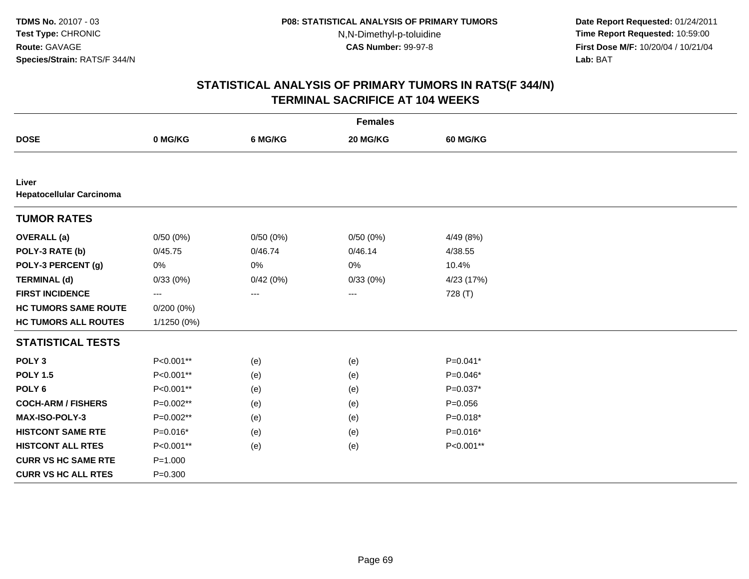**TDMS No.** 20107 - 03
**Test Type:** CHRONIC
**Route:** GAVAGE
**Species/Strain:** RATS/F 344/N

**P08: STATISTICAL ANALYSIS OF PRIMARY TUMORS**
N,N-Dimethyl-p-toluidine
**CAS Number:** 99-97-8

**Date Report Requested:** 01/24/2011
**Time Report Requested:** 10:59:00
**First Dose M/F:** 10/20/04 / 10/21/04
**Lab:** BAT

## STATISTICAL ANALYSIS OF PRIMARY TUMORS IN RATS(F 344/N)
## TERMINAL SACRIFICE AT 104 WEEKS

| Females | | | | |
|---|---|---|---|---|
| **DOSE** | **0 MG/KG** | **6 MG/KG** | **20 MG/KG** | **60 MG/KG** |
| **Liver** | | | | |
| **Hepatocellular Carcinoma** | | | | |
| **TUMOR RATES** | | | | |
| **OVERALL (a)** | 0/50 (0%) | 0/50 (0%) | 0/50 (0%) | 4/49 (8%) |
| **POLY-3 RATE (b)** | 0/45.75 | 0/46.74 | 0/46.14 | 4/38.55 |
| **POLY-3 PERCENT (g)** | 0% | 0% | 0% | 10.4% |
| **TERMINAL (d)** | 0/33 (0%) | 0/42 (0%) | 0/33 (0%) | 4/23 (17%) |
| **FIRST INCIDENCE** | --- | --- | --- | 728 (T) |
| **HC TUMORS SAME ROUTE** | 0/200 (0%) | | | |
| **HC TUMORS ALL ROUTES** | 1/1250 (0%) | | | |
| **STATISTICAL TESTS** | | | | |
| **POLY 3** | P<0.001** | (e) | (e) | P=0.041* |
| **POLY 1.5** | P<0.001** | (e) | (e) | P=0.046* |
| **POLY 6** | P<0.001** | (e) | (e) | P=0.037* |
| **COCH-ARM / FISHERS** | P=0.002** | (e) | (e) | P=0.056 |
| **MAX-ISO-POLY-3** | P=0.002** | (e) | (e) | P=0.018* |
| **HISTCONT SAME RTE** | P=0.016* | (e) | (e) | P=0.016* |
| **HISTCONT ALL RTES** | P<0.001** | (e) | (e) | P<0.001** |
| **CURR VS HC SAME RTE** | P=1.000 | | | |
| **CURR VS HC ALL RTES** | P=0.300 | | | |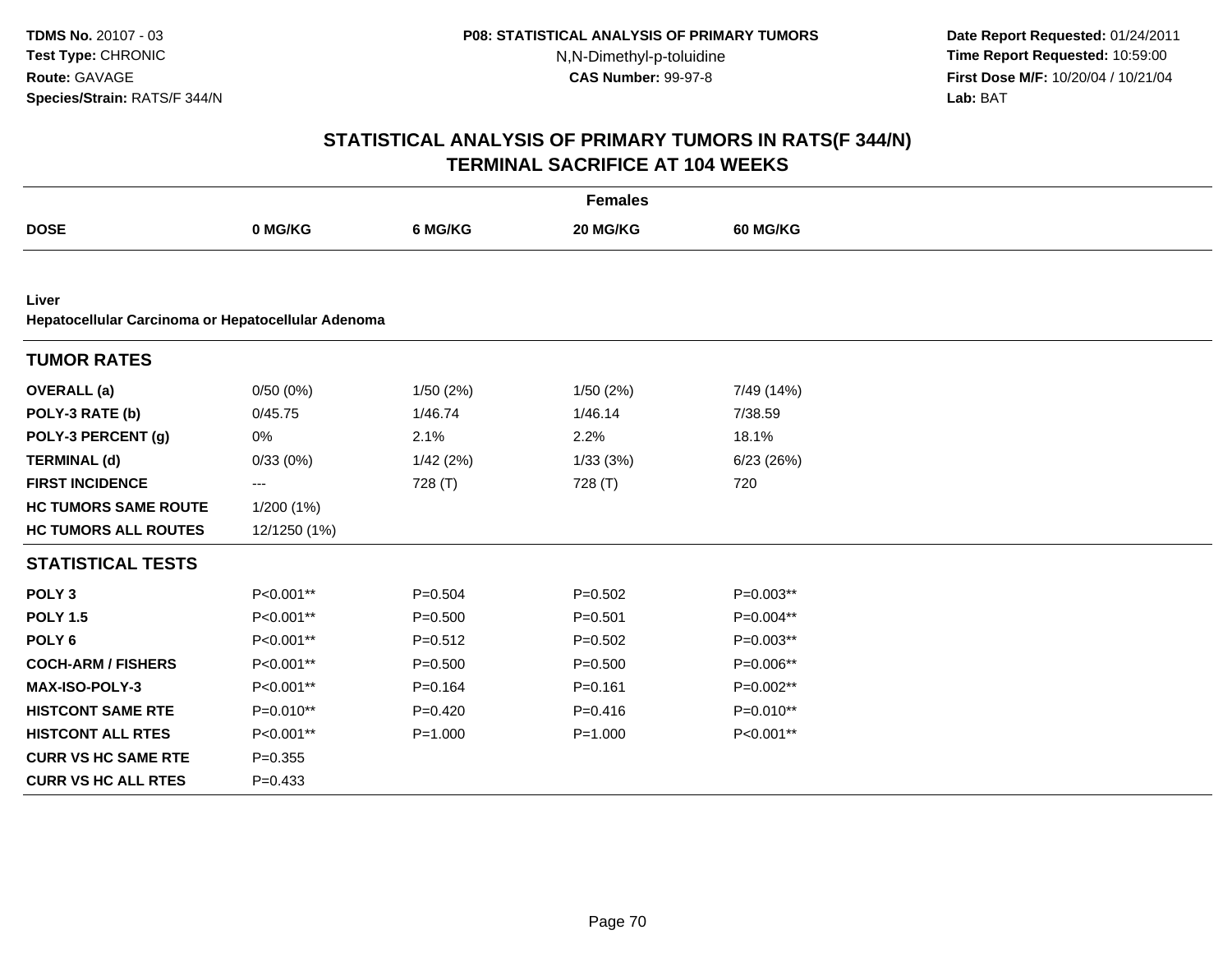**TDMS No.** 20107 - 03
**Test Type:** CHRONIC
**Route:** GAVAGE
**Species/Strain:** RATS/F 344/N

**P08: STATISTICAL ANALYSIS OF PRIMARY TUMORS**
N,N-Dimethyl-p-toluidine
**CAS Number:** 99-97-8

**Date Report Requested:** 01/24/2011
**Time Report Requested:** 10:59:00
**First Dose M/F:** 10/20/04 / 10/21/04
**Lab:** BAT

# STATISTICAL ANALYSIS OF PRIMARY TUMORS IN RATS(F 344/N) TERMINAL SACRIFICE AT 104 WEEKS

| | Females | | | |
|---|---|---|---|---|
| **DOSE** | **0 MG/KG** | **6 MG/KG** | **20 MG/KG** | **60 MG/KG** |
| **Liver** | | | | |
| **Hepatocellular Carcinoma or Hepatocellular Adenoma** | | | | |
| **TUMOR RATES** | | | | |
| **OVERALL (a)** | 0/50 (0%) | 1/50 (2%) | 1/50 (2%) | 7/49 (14%) |
| **POLY-3 RATE (b)** | 0/45.75 | 1/46.74 | 1/46.14 | 7/38.59 |
| **POLY-3 PERCENT (g)** | 0% | 2.1% | 2.2% | 18.1% |
| **TERMINAL (d)** | 0/33 (0%) | 1/42 (2%) | 1/33 (3%) | 6/23 (26%) |
| **FIRST INCIDENCE** | --- | 728 (T) | 728 (T) | 720 |
| **HC TUMORS SAME ROUTE** | 1/200 (1%) | | | |
| **HC TUMORS ALL ROUTES** | 12/1250 (1%) | | | |
| **STATISTICAL TESTS** | | | | |
| **POLY 3** | P<0.001** | P=0.504 | P=0.502 | P=0.003** |
| **POLY 1.5** | P<0.001** | P=0.500 | P=0.501 | P=0.004** |
| **POLY 6** | P<0.001** | P=0.512 | P=0.502 | P=0.003** |
| **COCH-ARM / FISHERS** | P<0.001** | P=0.500 | P=0.500 | P=0.006** |
| **MAX-ISO-POLY-3** | P<0.001** | P=0.164 | P=0.161 | P=0.002** |
| **HISTCONT SAME RTE** | P=0.010** | P=0.420 | P=0.416 | P=0.010** |
| **HISTCONT ALL RTES** | P<0.001** | P=1.000 | P=1.000 | P<0.001** |
| **CURR VS HC SAME RTE** | P=0.355 | | | |
| **CURR VS HC ALL RTES** | P=0.433 | | | |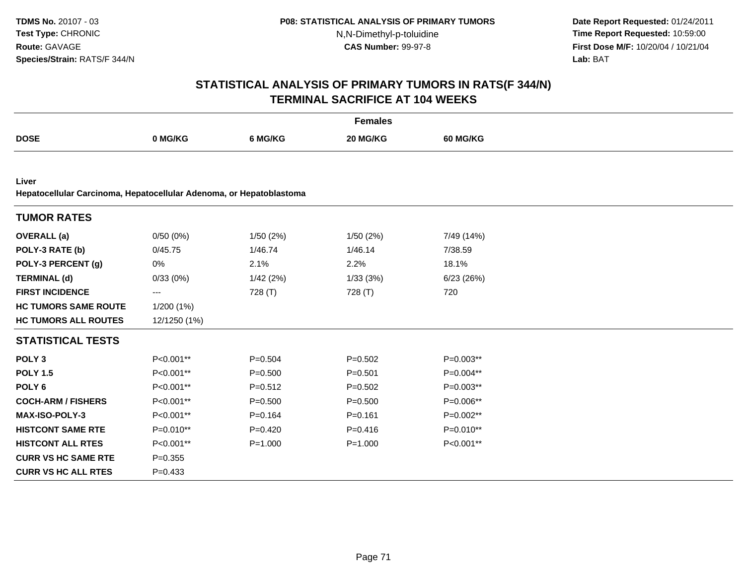**TDMS No.** 20107 - 03
**Test Type:** CHRONIC
**Route:** GAVAGE
**Species/Strain:** RATS/F 344/N

**P08: STATISTICAL ANALYSIS OF PRIMARY TUMORS**
N,N-Dimethyl-p-toluidine
**CAS Number:** 99-97-8

**Date Report Requested:** 01/24/2011
**Time Report Requested:** 10:59:00
**First Dose M/F:** 10/20/04 / 10/21/04
**Lab:** BAT

## STATISTICAL ANALYSIS OF PRIMARY TUMORS IN RATS(F 344/N) TERMINAL SACRIFICE AT 104 WEEKS

| | Females | | | |
|---|---|---|---|---|
| **DOSE** | **0 MG/KG** | **6 MG/KG** | **20 MG/KG** | **60 MG/KG** |

**Liver**
**Hepatocellular Carcinoma, Hepatocellular Adenoma, or Hepatoblastoma**

| **TUMOR RATES** | | | | |
|---|---|---|---|---|
| **OVERALL (a)** | 0/50 (0%) | 1/50 (2%) | 1/50 (2%) | 7/49 (14%) |
| **POLY-3 RATE (b)** | 0/45.75 | 1/46.74 | 1/46.14 | 7/38.59 |
| **POLY-3 PERCENT (g)** | 0% | 2.1% | 2.2% | 18.1% |
| **TERMINAL (d)** | 0/33 (0%) | 1/42 (2%) | 1/33 (3%) | 6/23 (26%) |
| **FIRST INCIDENCE** | --- | 728 (T) | 728 (T) | 720 |
| **HC TUMORS SAME ROUTE** | 1/200 (1%) | | | |
| **HC TUMORS ALL ROUTES** | 12/1250 (1%) | | | |

| **STATISTICAL TESTS** | | | | |
|---|---|---|---|---|
| **POLY 3** | P<0.001** | P=0.504 | P=0.502 | P=0.003** |
| **POLY 1.5** | P<0.001** | P=0.500 | P=0.501 | P=0.004** |
| **POLY 6** | P<0.001** | P=0.512 | P=0.502 | P=0.003** |
| **COCH-ARM / FISHERS** | P<0.001** | P=0.500 | P=0.500 | P=0.006** |
| **MAX-ISO-POLY-3** | P<0.001** | P=0.164 | P=0.161 | P=0.002** |
| **HISTCONT SAME RTE** | P=0.010** | P=0.420 | P=0.416 | P=0.010** |
| **HISTCONT ALL RTES** | P<0.001** | P=1.000 | P=1.000 | P<0.001** |
| **CURR VS HC SAME RTE** | P=0.355 | | | |
| **CURR VS HC ALL RTES** | P=0.433 | | | |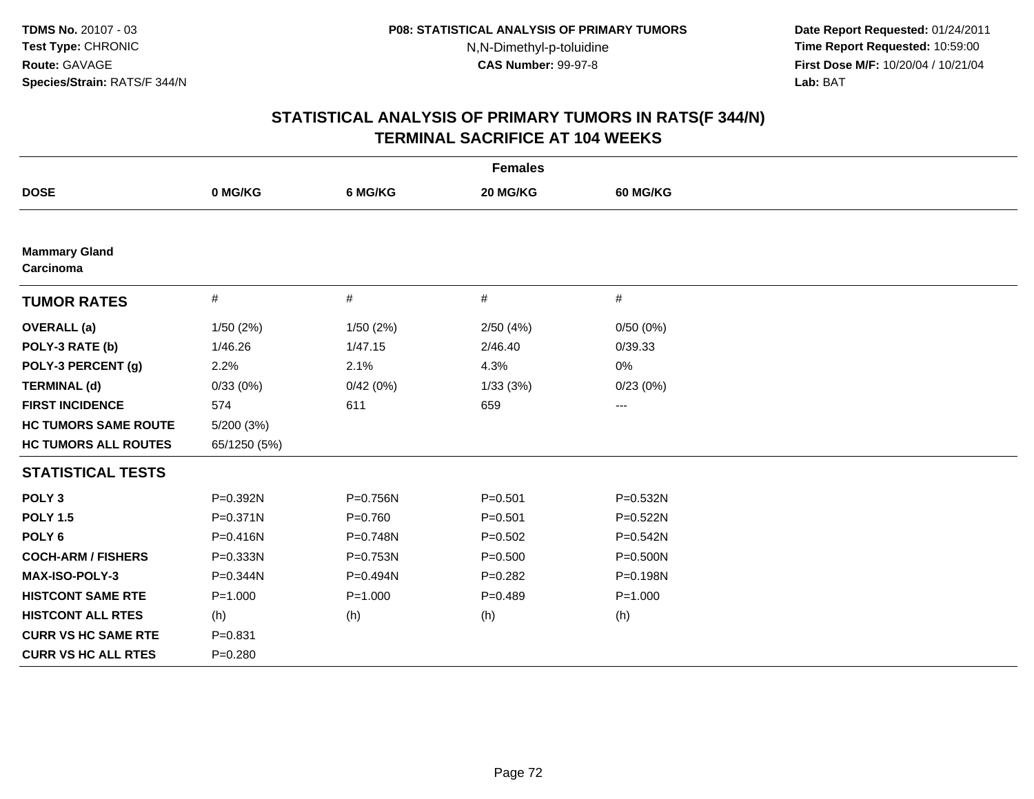**TDMS No.** 20107 - 03
**Test Type:** CHRONIC
**Route:** GAVAGE
**Species/Strain:** RATS/F 344/N

**P08: STATISTICAL ANALYSIS OF PRIMARY TUMORS**
N,N-Dimethyl-p-toluidine
**CAS Number:** 99-97-8

**Date Report Requested:** 01/24/2011
**Time Report Requested:** 10:59:00
**First Dose M/F:** 10/20/04 / 10/21/04
**Lab:** BAT

# STATISTICAL ANALYSIS OF PRIMARY TUMORS IN RATS(F 344/N)
## TERMINAL SACRIFICE AT 104 WEEKS

| Females | | | | |
|---|---|---|---|---|
| **DOSE** | **0 MG/KG** | **6 MG/KG** | **20 MG/KG** | **60 MG/KG** |
| **Mammary Gland** **Carcinoma** | | | | |
| **TUMOR RATES** | # | # | # | # |
| **OVERALL (a)** | 1/50 (2%) | 1/50 (2%) | 2/50 (4%) | 0/50 (0%) |
| **POLY-3 RATE (b)** | 1/46.26 | 1/47.15 | 2/46.40 | 0/39.33 |
| **POLY-3 PERCENT (g)** | 2.2% | 2.1% | 4.3% | 0% |
| **TERMINAL (d)** | 0/33 (0%) | 0/42 (0%) | 1/33 (3%) | 0/23 (0%) |
| **FIRST INCIDENCE** | 574 | 611 | 659 | --- |
| **HC TUMORS SAME ROUTE** | 5/200 (3%) | | | |
| **HC TUMORS ALL ROUTES** | 65/1250 (5%) | | | |
| **STATISTICAL TESTS** | | | | |
| **POLY 3** | P=0.392N | P=0.756N | P=0.501 | P=0.532N |
| **POLY 1.5** | P=0.371N | P=0.760 | P=0.501 | P=0.522N |
| **POLY 6** | P=0.416N | P=0.748N | P=0.502 | P=0.542N |
| **COCH-ARM / FISHERS** | P=0.333N | P=0.753N | P=0.500 | P=0.500N |
| **MAX-ISO-POLY-3** | P=0.344N | P=0.494N | P=0.282 | P=0.198N |
| **HISTCONT SAME RTE** | P=1.000 | P=1.000 | P=0.489 | P=1.000 |
| **HISTCONT ALL RTES** | (h) | (h) | (h) | (h) |
| **CURR VS HC SAME RTE** | P=0.831 | | | |
| **CURR VS HC ALL RTES** | P=0.280 | | | |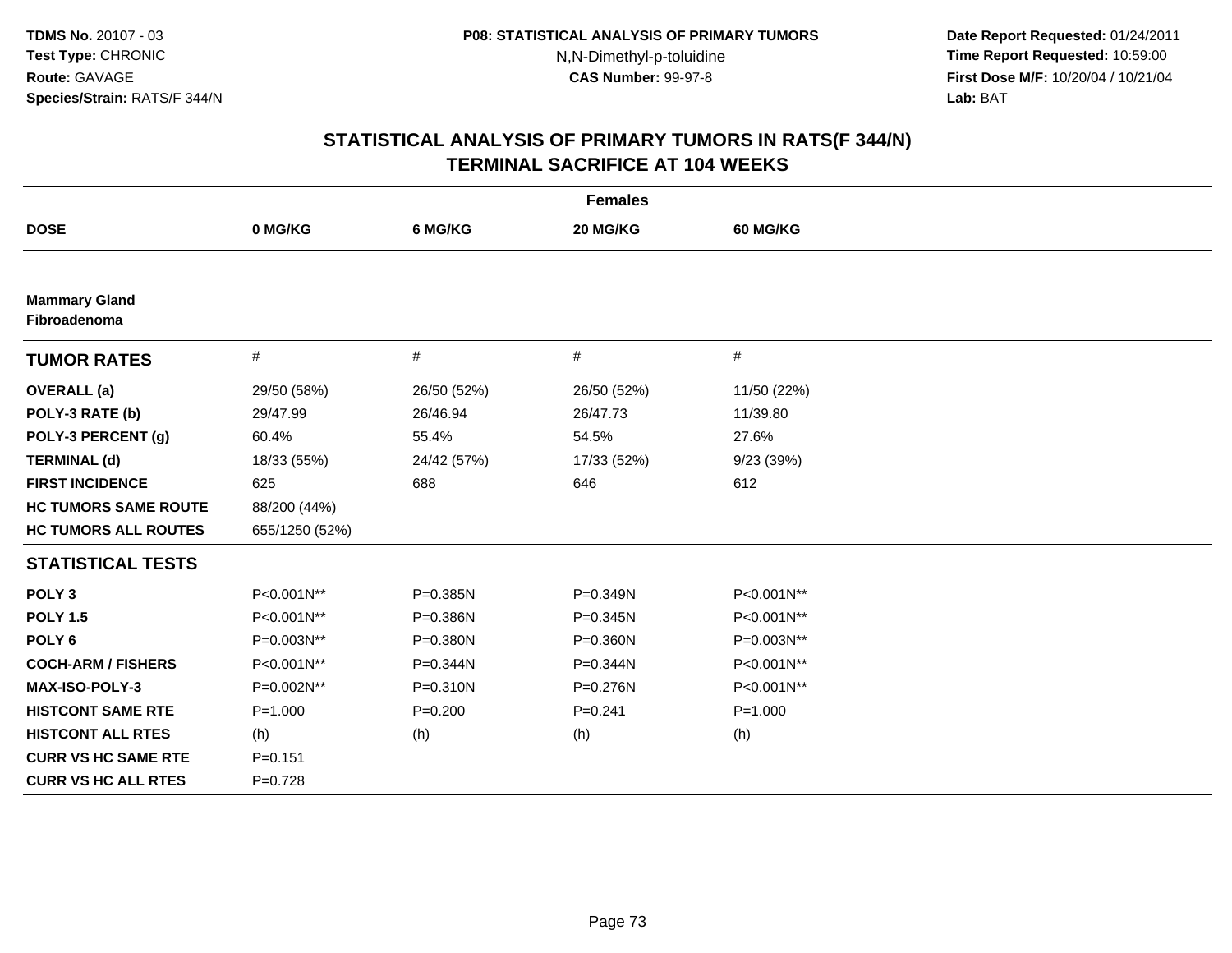**TDMS No.** 20107 - 03
**Test Type:** CHRONIC
**Route:** GAVAGE
**Species/Strain:** RATS/F 344/N

**P08: STATISTICAL ANALYSIS OF PRIMARY TUMORS**
N,N-Dimethyl-p-toluidine
**CAS Number:** 99-97-8

**Date Report Requested:** 01/24/2011
**Time Report Requested:** 10:59:00
**First Dose M/F:** 10/20/04 / 10/21/04
**Lab:** BAT

## STATISTICAL ANALYSIS OF PRIMARY TUMORS IN RATS(F 344/N)
## TERMINAL SACRIFICE AT 104 WEEKS

| Females | | | | |
|---|---|---|---|---|
| **DOSE** | **0 MG/KG** | **6 MG/KG** | **20 MG/KG** | **60 MG/KG** |
| **Mammary Gland** | | | | |
| **Fibroadenoma** | | | | |
| **TUMOR RATES** | # | # | # | # |
| **OVERALL (a)** | 29/50 (58%) | 26/50 (52%) | 26/50 (52%) | 11/50 (22%) |
| **POLY-3 RATE (b)** | 29/47.99 | 26/46.94 | 26/47.73 | 11/39.80 |
| **POLY-3 PERCENT (g)** | 60.4% | 55.4% | 54.5% | 27.6% |
| **TERMINAL (d)** | 18/33 (55%) | 24/42 (57%) | 17/33 (52%) | 9/23 (39%) |
| **FIRST INCIDENCE** | 625 | 688 | 646 | 612 |
| **HC TUMORS SAME ROUTE** | 88/200 (44%) | | | |
| **HC TUMORS ALL ROUTES** | 655/1250 (52%) | | | |
| **STATISTICAL TESTS** | | | | |
| **POLY 3** | P<0.001N** | P=0.385N | P=0.349N | P<0.001N** |
| **POLY 1.5** | P<0.001N** | P=0.386N | P=0.345N | P<0.001N** |
| **POLY 6** | P=0.003N** | P=0.380N | P=0.360N | P=0.003N** |
| **COCH-ARM / FISHERS** | P<0.001N** | P=0.344N | P=0.344N | P<0.001N** |
| **MAX-ISO-POLY-3** | P=0.002N** | P=0.310N | P=0.276N | P<0.001N** |
| **HISTCONT SAME RTE** | P=1.000 | P=0.200 | P=0.241 | P=1.000 |
| **HISTCONT ALL RTES** | (h) | (h) | (h) | (h) |
| **CURR VS HC SAME RTE** | P=0.151 | | | |
| **CURR VS HC ALL RTES** | P=0.728 | | | |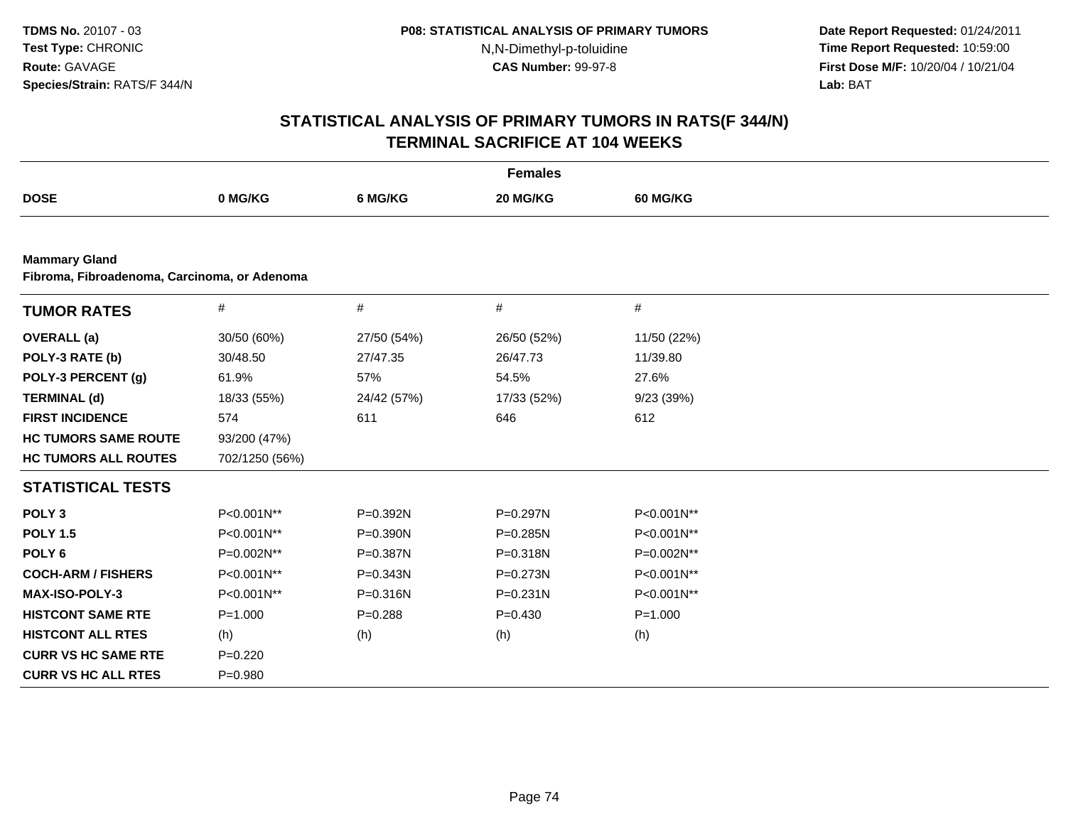**TDMS No.** 20107 - 03
**Test Type:** CHRONIC
**Route:** GAVAGE
**Species/Strain:** RATS/F 344/N

**P08: STATISTICAL ANALYSIS OF PRIMARY TUMORS**
N,N-Dimethyl-p-toluidine
**CAS Number:** 99-97-8

**Date Report Requested:** 01/24/2011
**Time Report Requested:** 10:59:00
**First Dose M/F:** 10/20/04 / 10/21/04
**Lab:** BAT

# STATISTICAL ANALYSIS OF PRIMARY TUMORS IN RATS(F 344/N)
# TERMINAL SACRIFICE AT 104 WEEKS

**Females**

| DOSE | 0 MG/KG | 6 MG/KG | 20 MG/KG | 60 MG/KG |
|---|---|---|---|---|
| **Mammary Gland** | | | | |
| **Fibroma, Fibroadenoma, Carcinoma, or Adenoma** | | | | |
| **TUMOR RATES** | # | # | # | # |
| **OVERALL (a)** | 30/50 (60%) | 27/50 (54%) | 26/50 (52%) | 11/50 (22%) |
| **POLY-3 RATE (b)** | 30/48.50 | 27/47.35 | 26/47.73 | 11/39.80 |
| **POLY-3 PERCENT (g)** | 61.9% | 57% | 54.5% | 27.6% |
| **TERMINAL (d)** | 18/33 (55%) | 24/42 (57%) | 17/33 (52%) | 9/23 (39%) |
| **FIRST INCIDENCE** | 574 | 611 | 646 | 612 |
| **HC TUMORS SAME ROUTE** | 93/200 (47%) | | | |
| **HC TUMORS ALL ROUTES** | 702/1250 (56%) | | | |
| **STATISTICAL TESTS** | | | | |
| **POLY 3** | P<0.001N** | P=0.392N | P=0.297N | P<0.001N** |
| **POLY 1.5** | P<0.001N** | P=0.390N | P=0.285N | P<0.001N** |
| **POLY 6** | P=0.002N** | P=0.387N | P=0.318N | P=0.002N** |
| **COCH-ARM / FISHERS** | P<0.001N** | P=0.343N | P=0.273N | P<0.001N** |
| **MAX-ISO-POLY-3** | P<0.001N** | P=0.316N | P=0.231N | P<0.001N** |
| **HISTCONT SAME RTE** | P=1.000 | P=0.288 | P=0.430 | P=1.000 |
| **HISTCONT ALL RTES** | (h) | (h) | (h) | (h) |
| **CURR VS HC SAME RTE** | P=0.220 | | | |
| **CURR VS HC ALL RTES** | P=0.980 | | | |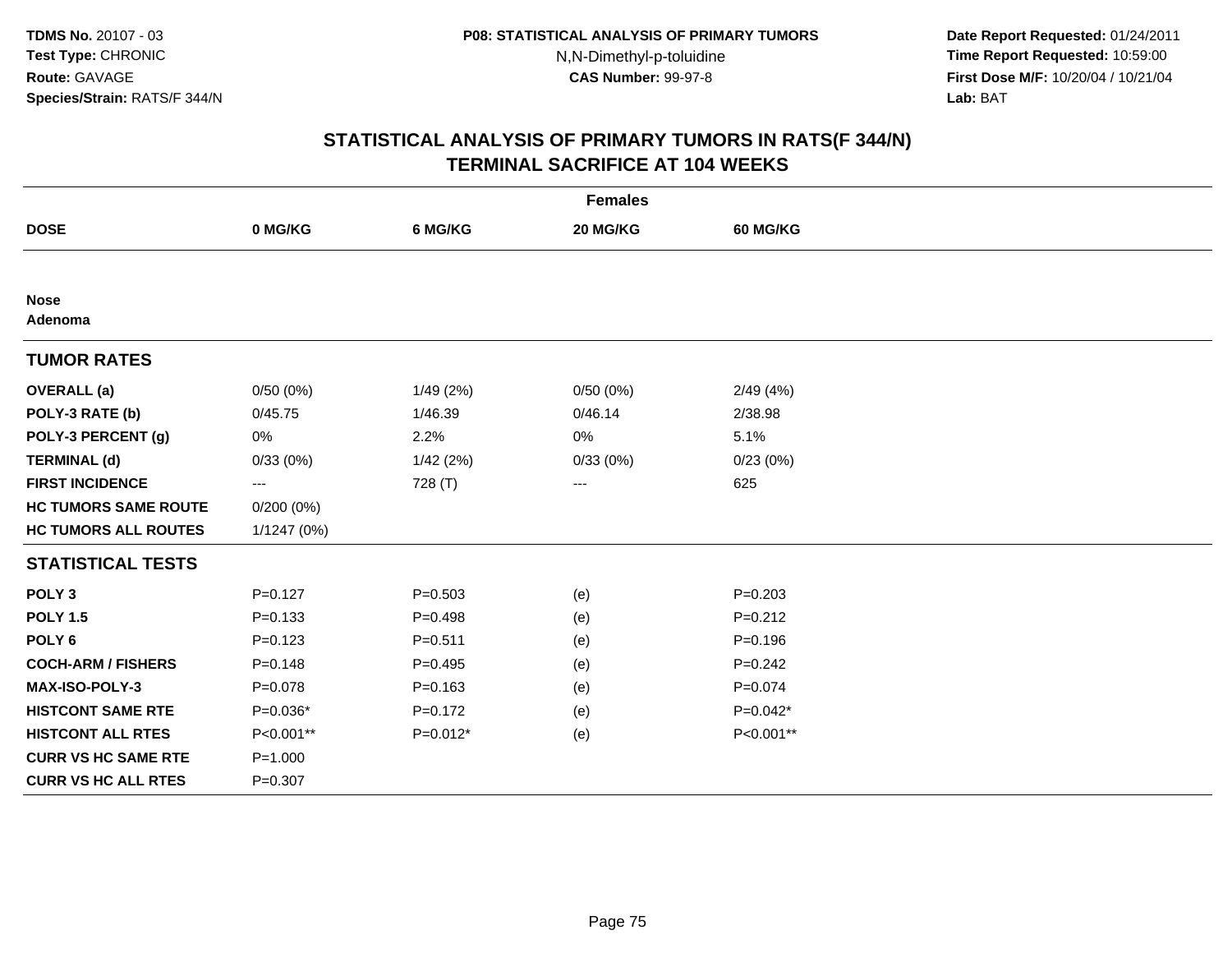**TDMS No.** 20107 - 03
**Test Type:** CHRONIC
**Route:** GAVAGE
**Species/Strain:** RATS/F 344/N

**P08: STATISTICAL ANALYSIS OF PRIMARY TUMORS**
N,N-Dimethyl-p-toluidine
**CAS Number:** 99-97-8

**Date Report Requested:** 01/24/2011
**Time Report Requested:** 10:59:00
**First Dose M/F:** 10/20/04 / 10/21/04
**Lab:** BAT

# STATISTICAL ANALYSIS OF PRIMARY TUMORS IN RATS(F 344/N) TERMINAL SACRIFICE AT 104 WEEKS

| | Females | | | |
|---|---|---|---|---|
| **DOSE** | **0 MG/KG** | **6 MG/KG** | **20 MG/KG** | **60 MG/KG** |
| **Nose** | | | | |
| **Adenoma** | | | | |
| **TUMOR RATES** | | | | |
| **OVERALL (a)** | 0/50 (0%) | 1/49 (2%) | 0/50 (0%) | 2/49 (4%) |
| **POLY-3 RATE (b)** | 0/45.75 | 1/46.39 | 0/46.14 | 2/38.98 |
| **POLY-3 PERCENT (g)** | 0% | 2.2% | 0% | 5.1% |
| **TERMINAL (d)** | 0/33 (0%) | 1/42 (2%) | 0/33 (0%) | 0/23 (0%) |
| **FIRST INCIDENCE** | --- | 728 (T) | --- | 625 |
| **HC TUMORS SAME ROUTE** | 0/200 (0%) | | | |
| **HC TUMORS ALL ROUTES** | 1/1247 (0%) | | | |
| **STATISTICAL TESTS** | | | | |
| **POLY 3** | P=0.127 | P=0.503 | (e) | P=0.203 |
| **POLY 1.5** | P=0.133 | P=0.498 | (e) | P=0.212 |
| **POLY 6** | P=0.123 | P=0.511 | (e) | P=0.196 |
| **COCH-ARM / FISHERS** | P=0.148 | P=0.495 | (e) | P=0.242 |
| **MAX-ISO-POLY-3** | P=0.078 | P=0.163 | (e) | P=0.074 |
| **HISTCONT SAME RTE** | P=0.036* | P=0.172 | (e) | P=0.042* |
| **HISTCONT ALL RTES** | P<0.001** | P=0.012* | (e) | P<0.001** |
| **CURR VS HC SAME RTE** | P=1.000 | | | |
| **CURR VS HC ALL RTES** | P=0.307 | | | |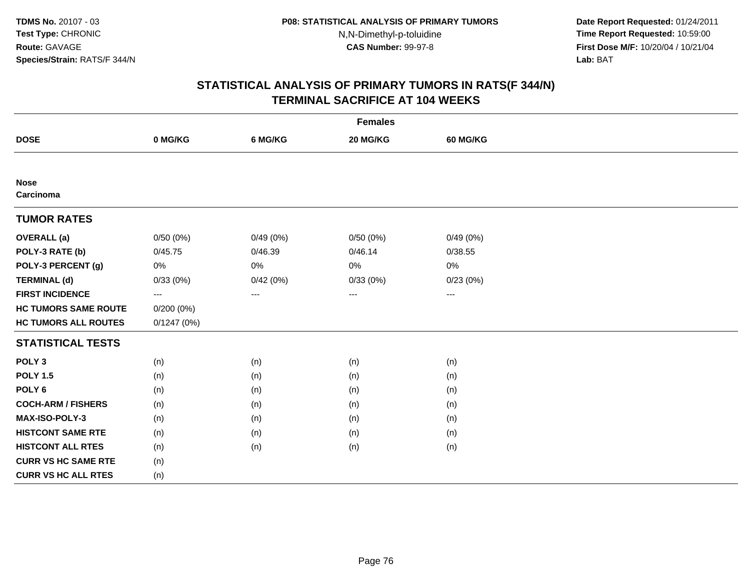**TDMS No.** 20107 - 03
**Test Type:** CHRONIC
**Route:** GAVAGE
**Species/Strain:** RATS/F 344/N

**P08: STATISTICAL ANALYSIS OF PRIMARY TUMORS**
N,N-Dimethyl-p-toluidine
**CAS Number:** 99-97-8

**Date Report Requested:** 01/24/2011
**Time Report Requested:** 10:59:00
**First Dose M/F:** 10/20/04 / 10/21/04
**Lab:** BAT

## STATISTICAL ANALYSIS OF PRIMARY TUMORS IN RATS(F 344/N) TERMINAL SACRIFICE AT 104 WEEKS

| | Females | | | |
|---|---|---|---|---|
| **DOSE** | **0 MG/KG** | **6 MG/KG** | **20 MG/KG** | **60 MG/KG** |
| **Nose** | | | | |
| **Carcinoma** | | | | |
| **TUMOR RATES** | | | | |
| **OVERALL (a)** | 0/50 (0%) | 0/49 (0%) | 0/50 (0%) | 0/49 (0%) |
| **POLY-3 RATE (b)** | 0/45.75 | 0/46.39 | 0/46.14 | 0/38.55 |
| **POLY-3 PERCENT (g)** | 0% | 0% | 0% | 0% |
| **TERMINAL (d)** | 0/33 (0%) | 0/42 (0%) | 0/33 (0%) | 0/23 (0%) |
| **FIRST INCIDENCE** | --- | --- | --- | --- |
| **HC TUMORS SAME ROUTE** | 0/200 (0%) | | | |
| **HC TUMORS ALL ROUTES** | 0/1247 (0%) | | | |
| **STATISTICAL TESTS** | | | | |
| **POLY 3** | (n) | (n) | (n) | (n) |
| **POLY 1.5** | (n) | (n) | (n) | (n) |
| **POLY 6** | (n) | (n) | (n) | (n) |
| **COCH-ARM / FISHERS** | (n) | (n) | (n) | (n) |
| **MAX-ISO-POLY-3** | (n) | (n) | (n) | (n) |
| **HISTCONT SAME RTE** | (n) | (n) | (n) | (n) |
| **HISTCONT ALL RTES** | (n) | (n) | (n) | (n) |
| **CURR VS HC SAME RTE** | (n) | | | |
| **CURR VS HC ALL RTES** | (n) | | | |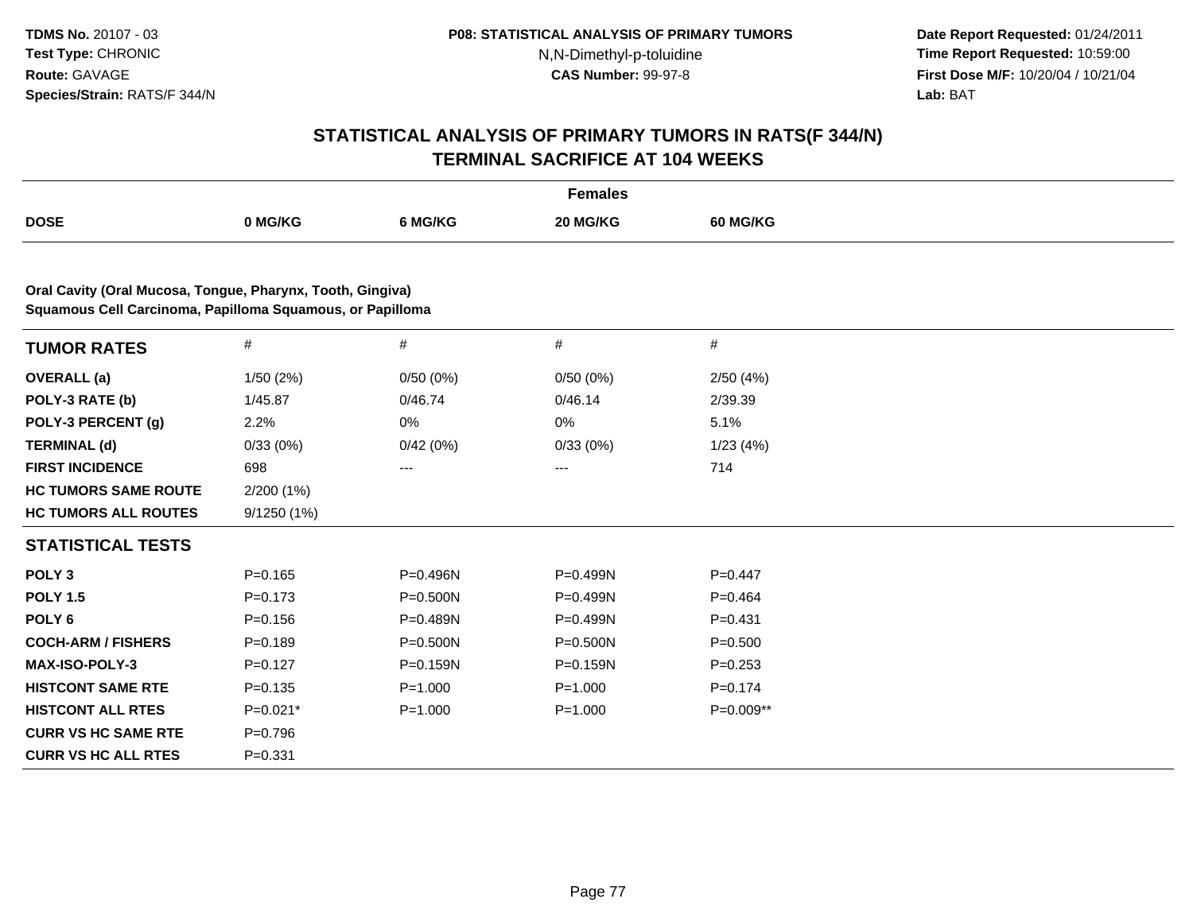TDMS No. 20107 - 03
Test Type: CHRONIC
Route: GAVAGE
Species/Strain: RATS/F 344/N

P08: STATISTICAL ANALYSIS OF PRIMARY TUMORS
N,N-Dimethyl-p-toluidine
CAS Number: 99-97-8

Date Report Requested: 01/24/2011
Time Report Requested: 10:59:00
First Dose M/F: 10/20/04 / 10/21/04
Lab: BAT

## STATISTICAL ANALYSIS OF PRIMARY TUMORS IN RATS(F 344/N)
## TERMINAL SACRIFICE AT 104 WEEKS

| Females | | | | |
|---|---|---|---|---|
| **DOSE** | **0 MG/KG** | **6 MG/KG** | **20 MG/KG** | **60 MG/KG** |

**Oral Cavity (Oral Mucosa, Tongue, Pharynx, Tooth, Gingiva)**
**Squamous Cell Carcinoma, Papilloma Squamous, or Papilloma**

| **TUMOR RATES** | # | # | # | # |
|---|---|---|---|---|
| **OVERALL (a)** | 1/50 (2%) | 0/50 (0%) | 0/50 (0%) | 2/50 (4%) |
| **POLY-3 RATE (b)** | 1/45.87 | 0/46.74 | 0/46.14 | 2/39.39 |
| **POLY-3 PERCENT (g)** | 2.2% | 0% | 0% | 5.1% |
| **TERMINAL (d)** | 0/33 (0%) | 0/42 (0%) | 0/33 (0%) | 1/23 (4%) |
| **FIRST INCIDENCE** | 698 | --- | --- | 714 |
| **HC TUMORS SAME ROUTE** | 2/200 (1%) | | | |
| **HC TUMORS ALL ROUTES** | 9/1250 (1%) | | | |
| **STATISTICAL TESTS** | | | | |
| **POLY 3** | P=0.165 | P=0.496N | P=0.499N | P=0.447 |
| **POLY 1.5** | P=0.173 | P=0.500N | P=0.499N | P=0.464 |
| **POLY 6** | P=0.156 | P=0.489N | P=0.499N | P=0.431 |
| **COCH-ARM / FISHERS** | P=0.189 | P=0.500N | P=0.500N | P=0.500 |
| **MAX-ISO-POLY-3** | P=0.127 | P=0.159N | P=0.159N | P=0.253 |
| **HISTCONT SAME RTE** | P=0.135 | P=1.000 | P=1.000 | P=0.174 |
| **HISTCONT ALL RTES** | P=0.021* | P=1.000 | P=1.000 | P=0.009** |
| **CURR VS HC SAME RTE** | P=0.796 | | | |
| **CURR VS HC ALL RTES** | P=0.331 | | | |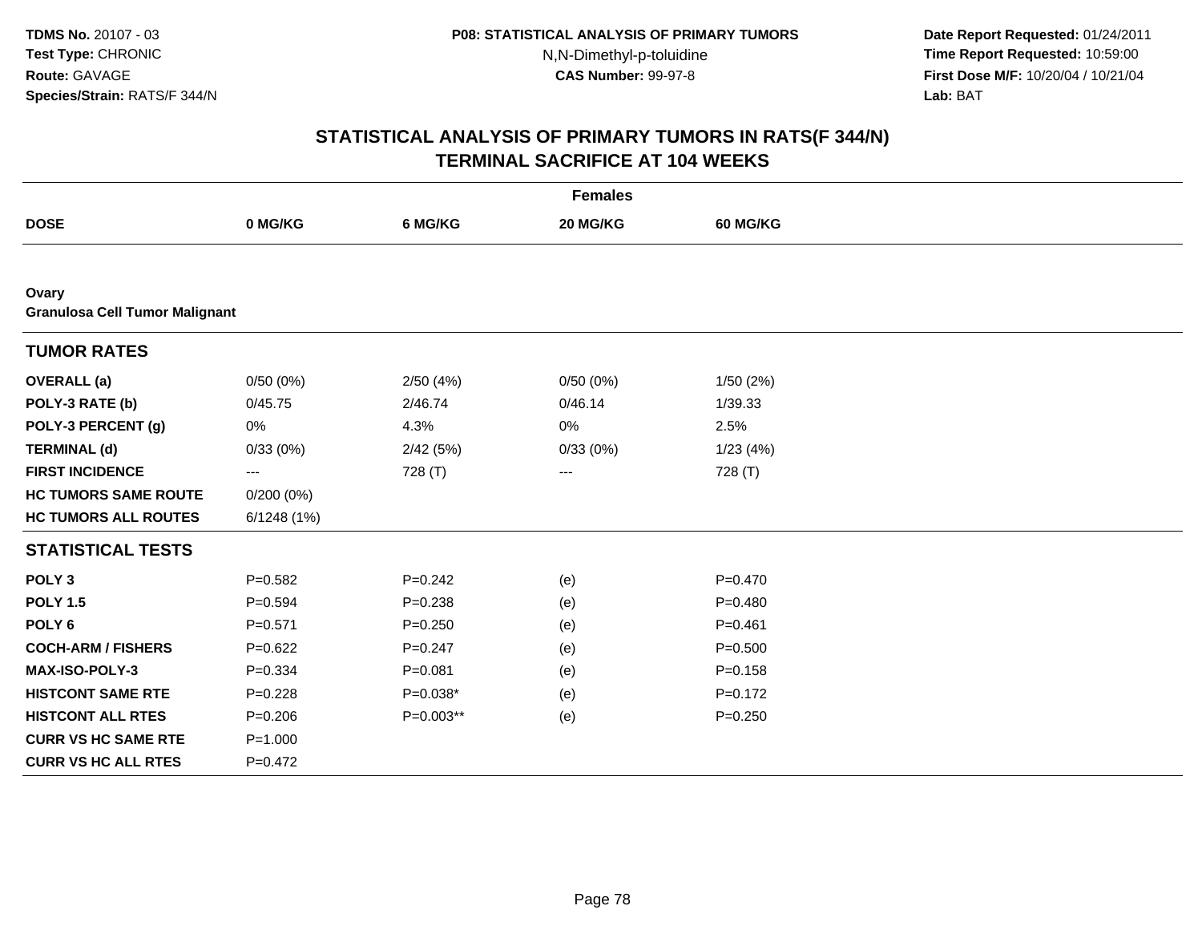**TDMS No.** 20107 - 03
**Test Type:** CHRONIC
**Route:** GAVAGE
**Species/Strain:** RATS/F 344/N

**P08: STATISTICAL ANALYSIS OF PRIMARY TUMORS**
N,N-Dimethyl-p-toluidine
**CAS Number:** 99-97-8

**Date Report Requested:** 01/24/2011
**Time Report Requested:** 10:59:00
**First Dose M/F:** 10/20/04 / 10/21/04
**Lab:** BAT

## STATISTICAL ANALYSIS OF PRIMARY TUMORS IN RATS(F 344/N) TERMINAL SACRIFICE AT 104 WEEKS

| | Females | | | |
|---|---|---|---|---|
| **DOSE** | **0 MG/KG** | **6 MG/KG** | **20 MG/KG** | **60 MG/KG** |
| **Ovary** | | | | |
| **Granulosa Cell Tumor Malignant** | | | | |
| **TUMOR RATES** | | | | |
| **OVERALL (a)** | 0/50 (0%) | 2/50 (4%) | 0/50 (0%) | 1/50 (2%) |
| **POLY-3 RATE (b)** | 0/45.75 | 2/46.74 | 0/46.14 | 1/39.33 |
| **POLY-3 PERCENT (g)** | 0% | 4.3% | 0% | 2.5% |
| **TERMINAL (d)** | 0/33 (0%) | 2/42 (5%) | 0/33 (0%) | 1/23 (4%) |
| **FIRST INCIDENCE** | --- | 728 (T) | --- | 728 (T) |
| **HC TUMORS SAME ROUTE** | 0/200 (0%) | | | |
| **HC TUMORS ALL ROUTES** | 6/1248 (1%) | | | |
| **STATISTICAL TESTS** | | | | |
| **POLY 3** | P=0.582 | P=0.242 | (e) | P=0.470 |
| **POLY 1.5** | P=0.594 | P=0.238 | (e) | P=0.480 |
| **POLY 6** | P=0.571 | P=0.250 | (e) | P=0.461 |
| **COCH-ARM / FISHERS** | P=0.622 | P=0.247 | (e) | P=0.500 |
| **MAX-ISO-POLY-3** | P=0.334 | P=0.081 | (e) | P=0.158 |
| **HISTCONT SAME RTE** | P=0.228 | P=0.038* | (e) | P=0.172 |
| **HISTCONT ALL RTES** | P=0.206 | P=0.003** | (e) | P=0.250 |
| **CURR VS HC SAME RTE** | P=1.000 | | | |
| **CURR VS HC ALL RTES** | P=0.472 | | | |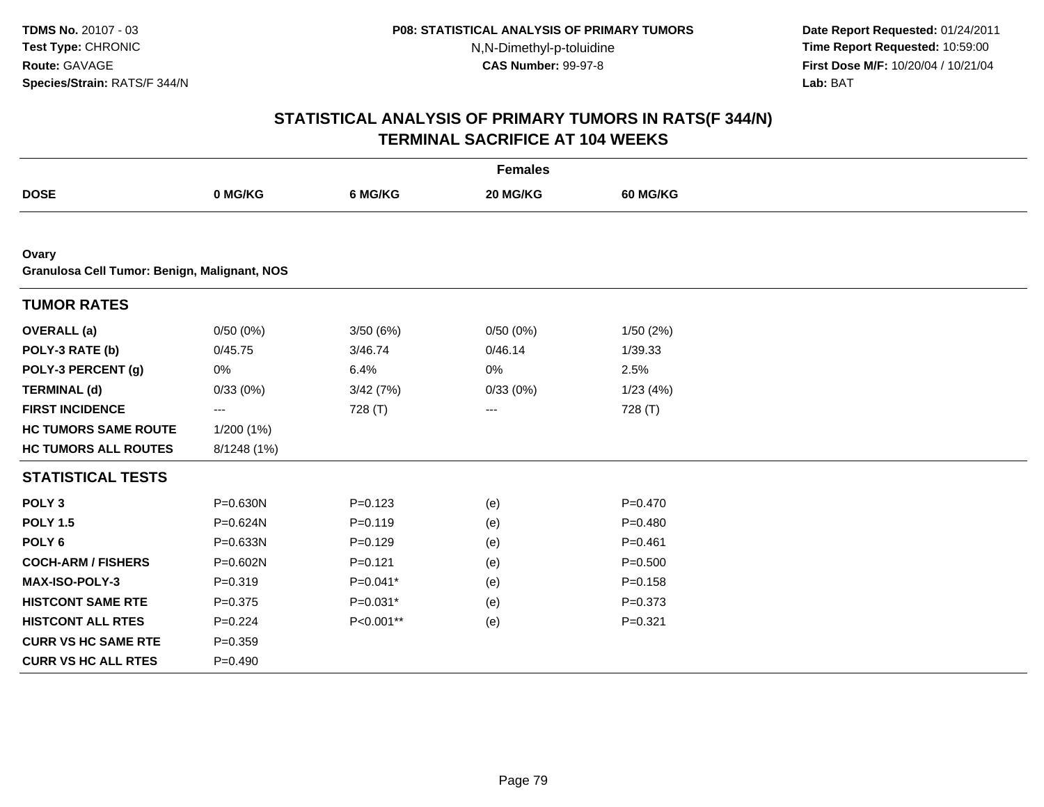**TDMS No.** 20107 - 03
**Test Type:** CHRONIC
**Route:** GAVAGE
**Species/Strain:** RATS/F 344/N

**P08: STATISTICAL ANALYSIS OF PRIMARY TUMORS**
N,N-Dimethyl-p-toluidine
**CAS Number:** 99-97-8

**Date Report Requested:** 01/24/2011
**Time Report Requested:** 10:59:00
**First Dose M/F:** 10/20/04 / 10/21/04
**Lab:** BAT

# STATISTICAL ANALYSIS OF PRIMARY TUMORS IN RATS(F 344/N)
# TERMINAL SACRIFICE AT 104 WEEKS

| | Females | | | |
|---|---|---|---|---|
| **DOSE** | **0 MG/KG** | **6 MG/KG** | **20 MG/KG** | **60 MG/KG** |
| **Ovary** | | | | |
| **Granulosa Cell Tumor: Benign, Malignant, NOS** | | | | |
| **TUMOR RATES** | | | | |
| **OVERALL (a)** | 0/50 (0%) | 3/50 (6%) | 0/50 (0%) | 1/50 (2%) |
| **POLY-3 RATE (b)** | 0/45.75 | 3/46.74 | 0/46.14 | 1/39.33 |
| **POLY-3 PERCENT (g)** | 0% | 6.4% | 0% | 2.5% |
| **TERMINAL (d)** | 0/33 (0%) | 3/42 (7%) | 0/33 (0%) | 1/23 (4%) |
| **FIRST INCIDENCE** | --- | 728 (T) | --- | 728 (T) |
| **HC TUMORS SAME ROUTE** | 1/200 (1%) | | | |
| **HC TUMORS ALL ROUTES** | 8/1248 (1%) | | | |
| **STATISTICAL TESTS** | | | | |
| **POLY 3** | P=0.630N | P=0.123 | (e) | P=0.470 |
| **POLY 1.5** | P=0.624N | P=0.119 | (e) | P=0.480 |
| **POLY 6** | P=0.633N | P=0.129 | (e) | P=0.461 |
| **COCH-ARM / FISHERS** | P=0.602N | P=0.121 | (e) | P=0.500 |
| **MAX-ISO-POLY-3** | P=0.319 | P=0.041* | (e) | P=0.158 |
| **HISTCONT SAME RTE** | P=0.375 | P=0.031* | (e) | P=0.373 |
| **HISTCONT ALL RTES** | P=0.224 | P<0.001** | (e) | P=0.321 |
| **CURR VS HC SAME RTE** | P=0.359 | | | |
| **CURR VS HC ALL RTES** | P=0.490 | | | |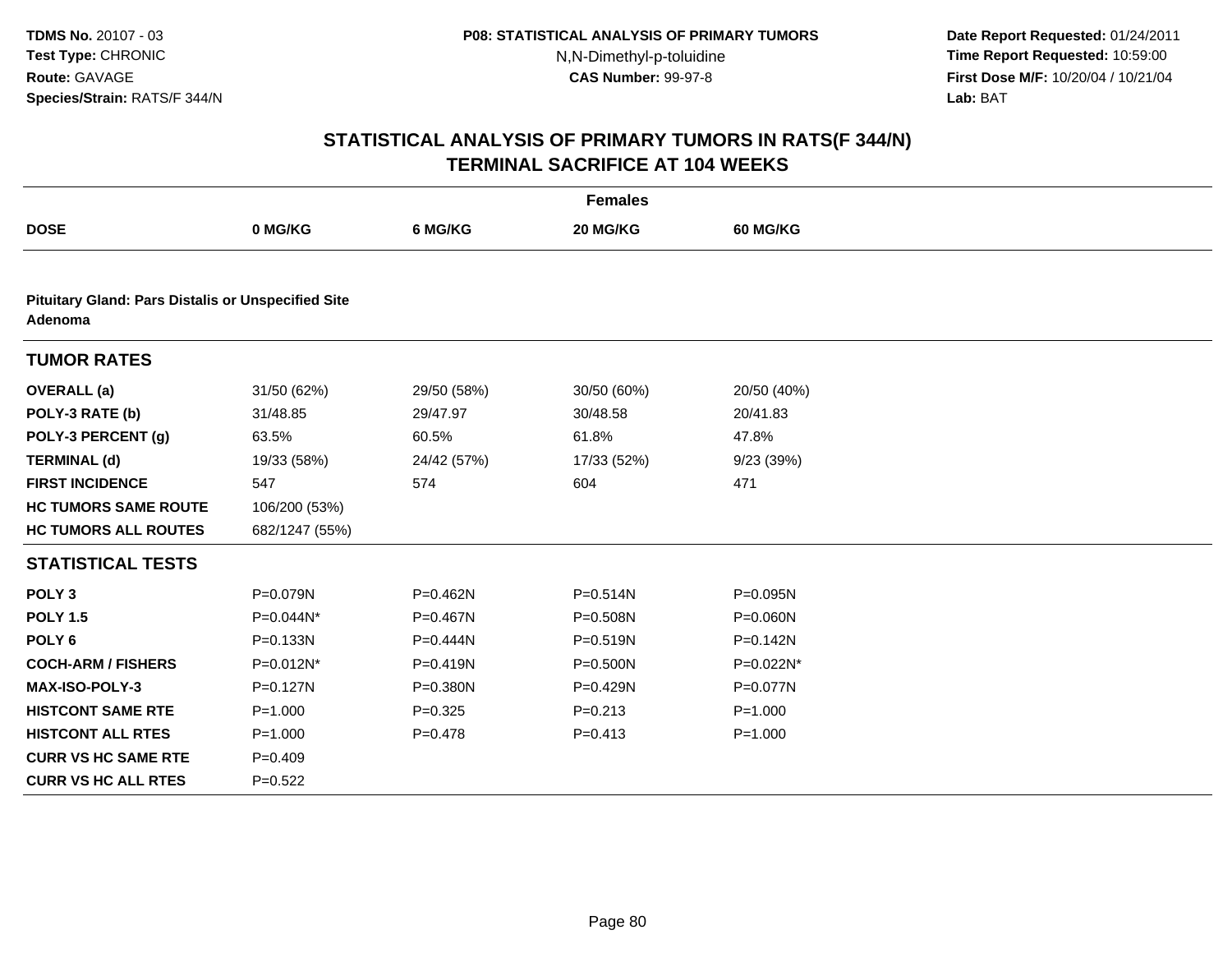# STATISTICAL ANALYSIS OF PRIMARY TUMORS IN RATS(F 344/N)
## TERMINAL SACRIFICE AT 104 WEEKS

| | Females | | | |
|---|---|---|---|---|
| **DOSE** | **0 MG/KG** | **6 MG/KG** | **20 MG/KG** | **60 MG/KG** |
| **Pituitary Gland: Pars Distalis or Unspecified Site Adenoma** | | | | |
| **TUMOR RATES** | | | | |
| **OVERALL (a)** | 31/50 (62%) | 29/50 (58%) | 30/50 (60%) | 20/50 (40%) |
| **POLY-3 RATE (b)** | 31/48.85 | 29/47.97 | 30/48.58 | 20/41.83 |
| **POLY-3 PERCENT (g)** | 63.5% | 60.5% | 61.8% | 47.8% |
| **TERMINAL (d)** | 19/33 (58%) | 24/42 (57%) | 17/33 (52%) | 9/23 (39%) |
| **FIRST INCIDENCE** | 547 | 574 | 604 | 471 |
| **HC TUMORS SAME ROUTE** | 106/200 (53%) | | | |
| **HC TUMORS ALL ROUTES** | 682/1247 (55%) | | | |
| **STATISTICAL TESTS** | | | | |
| **POLY 3** | P=0.079N | P=0.462N | P=0.514N | P=0.095N |
| **POLY 1.5** | P=0.044N* | P=0.467N | P=0.508N | P=0.060N |
| **POLY 6** | P=0.133N | P=0.444N | P=0.519N | P=0.142N |
| **COCH-ARM / FISHERS** | P=0.012N* | P=0.419N | P=0.500N | P=0.022N* |
| **MAX-ISO-POLY-3** | P=0.127N | P=0.380N | P=0.429N | P=0.077N |
| **HISTCONT SAME RTE** | P=1.000 | P=0.325 | P=0.213 | P=1.000 |
| **HISTCONT ALL RTES** | P=1.000 | P=0.478 | P=0.413 | P=1.000 |
| **CURR VS HC SAME RTE** | P=0.409 | | | |
| **CURR VS HC ALL RTES** | P=0.522 | | | |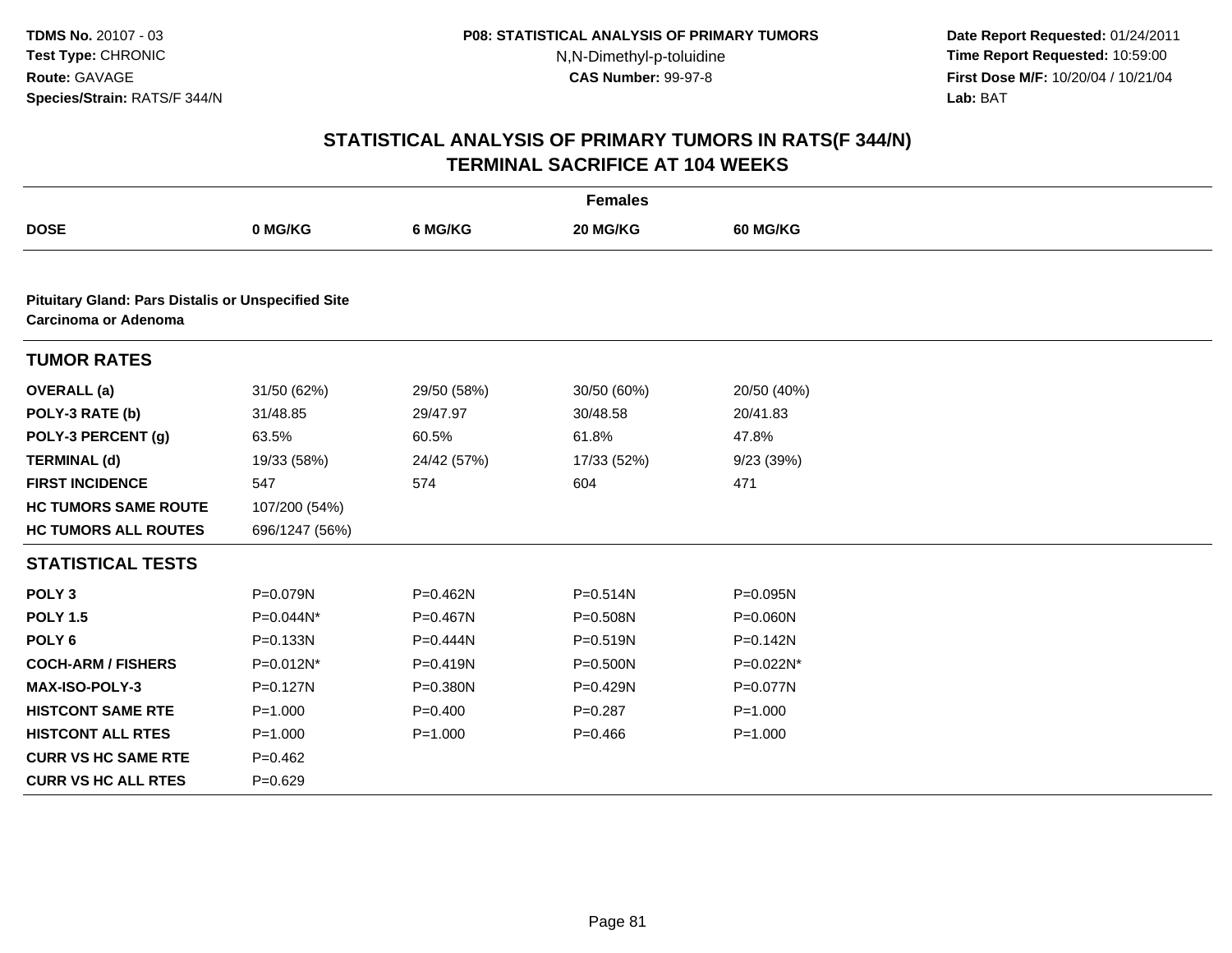**TDMS No.** 20107 - 03
**Test Type:** CHRONIC
**Route:** GAVAGE
**Species/Strain:** RATS/F 344/N

**P08: STATISTICAL ANALYSIS OF PRIMARY TUMORS**
N,N-Dimethyl-p-toluidine
**CAS Number:** 99-97-8

**Date Report Requested:** 01/24/2011
**Time Report Requested:** 10:59:00
**First Dose M/F:** 10/20/04 / 10/21/04
**Lab:** BAT

# STATISTICAL ANALYSIS OF PRIMARY TUMORS IN RATS(F 344/N) TERMINAL SACRIFICE AT 104 WEEKS

| | Females | | | |
|---|---|---|---|---|
| **DOSE** | **0 MG/KG** | **6 MG/KG** | **20 MG/KG** | **60 MG/KG** |
| **Pituitary Gland: Pars Distalis or Unspecified Site Carcinoma or Adenoma** | | | | |
| **TUMOR RATES** | | | | |
| **OVERALL (a)** | 31/50 (62%) | 29/50 (58%) | 30/50 (60%) | 20/50 (40%) |
| **POLY-3 RATE (b)** | 31/48.85 | 29/47.97 | 30/48.58 | 20/41.83 |
| **POLY-3 PERCENT (g)** | 63.5% | 60.5% | 61.8% | 47.8% |
| **TERMINAL (d)** | 19/33 (58%) | 24/42 (57%) | 17/33 (52%) | 9/23 (39%) |
| **FIRST INCIDENCE** | 547 | 574 | 604 | 471 |
| **HC TUMORS SAME ROUTE** | 107/200 (54%) | | | |
| **HC TUMORS ALL ROUTES** | 696/1247 (56%) | | | |
| **STATISTICAL TESTS** | | | | |
| **POLY 3** | P=0.079N | P=0.462N | P=0.514N | P=0.095N |
| **POLY 1.5** | P=0.044N* | P=0.467N | P=0.508N | P=0.060N |
| **POLY 6** | P=0.133N | P=0.444N | P=0.519N | P=0.142N |
| **COCH-ARM / FISHERS** | P=0.012N* | P=0.419N | P=0.500N | P=0.022N* |
| **MAX-ISO-POLY-3** | P=0.127N | P=0.380N | P=0.429N | P=0.077N |
| **HISTCONT SAME RTE** | P=1.000 | P=0.400 | P=0.287 | P=1.000 |
| **HISTCONT ALL RTES** | P=1.000 | P=1.000 | P=0.466 | P=1.000 |
| **CURR VS HC SAME RTE** | P=0.462 | | | |
| **CURR VS HC ALL RTES** | P=0.629 | | | |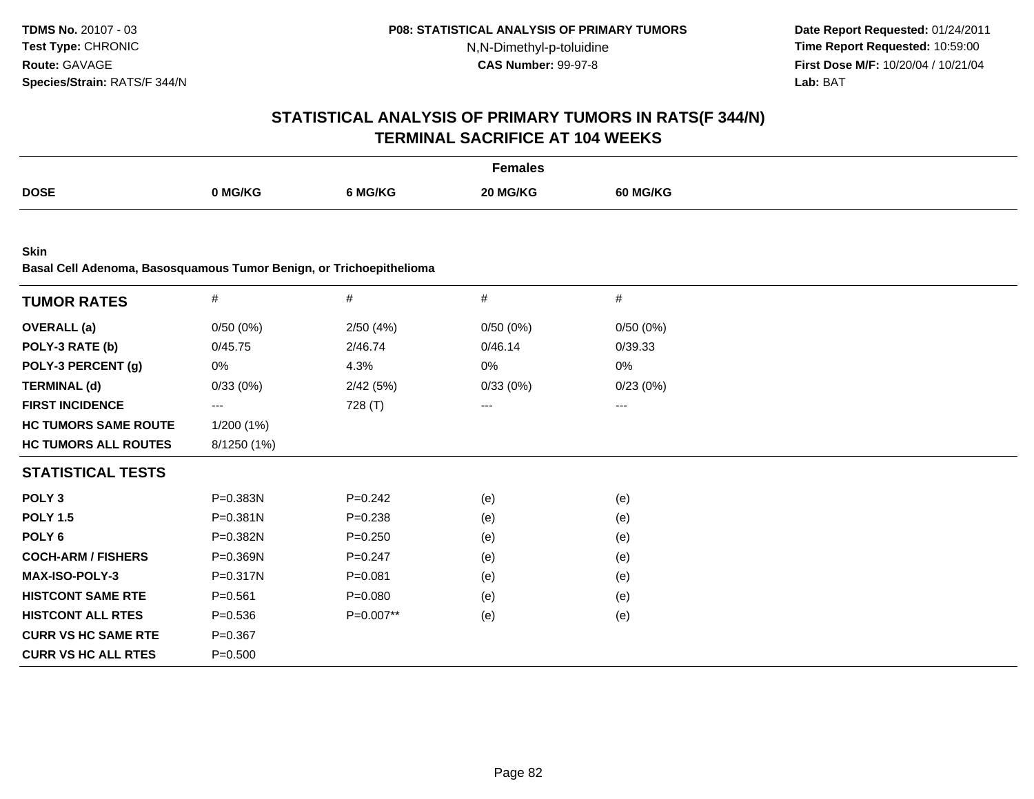**TDMS No.** 20107 - 03
**Test Type:** CHRONIC
**Route:** GAVAGE
**Species/Strain:** RATS/F 344/N

**P08: STATISTICAL ANALYSIS OF PRIMARY TUMORS**
N,N-Dimethyl-p-toluidine
**CAS Number:** 99-97-8

**Date Report Requested:** 01/24/2011
**Time Report Requested:** 10:59:00
**First Dose M/F:** 10/20/04 / 10/21/04
**Lab:** BAT

## STATISTICAL ANALYSIS OF PRIMARY TUMORS IN RATS(F 344/N) TERMINAL SACRIFICE AT 104 WEEKS

| | Females | | | |
|---|---|---|---|---|
| **DOSE** | **0 MG/KG** | **6 MG/KG** | **20 MG/KG** | **60 MG/KG** |

**Skin**
**Basal Cell Adenoma, Basosquamous Tumor Benign, or Trichoepithelioma**

| **TUMOR RATES** | # | # | # | # |
|---|---|---|---|---|
| **OVERALL (a)** | 0/50 (0%) | 2/50 (4%) | 0/50 (0%) | 0/50 (0%) |
| **POLY-3 RATE (b)** | 0/45.75 | 2/46.74 | 0/46.14 | 0/39.33 |
| **POLY-3 PERCENT (g)** | 0% | 4.3% | 0% | 0% |
| **TERMINAL (d)** | 0/33 (0%) | 2/42 (5%) | 0/33 (0%) | 0/23 (0%) |
| **FIRST INCIDENCE** | --- | 728 (T) | --- | --- |
| **HC TUMORS SAME ROUTE** | 1/200 (1%) | | | |
| **HC TUMORS ALL ROUTES** | 8/1250 (1%) | | | |
| **STATISTICAL TESTS** | | | | |
| **POLY 3** | P=0.383N | P=0.242 | (e) | (e) |
| **POLY 1.5** | P=0.381N | P=0.238 | (e) | (e) |
| **POLY 6** | P=0.382N | P=0.250 | (e) | (e) |
| **COCH-ARM / FISHERS** | P=0.369N | P=0.247 | (e) | (e) |
| **MAX-ISO-POLY-3** | P=0.317N | P=0.081 | (e) | (e) |
| **HISTCONT SAME RTE** | P=0.561 | P=0.080 | (e) | (e) |
| **HISTCONT ALL RTES** | P=0.536 | P=0.007** | (e) | (e) |
| **CURR VS HC SAME RTE** | P=0.367 | | | |
| **CURR VS HC ALL RTES** | P=0.500 | | | |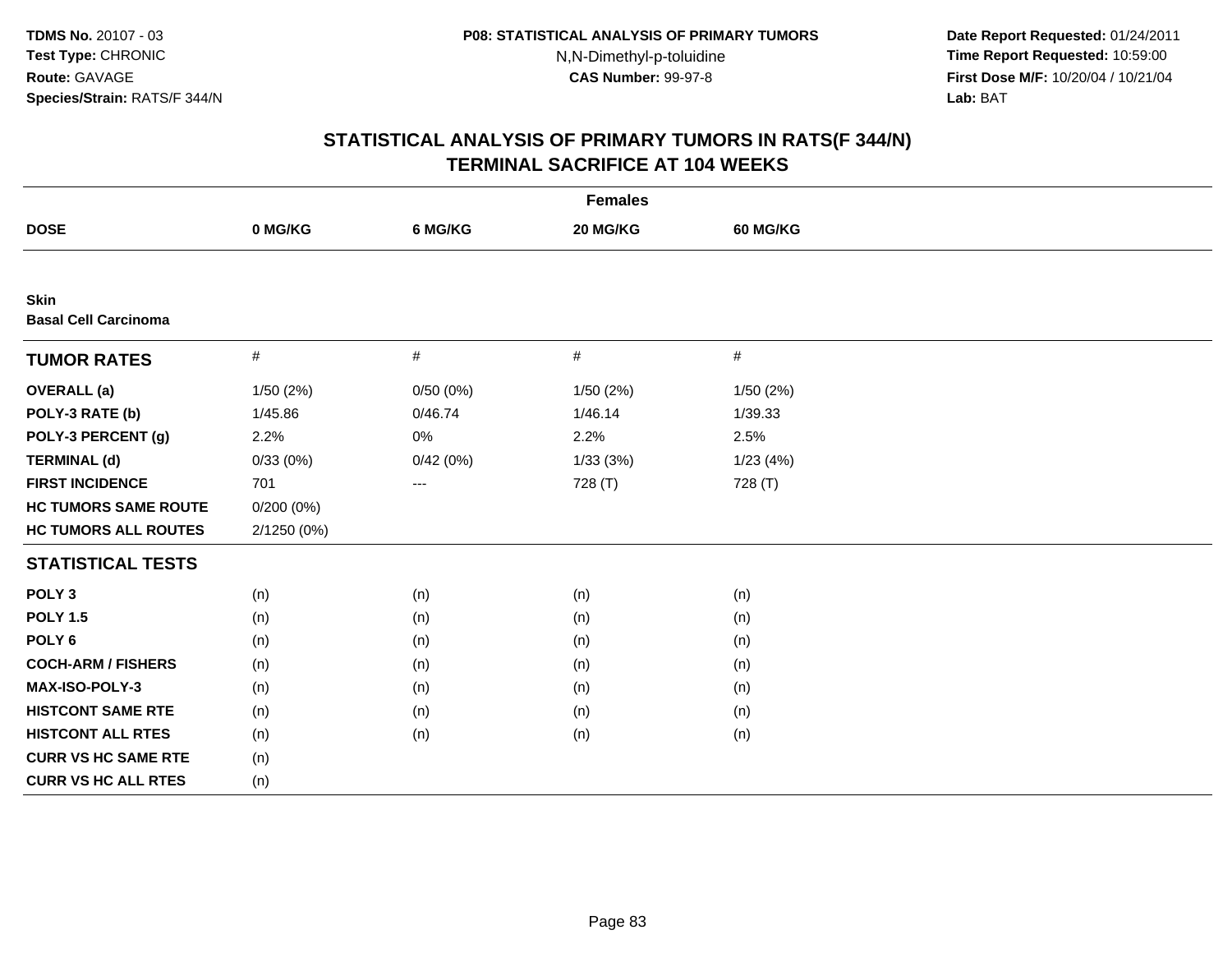**TDMS No.** 20107 - 03
**Test Type:** CHRONIC
**Route:** GAVAGE
**Species/Strain:** RATS/F 344/N

**P08: STATISTICAL ANALYSIS OF PRIMARY TUMORS**
N,N-Dimethyl-p-toluidine
**CAS Number:** 99-97-8

**Date Report Requested:** 01/24/2011
**Time Report Requested:** 10:59:00
**First Dose M/F:** 10/20/04 / 10/21/04
**Lab:** BAT

## STATISTICAL ANALYSIS OF PRIMARY TUMORS IN RATS(F 344/N) TERMINAL SACRIFICE AT 104 WEEKS

| | Females | | | |
|---|---|---|---|---|
| **DOSE** | **0 MG/KG** | **6 MG/KG** | **20 MG/KG** | **60 MG/KG** |
| **Skin** | | | | |
| **Basal Cell Carcinoma** | | | | |
| **TUMOR RATES** | # | # | # | # |
| **OVERALL (a)** | 1/50 (2%) | 0/50 (0%) | 1/50 (2%) | 1/50 (2%) |
| **POLY-3 RATE (b)** | 1/45.86 | 0/46.74 | 1/46.14 | 1/39.33 |
| **POLY-3 PERCENT (g)** | 2.2% | 0% | 2.2% | 2.5% |
| **TERMINAL (d)** | 0/33 (0%) | 0/42 (0%) | 1/33 (3%) | 1/23 (4%) |
| **FIRST INCIDENCE** | 701 | --- | 728 (T) | 728 (T) |
| **HC TUMORS SAME ROUTE** | 0/200 (0%) | | | |
| **HC TUMORS ALL ROUTES** | 2/1250 (0%) | | | |
| **STATISTICAL TESTS** | | | | |
| **POLY 3** | (n) | (n) | (n) | (n) |
| **POLY 1.5** | (n) | (n) | (n) | (n) |
| **POLY 6** | (n) | (n) | (n) | (n) |
| **COCH-ARM / FISHERS** | (n) | (n) | (n) | (n) |
| **MAX-ISO-POLY-3** | (n) | (n) | (n) | (n) |
| **HISTCONT SAME RTE** | (n) | (n) | (n) | (n) |
| **HISTCONT ALL RTES** | (n) | (n) | (n) | (n) |
| **CURR VS HC SAME RTE** | (n) | | | |
| **CURR VS HC ALL RTES** | (n) | | | |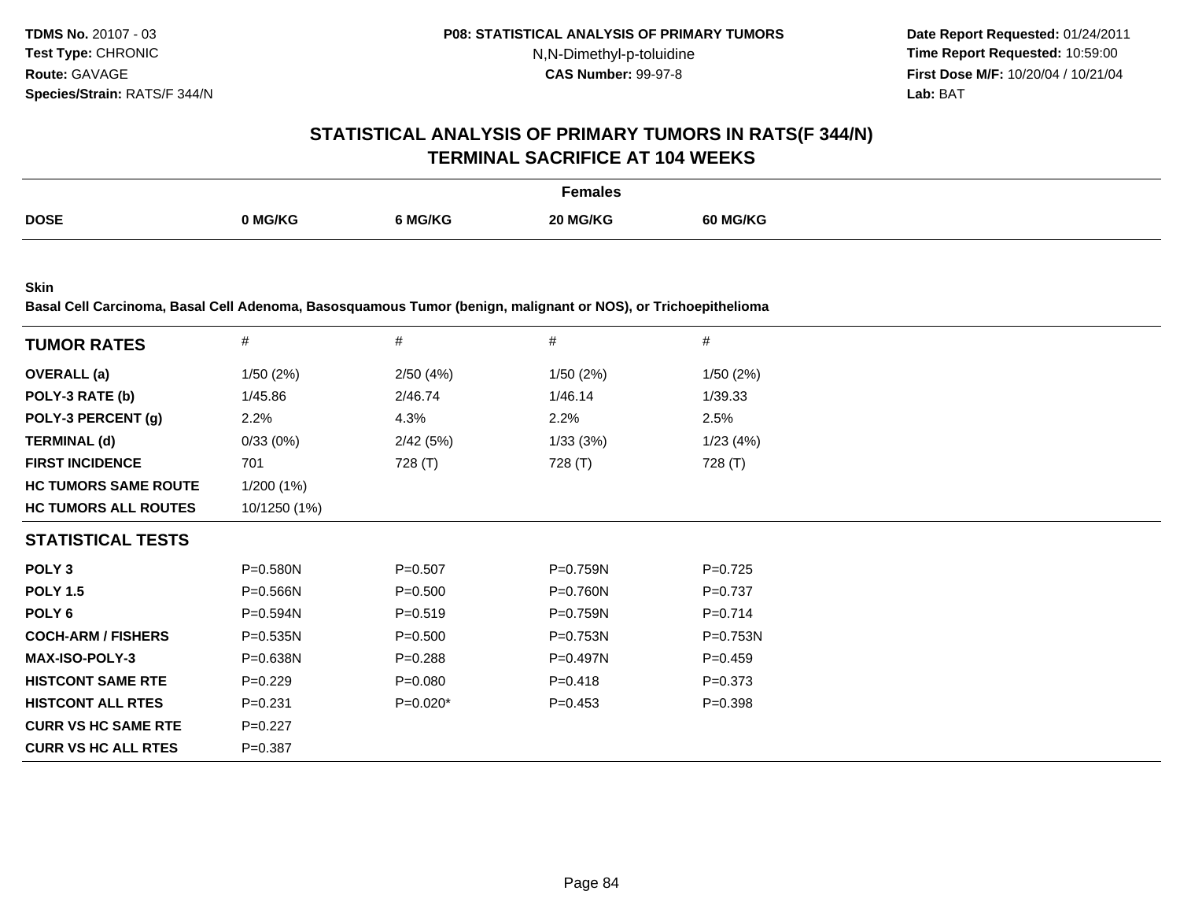# STATISTICAL ANALYSIS OF PRIMARY TUMORS IN RATS(F 344/N)
## TERMINAL SACRIFICE AT 104 WEEKS

| | Females | | | |
|---|---|---|---|---|
| **DOSE** | **0 MG/KG** | **6 MG/KG** | **20 MG/KG** | **60 MG/KG** |

**Skin**

**Basal Cell Carcinoma, Basal Cell Adenoma, Basosquamous Tumor (benign, malignant or NOS), or Trichoepithelioma**

| **TUMOR RATES** | # | # | # | # |
|---|---|---|---|---|
| **OVERALL (a)** | 1/50 (2%) | 2/50 (4%) | 1/50 (2%) | 1/50 (2%) |
| **POLY-3 RATE (b)** | 1/45.86 | 2/46.74 | 1/46.14 | 1/39.33 |
| **POLY-3 PERCENT (g)** | 2.2% | 4.3% | 2.2% | 2.5% |
| **TERMINAL (d)** | 0/33 (0%) | 2/42 (5%) | 1/33 (3%) | 1/23 (4%) |
| **FIRST INCIDENCE** | 701 | 728 (T) | 728 (T) | 728 (T) |
| **HC TUMORS SAME ROUTE** | 1/200 (1%) | | | |
| **HC TUMORS ALL ROUTES** | 10/1250 (1%) | | | |
| **STATISTICAL TESTS** | | | | |
| **POLY 3** | P=0.580N | P=0.507 | P=0.759N | P=0.725 |
| **POLY 1.5** | P=0.566N | P=0.500 | P=0.760N | P=0.737 |
| **POLY 6** | P=0.594N | P=0.519 | P=0.759N | P=0.714 |
| **COCH-ARM / FISHERS** | P=0.535N | P=0.500 | P=0.753N | P=0.753N |
| **MAX-ISO-POLY-3** | P=0.638N | P=0.288 | P=0.497N | P=0.459 |
| **HISTCONT SAME RTE** | P=0.229 | P=0.080 | P=0.418 | P=0.373 |
| **HISTCONT ALL RTES** | P=0.231 | P=0.020* | P=0.453 | P=0.398 |
| **CURR VS HC SAME RTE** | P=0.227 | | | |
| **CURR VS HC ALL RTES** | P=0.387 | | | |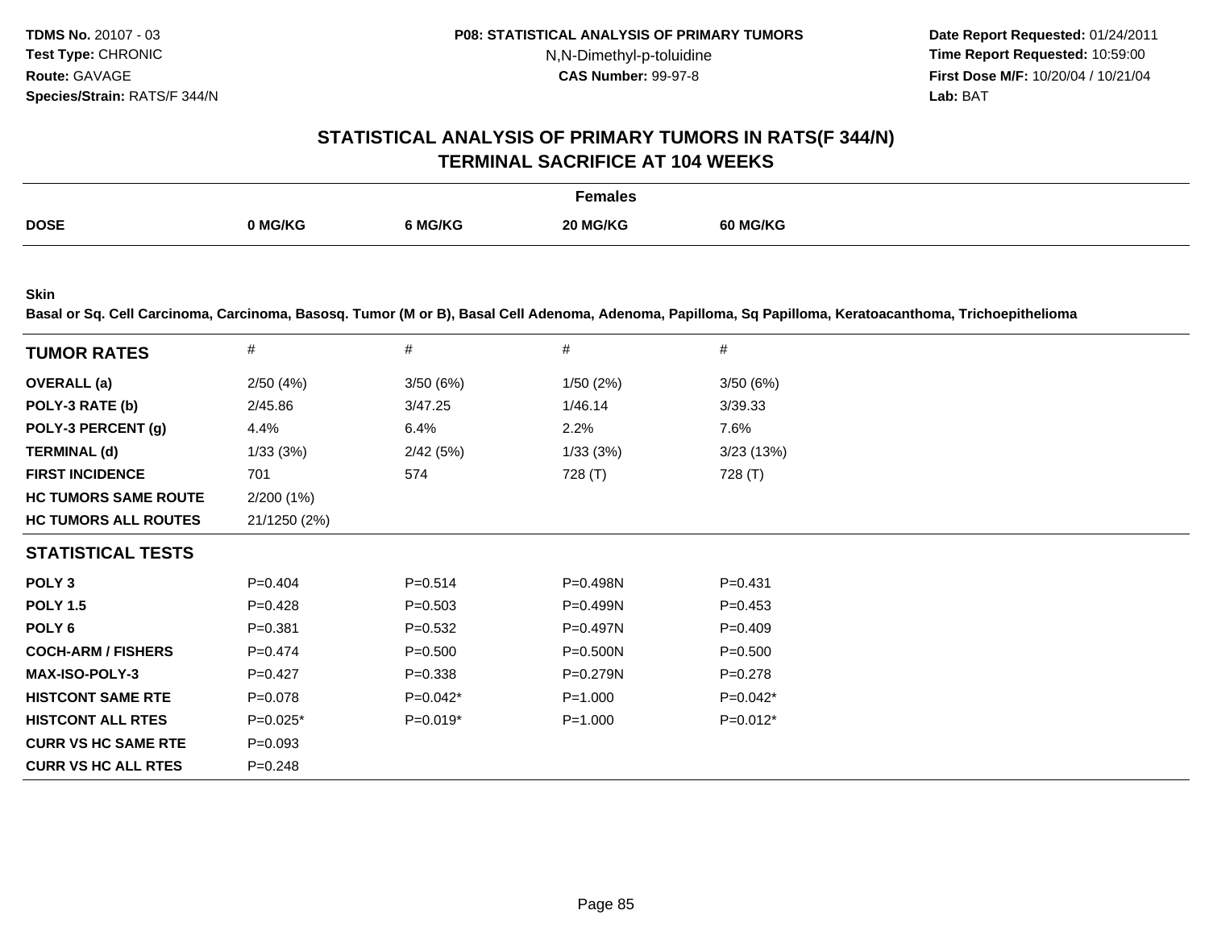**TDMS No.** 20107 - 03
**Test Type:** CHRONIC
**Route:** GAVAGE
**Species/Strain:** RATS/F 344/N

**P08: STATISTICAL ANALYSIS OF PRIMARY TUMORS**
N,N-Dimethyl-p-toluidine
**CAS Number:** 99-97-8

**Date Report Requested:** 01/24/2011
**Time Report Requested:** 10:59:00
**First Dose M/F:** 10/20/04 / 10/21/04
**Lab:** BAT

## STATISTICAL ANALYSIS OF PRIMARY TUMORS IN RATS(F 344/N)
## TERMINAL SACRIFICE AT 104 WEEKS

**Females**

| DOSE | 0 MG/KG | 6 MG/KG | 20 MG/KG | 60 MG/KG |
|---|---|---|---|---|

**Skin**

**Basal or Sq. Cell Carcinoma, Carcinoma, Basosq. Tumor (M or B), Basal Cell Adenoma, Adenoma, Papilloma, Sq Papilloma, Keratoacanthoma, Trichoepithelioma**

| TUMOR RATES | # | # | # | # |
|---|---|---|---|---|
| **OVERALL (a)** | 2/50 (4%) | 3/50 (6%) | 1/50 (2%) | 3/50 (6%) |
| **POLY-3 RATE (b)** | 2/45.86 | 3/47.25 | 1/46.14 | 3/39.33 |
| **POLY-3 PERCENT (g)** | 4.4% | 6.4% | 2.2% | 7.6% |
| **TERMINAL (d)** | 1/33 (3%) | 2/42 (5%) | 1/33 (3%) | 3/23 (13%) |
| **FIRST INCIDENCE** | 701 | 574 | 728 (T) | 728 (T) |
| **HC TUMORS SAME ROUTE** | 2/200 (1%) | | | |
| **HC TUMORS ALL ROUTES** | 21/1250 (2%) | | | |
| **STATISTICAL TESTS** | | | | |
| **POLY 3** | P=0.404 | P=0.514 | P=0.498N | P=0.431 |
| **POLY 1.5** | P=0.428 | P=0.503 | P=0.499N | P=0.453 |
| **POLY 6** | P=0.381 | P=0.532 | P=0.497N | P=0.409 |
| **COCH-ARM / FISHERS** | P=0.474 | P=0.500 | P=0.500N | P=0.500 |
| **MAX-ISO-POLY-3** | P=0.427 | P=0.338 | P=0.279N | P=0.278 |
| **HISTCONT SAME RTE** | P=0.078 | P=0.042* | P=1.000 | P=0.042* |
| **HISTCONT ALL RTES** | P=0.025* | P=0.019* | P=1.000 | P=0.012* |
| **CURR VS HC SAME RTE** | P=0.093 | | | |
| **CURR VS HC ALL RTES** | P=0.248 | | | |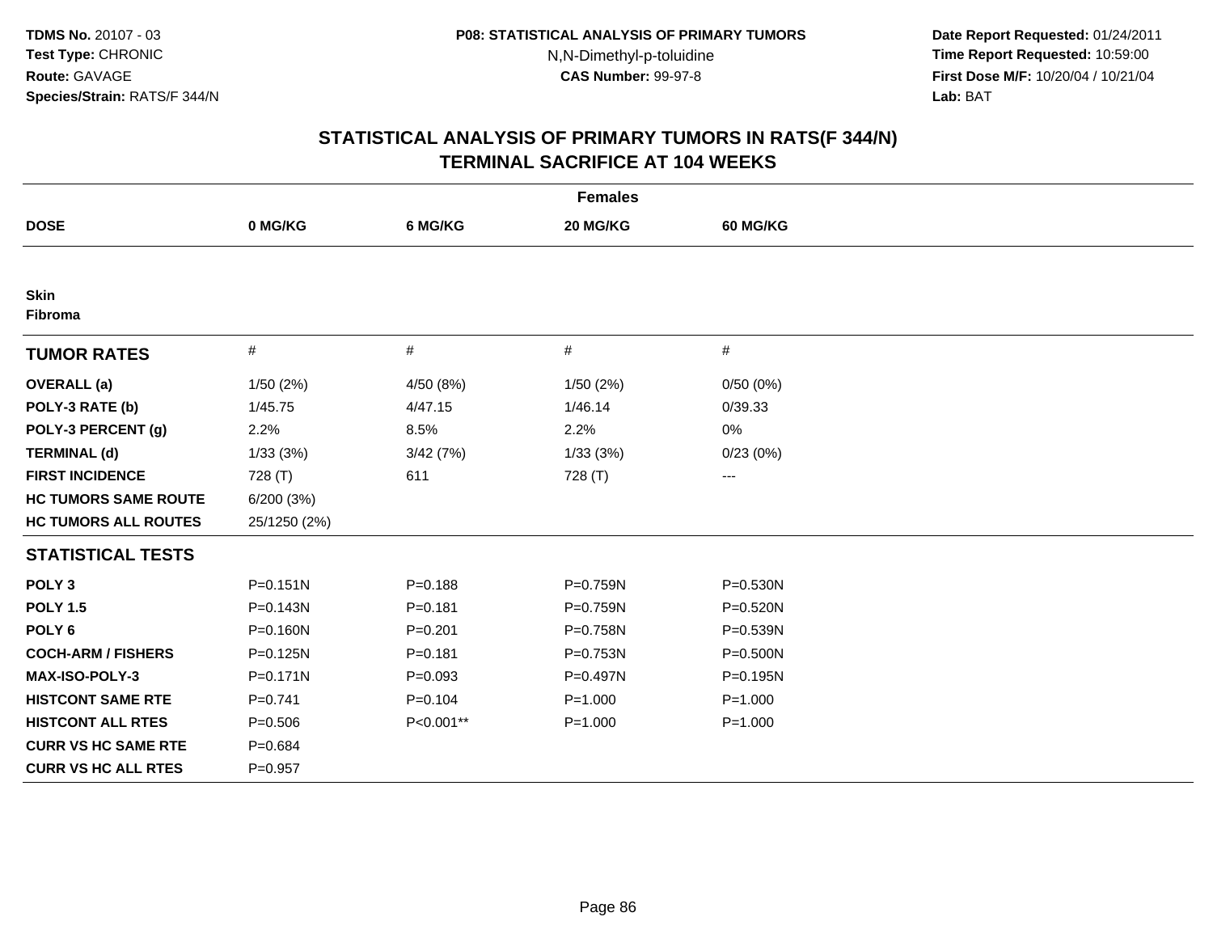**TDMS No.** 20107 - 03
**Test Type:** CHRONIC
**Route:** GAVAGE
**Species/Strain:** RATS/F 344/N

**P08: STATISTICAL ANALYSIS OF PRIMARY TUMORS**
N,N-Dimethyl-p-toluidine
**CAS Number:** 99-97-8

**Date Report Requested:** 01/24/2011
**Time Report Requested:** 10:59:00
**First Dose M/F:** 10/20/04 / 10/21/04
**Lab:** BAT

## STATISTICAL ANALYSIS OF PRIMARY TUMORS IN RATS(F 344/N) TERMINAL SACRIFICE AT 104 WEEKS

| | Females | | | |
|---|---|---|---|---|
| **DOSE** | **0 MG/KG** | **6 MG/KG** | **20 MG/KG** | **60 MG/KG** |
| **Skin** | | | | |
| **Fibroma** | | | | |
| **TUMOR RATES** | # | # | # | # |
| **OVERALL (a)** | 1/50 (2%) | 4/50 (8%) | 1/50 (2%) | 0/50 (0%) |
| **POLY-3 RATE (b)** | 1/45.75 | 4/47.15 | 1/46.14 | 0/39.33 |
| **POLY-3 PERCENT (g)** | 2.2% | 8.5% | 2.2% | 0% |
| **TERMINAL (d)** | 1/33 (3%) | 3/42 (7%) | 1/33 (3%) | 0/23 (0%) |
| **FIRST INCIDENCE** | 728 (T) | 611 | 728 (T) | --- |
| **HC TUMORS SAME ROUTE** | 6/200 (3%) | | | |
| **HC TUMORS ALL ROUTES** | 25/1250 (2%) | | | |
| **STATISTICAL TESTS** | | | | |
| **POLY 3** | P=0.151N | P=0.188 | P=0.759N | P=0.530N |
| **POLY 1.5** | P=0.143N | P=0.181 | P=0.759N | P=0.520N |
| **POLY 6** | P=0.160N | P=0.201 | P=0.758N | P=0.539N |
| **COCH-ARM / FISHERS** | P=0.125N | P=0.181 | P=0.753N | P=0.500N |
| **MAX-ISO-POLY-3** | P=0.171N | P=0.093 | P=0.497N | P=0.195N |
| **HISTCONT SAME RTE** | P=0.741 | P=0.104 | P=1.000 | P=1.000 |
| **HISTCONT ALL RTES** | P=0.506 | P<0.001** | P=1.000 | P=1.000 |
| **CURR VS HC SAME RTE** | P=0.684 | | | |
| **CURR VS HC ALL RTES** | P=0.957 | | | |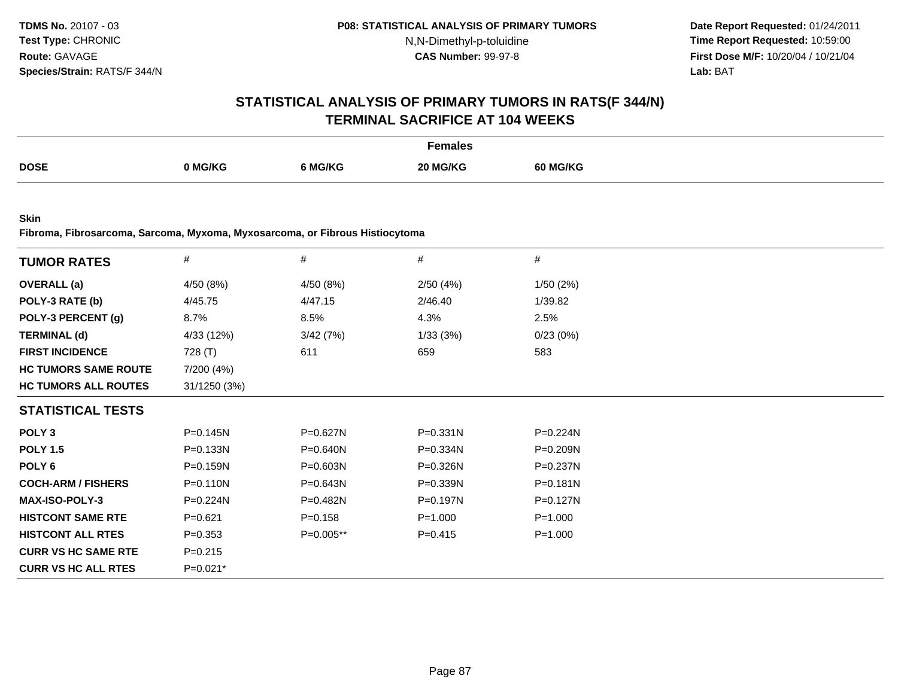**TDMS No.** 20107 - 03
**Test Type:** CHRONIC
**Route:** GAVAGE
**Species/Strain:** RATS/F 344/N

**P08: STATISTICAL ANALYSIS OF PRIMARY TUMORS**
N,N-Dimethyl-p-toluidine
**CAS Number:** 99-97-8

**Date Report Requested:** 01/24/2011
**Time Report Requested:** 10:59:00
**First Dose M/F:** 10/20/04 / 10/21/04
**Lab:** BAT

# STATISTICAL ANALYSIS OF PRIMARY TUMORS IN RATS(F 344/N)
# TERMINAL SACRIFICE AT 104 WEEKS

**Females**

| DOSE | 0 MG/KG | 6 MG/KG | 20 MG/KG | 60 MG/KG |
|---|---|---|---|---|

**Skin**
**Fibroma, Fibrosarcoma, Sarcoma, Myxoma, Myxosarcoma, or Fibrous Histiocytoma**

| TUMOR RATES | # | # | # | # |
|---|---|---|---|---|
| **OVERALL (a)** | 4/50 (8%) | 4/50 (8%) | 2/50 (4%) | 1/50 (2%) |
| **POLY-3 RATE (b)** | 4/45.75 | 4/47.15 | 2/46.40 | 1/39.82 |
| **POLY-3 PERCENT (g)** | 8.7% | 8.5% | 4.3% | 2.5% |
| **TERMINAL (d)** | 4/33 (12%) | 3/42 (7%) | 1/33 (3%) | 0/23 (0%) |
| **FIRST INCIDENCE** | 728 (T) | 611 | 659 | 583 |
| **HC TUMORS SAME ROUTE** | 7/200 (4%) | | | |
| **HC TUMORS ALL ROUTES** | 31/1250 (3%) | | | |
| **STATISTICAL TESTS** | | | | |
| **POLY 3** | P=0.145N | P=0.627N | P=0.331N | P=0.224N |
| **POLY 1.5** | P=0.133N | P=0.640N | P=0.334N | P=0.209N |
| **POLY 6** | P=0.159N | P=0.603N | P=0.326N | P=0.237N |
| **COCH-ARM / FISHERS** | P=0.110N | P=0.643N | P=0.339N | P=0.181N |
| **MAX-ISO-POLY-3** | P=0.224N | P=0.482N | P=0.197N | P=0.127N |
| **HISTCONT SAME RTE** | P=0.621 | P=0.158 | P=1.000 | P=1.000 |
| **HISTCONT ALL RTES** | P=0.353 | P=0.005** | P=0.415 | P=1.000 |
| **CURR VS HC SAME RTE** | P=0.215 | | | |
| **CURR VS HC ALL RTES** | P=0.021* | | | |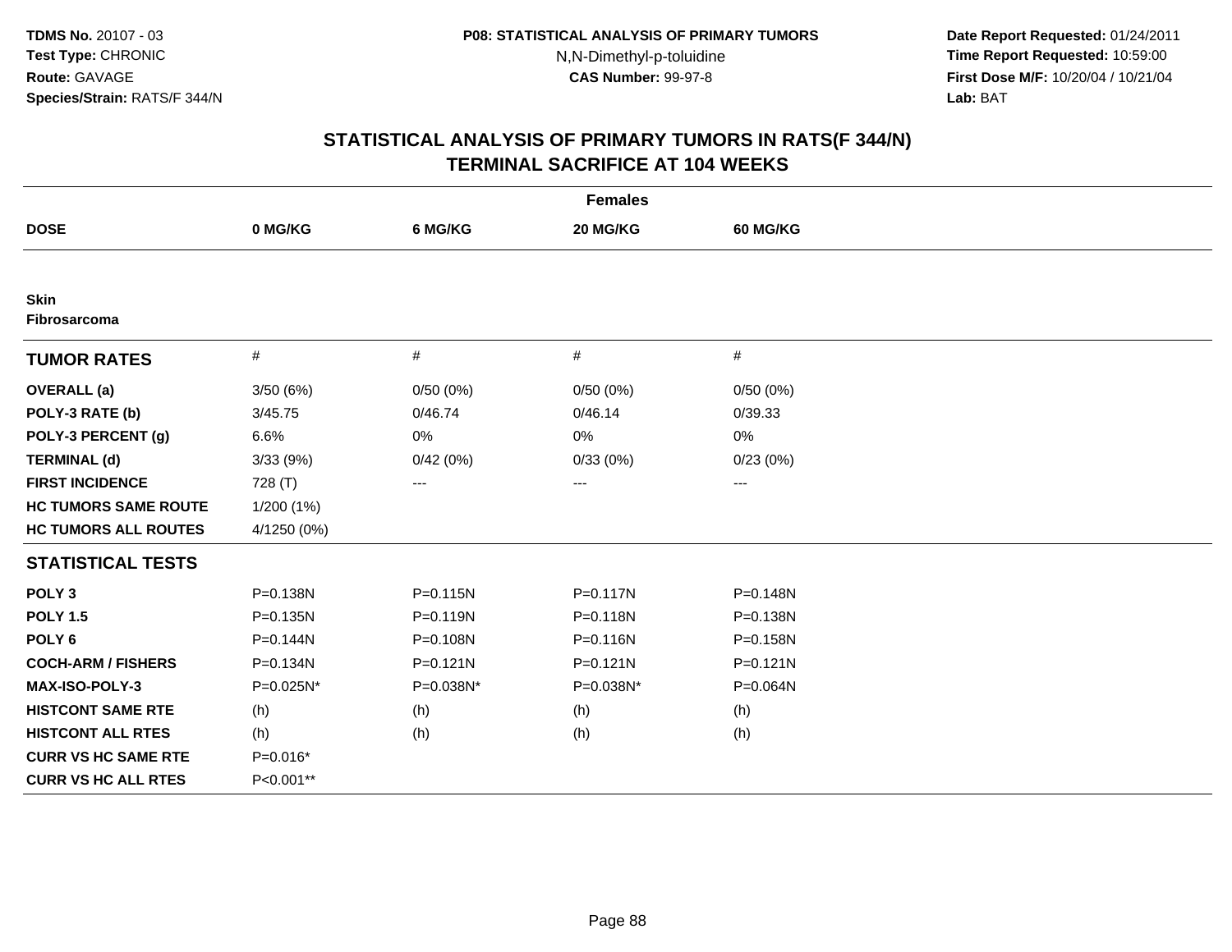TDMS No. 20107 - 03
Test Type: CHRONIC
Route: GAVAGE
Species/Strain: RATS/F 344/N

P08: STATISTICAL ANALYSIS OF PRIMARY TUMORS
N,N-Dimethyl-p-toluidine
CAS Number: 99-97-8

Date Report Requested: 01/24/2011
Time Report Requested: 10:59:00
First Dose M/F: 10/20/04 / 10/21/04
Lab: BAT

## STATISTICAL ANALYSIS OF PRIMARY TUMORS IN RATS(F 344/N)
## TERMINAL SACRIFICE AT 104 WEEKS

| Females | | | | |
|---|---|---|---|---|
| **DOSE** | **0 MG/KG** | **6 MG/KG** | **20 MG/KG** | **60 MG/KG** |
| **Skin**<br>**Fibrosarcoma** | | | | |
| **TUMOR RATES** | # | # | # | # |
| **OVERALL (a)** | 3/50 (6%) | 0/50 (0%) | 0/50 (0%) | 0/50 (0%) |
| **POLY-3 RATE (b)** | 3/45.75 | 0/46.74 | 0/46.14 | 0/39.33 |
| **POLY-3 PERCENT (g)** | 6.6% | 0% | 0% | 0% |
| **TERMINAL (d)** | 3/33 (9%) | 0/42 (0%) | 0/33 (0%) | 0/23 (0%) |
| **FIRST INCIDENCE** | 728 (T) | --- | --- | --- |
| **HC TUMORS SAME ROUTE** | 1/200 (1%) | | | |
| **HC TUMORS ALL ROUTES** | 4/1250 (0%) | | | |
| **STATISTICAL TESTS** | | | | |
| **POLY 3** | P=0.138N | P=0.115N | P=0.117N | P=0.148N |
| **POLY 1.5** | P=0.135N | P=0.119N | P=0.118N | P=0.138N |
| **POLY 6** | P=0.144N | P=0.108N | P=0.116N | P=0.158N |
| **COCH-ARM / FISHERS** | P=0.134N | P=0.121N | P=0.121N | P=0.121N |
| **MAX-ISO-POLY-3** | P=0.025N* | P=0.038N* | P=0.038N* | P=0.064N |
| **HISTCONT SAME RTE** | (h) | (h) | (h) | (h) |
| **HISTCONT ALL RTES** | (h) | (h) | (h) | (h) |
| **CURR VS HC SAME RTE** | P=0.016* | | | |
| **CURR VS HC ALL RTES** | P<0.001** | | | |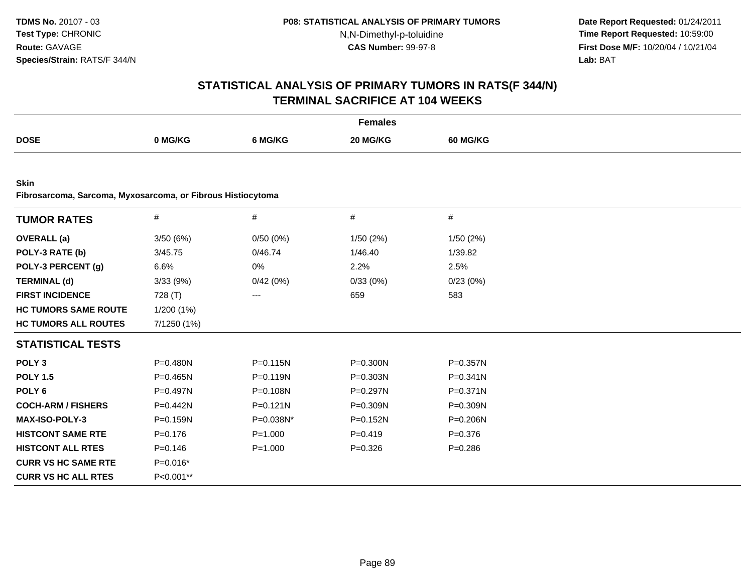**TDMS No.** 20107 - 03
**Test Type:** CHRONIC
**Route:** GAVAGE
**Species/Strain:** RATS/F 344/N

**P08: STATISTICAL ANALYSIS OF PRIMARY TUMORS**
N,N-Dimethyl-p-toluidine
**CAS Number:** 99-97-8

**Date Report Requested:** 01/24/2011
**Time Report Requested:** 10:59:00
**First Dose M/F:** 10/20/04 / 10/21/04
**Lab:** BAT

## STATISTICAL ANALYSIS OF PRIMARY TUMORS IN RATS(F 344/N)
## TERMINAL SACRIFICE AT 104 WEEKS

**Females**

| DOSE | 0 MG/KG | 6 MG/KG | 20 MG/KG | 60 MG/KG |
|---|---|---|---|---|

**Skin**
**Fibrosarcoma, Sarcoma, Myxosarcoma, or Fibrous Histiocytoma**

| TUMOR RATES | # | # | # | # |
|---|---|---|---|---|
| **OVERALL (a)** | 3/50 (6%) | 0/50 (0%) | 1/50 (2%) | 1/50 (2%) |
| **POLY-3 RATE (b)** | 3/45.75 | 0/46.74 | 1/46.40 | 1/39.82 |
| **POLY-3 PERCENT (g)** | 6.6% | 0% | 2.2% | 2.5% |
| **TERMINAL (d)** | 3/33 (9%) | 0/42 (0%) | 0/33 (0%) | 0/23 (0%) |
| **FIRST INCIDENCE** | 728 (T) | --- | 659 | 583 |
| **HC TUMORS SAME ROUTE** | 1/200 (1%) | | | |
| **HC TUMORS ALL ROUTES** | 7/1250 (1%) | | | |
| **STATISTICAL TESTS** | | | | |
| **POLY 3** | P=0.480N | P=0.115N | P=0.300N | P=0.357N |
| **POLY 1.5** | P=0.465N | P=0.119N | P=0.303N | P=0.341N |
| **POLY 6** | P=0.497N | P=0.108N | P=0.297N | P=0.371N |
| **COCH-ARM / FISHERS** | P=0.442N | P=0.121N | P=0.309N | P=0.309N |
| **MAX-ISO-POLY-3** | P=0.159N | P=0.038N* | P=0.152N | P=0.206N |
| **HISTCONT SAME RTE** | P=0.176 | P=1.000 | P=0.419 | P=0.376 |
| **HISTCONT ALL RTES** | P=0.146 | P=1.000 | P=0.326 | P=0.286 |
| **CURR VS HC SAME RTE** | P=0.016* | | | |
| **CURR VS HC ALL RTES** | P<0.001** | | | |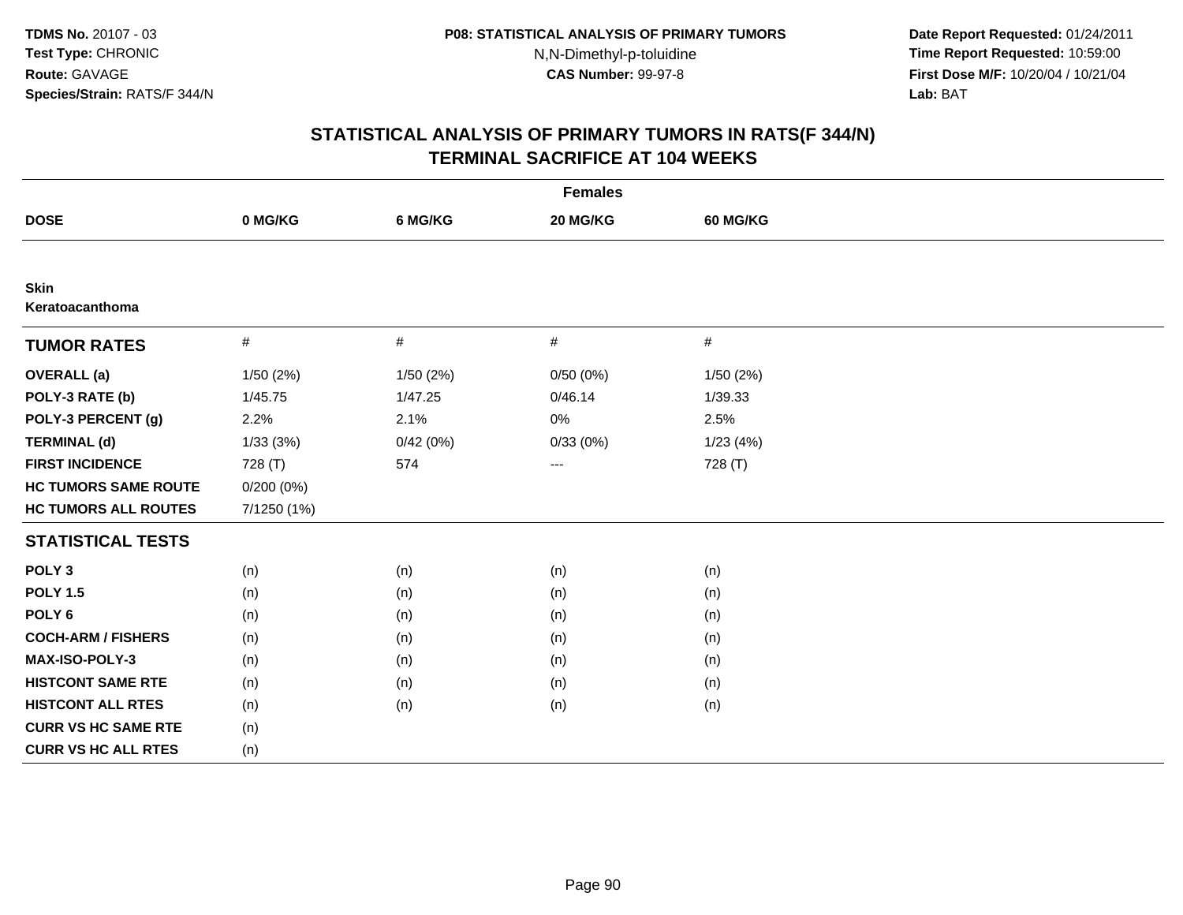**TDMS No.** 20107 - 03
**Test Type:** CHRONIC
**Route:** GAVAGE
**Species/Strain:** RATS/F 344/N

**P08: STATISTICAL ANALYSIS OF PRIMARY TUMORS**
N,N-Dimethyl-p-toluidine
**CAS Number:** 99-97-8

**Date Report Requested:** 01/24/2011
**Time Report Requested:** 10:59:00
**First Dose M/F:** 10/20/04 / 10/21/04
**Lab:** BAT

## STATISTICAL ANALYSIS OF PRIMARY TUMORS IN RATS(F 344/N)
## TERMINAL SACRIFICE AT 104 WEEKS

| | Females | | | |
|---|---|---|---|---|
| **DOSE** | **0 MG/KG** | **6 MG/KG** | **20 MG/KG** | **60 MG/KG** |
| **Skin** | | | | |
| **Keratoacanthoma** | | | | |
| **TUMOR RATES** | # | # | # | # |
| **OVERALL (a)** | 1/50 (2%) | 1/50 (2%) | 0/50 (0%) | 1/50 (2%) |
| **POLY-3 RATE (b)** | 1/45.75 | 1/47.25 | 0/46.14 | 1/39.33 |
| **POLY-3 PERCENT (g)** | 2.2% | 2.1% | 0% | 2.5% |
| **TERMINAL (d)** | 1/33 (3%) | 0/42 (0%) | 0/33 (0%) | 1/23 (4%) |
| **FIRST INCIDENCE** | 728 (T) | 574 | --- | 728 (T) |
| **HC TUMORS SAME ROUTE** | 0/200 (0%) | | | |
| **HC TUMORS ALL ROUTES** | 7/1250 (1%) | | | |
| **STATISTICAL TESTS** | | | | |
| **POLY 3** | (n) | (n) | (n) | (n) |
| **POLY 1.5** | (n) | (n) | (n) | (n) |
| **POLY 6** | (n) | (n) | (n) | (n) |
| **COCH-ARM / FISHERS** | (n) | (n) | (n) | (n) |
| **MAX-ISO-POLY-3** | (n) | (n) | (n) | (n) |
| **HISTCONT SAME RTE** | (n) | (n) | (n) | (n) |
| **HISTCONT ALL RTES** | (n) | (n) | (n) | (n) |
| **CURR VS HC SAME RTE** | (n) | | | |
| **CURR VS HC ALL RTES** | (n) | | | |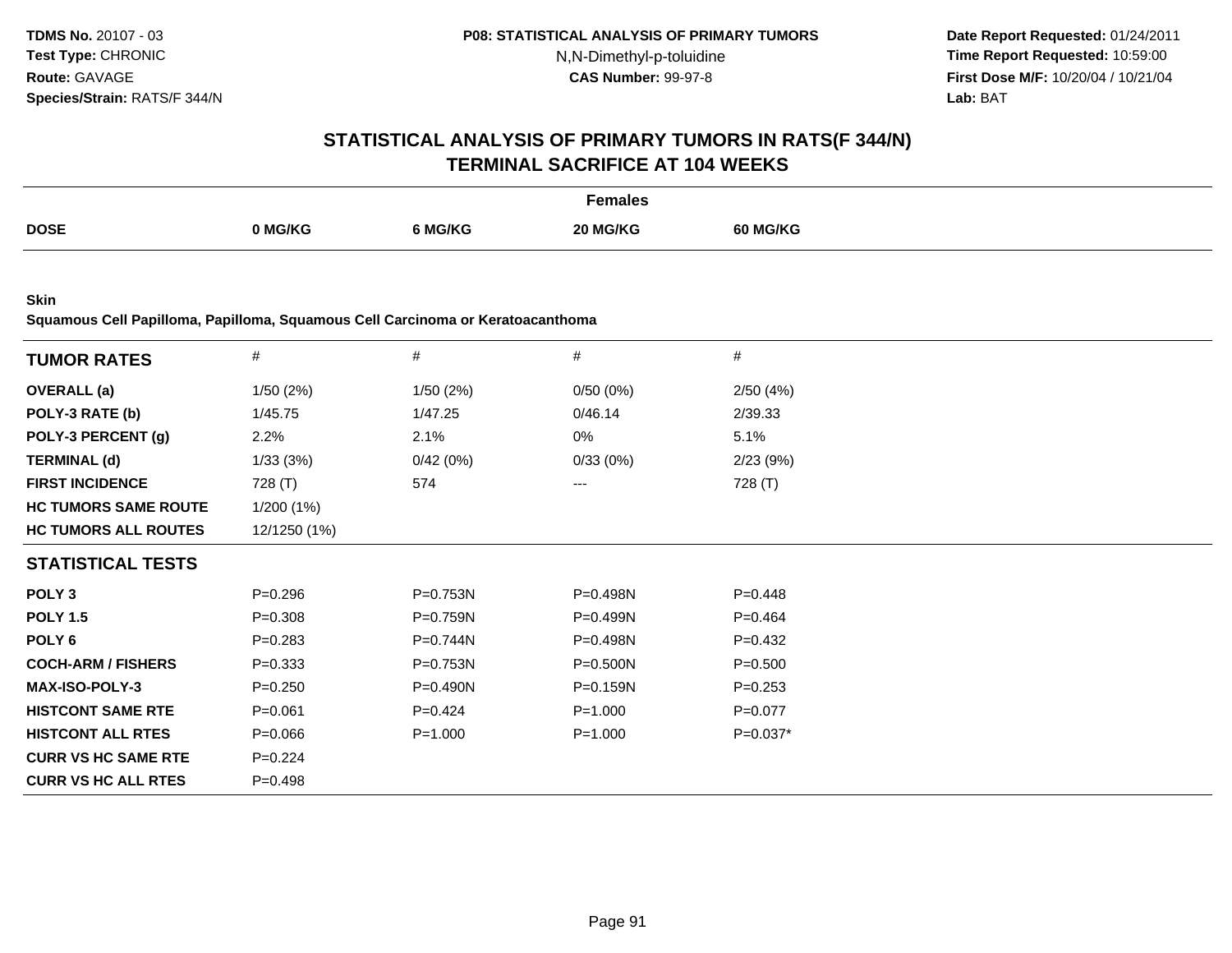TDMS No. 20107 - 03
Test Type: CHRONIC
Route: GAVAGE
Species/Strain: RATS/F 344/N

P08: STATISTICAL ANALYSIS OF PRIMARY TUMORS
N,N-Dimethyl-p-toluidine
CAS Number: 99-97-8

Date Report Requested: 01/24/2011
Time Report Requested: 10:59:00
First Dose M/F: 10/20/04 / 10/21/04
Lab: BAT

# STATISTICAL ANALYSIS OF PRIMARY TUMORS IN RATS(F 344/N)
# TERMINAL SACRIFICE AT 104 WEEKS

| | Females | | | |
|---|---|---|---|---|
| **DOSE** | **0 MG/KG** | **6 MG/KG** | **20 MG/KG** | **60 MG/KG** |

**Skin**
**Squamous Cell Papilloma, Papilloma, Squamous Cell Carcinoma or Keratoacanthoma**

| TUMOR RATES | # | # | # | # |
|---|---|---|---|---|
| **OVERALL (a)** | 1/50 (2%) | 1/50 (2%) | 0/50 (0%) | 2/50 (4%) |
| **POLY-3 RATE (b)** | 1/45.75 | 1/47.25 | 0/46.14 | 2/39.33 |
| **POLY-3 PERCENT (g)** | 2.2% | 2.1% | 0% | 5.1% |
| **TERMINAL (d)** | 1/33 (3%) | 0/42 (0%) | 0/33 (0%) | 2/23 (9%) |
| **FIRST INCIDENCE** | 728 (T) | 574 | --- | 728 (T) |
| **HC TUMORS SAME ROUTE** | 1/200 (1%) | | | |
| **HC TUMORS ALL ROUTES** | 12/1250 (1%) | | | |
| **STATISTICAL TESTS** | | | | |
| **POLY 3** | P=0.296 | P=0.753N | P=0.498N | P=0.448 |
| **POLY 1.5** | P=0.308 | P=0.759N | P=0.499N | P=0.464 |
| **POLY 6** | P=0.283 | P=0.744N | P=0.498N | P=0.432 |
| **COCH-ARM / FISHERS** | P=0.333 | P=0.753N | P=0.500N | P=0.500 |
| **MAX-ISO-POLY-3** | P=0.250 | P=0.490N | P=0.159N | P=0.253 |
| **HISTCONT SAME RTE** | P=0.061 | P=0.424 | P=1.000 | P=0.077 |
| **HISTCONT ALL RTES** | P=0.066 | P=1.000 | P=1.000 | P=0.037* |
| **CURR VS HC SAME RTE** | P=0.224 | | | |
| **CURR VS HC ALL RTES** | P=0.498 | | | |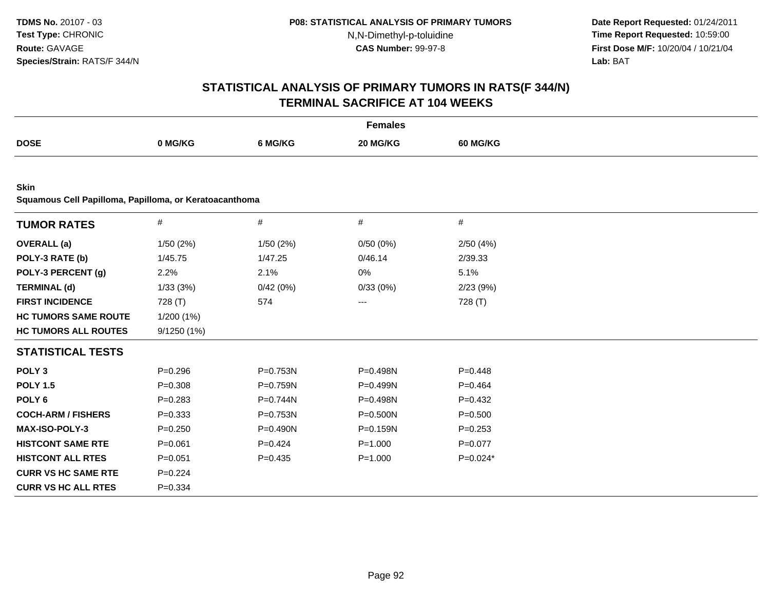TDMS No. 20107 - 03
Test Type: CHRONIC
Route: GAVAGE
Species/Strain: RATS/F 344/N

P08: STATISTICAL ANALYSIS OF PRIMARY TUMORS
N,N-Dimethyl-p-toluidine
CAS Number: 99-97-8

Date Report Requested: 01/24/2011
Time Report Requested: 10:59:00
First Dose M/F: 10/20/04 / 10/21/04
Lab: BAT

## STATISTICAL ANALYSIS OF PRIMARY TUMORS IN RATS(F 344/N)
## TERMINAL SACRIFICE AT 104 WEEKS

| Females | | | | |
|---|---|---|---|---|
| **DOSE** | **0 MG/KG** | **6 MG/KG** | **20 MG/KG** | **60 MG/KG** |

**Skin**
**Squamous Cell Papilloma, Papilloma, or Keratoacanthoma**

| **TUMOR RATES** | # | # | # | # |
|---|---|---|---|---|
| **OVERALL (a)** | 1/50 (2%) | 1/50 (2%) | 0/50 (0%) | 2/50 (4%) |
| **POLY-3 RATE (b)** | 1/45.75 | 1/47.25 | 0/46.14 | 2/39.33 |
| **POLY-3 PERCENT (g)** | 2.2% | 2.1% | 0% | 5.1% |
| **TERMINAL (d)** | 1/33 (3%) | 0/42 (0%) | 0/33 (0%) | 2/23 (9%) |
| **FIRST INCIDENCE** | 728 (T) | 574 | --- | 728 (T) |
| **HC TUMORS SAME ROUTE** | 1/200 (1%) | | | |
| **HC TUMORS ALL ROUTES** | 9/1250 (1%) | | | |
| **STATISTICAL TESTS** | | | | |
| **POLY 3** | P=0.296 | P=0.753N | P=0.498N | P=0.448 |
| **POLY 1.5** | P=0.308 | P=0.759N | P=0.499N | P=0.464 |
| **POLY 6** | P=0.283 | P=0.744N | P=0.498N | P=0.432 |
| **COCH-ARM / FISHERS** | P=0.333 | P=0.753N | P=0.500N | P=0.500 |
| **MAX-ISO-POLY-3** | P=0.250 | P=0.490N | P=0.159N | P=0.253 |
| **HISTCONT SAME RTE** | P=0.061 | P=0.424 | P=1.000 | P=0.077 |
| **HISTCONT ALL RTES** | P=0.051 | P=0.435 | P=1.000 | P=0.024* |
| **CURR VS HC SAME RTE** | P=0.224 | | | |
| **CURR VS HC ALL RTES** | P=0.334 | | | |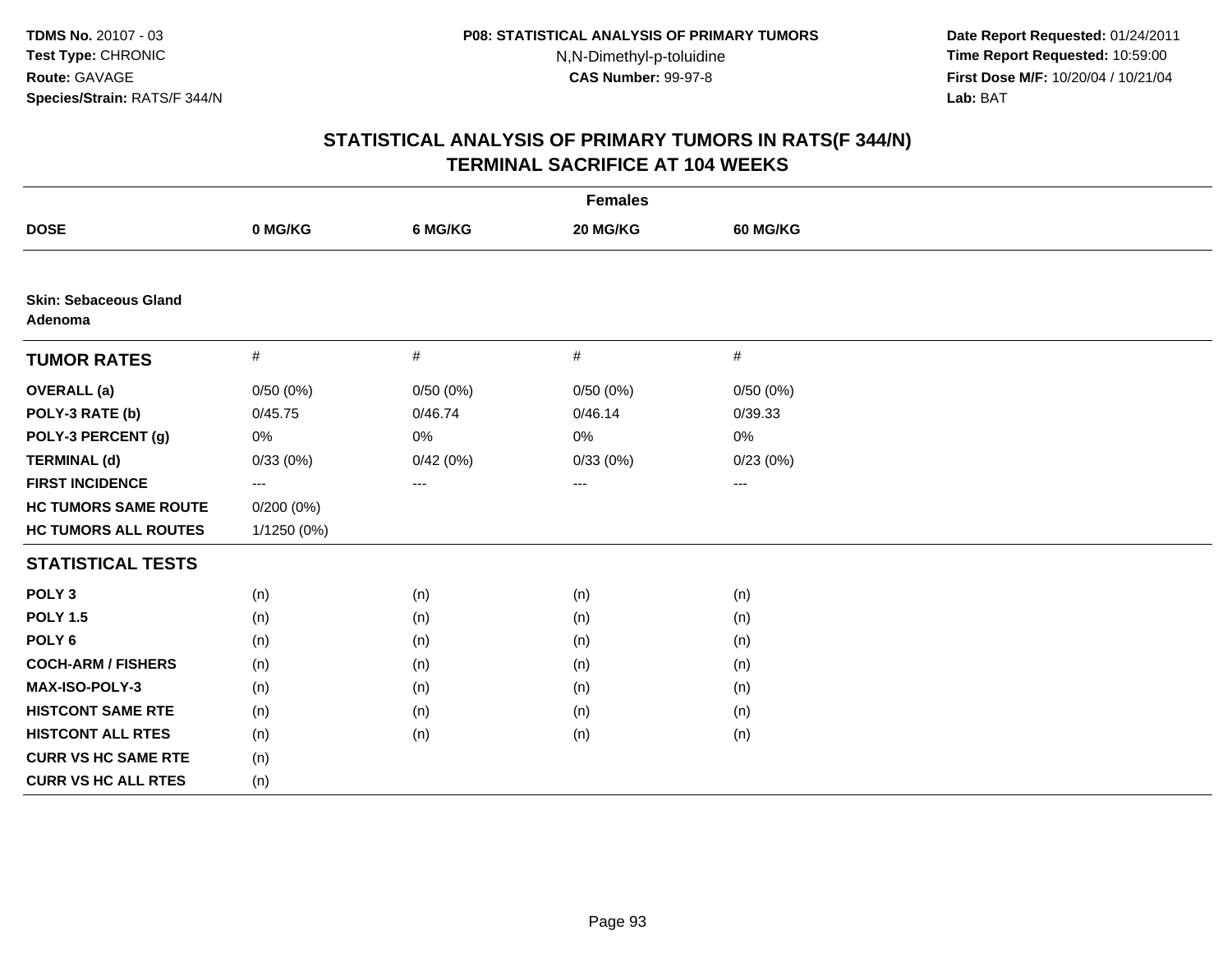**TDMS No.** 20107 - 03
**Test Type:** CHRONIC
**Route:** GAVAGE
**Species/Strain:** RATS/F 344/N

**P08: STATISTICAL ANALYSIS OF PRIMARY TUMORS**
N,N-Dimethyl-p-toluidine
**CAS Number:** 99-97-8

**Date Report Requested:** 01/24/2011
**Time Report Requested:** 10:59:00
**First Dose M/F:** 10/20/04 / 10/21/04
**Lab:** BAT

## STATISTICAL ANALYSIS OF PRIMARY TUMORS IN RATS(F 344/N)
## TERMINAL SACRIFICE AT 104 WEEKS

| | Females | | | |
|---|---|---|---|---|
| **DOSE** | **0 MG/KG** | **6 MG/KG** | **20 MG/KG** | **60 MG/KG** |
| **Skin: Sebaceous Gland Adenoma** | | | | |
| **TUMOR RATES** | # | # | # | # |
| **OVERALL (a)** | 0/50 (0%) | 0/50 (0%) | 0/50 (0%) | 0/50 (0%) |
| **POLY-3 RATE (b)** | 0/45.75 | 0/46.74 | 0/46.14 | 0/39.33 |
| **POLY-3 PERCENT (g)** | 0% | 0% | 0% | 0% |
| **TERMINAL (d)** | 0/33 (0%) | 0/42 (0%) | 0/33 (0%) | 0/23 (0%) |
| **FIRST INCIDENCE** | --- | --- | --- | --- |
| **HC TUMORS SAME ROUTE** | 0/200 (0%) | | | |
| **HC TUMORS ALL ROUTES** | 1/1250 (0%) | | | |
| **STATISTICAL TESTS** | | | | |
| **POLY 3** | (n) | (n) | (n) | (n) |
| **POLY 1.5** | (n) | (n) | (n) | (n) |
| **POLY 6** | (n) | (n) | (n) | (n) |
| **COCH-ARM / FISHERS** | (n) | (n) | (n) | (n) |
| **MAX-ISO-POLY-3** | (n) | (n) | (n) | (n) |
| **HISTCONT SAME RTE** | (n) | (n) | (n) | (n) |
| **HISTCONT ALL RTES** | (n) | (n) | (n) | (n) |
| **CURR VS HC SAME RTE** | (n) | | | |
| **CURR VS HC ALL RTES** | (n) | | | |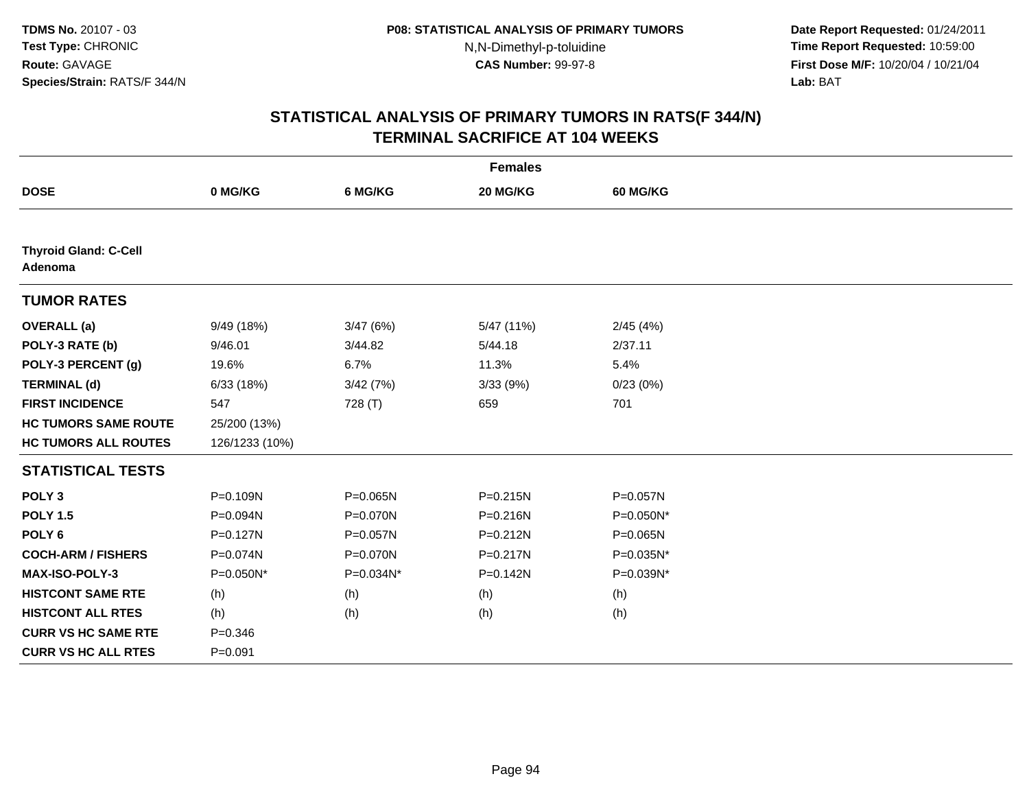**TDMS No.** 20107 - 03
**Test Type:** CHRONIC
**Route:** GAVAGE
**Species/Strain:** RATS/F 344/N

**P08: STATISTICAL ANALYSIS OF PRIMARY TUMORS**
N,N-Dimethyl-p-toluidine
**CAS Number:** 99-97-8

**Date Report Requested:** 01/24/2011
**Time Report Requested:** 10:59:00
**First Dose M/F:** 10/20/04 / 10/21/04
**Lab:** BAT

# STATISTICAL ANALYSIS OF PRIMARY TUMORS IN RATS(F 344/N) TERMINAL SACRIFICE AT 104 WEEKS

| | Females | | | |
|---|---|---|---|---|
| **DOSE** | **0 MG/KG** | **6 MG/KG** | **20 MG/KG** | **60 MG/KG** |
| **Thyroid Gland: C-Cell Adenoma** | | | | |
| **TUMOR RATES** | | | | |
| **OVERALL (a)** | 9/49 (18%) | 3/47 (6%) | 5/47 (11%) | 2/45 (4%) |
| **POLY-3 RATE (b)** | 9/46.01 | 3/44.82 | 5/44.18 | 2/37.11 |
| **POLY-3 PERCENT (g)** | 19.6% | 6.7% | 11.3% | 5.4% |
| **TERMINAL (d)** | 6/33 (18%) | 3/42 (7%) | 3/33 (9%) | 0/23 (0%) |
| **FIRST INCIDENCE** | 547 | 728 (T) | 659 | 701 |
| **HC TUMORS SAME ROUTE** | 25/200 (13%) | | | |
| **HC TUMORS ALL ROUTES** | 126/1233 (10%) | | | |
| **STATISTICAL TESTS** | | | | |
| **POLY 3** | P=0.109N | P=0.065N | P=0.215N | P=0.057N |
| **POLY 1.5** | P=0.094N | P=0.070N | P=0.216N | P=0.050N* |
| **POLY 6** | P=0.127N | P=0.057N | P=0.212N | P=0.065N |
| **COCH-ARM / FISHERS** | P=0.074N | P=0.070N | P=0.217N | P=0.035N* |
| **MAX-ISO-POLY-3** | P=0.050N* | P=0.034N* | P=0.142N | P=0.039N* |
| **HISTCONT SAME RTE** | (h) | (h) | (h) | (h) |
| **HISTCONT ALL RTES** | (h) | (h) | (h) | (h) |
| **CURR VS HC SAME RTE** | P=0.346 | | | |
| **CURR VS HC ALL RTES** | P=0.091 | | | |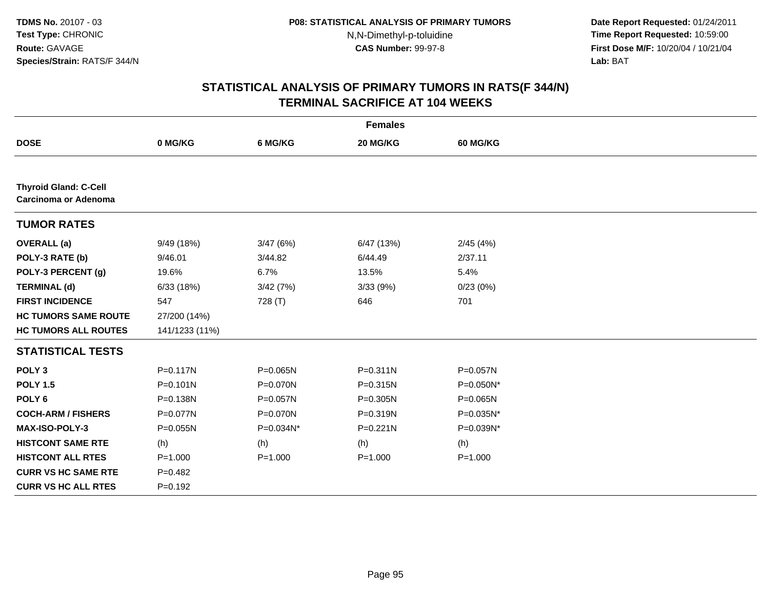**TDMS No.** 20107 - 03
**Test Type:** CHRONIC
**Route:** GAVAGE
**Species/Strain:** RATS/F 344/N

**P08: STATISTICAL ANALYSIS OF PRIMARY TUMORS**
N,N-Dimethyl-p-toluidine
**CAS Number:** 99-97-8

**Date Report Requested:** 01/24/2011
**Time Report Requested:** 10:59:00
**First Dose M/F:** 10/20/04 / 10/21/04
**Lab:** BAT

# STATISTICAL ANALYSIS OF PRIMARY TUMORS IN RATS(F 344/N) TERMINAL SACRIFICE AT 104 WEEKS

| Females | | | | |
|---|---|---|---|---|
| **DOSE** | **0 MG/KG** | **6 MG/KG** | **20 MG/KG** | **60 MG/KG** |
| **Thyroid Gland: C-Cell Carcinoma or Adenoma** | | | | |
| **TUMOR RATES** | | | | |
| **OVERALL (a)** | 9/49 (18%) | 3/47 (6%) | 6/47 (13%) | 2/45 (4%) |
| **POLY-3 RATE (b)** | 9/46.01 | 3/44.82 | 6/44.49 | 2/37.11 |
| **POLY-3 PERCENT (g)** | 19.6% | 6.7% | 13.5% | 5.4% |
| **TERMINAL (d)** | 6/33 (18%) | 3/42 (7%) | 3/33 (9%) | 0/23 (0%) |
| **FIRST INCIDENCE** | 547 | 728 (T) | 646 | 701 |
| **HC TUMORS SAME ROUTE** | 27/200 (14%) | | | |
| **HC TUMORS ALL ROUTES** | 141/1233 (11%) | | | |
| **STATISTICAL TESTS** | | | | |
| **POLY 3** | P=0.117N | P=0.065N | P=0.311N | P=0.057N |
| **POLY 1.5** | P=0.101N | P=0.070N | P=0.315N | P=0.050N* |
| **POLY 6** | P=0.138N | P=0.057N | P=0.305N | P=0.065N |
| **COCH-ARM / FISHERS** | P=0.077N | P=0.070N | P=0.319N | P=0.035N* |
| **MAX-ISO-POLY-3** | P=0.055N | P=0.034N* | P=0.221N | P=0.039N* |
| **HISTCONT SAME RTE** | (h) | (h) | (h) | (h) |
| **HISTCONT ALL RTES** | P=1.000 | P=1.000 | P=1.000 | P=1.000 |
| **CURR VS HC SAME RTE** | P=0.482 | | | |
| **CURR VS HC ALL RTES** | P=0.192 | | | |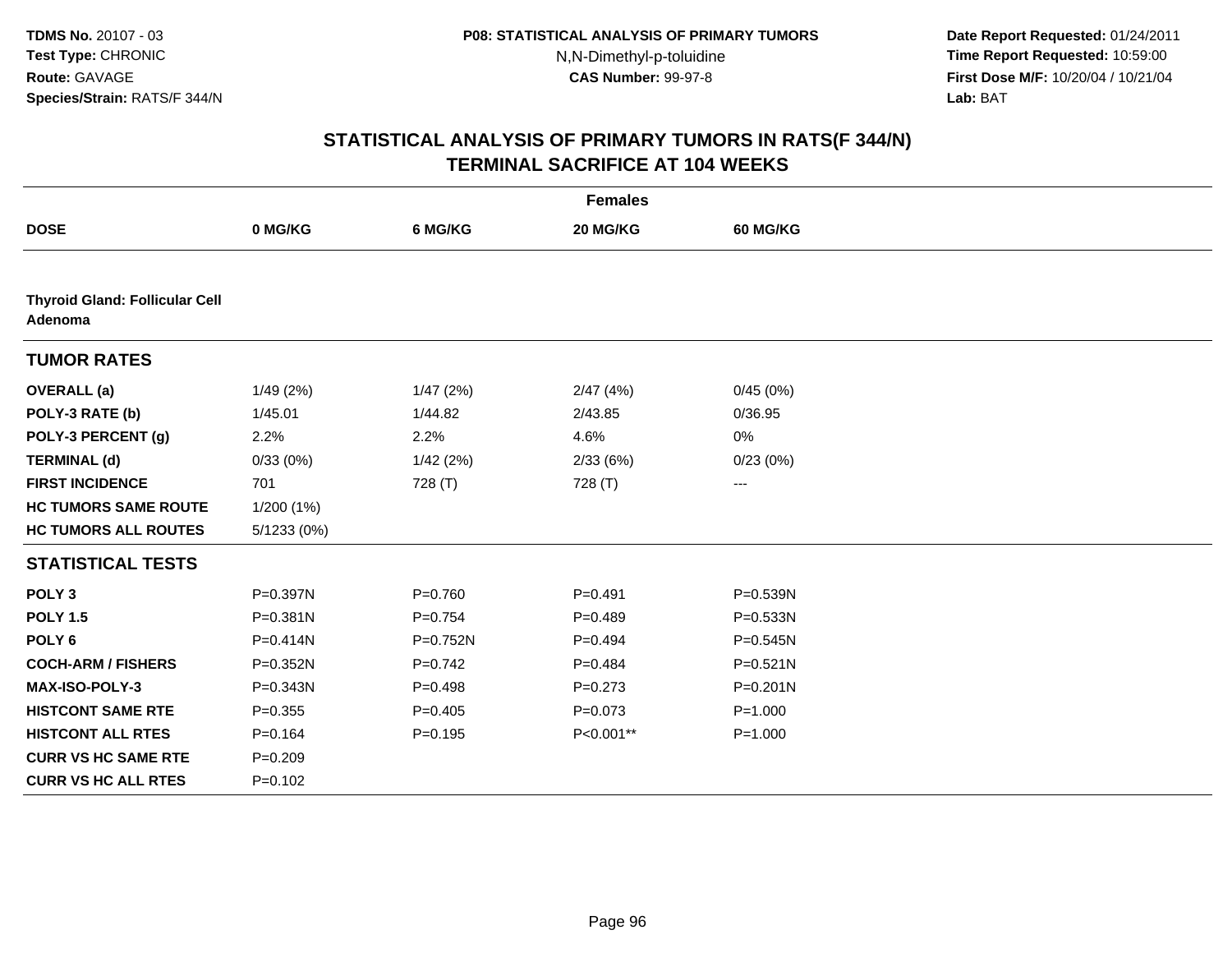**TDMS No.** 20107 - 03
**Test Type:** CHRONIC
**Route:** GAVAGE
**Species/Strain:** RATS/F 344/N

**P08: STATISTICAL ANALYSIS OF PRIMARY TUMORS**
N,N-Dimethyl-p-toluidine
**CAS Number:** 99-97-8

**Date Report Requested:** 01/24/2011
**Time Report Requested:** 10:59:00
**First Dose M/F:** 10/20/04 / 10/21/04
**Lab:** BAT

# STATISTICAL ANALYSIS OF PRIMARY TUMORS IN RATS(F 344/N) TERMINAL SACRIFICE AT 104 WEEKS

| | Females | | | |
|---|---|---|---|---|
| **DOSE** | **0 MG/KG** | **6 MG/KG** | **20 MG/KG** | **60 MG/KG** |
| **Thyroid Gland: Follicular Cell Adenoma** | | | | |
| **TUMOR RATES** | | | | |
| **OVERALL (a)** | 1/49 (2%) | 1/47 (2%) | 2/47 (4%) | 0/45 (0%) |
| **POLY-3 RATE (b)** | 1/45.01 | 1/44.82 | 2/43.85 | 0/36.95 |
| **POLY-3 PERCENT (g)** | 2.2% | 2.2% | 4.6% | 0% |
| **TERMINAL (d)** | 0/33 (0%) | 1/42 (2%) | 2/33 (6%) | 0/23 (0%) |
| **FIRST INCIDENCE** | 701 | 728 (T) | 728 (T) | --- |
| **HC TUMORS SAME ROUTE** | 1/200 (1%) | | | |
| **HC TUMORS ALL ROUTES** | 5/1233 (0%) | | | |
| **STATISTICAL TESTS** | | | | |
| **POLY 3** | P=0.397N | P=0.760 | P=0.491 | P=0.539N |
| **POLY 1.5** | P=0.381N | P=0.754 | P=0.489 | P=0.533N |
| **POLY 6** | P=0.414N | P=0.752N | P=0.494 | P=0.545N |
| **COCH-ARM / FISHERS** | P=0.352N | P=0.742 | P=0.484 | P=0.521N |
| **MAX-ISO-POLY-3** | P=0.343N | P=0.498 | P=0.273 | P=0.201N |
| **HISTCONT SAME RTE** | P=0.355 | P=0.405 | P=0.073 | P=1.000 |
| **HISTCONT ALL RTES** | P=0.164 | P=0.195 | P<0.001** | P=1.000 |
| **CURR VS HC SAME RTE** | P=0.209 | | | |
| **CURR VS HC ALL RTES** | P=0.102 | | | |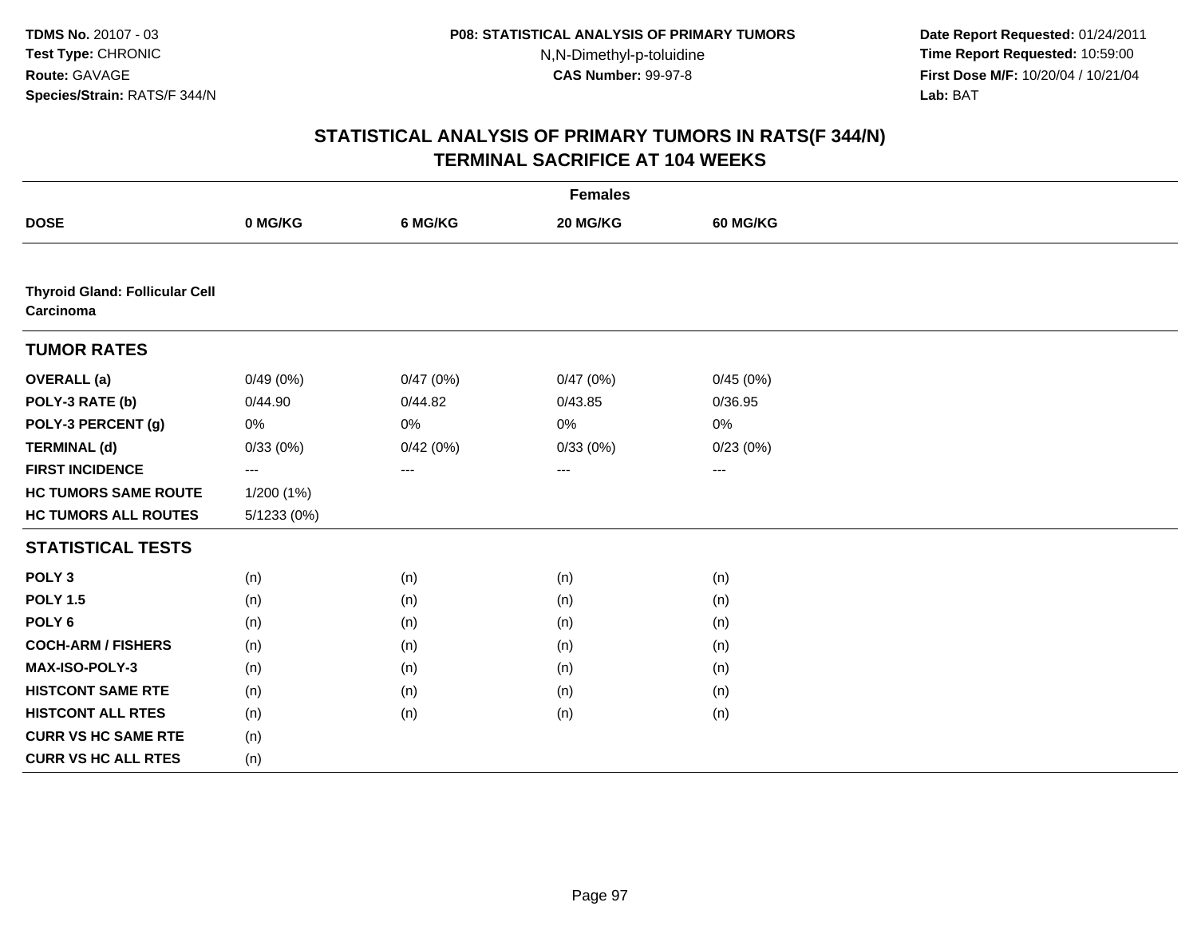**TDMS No.** 20107 - 03
**Test Type:** CHRONIC
**Route:** GAVAGE
**Species/Strain:** RATS/F 344/N

**P08: STATISTICAL ANALYSIS OF PRIMARY TUMORS**
N,N-Dimethyl-p-toluidine
**CAS Number:** 99-97-8

**Date Report Requested:** 01/24/2011
**Time Report Requested:** 10:59:00
**First Dose M/F:** 10/20/04 / 10/21/04
**Lab:** BAT

## STATISTICAL ANALYSIS OF PRIMARY TUMORS IN RATS(F 344/N) TERMINAL SACRIFICE AT 104 WEEKS

| | Females | | | |
|---|---|---|---|---|
| **DOSE** | **0 MG/KG** | **6 MG/KG** | **20 MG/KG** | **60 MG/KG** |
| **Thyroid Gland: Follicular Cell Carcinoma** | | | | |
| **TUMOR RATES** | | | | |
| **OVERALL (a)** | 0/49 (0%) | 0/47 (0%) | 0/47 (0%) | 0/45 (0%) |
| **POLY-3 RATE (b)** | 0/44.90 | 0/44.82 | 0/43.85 | 0/36.95 |
| **POLY-3 PERCENT (g)** | 0% | 0% | 0% | 0% |
| **TERMINAL (d)** | 0/33 (0%) | 0/42 (0%) | 0/33 (0%) | 0/23 (0%) |
| **FIRST INCIDENCE** | --- | --- | --- | --- |
| **HC TUMORS SAME ROUTE** | 1/200 (1%) | | | |
| **HC TUMORS ALL ROUTES** | 5/1233 (0%) | | | |
| **STATISTICAL TESTS** | | | | |
| **POLY 3** | (n) | (n) | (n) | (n) |
| **POLY 1.5** | (n) | (n) | (n) | (n) |
| **POLY 6** | (n) | (n) | (n) | (n) |
| **COCH-ARM / FISHERS** | (n) | (n) | (n) | (n) |
| **MAX-ISO-POLY-3** | (n) | (n) | (n) | (n) |
| **HISTCONT SAME RTE** | (n) | (n) | (n) | (n) |
| **HISTCONT ALL RTES** | (n) | (n) | (n) | (n) |
| **CURR VS HC SAME RTE** | (n) | | | |
| **CURR VS HC ALL RTES** | (n) | | | |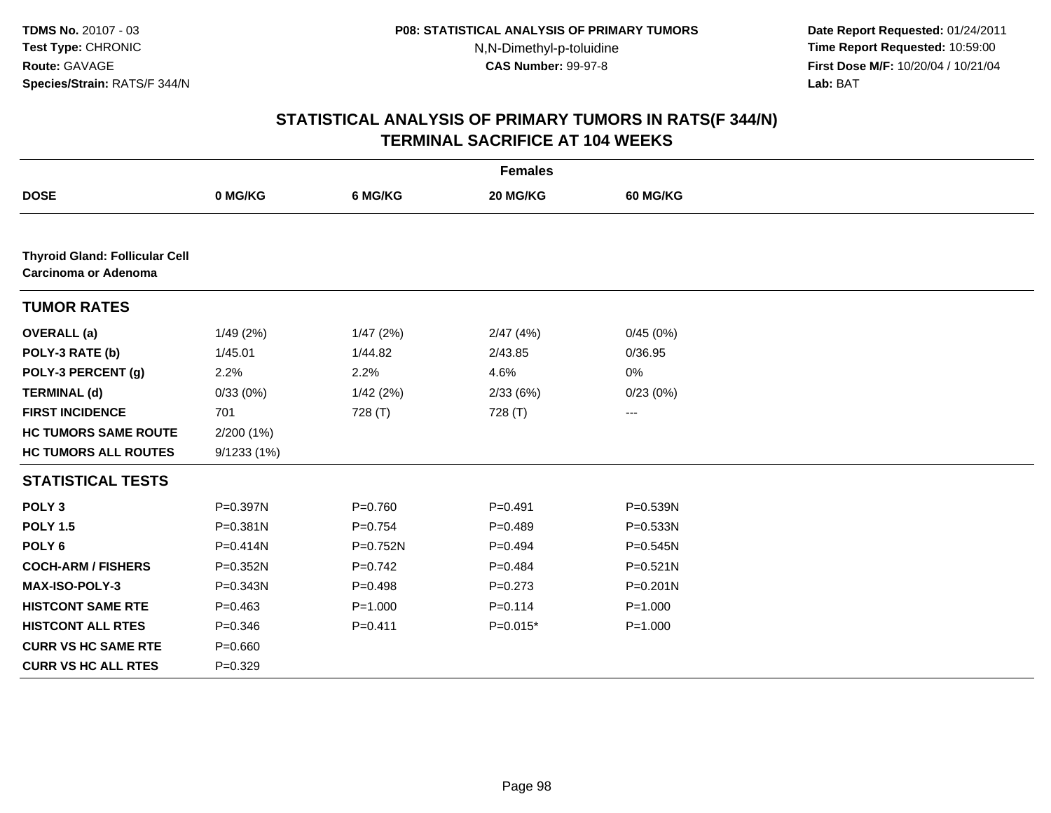**TDMS No.** 20107 - 03
**Test Type:** CHRONIC
**Route:** GAVAGE
**Species/Strain:** RATS/F 344/N

**P08: STATISTICAL ANALYSIS OF PRIMARY TUMORS**
N,N-Dimethyl-p-toluidine
**CAS Number:** 99-97-8

**Date Report Requested:** 01/24/2011
**Time Report Requested:** 10:59:00
**First Dose M/F:** 10/20/04 / 10/21/04
**Lab:** BAT

## STATISTICAL ANALYSIS OF PRIMARY TUMORS IN RATS(F 344/N)
## TERMINAL SACRIFICE AT 104 WEEKS

| | Females | | | |
|---|---|---|---|---|
| **DOSE** | **0 MG/KG** | **6 MG/KG** | **20 MG/KG** | **60 MG/KG** |
| **Thyroid Gland: Follicular Cell Carcinoma or Adenoma** | | | | |
| **TUMOR RATES** | | | | |
| **OVERALL (a)** | 1/49 (2%) | 1/47 (2%) | 2/47 (4%) | 0/45 (0%) |
| **POLY-3 RATE (b)** | 1/45.01 | 1/44.82 | 2/43.85 | 0/36.95 |
| **POLY-3 PERCENT (g)** | 2.2% | 2.2% | 4.6% | 0% |
| **TERMINAL (d)** | 0/33 (0%) | 1/42 (2%) | 2/33 (6%) | 0/23 (0%) |
| **FIRST INCIDENCE** | 701 | 728 (T) | 728 (T) | --- |
| **HC TUMORS SAME ROUTE** | 2/200 (1%) | | | |
| **HC TUMORS ALL ROUTES** | 9/1233 (1%) | | | |
| **STATISTICAL TESTS** | | | | |
| **POLY 3** | P=0.397N | P=0.760 | P=0.491 | P=0.539N |
| **POLY 1.5** | P=0.381N | P=0.754 | P=0.489 | P=0.533N |
| **POLY 6** | P=0.414N | P=0.752N | P=0.494 | P=0.545N |
| **COCH-ARM / FISHERS** | P=0.352N | P=0.742 | P=0.484 | P=0.521N |
| **MAX-ISO-POLY-3** | P=0.343N | P=0.498 | P=0.273 | P=0.201N |
| **HISTCONT SAME RTE** | P=0.463 | P=1.000 | P=0.114 | P=1.000 |
| **HISTCONT ALL RTES** | P=0.346 | P=0.411 | P=0.015* | P=1.000 |
| **CURR VS HC SAME RTE** | P=0.660 | | | |
| **CURR VS HC ALL RTES** | P=0.329 | | | |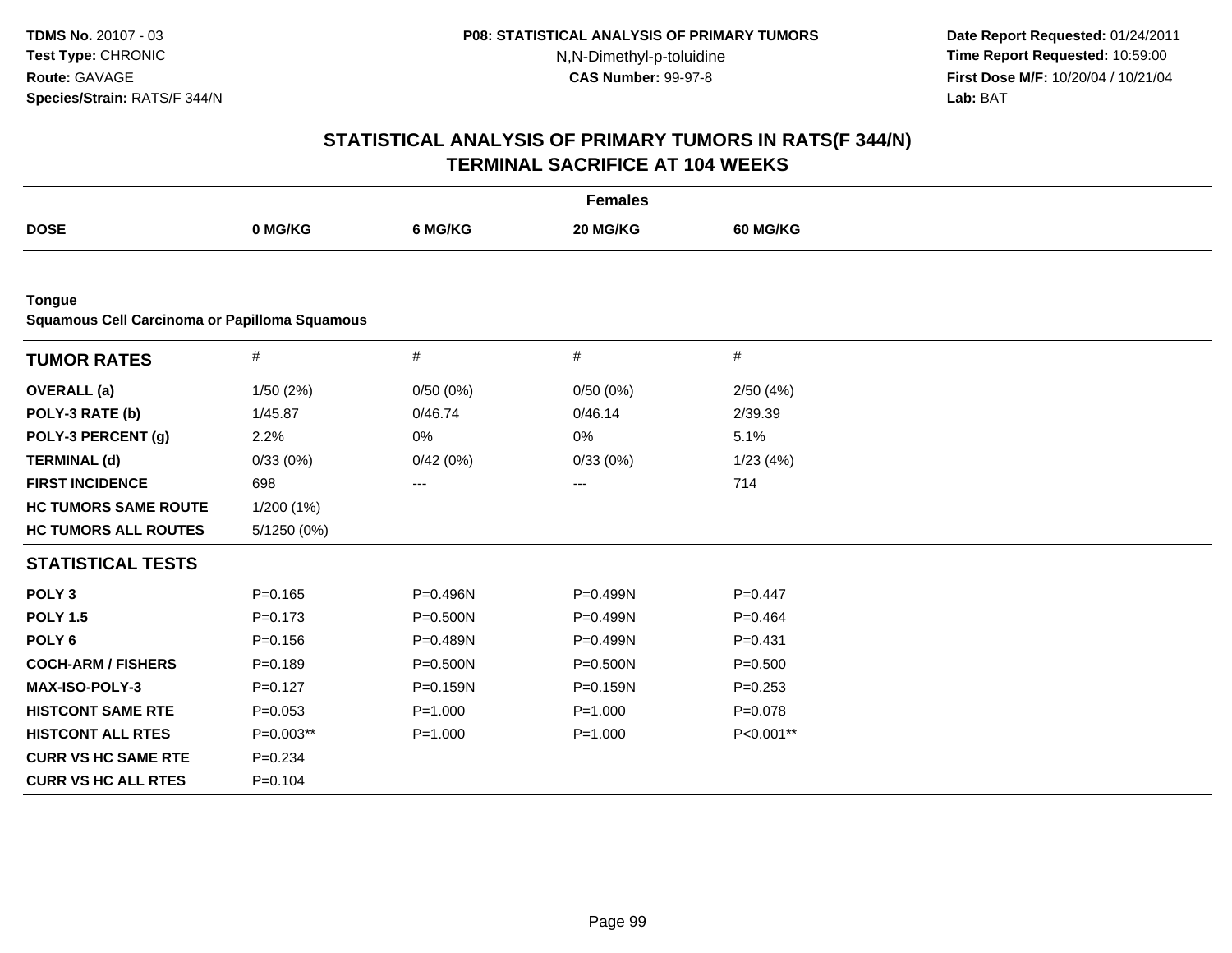**TDMS No.** 20107 - 03
**Test Type:** CHRONIC
**Route:** GAVAGE
**Species/Strain:** RATS/F 344/N

**P08: STATISTICAL ANALYSIS OF PRIMARY TUMORS**
N,N-Dimethyl-p-toluidine
**CAS Number:** 99-97-8

**Date Report Requested:** 01/24/2011
**Time Report Requested:** 10:59:00
**First Dose M/F:** 10/20/04 / 10/21/04
**Lab:** BAT

# STATISTICAL ANALYSIS OF PRIMARY TUMORS IN RATS(F 344/N) TERMINAL SACRIFICE AT 104 WEEKS

| | Females | | | |
|---|---|---|---|---|
| **DOSE** | **0 MG/KG** | **6 MG/KG** | **20 MG/KG** | **60 MG/KG** |
| **Tongue** | | | | |
| **Squamous Cell Carcinoma or Papilloma Squamous** | | | | |
| **TUMOR RATES** | # | # | # | # |
| **OVERALL (a)** | 1/50 (2%) | 0/50 (0%) | 0/50 (0%) | 2/50 (4%) |
| **POLY-3 RATE (b)** | 1/45.87 | 0/46.74 | 0/46.14 | 2/39.39 |
| **POLY-3 PERCENT (g)** | 2.2% | 0% | 0% | 5.1% |
| **TERMINAL (d)** | 0/33 (0%) | 0/42 (0%) | 0/33 (0%) | 1/23 (4%) |
| **FIRST INCIDENCE** | 698 | --- | --- | 714 |
| **HC TUMORS SAME ROUTE** | 1/200 (1%) | | | |
| **HC TUMORS ALL ROUTES** | 5/1250 (0%) | | | |
| **STATISTICAL TESTS** | | | | |
| **POLY 3** | P=0.165 | P=0.496N | P=0.499N | P=0.447 |
| **POLY 1.5** | P=0.173 | P=0.500N | P=0.499N | P=0.464 |
| **POLY 6** | P=0.156 | P=0.489N | P=0.499N | P=0.431 |
| **COCH-ARM / FISHERS** | P=0.189 | P=0.500N | P=0.500N | P=0.500 |
| **MAX-ISO-POLY-3** | P=0.127 | P=0.159N | P=0.159N | P=0.253 |
| **HISTCONT SAME RTE** | P=0.053 | P=1.000 | P=1.000 | P=0.078 |
| **HISTCONT ALL RTES** | P=0.003** | P=1.000 | P=1.000 | P<0.001** |
| **CURR VS HC SAME RTE** | P=0.234 | | | |
| **CURR VS HC ALL RTES** | P=0.104 | | | |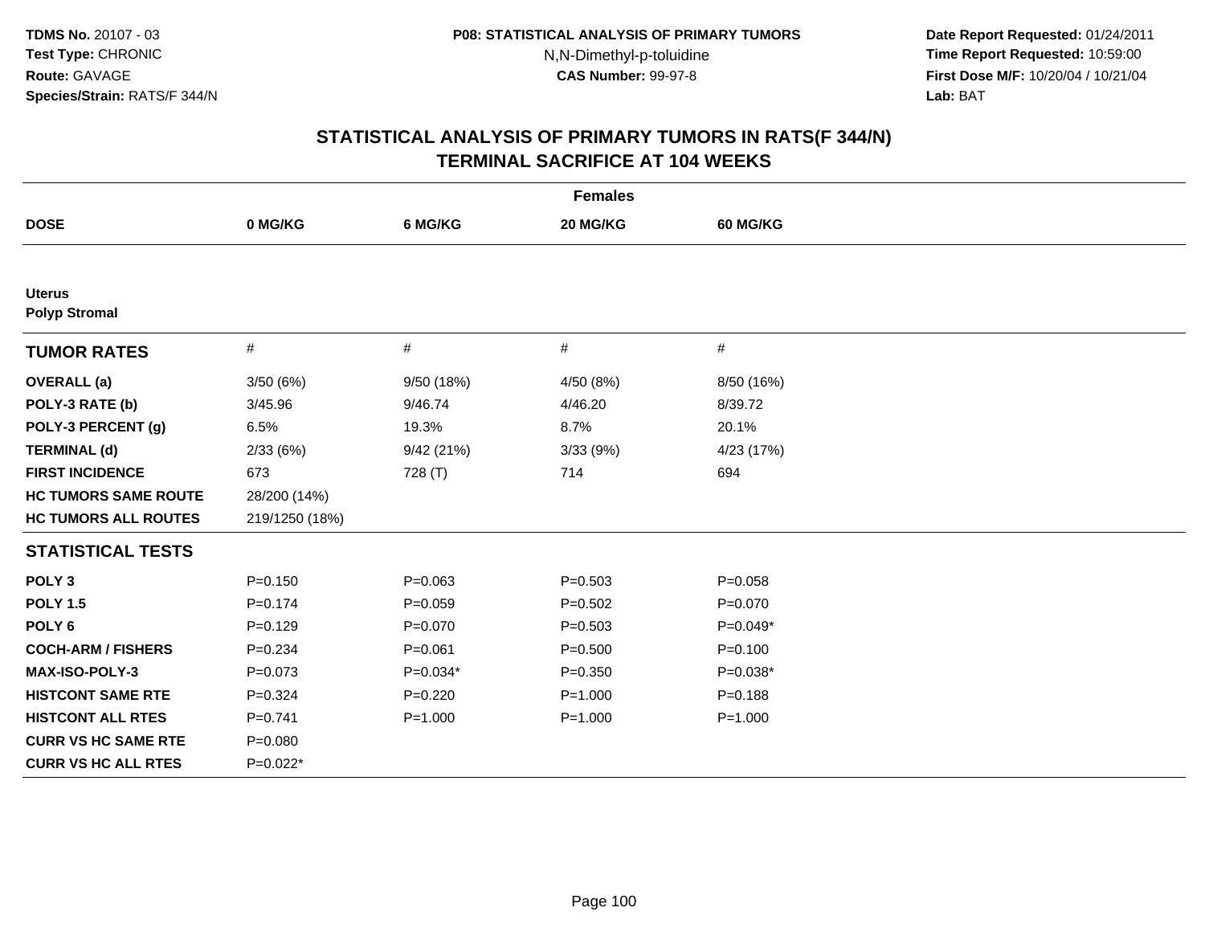**TDMS No.** 20107 - 03
**Test Type:** CHRONIC
**Route:** GAVAGE
**Species/Strain:** RATS/F 344/N

**P08: STATISTICAL ANALYSIS OF PRIMARY TUMORS**
N,N-Dimethyl-p-toluidine
**CAS Number:** 99-97-8

**Date Report Requested:** 01/24/2011
**Time Report Requested:** 10:59:00
**First Dose M/F:** 10/20/04 / 10/21/04
**Lab:** BAT

# STATISTICAL ANALYSIS OF PRIMARY TUMORS IN RATS(F 344/N) TERMINAL SACRIFICE AT 104 WEEKS

| | Females | | | |
|---|---|---|---|---|
| **DOSE** | **0 MG/KG** | **6 MG/KG** | **20 MG/KG** | **60 MG/KG** |
| **Uterus** | | | | |
| **Polyp Stromal** | | | | |
| **TUMOR RATES** | # | # | # | # |
| **OVERALL (a)** | 3/50 (6%) | 9/50 (18%) | 4/50 (8%) | 8/50 (16%) |
| **POLY-3 RATE (b)** | 3/45.96 | 9/46.74 | 4/46.20 | 8/39.72 |
| **POLY-3 PERCENT (g)** | 6.5% | 19.3% | 8.7% | 20.1% |
| **TERMINAL (d)** | 2/33 (6%) | 9/42 (21%) | 3/33 (9%) | 4/23 (17%) |
| **FIRST INCIDENCE** | 673 | 728 (T) | 714 | 694 |
| **HC TUMORS SAME ROUTE** | 28/200 (14%) | | | |
| **HC TUMORS ALL ROUTES** | 219/1250 (18%) | | | |
| **STATISTICAL TESTS** | | | | |
| **POLY 3** | P=0.150 | P=0.063 | P=0.503 | P=0.058 |
| **POLY 1.5** | P=0.174 | P=0.059 | P=0.502 | P=0.070 |
| **POLY 6** | P=0.129 | P=0.070 | P=0.503 | P=0.049* |
| **COCH-ARM / FISHERS** | P=0.234 | P=0.061 | P=0.500 | P=0.100 |
| **MAX-ISO-POLY-3** | P=0.073 | P=0.034* | P=0.350 | P=0.038* |
| **HISTCONT SAME RTE** | P=0.324 | P=0.220 | P=1.000 | P=0.188 |
| **HISTCONT ALL RTES** | P=0.741 | P=1.000 | P=1.000 | P=1.000 |
| **CURR VS HC SAME RTE** | P=0.080 | | | |
| **CURR VS HC ALL RTES** | P=0.022* | | | |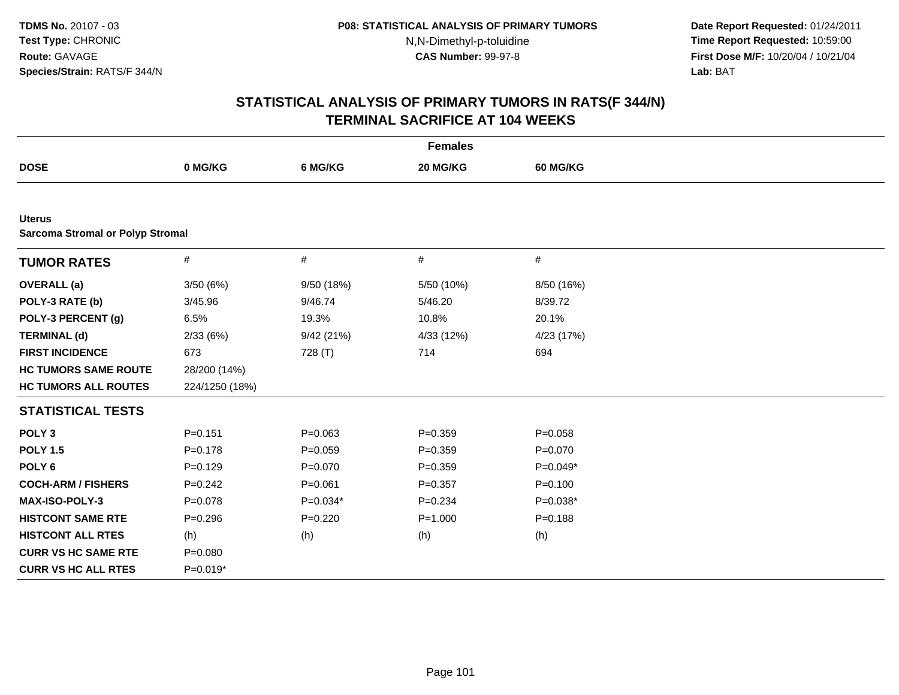**TDMS No.** 20107 - 03
**Test Type:** CHRONIC
**Route:** GAVAGE
**Species/Strain:** RATS/F 344/N

**P08: STATISTICAL ANALYSIS OF PRIMARY TUMORS**
N,N-Dimethyl-p-toluidine
**CAS Number:** 99-97-8

**Date Report Requested:** 01/24/2011
**Time Report Requested:** 10:59:00
**First Dose M/F:** 10/20/04 / 10/21/04
**Lab:** BAT

## STATISTICAL ANALYSIS OF PRIMARY TUMORS IN RATS(F 344/N) TERMINAL SACRIFICE AT 104 WEEKS

| | Females | | | |
|---|---|---|---|---|
| **DOSE** | **0 MG/KG** | **6 MG/KG** | **20 MG/KG** | **60 MG/KG** |
| **Uterus** | | | | |
| **Sarcoma Stromal or Polyp Stromal** | | | | |
| **TUMOR RATES** | # | # | # | # |
| **OVERALL (a)** | 3/50 (6%) | 9/50 (18%) | 5/50 (10%) | 8/50 (16%) |
| **POLY-3 RATE (b)** | 3/45.96 | 9/46.74 | 5/46.20 | 8/39.72 |
| **POLY-3 PERCENT (g)** | 6.5% | 19.3% | 10.8% | 20.1% |
| **TERMINAL (d)** | 2/33 (6%) | 9/42 (21%) | 4/33 (12%) | 4/23 (17%) |
| **FIRST INCIDENCE** | 673 | 728 (T) | 714 | 694 |
| **HC TUMORS SAME ROUTE** | 28/200 (14%) | | | |
| **HC TUMORS ALL ROUTES** | 224/1250 (18%) | | | |
| **STATISTICAL TESTS** | | | | |
| **POLY 3** | P=0.151 | P=0.063 | P=0.359 | P=0.058 |
| **POLY 1.5** | P=0.178 | P=0.059 | P=0.359 | P=0.070 |
| **POLY 6** | P=0.129 | P=0.070 | P=0.359 | P=0.049* |
| **COCH-ARM / FISHERS** | P=0.242 | P=0.061 | P=0.357 | P=0.100 |
| **MAX-ISO-POLY-3** | P=0.078 | P=0.034* | P=0.234 | P=0.038* |
| **HISTCONT SAME RTE** | P=0.296 | P=0.220 | P=1.000 | P=0.188 |
| **HISTCONT ALL RTES** | (h) | (h) | (h) | (h) |
| **CURR VS HC SAME RTE** | P=0.080 | | | |
| **CURR VS HC ALL RTES** | P=0.019* | | | |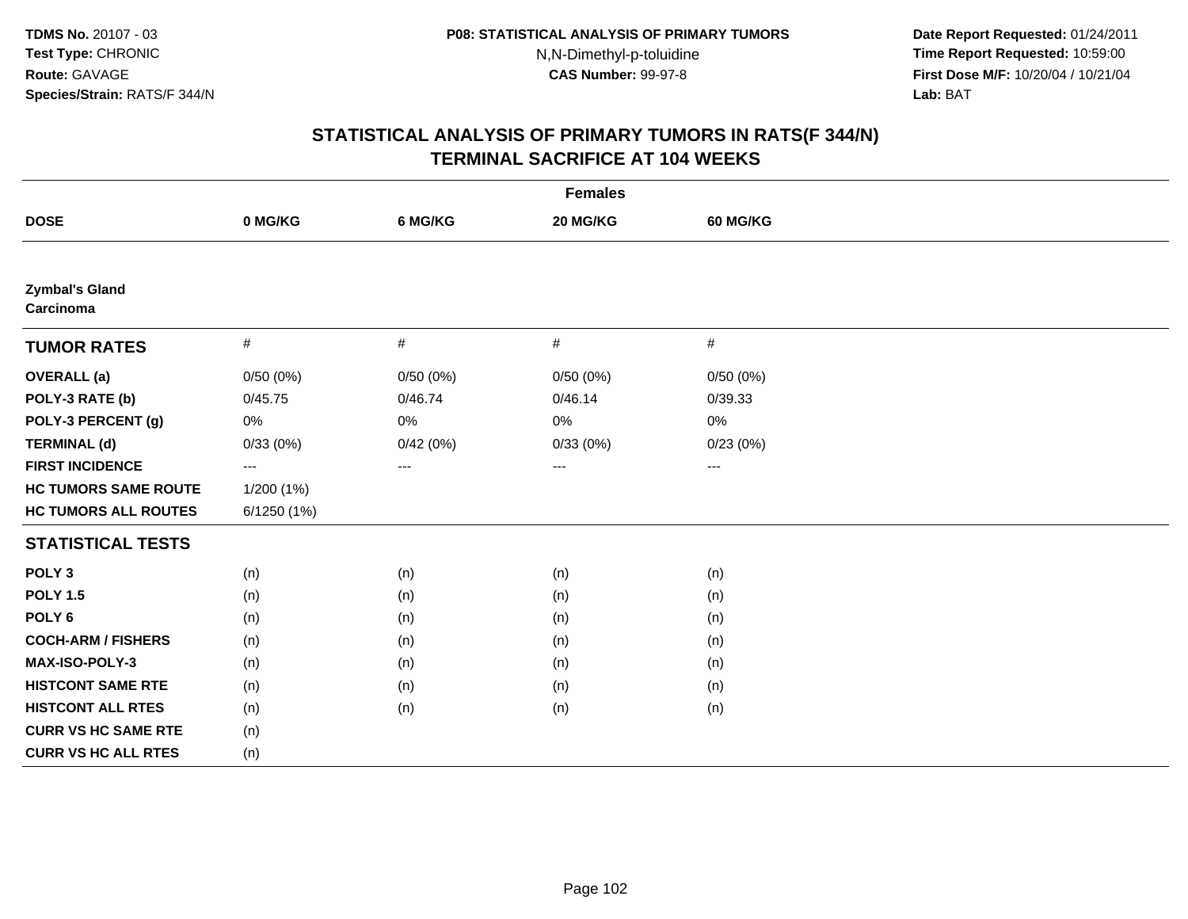**TDMS No.** 20107 - 03
**Test Type:** CHRONIC
**Route:** GAVAGE
**Species/Strain:** RATS/F 344/N

**P08: STATISTICAL ANALYSIS OF PRIMARY TUMORS**
N,N-Dimethyl-p-toluidine
**CAS Number:** 99-97-8

**Date Report Requested:** 01/24/2011
**Time Report Requested:** 10:59:00
**First Dose M/F:** 10/20/04 / 10/21/04
**Lab:** BAT

## STATISTICAL ANALYSIS OF PRIMARY TUMORS IN RATS(F 344/N)
## TERMINAL SACRIFICE AT 104 WEEKS

| Females | | | | |
|---|---|---|---|---|
| **DOSE** | **0 MG/KG** | **6 MG/KG** | **20 MG/KG** | **60 MG/KG** |
| **Zymbal's Gland Carcinoma** | | | | |
| **TUMOR RATES** | # | # | # | # |
| **OVERALL (a)** | 0/50 (0%) | 0/50 (0%) | 0/50 (0%) | 0/50 (0%) |
| **POLY-3 RATE (b)** | 0/45.75 | 0/46.74 | 0/46.14 | 0/39.33 |
| **POLY-3 PERCENT (g)** | 0% | 0% | 0% | 0% |
| **TERMINAL (d)** | 0/33 (0%) | 0/42 (0%) | 0/33 (0%) | 0/23 (0%) |
| **FIRST INCIDENCE** | --- | --- | --- | --- |
| **HC TUMORS SAME ROUTE** | 1/200 (1%) | | | |
| **HC TUMORS ALL ROUTES** | 6/1250 (1%) | | | |
| **STATISTICAL TESTS** | | | | |
| **POLY 3** | (n) | (n) | (n) | (n) |
| **POLY 1.5** | (n) | (n) | (n) | (n) |
| **POLY 6** | (n) | (n) | (n) | (n) |
| **COCH-ARM / FISHERS** | (n) | (n) | (n) | (n) |
| **MAX-ISO-POLY-3** | (n) | (n) | (n) | (n) |
| **HISTCONT SAME RTE** | (n) | (n) | (n) | (n) |
| **HISTCONT ALL RTES** | (n) | (n) | (n) | (n) |
| **CURR VS HC SAME RTE** | (n) | | | |
| **CURR VS HC ALL RTES** | (n) | | | |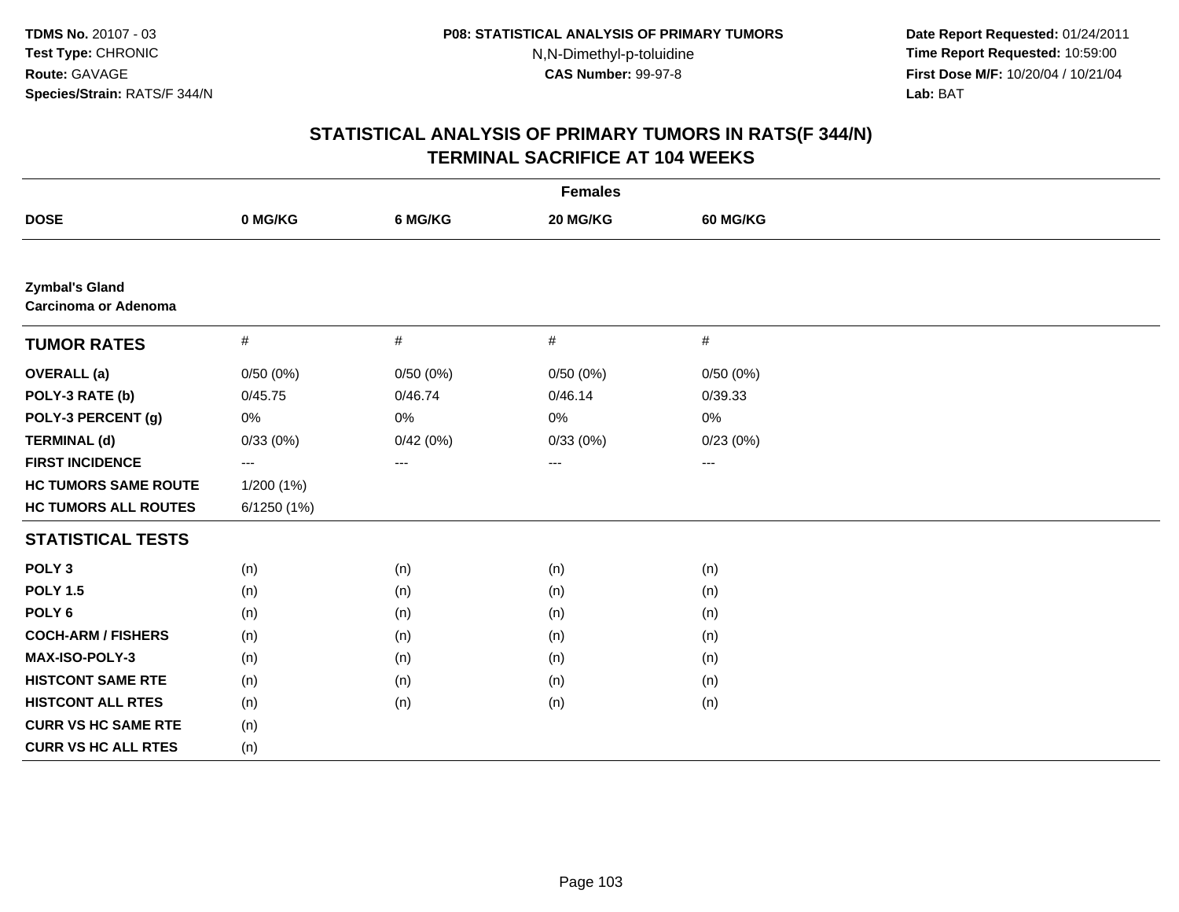**TDMS No.** 20107 - 03
**Test Type:** CHRONIC
**Route:** GAVAGE
**Species/Strain:** RATS/F 344/N

**P08: STATISTICAL ANALYSIS OF PRIMARY TUMORS**
N,N-Dimethyl-p-toluidine
**CAS Number:** 99-97-8

**Date Report Requested:** 01/24/2011
**Time Report Requested:** 10:59:00
**First Dose M/F:** 10/20/04 / 10/21/04
**Lab:** BAT

# STATISTICAL ANALYSIS OF PRIMARY TUMORS IN RATS(F 344/N) TERMINAL SACRIFICE AT 104 WEEKS

| | Females | | | |
|---|---|---|---|---|
| **DOSE** | **0 MG/KG** | **6 MG/KG** | **20 MG/KG** | **60 MG/KG** |
| **Zymbal's Gland Carcinoma or Adenoma** | | | | |
| **TUMOR RATES** | # | # | # | # |
| **OVERALL (a)** | 0/50 (0%) | 0/50 (0%) | 0/50 (0%) | 0/50 (0%) |
| **POLY-3 RATE (b)** | 0/45.75 | 0/46.74 | 0/46.14 | 0/39.33 |
| **POLY-3 PERCENT (g)** | 0% | 0% | 0% | 0% |
| **TERMINAL (d)** | 0/33 (0%) | 0/42 (0%) | 0/33 (0%) | 0/23 (0%) |
| **FIRST INCIDENCE** | --- | --- | --- | --- |
| **HC TUMORS SAME ROUTE** | 1/200 (1%) | | | |
| **HC TUMORS ALL ROUTES** | 6/1250 (1%) | | | |
| **STATISTICAL TESTS** | | | | |
| **POLY 3** | (n) | (n) | (n) | (n) |
| **POLY 1.5** | (n) | (n) | (n) | (n) |
| **POLY 6** | (n) | (n) | (n) | (n) |
| **COCH-ARM / FISHERS** | (n) | (n) | (n) | (n) |
| **MAX-ISO-POLY-3** | (n) | (n) | (n) | (n) |
| **HISTCONT SAME RTE** | (n) | (n) | (n) | (n) |
| **HISTCONT ALL RTES** | (n) | (n) | (n) | (n) |
| **CURR VS HC SAME RTE** | (n) | | | |
| **CURR VS HC ALL RTES** | (n) | | | |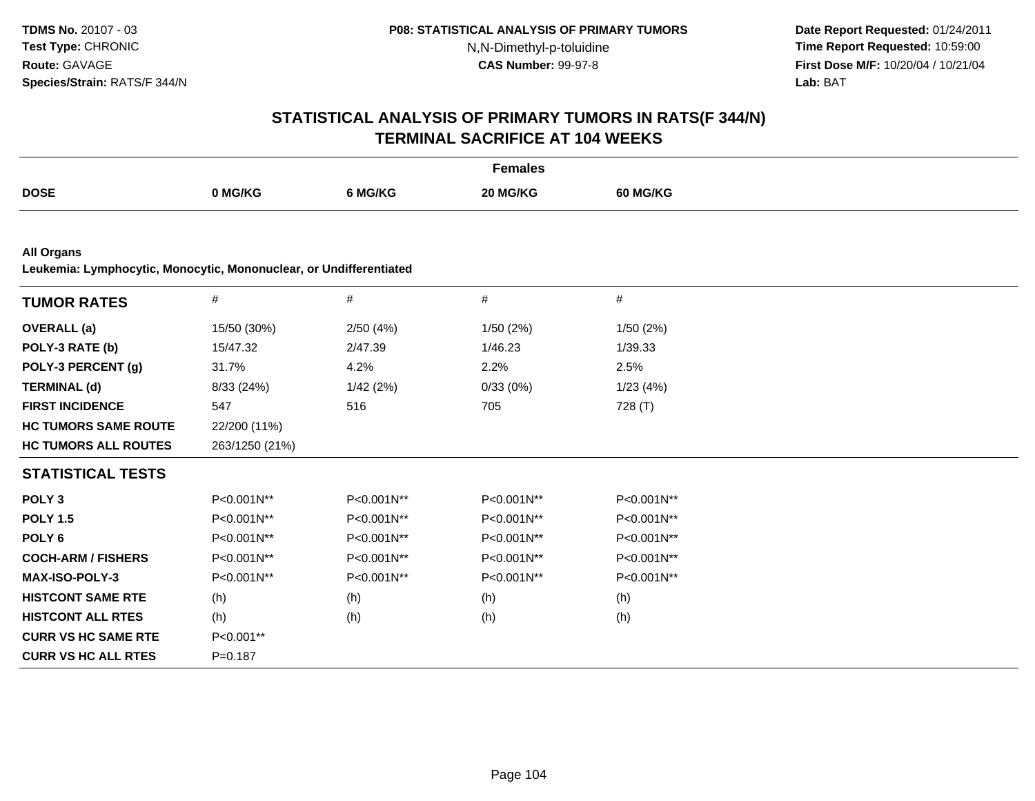TDMS No. 20107 - 03
Test Type: CHRONIC
Route: GAVAGE
Species/Strain: RATS/F 344/N

P08: STATISTICAL ANALYSIS OF PRIMARY TUMORS
N,N-Dimethyl-p-toluidine
CAS Number: 99-97-8

Date Report Requested: 01/24/2011
Time Report Requested: 10:59:00
First Dose M/F: 10/20/04 / 10/21/04
Lab: BAT

## STATISTICAL ANALYSIS OF PRIMARY TUMORS IN RATS(F 344/N) TERMINAL SACRIFICE AT 104 WEEKS

**Females**

| DOSE | 0 MG/KG | 6 MG/KG | 20 MG/KG | 60 MG/KG |
|---|---|---|---|---|

**All Organs**
**Leukemia: Lymphocytic, Monocytic, Mononuclear, or Undifferentiated**

| TUMOR RATES | # | # | # | # |
|---|---|---|---|---|
| **OVERALL (a)** | 15/50 (30%) | 2/50 (4%) | 1/50 (2%) | 1/50 (2%) |
| **POLY-3 RATE (b)** | 15/47.32 | 2/47.39 | 1/46.23 | 1/39.33 |
| **POLY-3 PERCENT (g)** | 31.7% | 4.2% | 2.2% | 2.5% |
| **TERMINAL (d)** | 8/33 (24%) | 1/42 (2%) | 0/33 (0%) | 1/23 (4%) |
| **FIRST INCIDENCE** | 547 | 516 | 705 | 728 (T) |
| **HC TUMORS SAME ROUTE** | 22/200 (11%) | | | |
| **HC TUMORS ALL ROUTES** | 263/1250 (21%) | | | |
| **STATISTICAL TESTS** | | | | |
| **POLY 3** | P<0.001N** | P<0.001N** | P<0.001N** | P<0.001N** |
| **POLY 1.5** | P<0.001N** | P<0.001N** | P<0.001N** | P<0.001N** |
| **POLY 6** | P<0.001N** | P<0.001N** | P<0.001N** | P<0.001N** |
| **COCH-ARM / FISHERS** | P<0.001N** | P<0.001N** | P<0.001N** | P<0.001N** |
| **MAX-ISO-POLY-3** | P<0.001N** | P<0.001N** | P<0.001N** | P<0.001N** |
| **HISTCONT SAME RTE** | (h) | (h) | (h) | (h) |
| **HISTCONT ALL RTES** | (h) | (h) | (h) | (h) |
| **CURR VS HC SAME RTE** | P<0.001** | | | |
| **CURR VS HC ALL RTES** | P=0.187 | | | |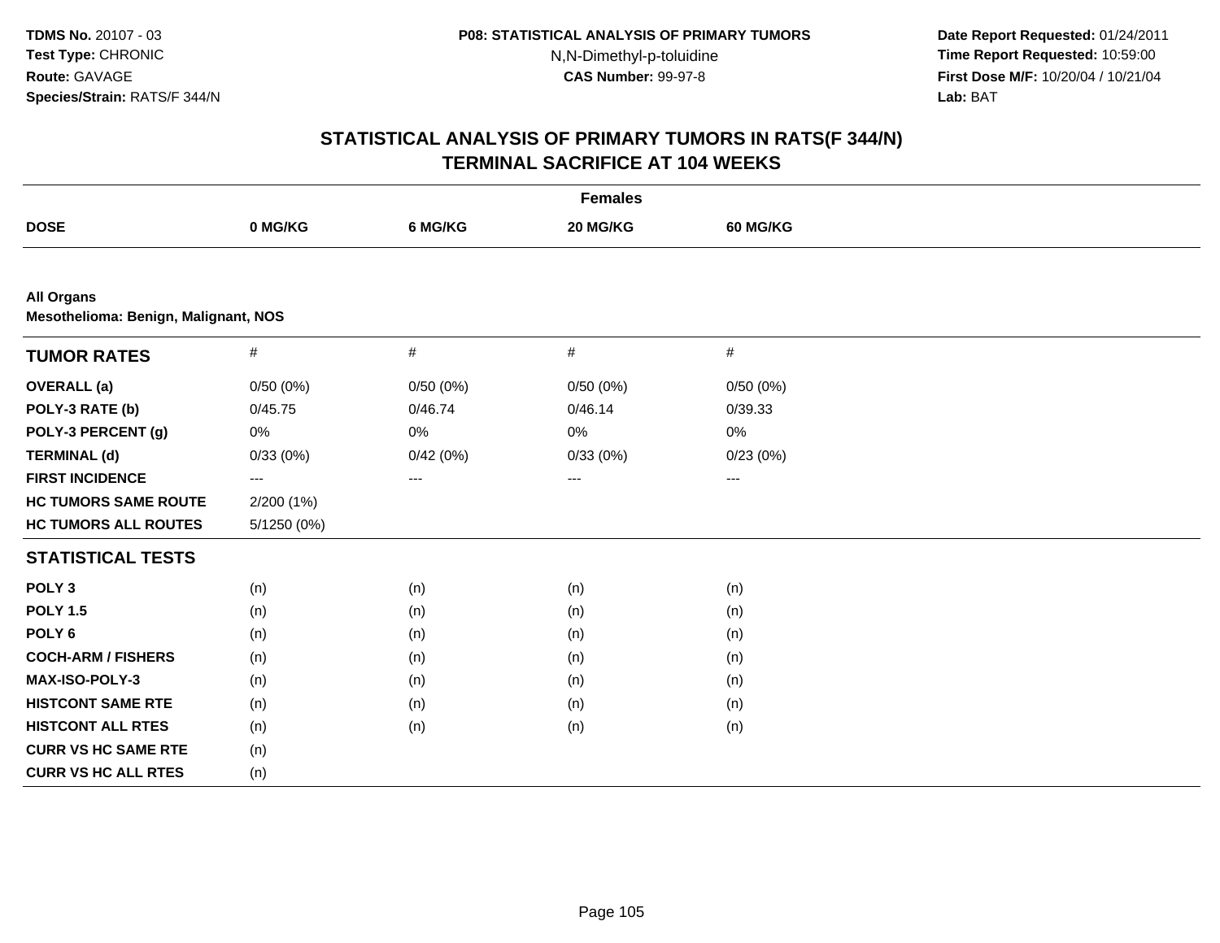**TDMS No.** 20107 - 03
**Test Type:** CHRONIC
**Route:** GAVAGE
**Species/Strain:** RATS/F 344/N

**P08: STATISTICAL ANALYSIS OF PRIMARY TUMORS**
N,N-Dimethyl-p-toluidine
**CAS Number:** 99-97-8

**Date Report Requested:** 01/24/2011
**Time Report Requested:** 10:59:00
**First Dose M/F:** 10/20/04 / 10/21/04
**Lab:** BAT

## STATISTICAL ANALYSIS OF PRIMARY TUMORS IN RATS(F 344/N) TERMINAL SACRIFICE AT 104 WEEKS

| | Females | | | |
|---|---|---|---|---|
| **DOSE** | **0 MG/KG** | **6 MG/KG** | **20 MG/KG** | **60 MG/KG** |

**All Organs**
**Mesothelioma: Benign, Malignant, NOS**

| **TUMOR RATES** | # | # | # | # |
|---|---|---|---|---|
| **OVERALL (a)** | 0/50 (0%) | 0/50 (0%) | 0/50 (0%) | 0/50 (0%) |
| **POLY-3 RATE (b)** | 0/45.75 | 0/46.74 | 0/46.14 | 0/39.33 |
| **POLY-3 PERCENT (g)** | 0% | 0% | 0% | 0% |
| **TERMINAL (d)** | 0/33 (0%) | 0/42 (0%) | 0/33 (0%) | 0/23 (0%) |
| **FIRST INCIDENCE** | --- | --- | --- | --- |
| **HC TUMORS SAME ROUTE** | 2/200 (1%) | | | |
| **HC TUMORS ALL ROUTES** | 5/1250 (0%) | | | |
| **STATISTICAL TESTS** | | | | |
| **POLY 3** | (n) | (n) | (n) | (n) |
| **POLY 1.5** | (n) | (n) | (n) | (n) |
| **POLY 6** | (n) | (n) | (n) | (n) |
| **COCH-ARM / FISHERS** | (n) | (n) | (n) | (n) |
| **MAX-ISO-POLY-3** | (n) | (n) | (n) | (n) |
| **HISTCONT SAME RTE** | (n) | (n) | (n) | (n) |
| **HISTCONT ALL RTES** | (n) | (n) | (n) | (n) |
| **CURR VS HC SAME RTE** | (n) | | | |
| **CURR VS HC ALL RTES** | (n) | | | |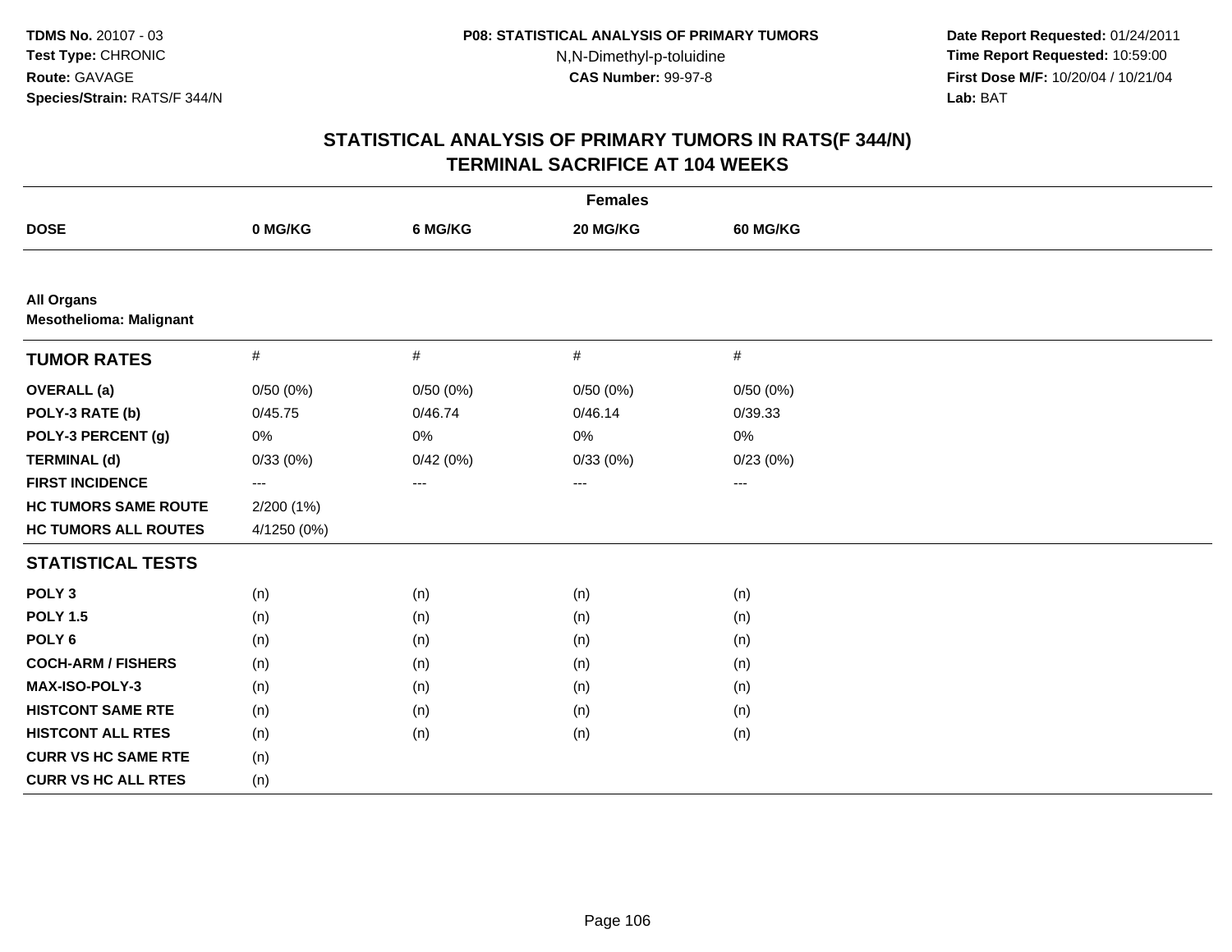**TDMS No.** 20107 - 03
**Test Type:** CHRONIC
**Route:** GAVAGE
**Species/Strain:** RATS/F 344/N

**P08: STATISTICAL ANALYSIS OF PRIMARY TUMORS**
N,N-Dimethyl-p-toluidine
**CAS Number:** 99-97-8

**Date Report Requested:** 01/24/2011
**Time Report Requested:** 10:59:00
**First Dose M/F:** 10/20/04 / 10/21/04
**Lab:** BAT

# STATISTICAL ANALYSIS OF PRIMARY TUMORS IN RATS(F 344/N) TERMINAL SACRIFICE AT 104 WEEKS

| | Females | | | |
|---|---|---|---|---|
| **DOSE** | **0 MG/KG** | **6 MG/KG** | **20 MG/KG** | **60 MG/KG** |
| **All Organs** | | | | |
| **Mesothelioma: Malignant** | | | | |
| **TUMOR RATES** | # | # | # | # |
| **OVERALL (a)** | 0/50 (0%) | 0/50 (0%) | 0/50 (0%) | 0/50 (0%) |
| **POLY-3 RATE (b)** | 0/45.75 | 0/46.74 | 0/46.14 | 0/39.33 |
| **POLY-3 PERCENT (g)** | 0% | 0% | 0% | 0% |
| **TERMINAL (d)** | 0/33 (0%) | 0/42 (0%) | 0/33 (0%) | 0/23 (0%) |
| **FIRST INCIDENCE** | --- | --- | --- | --- |
| **HC TUMORS SAME ROUTE** | 2/200 (1%) | | | |
| **HC TUMORS ALL ROUTES** | 4/1250 (0%) | | | |
| **STATISTICAL TESTS** | | | | |
| **POLY 3** | (n) | (n) | (n) | (n) |
| **POLY 1.5** | (n) | (n) | (n) | (n) |
| **POLY 6** | (n) | (n) | (n) | (n) |
| **COCH-ARM / FISHERS** | (n) | (n) | (n) | (n) |
| **MAX-ISO-POLY-3** | (n) | (n) | (n) | (n) |
| **HISTCONT SAME RTE** | (n) | (n) | (n) | (n) |
| **HISTCONT ALL RTES** | (n) | (n) | (n) | (n) |
| **CURR VS HC SAME RTE** | (n) | | | |
| **CURR VS HC ALL RTES** | (n) | | | |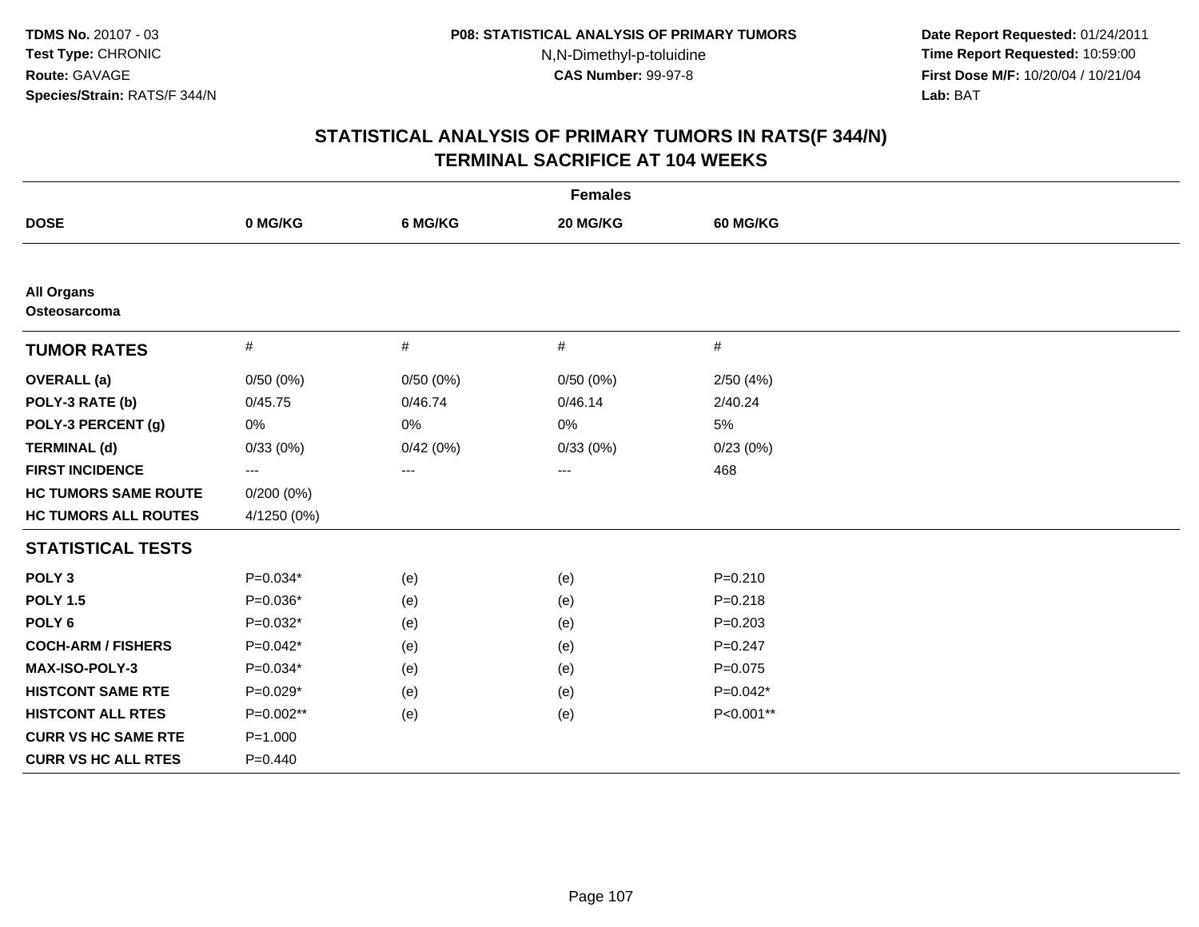**TDMS No.** 20107 - 03
**Test Type:** CHRONIC
**Route:** GAVAGE
**Species/Strain:** RATS/F 344/N

**P08: STATISTICAL ANALYSIS OF PRIMARY TUMORS**
N,N-Dimethyl-p-toluidine
**CAS Number:** 99-97-8

**Date Report Requested:** 01/24/2011
**Time Report Requested:** 10:59:00
**First Dose M/F:** 10/20/04 / 10/21/04
**Lab:** BAT

## STATISTICAL ANALYSIS OF PRIMARY TUMORS IN RATS(F 344/N)
## TERMINAL SACRIFICE AT 104 WEEKS

| | Females | | | |
|---|---|---|---|---|
| **DOSE** | **0 MG/KG** | **6 MG/KG** | **20 MG/KG** | **60 MG/KG** |
| **All Organs** | | | | |
| **Osteosarcoma** | | | | |
| **TUMOR RATES** | # | # | # | # |
| **OVERALL (a)** | 0/50 (0%) | 0/50 (0%) | 0/50 (0%) | 2/50 (4%) |
| **POLY-3 RATE (b)** | 0/45.75 | 0/46.74 | 0/46.14 | 2/40.24 |
| **POLY-3 PERCENT (g)** | 0% | 0% | 0% | 5% |
| **TERMINAL (d)** | 0/33 (0%) | 0/42 (0%) | 0/33 (0%) | 0/23 (0%) |
| **FIRST INCIDENCE** | --- | --- | --- | 468 |
| **HC TUMORS SAME ROUTE** | 0/200 (0%) | | | |
| **HC TUMORS ALL ROUTES** | 4/1250 (0%) | | | |
| **STATISTICAL TESTS** | | | | |
| **POLY 3** | P=0.034* | (e) | (e) | P=0.210 |
| **POLY 1.5** | P=0.036* | (e) | (e) | P=0.218 |
| **POLY 6** | P=0.032* | (e) | (e) | P=0.203 |
| **COCH-ARM / FISHERS** | P=0.042* | (e) | (e) | P=0.247 |
| **MAX-ISO-POLY-3** | P=0.034* | (e) | (e) | P=0.075 |
| **HISTCONT SAME RTE** | P=0.029* | (e) | (e) | P=0.042* |
| **HISTCONT ALL RTES** | P=0.002** | (e) | (e) | P<0.001** |
| **CURR VS HC SAME RTE** | P=1.000 | | | |
| **CURR VS HC ALL RTES** | P=0.440 | | | |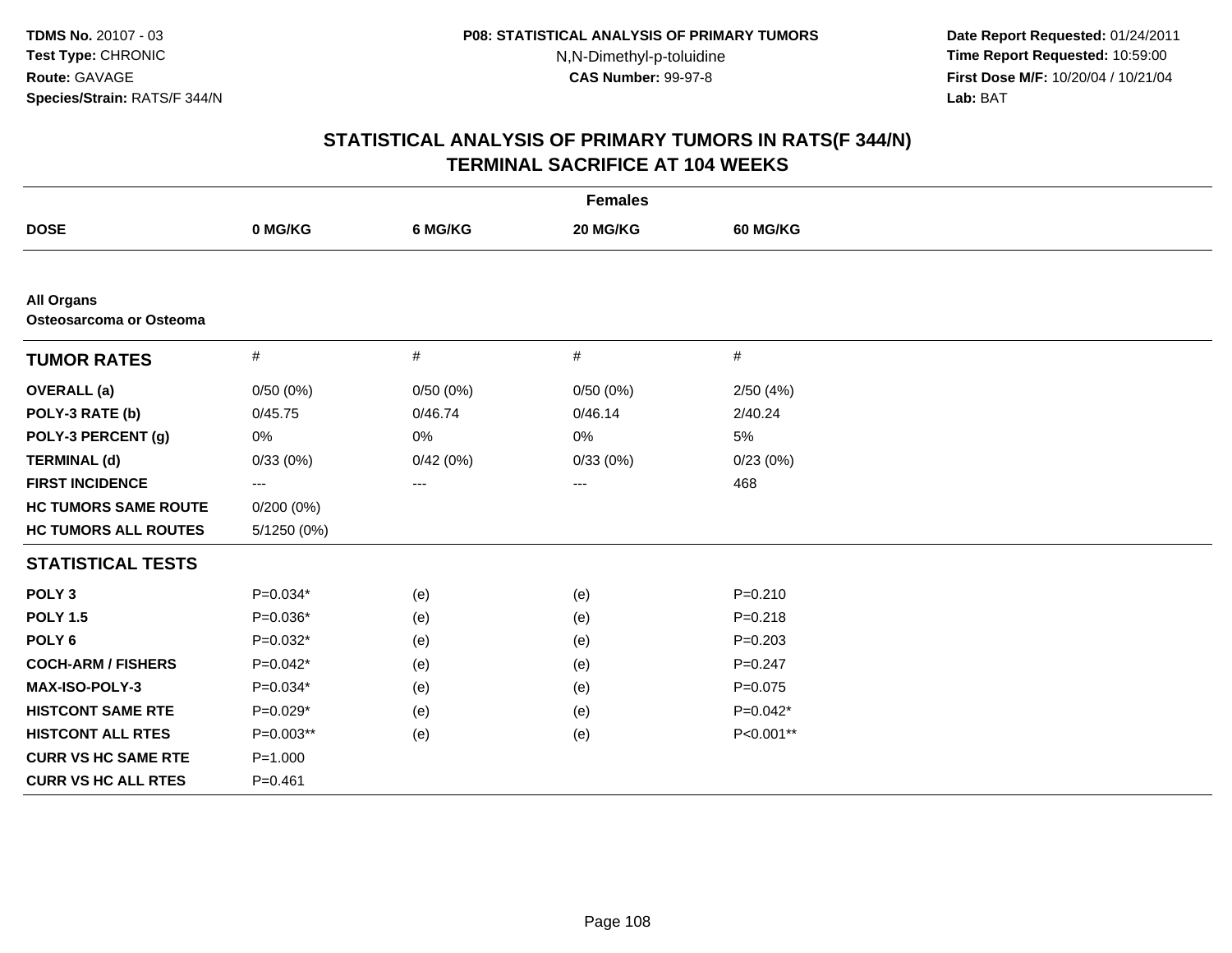**TDMS No.** 20107 - 03
**Test Type:** CHRONIC
**Route:** GAVAGE
**Species/Strain:** RATS/F 344/N

**P08: STATISTICAL ANALYSIS OF PRIMARY TUMORS**
N,N-Dimethyl-p-toluidine
**CAS Number:** 99-97-8

**Date Report Requested:** 01/24/2011
**Time Report Requested:** 10:59:00
**First Dose M/F:** 10/20/04 / 10/21/04
**Lab:** BAT

## STATISTICAL ANALYSIS OF PRIMARY TUMORS IN RATS(F 344/N)
## TERMINAL SACRIFICE AT 104 WEEKS

| Females | | | | |
|---|---|---|---|---|
| **DOSE** | **0 MG/KG** | **6 MG/KG** | **20 MG/KG** | **60 MG/KG** |
| **All Organs** **Osteosarcoma or Osteoma** | | | | |
| **TUMOR RATES** | # | # | # | # |
| **OVERALL (a)** | 0/50 (0%) | 0/50 (0%) | 0/50 (0%) | 2/50 (4%) |
| **POLY-3 RATE (b)** | 0/45.75 | 0/46.74 | 0/46.14 | 2/40.24 |
| **POLY-3 PERCENT (g)** | 0% | 0% | 0% | 5% |
| **TERMINAL (d)** | 0/33 (0%) | 0/42 (0%) | 0/33 (0%) | 0/23 (0%) |
| **FIRST INCIDENCE** | --- | --- | --- | 468 |
| **HC TUMORS SAME ROUTE** | 0/200 (0%) | | | |
| **HC TUMORS ALL ROUTES** | 5/1250 (0%) | | | |
| **STATISTICAL TESTS** | | | | |
| **POLY 3** | P=0.034* | (e) | (e) | P=0.210 |
| **POLY 1.5** | P=0.036* | (e) | (e) | P=0.218 |
| **POLY 6** | P=0.032* | (e) | (e) | P=0.203 |
| **COCH-ARM / FISHERS** | P=0.042* | (e) | (e) | P=0.247 |
| **MAX-ISO-POLY-3** | P=0.034* | (e) | (e) | P=0.075 |
| **HISTCONT SAME RTE** | P=0.029* | (e) | (e) | P=0.042* |
| **HISTCONT ALL RTES** | P=0.003** | (e) | (e) | P<0.001** |
| **CURR VS HC SAME RTE** | P=1.000 | | | |
| **CURR VS HC ALL RTES** | P=0.461 | | | |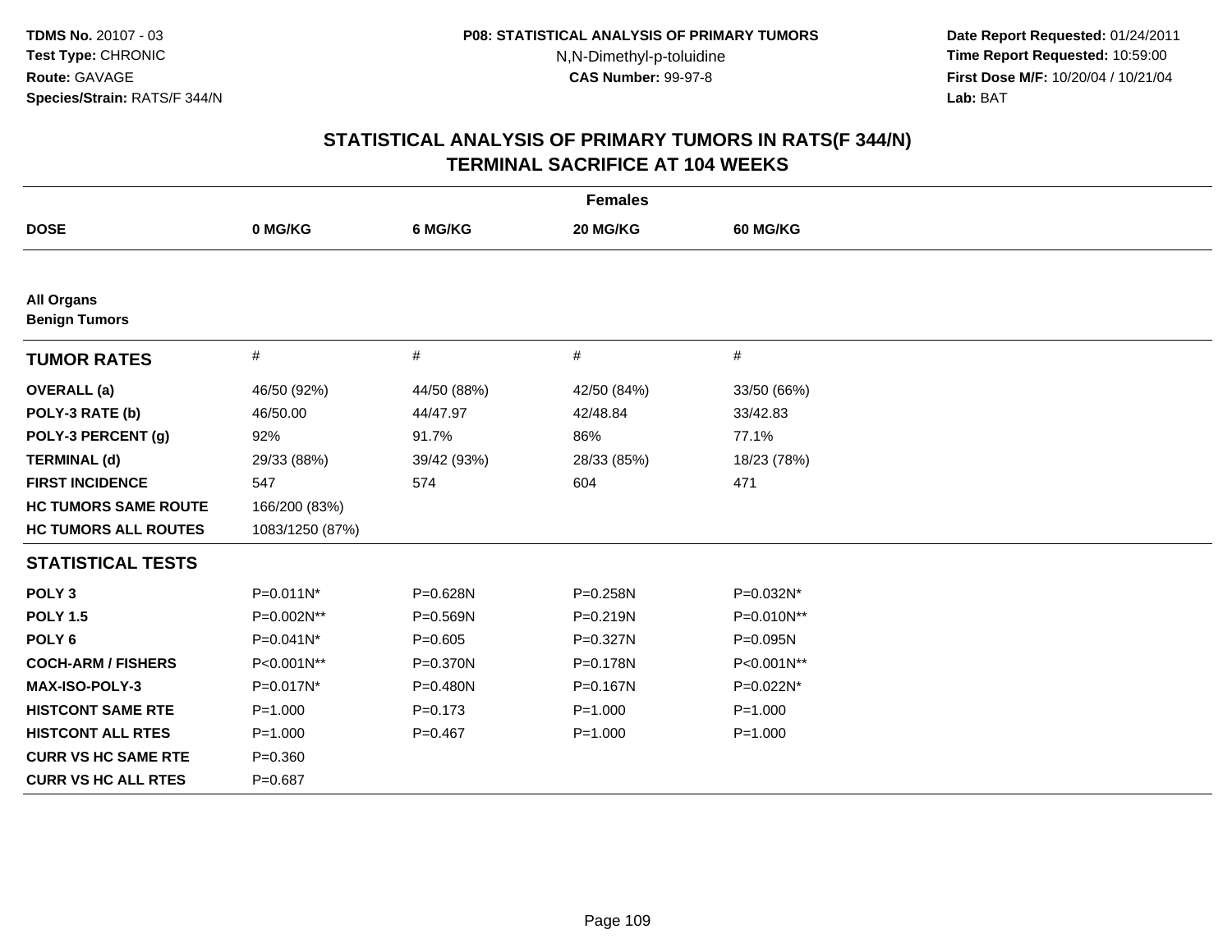**TDMS No.** 20107 - 03
**Test Type:** CHRONIC
**Route:** GAVAGE
**Species/Strain:** RATS/F 344/N

**P08: STATISTICAL ANALYSIS OF PRIMARY TUMORS**
N,N-Dimethyl-p-toluidine
**CAS Number:** 99-97-8

**Date Report Requested:** 01/24/2011
**Time Report Requested:** 10:59:00
**First Dose M/F:** 10/20/04 / 10/21/04
**Lab:** BAT

## STATISTICAL ANALYSIS OF PRIMARY TUMORS IN RATS(F 344/N)
## TERMINAL SACRIFICE AT 104 WEEKS

| Females | | | | |
|---|---|---|---|---|
| **DOSE** | **0 MG/KG** | **6 MG/KG** | **20 MG/KG** | **60 MG/KG** |
| **All Organs** | | | | |
| **Benign Tumors** | | | | |
| **TUMOR RATES** | # | # | # | # |
| **OVERALL (a)** | 46/50 (92%) | 44/50 (88%) | 42/50 (84%) | 33/50 (66%) |
| **POLY-3 RATE (b)** | 46/50.00 | 44/47.97 | 42/48.84 | 33/42.83 |
| **POLY-3 PERCENT (g)** | 92% | 91.7% | 86% | 77.1% |
| **TERMINAL (d)** | 29/33 (88%) | 39/42 (93%) | 28/33 (85%) | 18/23 (78%) |
| **FIRST INCIDENCE** | 547 | 574 | 604 | 471 |
| **HC TUMORS SAME ROUTE** | 166/200 (83%) | | | |
| **HC TUMORS ALL ROUTES** | 1083/1250 (87%) | | | |
| **STATISTICAL TESTS** | | | | |
| **POLY 3** | P=0.011N* | P=0.628N | P=0.258N | P=0.032N* |
| **POLY 1.5** | P=0.002N** | P=0.569N | P=0.219N | P=0.010N** |
| **POLY 6** | P=0.041N* | P=0.605 | P=0.327N | P=0.095N |
| **COCH-ARM / FISHERS** | P<0.001N** | P=0.370N | P=0.178N | P<0.001N** |
| **MAX-ISO-POLY-3** | P=0.017N* | P=0.480N | P=0.167N | P=0.022N* |
| **HISTCONT SAME RTE** | P=1.000 | P=0.173 | P=1.000 | P=1.000 |
| **HISTCONT ALL RTES** | P=1.000 | P=0.467 | P=1.000 | P=1.000 |
| **CURR VS HC SAME RTE** | P=0.360 | | | |
| **CURR VS HC ALL RTES** | P=0.687 | | | |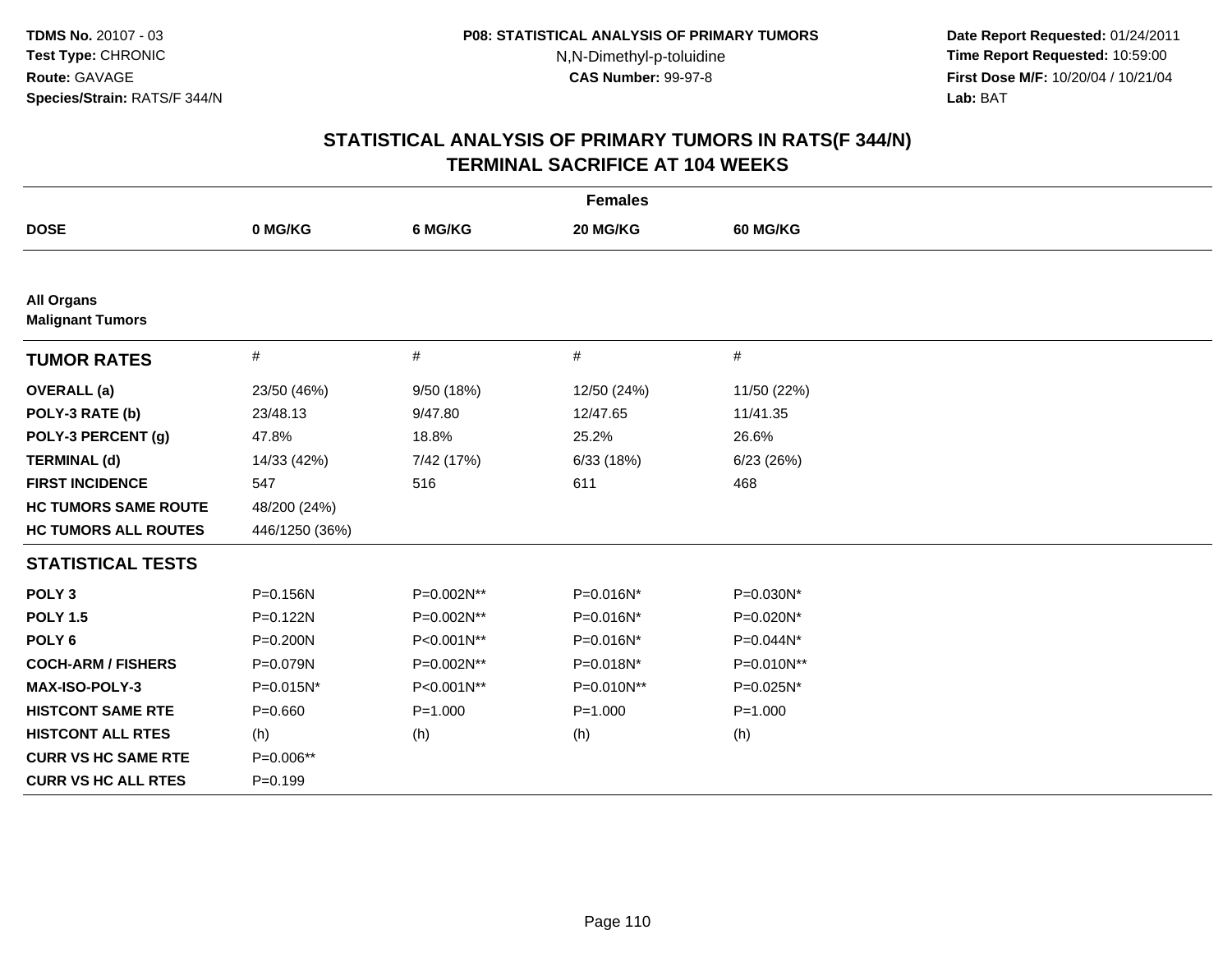**TDMS No.** 20107 - 03
**Test Type:** CHRONIC
**Route:** GAVAGE
**Species/Strain:** RATS/F 344/N

**P08: STATISTICAL ANALYSIS OF PRIMARY TUMORS**
N,N-Dimethyl-p-toluidine
**CAS Number:** 99-97-8

**Date Report Requested:** 01/24/2011
**Time Report Requested:** 10:59:00
**First Dose M/F:** 10/20/04 / 10/21/04
**Lab:** BAT

## STATISTICAL ANALYSIS OF PRIMARY TUMORS IN RATS(F 344/N)
## TERMINAL SACRIFICE AT 104 WEEKS

| | Females | | | |
|---|---|---|---|---|
| **DOSE** | **0 MG/KG** | **6 MG/KG** | **20 MG/KG** | **60 MG/KG** |
| **All Organs** | | | | |
| **Malignant Tumors** | | | | |
| **TUMOR RATES** | # | # | # | # |
| **OVERALL (a)** | 23/50 (46%) | 9/50 (18%) | 12/50 (24%) | 11/50 (22%) |
| **POLY-3 RATE (b)** | 23/48.13 | 9/47.80 | 12/47.65 | 11/41.35 |
| **POLY-3 PERCENT (g)** | 47.8% | 18.8% | 25.2% | 26.6% |
| **TERMINAL (d)** | 14/33 (42%) | 7/42 (17%) | 6/33 (18%) | 6/23 (26%) |
| **FIRST INCIDENCE** | 547 | 516 | 611 | 468 |
| **HC TUMORS SAME ROUTE** | 48/200 (24%) | | | |
| **HC TUMORS ALL ROUTES** | 446/1250 (36%) | | | |
| **STATISTICAL TESTS** | | | | |
| **POLY 3** | P=0.156N | P=0.002N** | P=0.016N* | P=0.030N* |
| **POLY 1.5** | P=0.122N | P=0.002N** | P=0.016N* | P=0.020N* |
| **POLY 6** | P=0.200N | P<0.001N** | P=0.016N* | P=0.044N* |
| **COCH-ARM / FISHERS** | P=0.079N | P=0.002N** | P=0.018N* | P=0.010N** |
| **MAX-ISO-POLY-3** | P=0.015N* | P<0.001N** | P=0.010N** | P=0.025N* |
| **HISTCONT SAME RTE** | P=0.660 | P=1.000 | P=1.000 | P=1.000 |
| **HISTCONT ALL RTES** | (h) | (h) | (h) | (h) |
| **CURR VS HC SAME RTE** | P=0.006** | | | |
| **CURR VS HC ALL RTES** | P=0.199 | | | |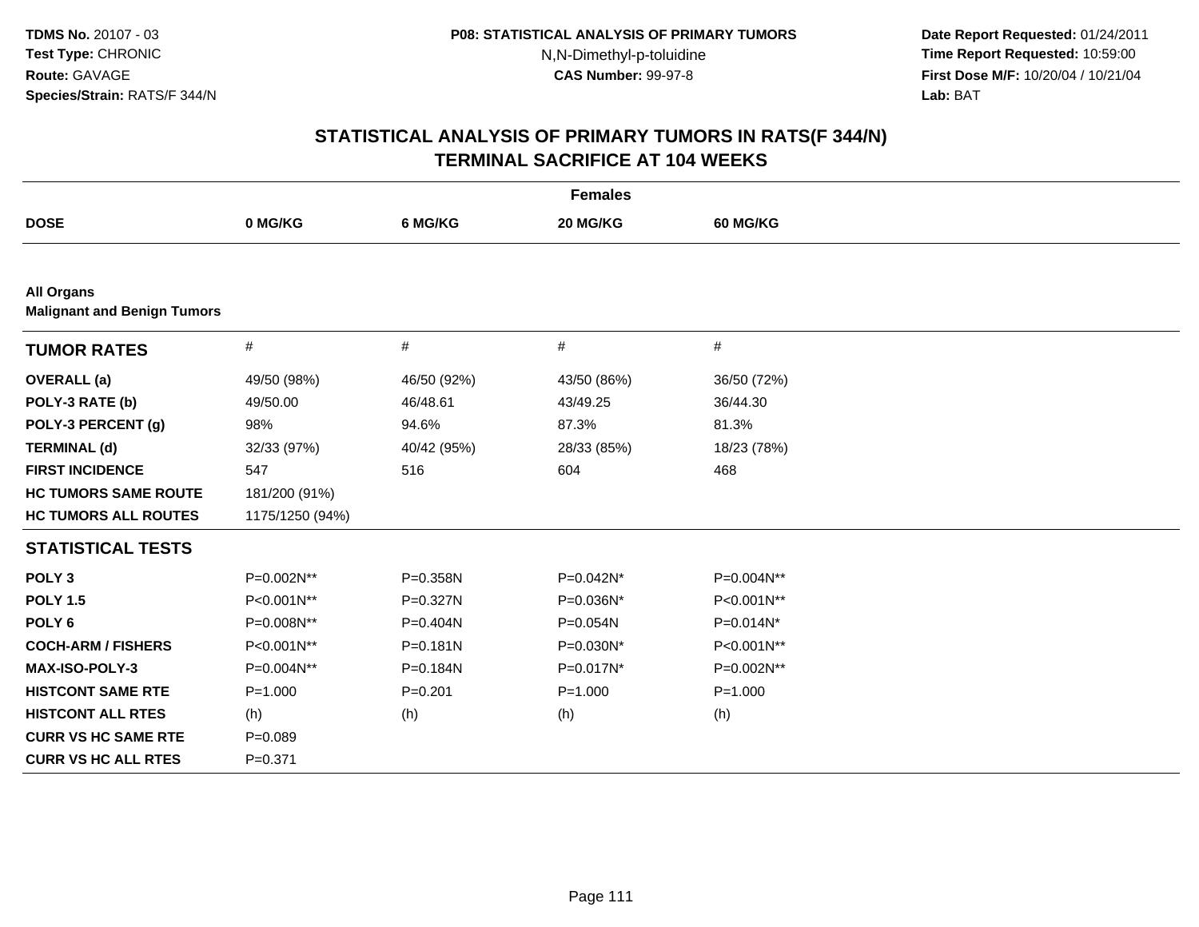**TDMS No.** 20107 - 03
**Test Type:** CHRONIC
**Route:** GAVAGE
**Species/Strain:** RATS/F 344/N

**P08: STATISTICAL ANALYSIS OF PRIMARY TUMORS**
N,N-Dimethyl-p-toluidine
**CAS Number:** 99-97-8

**Date Report Requested:** 01/24/2011
**Time Report Requested:** 10:59:00
**First Dose M/F:** 10/20/04 / 10/21/04
**Lab:** BAT

## STATISTICAL ANALYSIS OF PRIMARY TUMORS IN RATS(F 344/N)
## TERMINAL SACRIFICE AT 104 WEEKS

| | Females | | | |
|---|---|---|---|---|
| **DOSE** | **0 MG/KG** | **6 MG/KG** | **20 MG/KG** | **60 MG/KG** |
| **All Organs** | | | | |
| **Malignant and Benign Tumors** | | | | |
| **TUMOR RATES** | # | # | # | # |
| **OVERALL (a)** | 49/50 (98%) | 46/50 (92%) | 43/50 (86%) | 36/50 (72%) |
| **POLY-3 RATE (b)** | 49/50.00 | 46/48.61 | 43/49.25 | 36/44.30 |
| **POLY-3 PERCENT (g)** | 98% | 94.6% | 87.3% | 81.3% |
| **TERMINAL (d)** | 32/33 (97%) | 40/42 (95%) | 28/33 (85%) | 18/23 (78%) |
| **FIRST INCIDENCE** | 547 | 516 | 604 | 468 |
| **HC TUMORS SAME ROUTE** | 181/200 (91%) | | | |
| **HC TUMORS ALL ROUTES** | 1175/1250 (94%) | | | |
| **STATISTICAL TESTS** | | | | |
| **POLY 3** | P=0.002N** | P=0.358N | P=0.042N* | P=0.004N** |
| **POLY 1.5** | P<0.001N** | P=0.327N | P=0.036N* | P<0.001N** |
| **POLY 6** | P=0.008N** | P=0.404N | P=0.054N | P=0.014N* |
| **COCH-ARM / FISHERS** | P<0.001N** | P=0.181N | P=0.030N* | P<0.001N** |
| **MAX-ISO-POLY-3** | P=0.004N** | P=0.184N | P=0.017N* | P=0.002N** |
| **HISTCONT SAME RTE** | P=1.000 | P=0.201 | P=1.000 | P=1.000 |
| **HISTCONT ALL RTES** | (h) | (h) | (h) | (h) |
| **CURR VS HC SAME RTE** | P=0.089 | | | |
| **CURR VS HC ALL RTES** | P=0.371 | | | |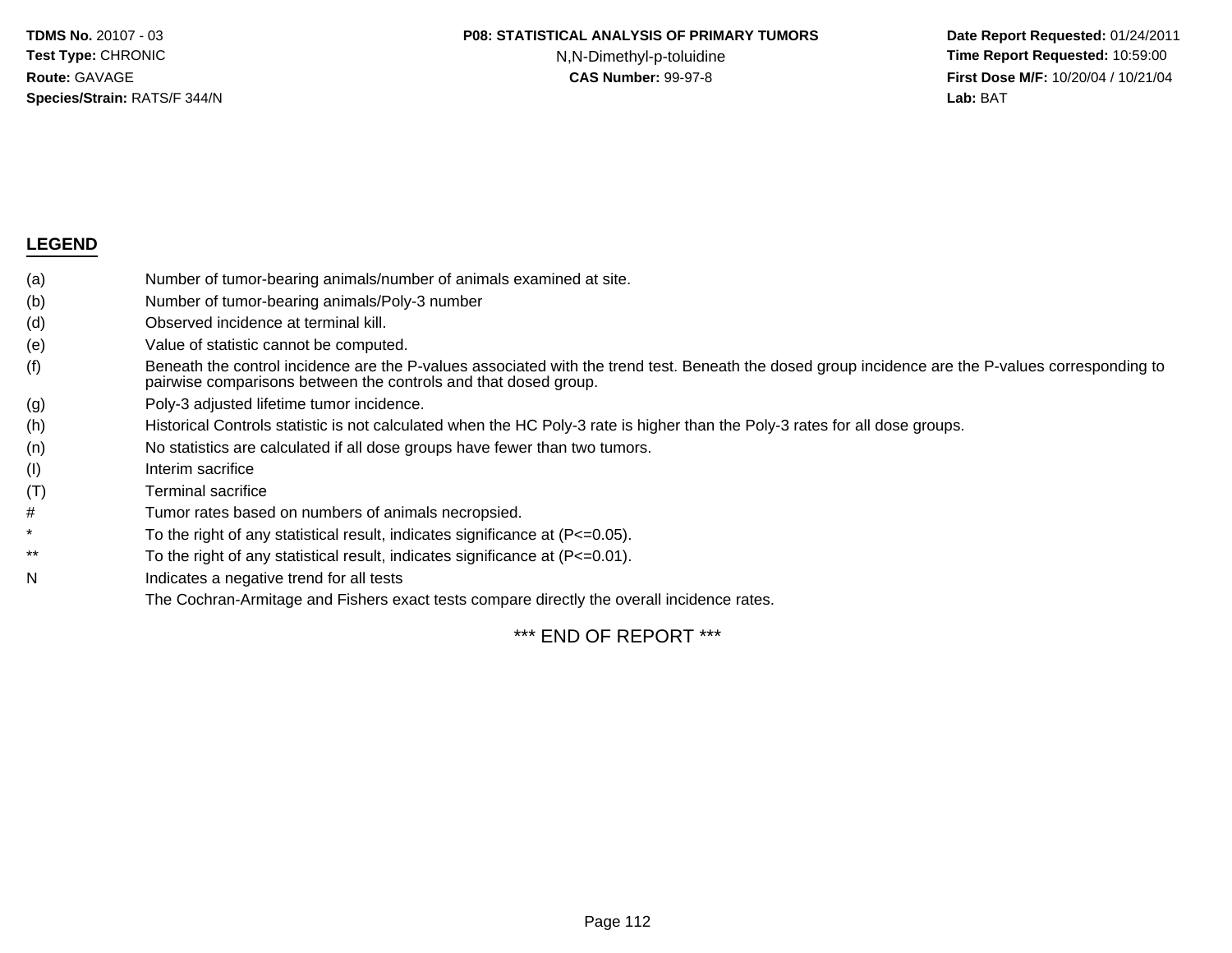## LEGEND

| | |
|---|---|
| (a) | Number of tumor-bearing animals/number of animals examined at site. |
| (b) | Number of tumor-bearing animals/Poly-3 number |
| (d) | Observed incidence at terminal kill. |
| (e) | Value of statistic cannot be computed. |
| (f) | Beneath the control incidence are the P-values associated with the trend test. Beneath the dosed group incidence are the P-values corresponding to pairwise comparisons between the controls and that dosed group. |
| (g) | Poly-3 adjusted lifetime tumor incidence. |
| (h) | Historical Controls statistic is not calculated when the HC Poly-3 rate is higher than the Poly-3 rates for all dose groups. |
| (n) | No statistics are calculated if all dose groups have fewer than two tumors. |
| (I) | Interim sacrifice |
| (T) | Terminal sacrifice |
| # | Tumor rates based on numbers of animals necropsied. |
| * | To the right of any statistical result, indicates significance at (P<=0.05). |
| ** | To the right of any statistical result, indicates significance at (P<=0.01). |
| N | Indicates a negative trend for all tests |
| | The Cochran-Armitage and Fishers exact tests compare directly the overall incidence rates. |

*** END OF REPORT ***